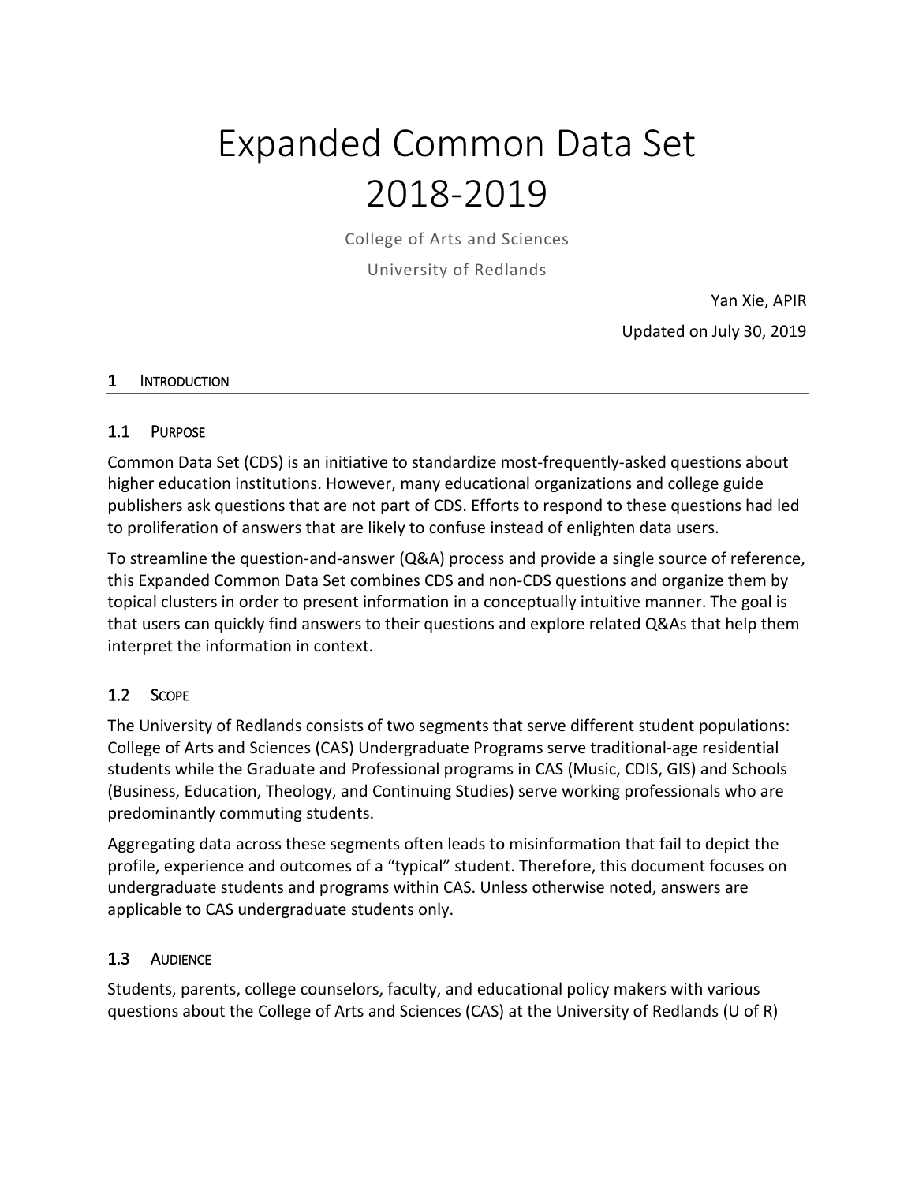# Expanded Common Data Set 2018-2019

College of Arts and Sciences

University of Redlands

Yan Xie, APIR

Updated on July 30, 2019

## 1 Introduction

### 1.1 Purpose

Common Data Set (CDS) is an initiative to standardize most-frequently-asked questions about higher education institutions. However, many educational organizations and college guide publishers ask questions that are not part of CDS. Efforts to respond to these questions had led to proliferation of answers that are likely to confuse instead of enlighten data users.

To streamline the question-and-answer (Q&A) process and provide a single source of reference, this Expanded Common Data Set combines CDS and non-CDS questions and organize them by topical clusters in order to present information in a conceptually intuitive manner. The goal is that users can quickly find answers to their questions and explore related Q&As that help them interpret the information in context.

### 1.2 Scope

The University of Redlands consists of two segments that serve different student populations: College of Arts and Sciences (CAS) Undergraduate Programs serve traditional-age residential students while the Graduate and Professional programs in CAS (Music, CDIS, GIS) and Schools (Business, Education, Theology, and Continuing Studies) serve working professionals who are predominantly commuting students.

Aggregating data across these segments often leads to misinformation that fail to depict the profile, experience and outcomes of a "typical" student. Therefore, this document focuses on undergraduate students and programs within CAS. Unless otherwise noted, answers are applicable to CAS undergraduate students only.

### 1.3 Audience

Students, parents, college counselors, faculty, and educational policy makers with various questions about the College of Arts and Sciences (CAS) at the University of Redlands (U of R)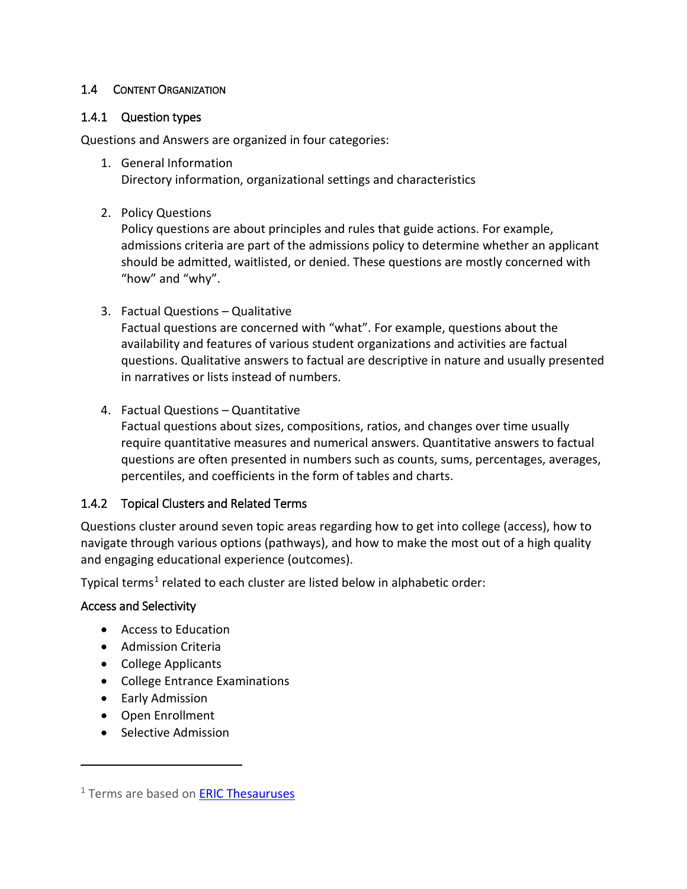## 1.4 Content Organization

### 1.4.1 Question types

Questions and Answers are organized in four categories:

1. General Information
   Directory information, organizational settings and characteristics

2. Policy Questions
   Policy questions are about principles and rules that guide actions. For example, admissions criteria are part of the admissions policy to determine whether an applicant should be admitted, waitlisted, or denied. These questions are mostly concerned with "how" and "why".

3. Factual Questions – Qualitative
   Factual questions are concerned with "what". For example, questions about the availability and features of various student organizations and activities are factual questions. Qualitative answers to factual are descriptive in nature and usually presented in narratives or lists instead of numbers.

4. Factual Questions – Quantitative
   Factual questions about sizes, compositions, ratios, and changes over time usually require quantitative measures and numerical answers. Quantitative answers to factual questions are often presented in numbers such as counts, sums, percentages, averages, percentiles, and coefficients in the form of tables and charts.

### 1.4.2 Topical Clusters and Related Terms

Questions cluster around seven topic areas regarding how to get into college (access), how to navigate through various options (pathways), and how to make the most out of a high quality and engaging educational experience (outcomes).

Typical terms[1] related to each cluster are listed below in alphabetic order:

#### Access and Selectivity

- Access to Education
- Admission Criteria
- College Applicants
- College Entrance Examinations
- Early Admission
- Open Enrollment
- Selective Admission

---

[1] Terms are based on ERIC Thesauruses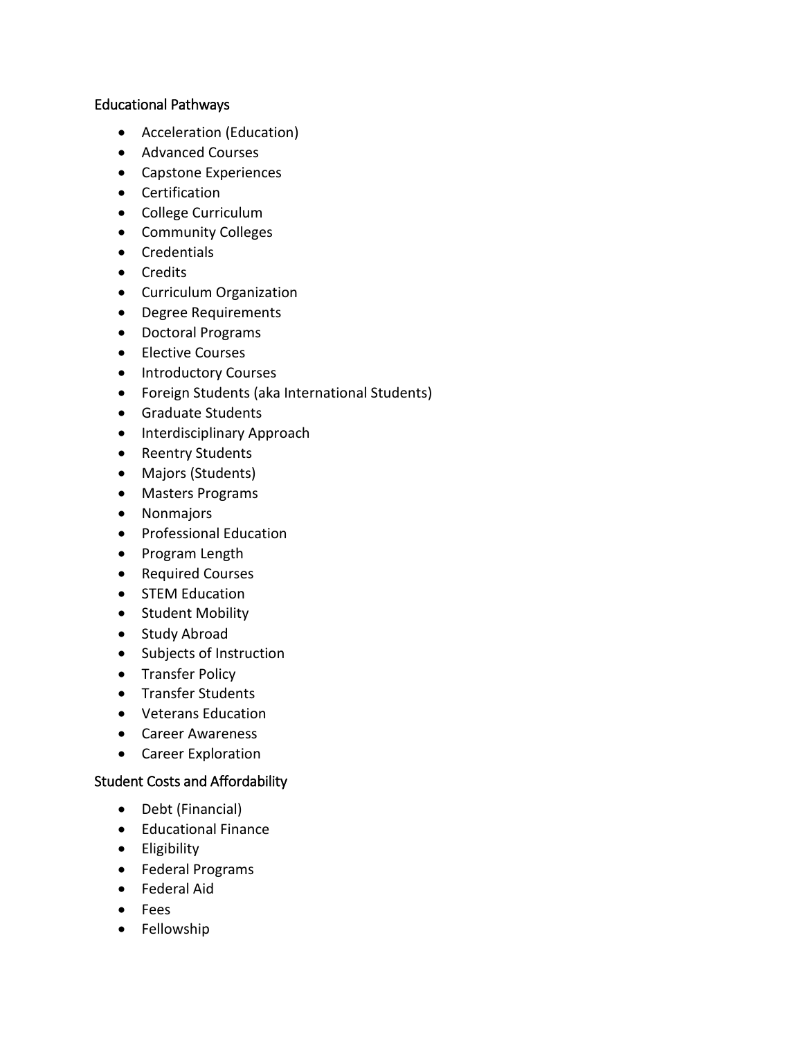## Educational Pathways

- Acceleration (Education)
- Advanced Courses
- Capstone Experiences
- Certification
- College Curriculum
- Community Colleges
- Credentials
- Credits
- Curriculum Organization
- Degree Requirements
- Doctoral Programs
- Elective Courses
- Introductory Courses
- Foreign Students (aka International Students)
- Graduate Students
- Interdisciplinary Approach
- Reentry Students
- Majors (Students)
- Masters Programs
- Nonmajors
- Professional Education
- Program Length
- Required Courses
- STEM Education
- Student Mobility
- Study Abroad
- Subjects of Instruction
- Transfer Policy
- Transfer Students
- Veterans Education
- Career Awareness
- Career Exploration

## Student Costs and Affordability

- Debt (Financial)
- Educational Finance
- Eligibility
- Federal Programs
- Federal Aid
- Fees
- Fellowship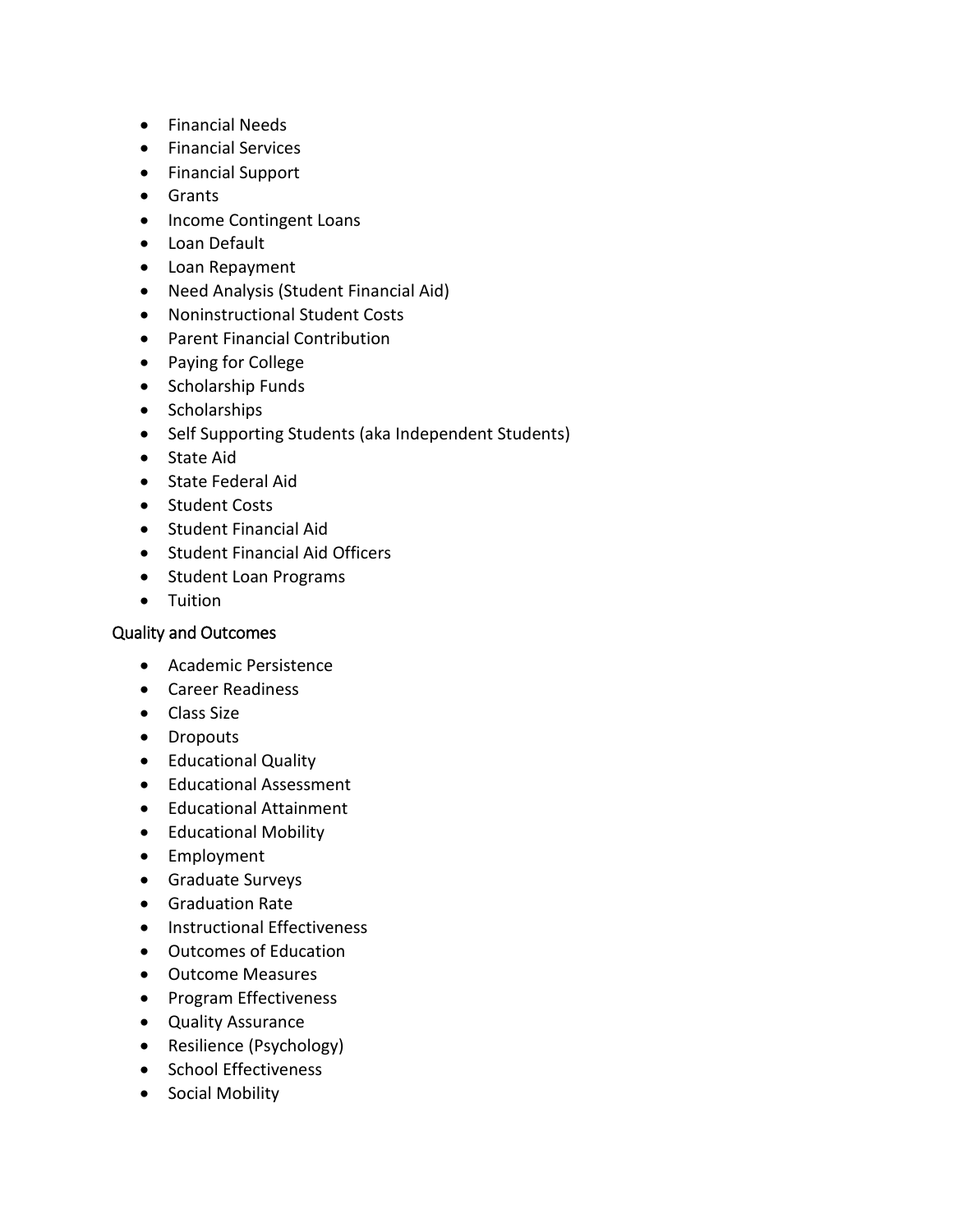- Financial Needs
- Financial Services
- Financial Support
- Grants
- Income Contingent Loans
- Loan Default
- Loan Repayment
- Need Analysis (Student Financial Aid)
- Noninstructional Student Costs
- Parent Financial Contribution
- Paying for College
- Scholarship Funds
- Scholarships
- Self Supporting Students (aka Independent Students)
- State Aid
- State Federal Aid
- Student Costs
- Student Financial Aid
- Student Financial Aid Officers
- Student Loan Programs
- Tuition

### Quality and Outcomes

- Academic Persistence
- Career Readiness
- Class Size
- Dropouts
- Educational Quality
- Educational Assessment
- Educational Attainment
- Educational Mobility
- Employment
- Graduate Surveys
- Graduation Rate
- Instructional Effectiveness
- Outcomes of Education
- Outcome Measures
- Program Effectiveness
- Quality Assurance
- Resilience (Psychology)
- School Effectiveness
- Social Mobility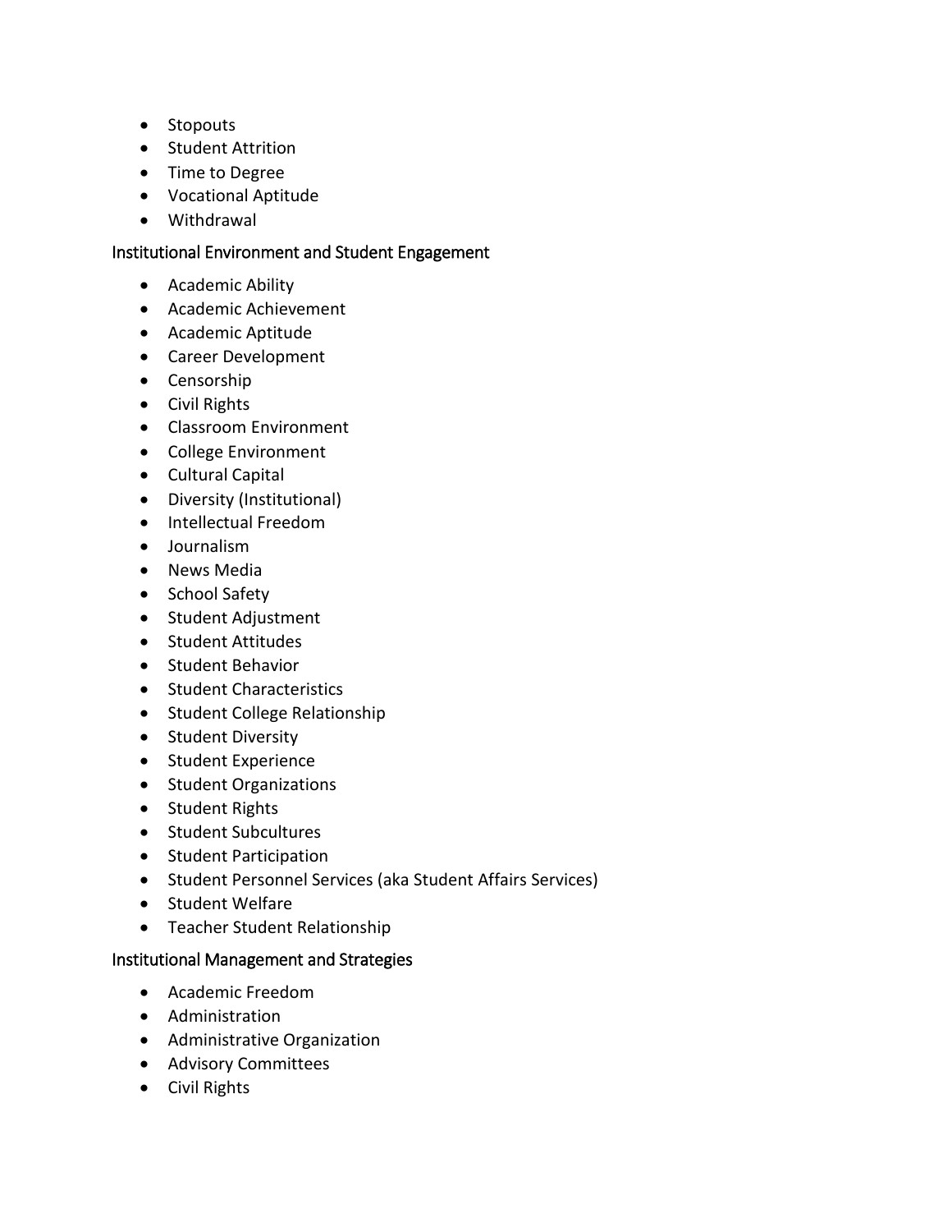- Stopouts
- Student Attrition
- Time to Degree
- Vocational Aptitude
- Withdrawal

### Institutional Environment and Student Engagement

- Academic Ability
- Academic Achievement
- Academic Aptitude
- Career Development
- Censorship
- Civil Rights
- Classroom Environment
- College Environment
- Cultural Capital
- Diversity (Institutional)
- Intellectual Freedom
- Journalism
- News Media
- School Safety
- Student Adjustment
- Student Attitudes
- Student Behavior
- Student Characteristics
- Student College Relationship
- Student Diversity
- Student Experience
- Student Organizations
- Student Rights
- Student Subcultures
- Student Participation
- Student Personnel Services (aka Student Affairs Services)
- Student Welfare
- Teacher Student Relationship

### Institutional Management and Strategies

- Academic Freedom
- Administration
- Administrative Organization
- Advisory Committees
- Civil Rights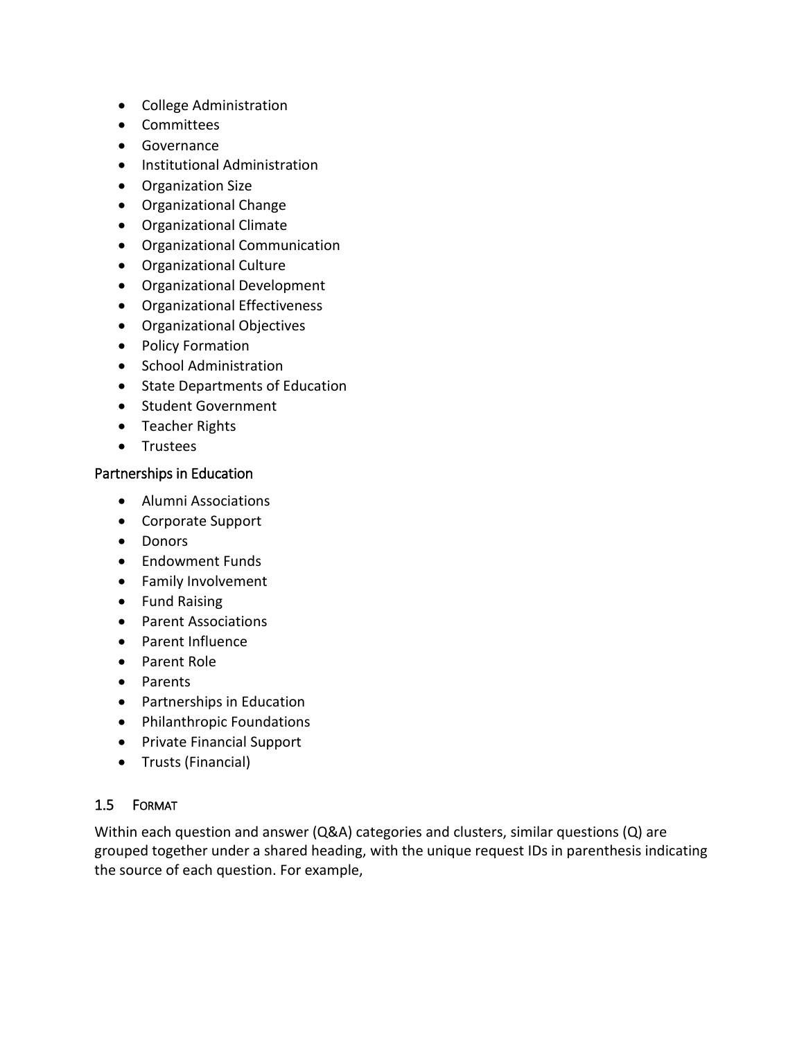- College Administration
- Committees
- Governance
- Institutional Administration
- Organization Size
- Organizational Change
- Organizational Climate
- Organizational Communication
- Organizational Culture
- Organizational Development
- Organizational Effectiveness
- Organizational Objectives
- Policy Formation
- School Administration
- State Departments of Education
- Student Government
- Teacher Rights
- Trustees

### Partnerships in Education

- Alumni Associations
- Corporate Support
- Donors
- Endowment Funds
- Family Involvement
- Fund Raising
- Parent Associations
- Parent Influence
- Parent Role
- Parents
- Partnerships in Education
- Philanthropic Foundations
- Private Financial Support
- Trusts (Financial)

## 1.5 Format

Within each question and answer (Q&A) categories and clusters, similar questions (Q) are grouped together under a shared heading, with the unique request IDs in parenthesis indicating the source of each question. For example,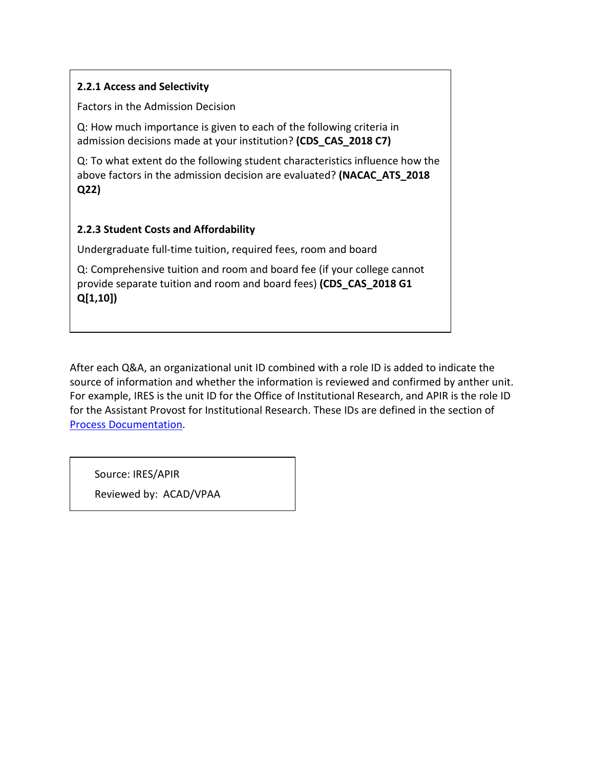**2.2.1 Access and Selectivity**

Factors in the Admission Decision

Q: How much importance is given to each of the following criteria in admission decisions made at your institution? **(CDS_CAS_2018 C7)**

Q: To what extent do the following student characteristics influence how the above factors in the admission decision are evaluated? **(NACAC_ATS_2018 Q22)**

**2.2.3 Student Costs and Affordability**

Undergraduate full-time tuition, required fees, room and board

Q: Comprehensive tuition and room and board fee (if your college cannot provide separate tuition and room and board fees) **(CDS_CAS_2018 G1 Q[1,10])**

After each Q&A, an organizational unit ID combined with a role ID is added to indicate the source of information and whether the information is reviewed and confirmed by anther unit. For example, IRES is the unit ID for the Office of Institutional Research, and APIR is the role ID for the Assistant Provost for Institutional Research. These IDs are defined in the section of Process Documentation.

Source: IRES/APIR

Reviewed by: ACAD/VPAA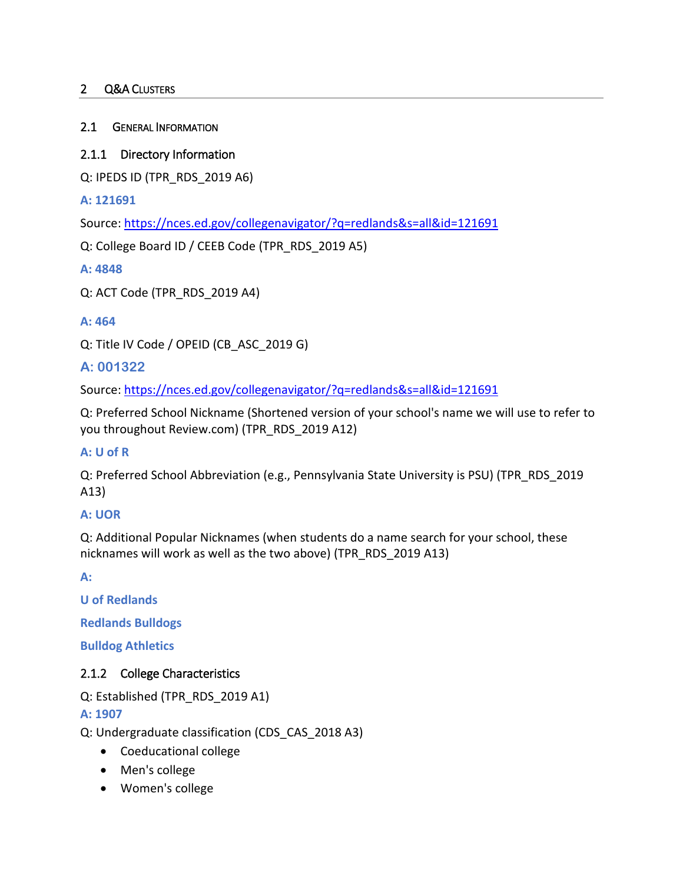# 2 Q&A Clusters

## 2.1 General Information

### 2.1.1 Directory Information

Q: IPEDS ID (TPR_RDS_2019 A6)

**A: 121691**

Source: https://nces.ed.gov/collegenavigator/?q=redlands&s=all&id=121691

Q: College Board ID / CEEB Code (TPR_RDS_2019 A5)

**A: 4848**

Q: ACT Code (TPR_RDS_2019 A4)

**A: 464**

Q: Title IV Code / OPEID (CB_ASC_2019 G)

**A: 001322**

Source: https://nces.ed.gov/collegenavigator/?q=redlands&s=all&id=121691

Q: Preferred School Nickname (Shortened version of your school's name we will use to refer to you throughout Review.com) (TPR_RDS_2019 A12)

**A: U of R**

Q: Preferred School Abbreviation (e.g., Pennsylvania State University is PSU) (TPR_RDS_2019 A13)

**A: UOR**

Q: Additional Popular Nicknames (when students do a name search for your school, these nicknames will work as well as the two above) (TPR_RDS_2019 A13)

**A:**

**U of Redlands**

**Redlands Bulldogs**

**Bulldog Athletics**

### 2.1.2 College Characteristics

Q: Established (TPR_RDS_2019 A1)

**A: 1907**

Q: Undergraduate classification (CDS_CAS_2018 A3)

- Coeducational college
- Men's college
- Women's college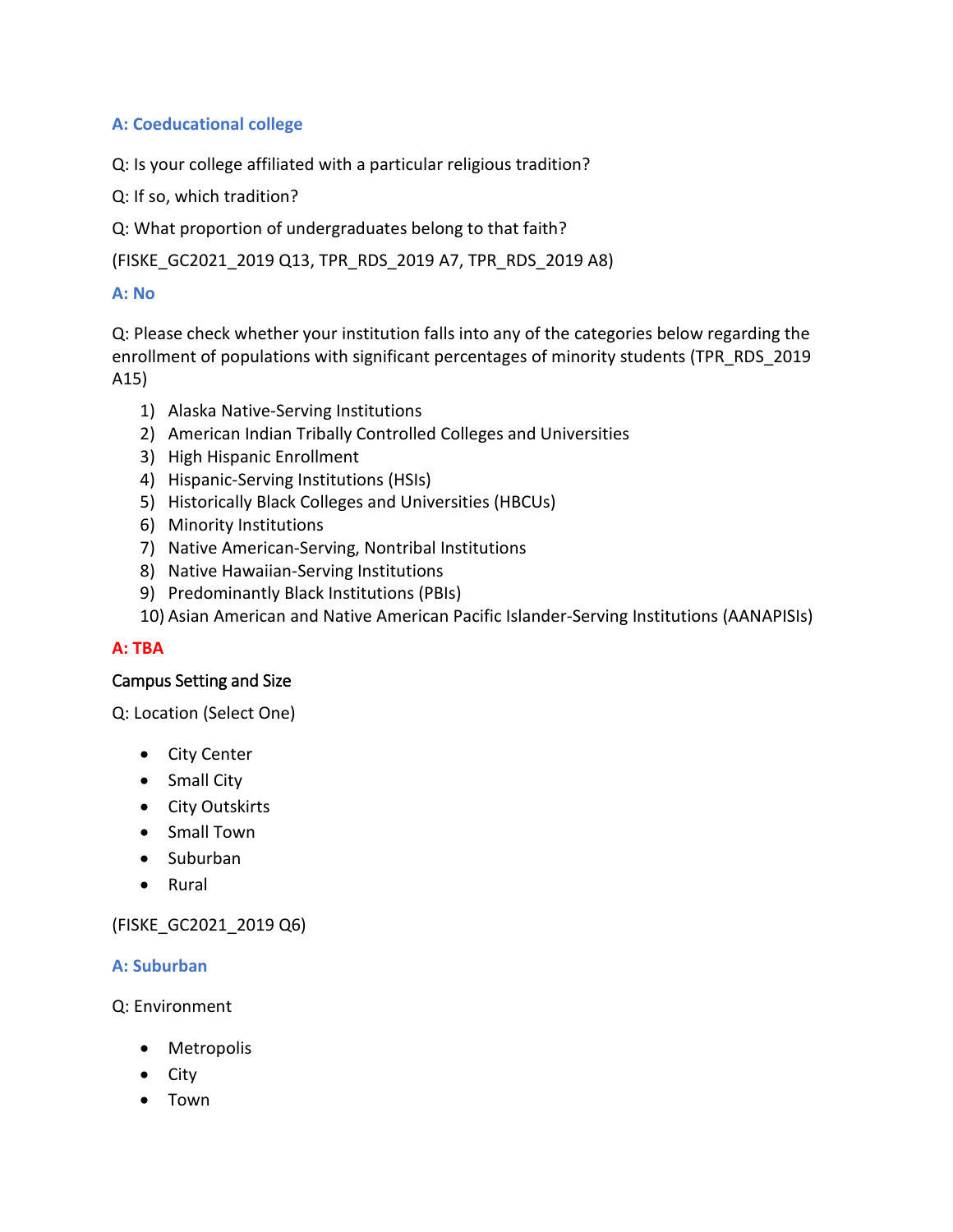**A: Coeducational college**

Q: Is your college affiliated with a particular religious tradition?

Q: If so, which tradition?

Q: What proportion of undergraduates belong to that faith?

(FISKE_GC2021_2019 Q13, TPR_RDS_2019 A7, TPR_RDS_2019 A8)

**A: No**

Q: Please check whether your institution falls into any of the categories below regarding the enrollment of populations with significant percentages of minority students (TPR_RDS_2019 A15)

1) Alaska Native-Serving Institutions
2) American Indian Tribally Controlled Colleges and Universities
3) High Hispanic Enrollment
4) Hispanic-Serving Institutions (HSIs)
5) Historically Black Colleges and Universities (HBCUs)
6) Minority Institutions
7) Native American-Serving, Nontribal Institutions
8) Native Hawaiian-Serving Institutions
9) Predominantly Black Institutions (PBIs)
10) Asian American and Native American Pacific Islander-Serving Institutions (AANAPISIs)

**A: TBA**

Campus Setting and Size

Q: Location (Select One)

- City Center
- Small City
- City Outskirts
- Small Town
- Suburban
- Rural

(FISKE_GC2021_2019 Q6)

**A: Suburban**

Q: Environment

- Metropolis
- City
- Town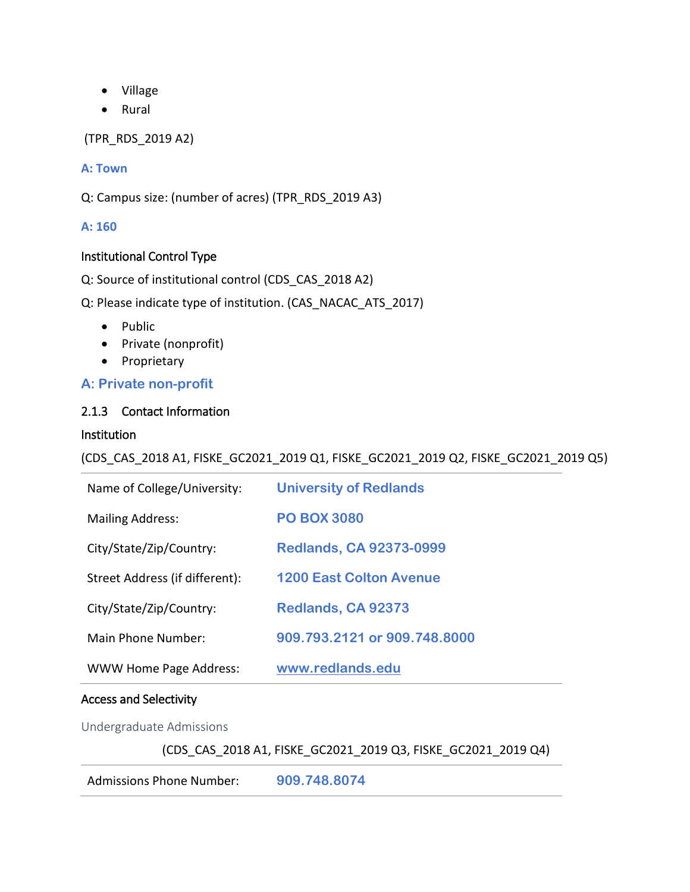- Village
- Rural

(TPR_RDS_2019 A2)

**A: Town**

Q: Campus size: (number of acres) (TPR_RDS_2019 A3)

**A: 160**

Institutional Control Type

Q: Source of institutional control (CDS_CAS_2018 A2)

Q: Please indicate type of institution. (CAS_NACAC_ATS_2017)

- Public
- Private (nonprofit)
- Proprietary

**A: Private non-profit**

### 2.1.3 Contact Information

Institution

(CDS_CAS_2018 A1, FISKE_GC2021_2019 Q1, FISKE_GC2021_2019 Q2, FISKE_GC2021_2019 Q5)

| | |
|---|---|
| Name of College/University: | **University of Redlands** |
| Mailing Address: | **PO BOX 3080** |
| City/State/Zip/Country: | **Redlands, CA 92373-0999** |
| Street Address (if different): | **1200 East Colton Avenue** |
| City/State/Zip/Country: | **Redlands, CA 92373** |
| Main Phone Number: | **909.793.2121 or 909.748.8000** |
| WWW Home Page Address: | **www.redlands.edu** |

Access and Selectivity

Undergraduate Admissions

(CDS_CAS_2018 A1, FISKE_GC2021_2019 Q3, FISKE_GC2021_2019 Q4)

| | |
|---|---|
| Admissions Phone Number: | **909.748.8074** |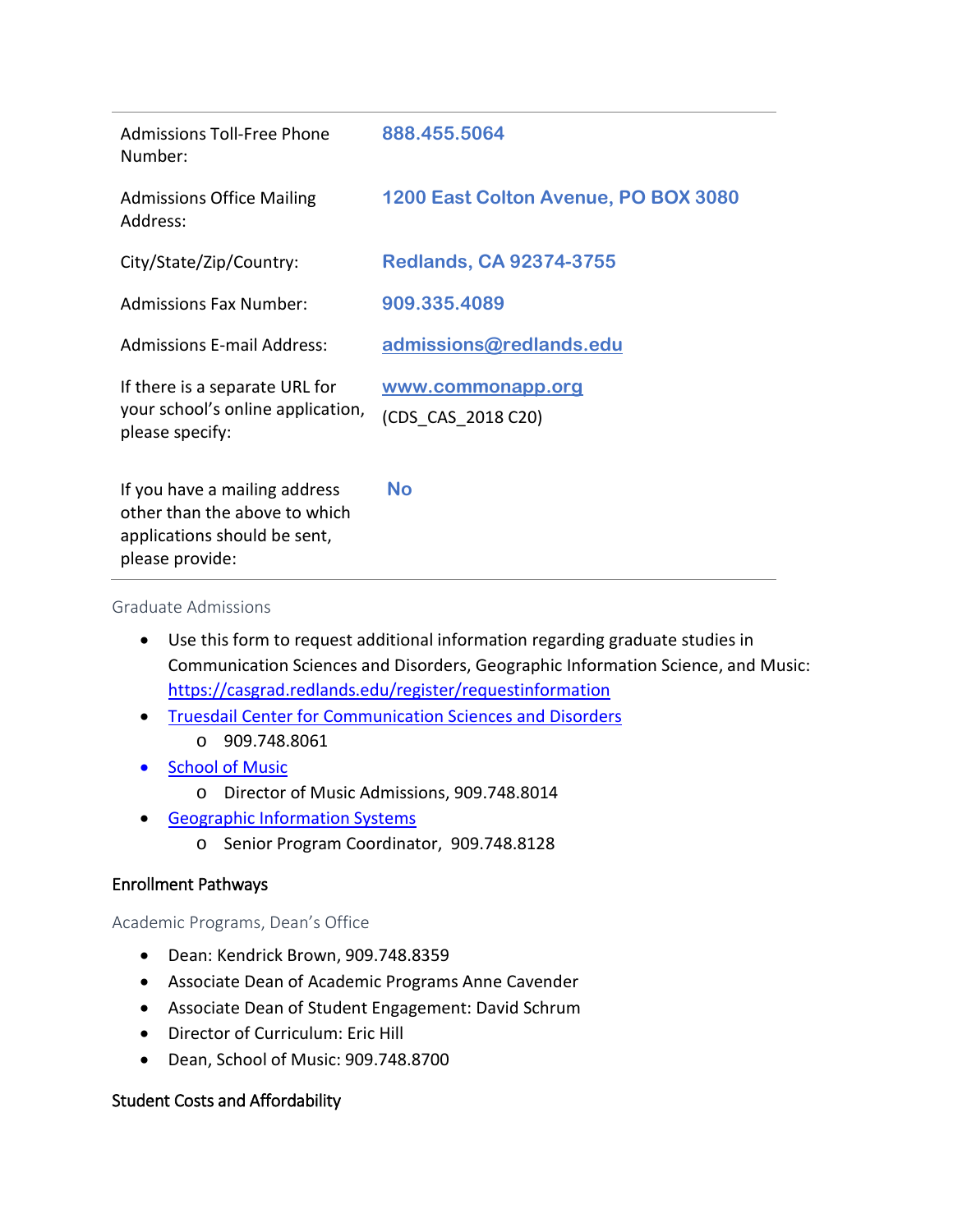| | |
|---|---|
| Admissions Toll-Free Phone Number: | 888.455.5064 |
| Admissions Office Mailing Address: | 1200 East Colton Avenue, PO BOX 3080 |
| City/State/Zip/Country: | Redlands, CA 92374-3755 |
| Admissions Fax Number: | 909.335.4089 |
| Admissions E-mail Address: | admissions@redlands.edu |
| If there is a separate URL for your school's online application, please specify: | www.commonapp.org (CDS_CAS_2018 C20) |
| If you have a mailing address other than the above to which applications should be sent, please provide: | No |

### Graduate Admissions

- Use this form to request additional information regarding graduate studies in Communication Sciences and Disorders, Geographic Information Science, and Music: https://casgrad.redlands.edu/register/requestinformation
- Truesdail Center for Communication Sciences and Disorders
  - 909.748.8061
- School of Music
  - Director of Music Admissions, 909.748.8014
- Geographic Information Systems
  - Senior Program Coordinator, 909.748.8128

## Enrollment Pathways

### Academic Programs, Dean's Office

- Dean: Kendrick Brown, 909.748.8359
- Associate Dean of Academic Programs Anne Cavender
- Associate Dean of Student Engagement: David Schrum
- Director of Curriculum: Eric Hill
- Dean, School of Music: 909.748.8700

## Student Costs and Affordability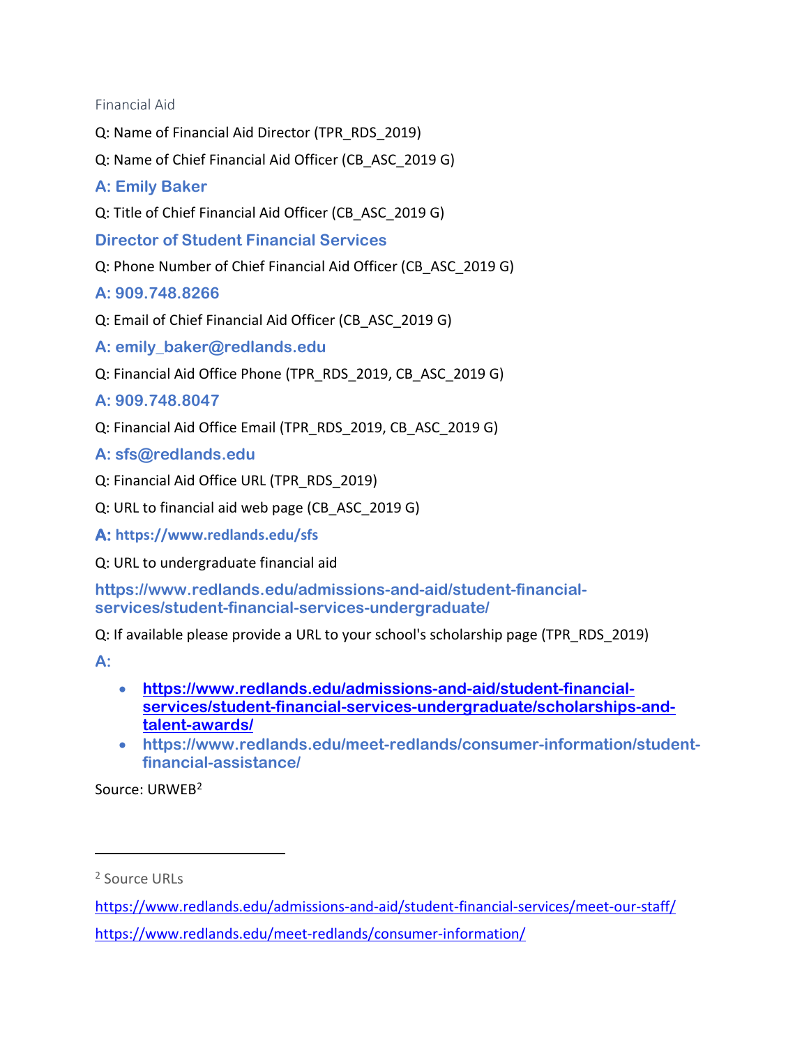Financial Aid

Q: Name of Financial Aid Director (TPR_RDS_2019)

Q: Name of Chief Financial Aid Officer (CB_ASC_2019 G)

**A: Emily Baker**

Q: Title of Chief Financial Aid Officer (CB_ASC_2019 G)

**Director of Student Financial Services**

Q: Phone Number of Chief Financial Aid Officer (CB_ASC_2019 G)

**A: 909.748.8266**

Q: Email of Chief Financial Aid Officer (CB_ASC_2019 G)

**A: emily_baker@redlands.edu**

Q: Financial Aid Office Phone (TPR_RDS_2019, CB_ASC_2019 G)

**A: 909.748.8047**

Q: Financial Aid Office Email (TPR_RDS_2019, CB_ASC_2019 G)

**A: sfs@redlands.edu**

Q: Financial Aid Office URL (TPR_RDS_2019)

Q: URL to financial aid web page (CB_ASC_2019 G)

**A: https://www.redlands.edu/sfs**

Q: URL to undergraduate financial aid

**https://www.redlands.edu/admissions-and-aid/student-financial-services/student-financial-services-undergraduate/**

Q: If available please provide a URL to your school's scholarship page (TPR_RDS_2019)

**A:**

- **https://www.redlands.edu/admissions-and-aid/student-financial-services/student-financial-services-undergraduate/scholarships-and-talent-awards/**
- **https://www.redlands.edu/meet-redlands/consumer-information/student-financial-assistance/**

Source: URWEB[2]

---

[2] Source URLs

https://www.redlands.edu/admissions-and-aid/student-financial-services/meet-our-staff/

https://www.redlands.edu/meet-redlands/consumer-information/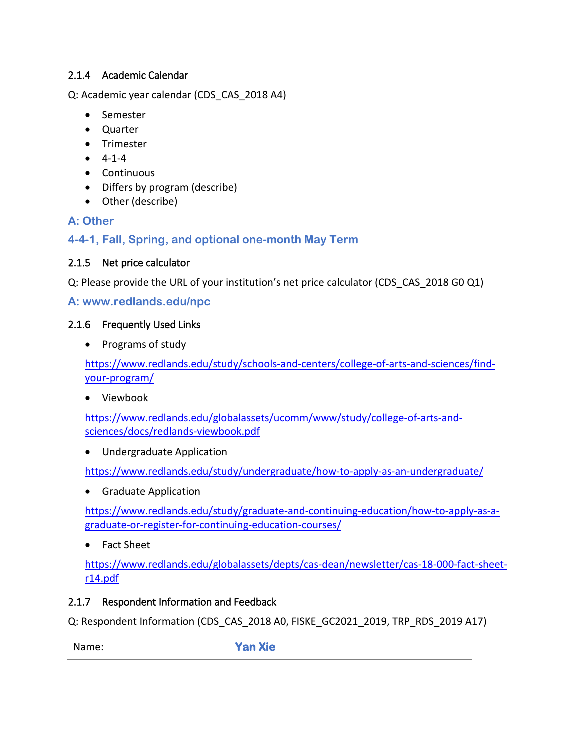### 2.1.4 Academic Calendar

Q: Academic year calendar (CDS_CAS_2018 A4)

- Semester
- Quarter
- Trimester
- 4-1-4
- Continuous
- Differs by program (describe)
- Other (describe)

**A: Other**

**4-4-1, Fall, Spring, and optional one-month May Term**

### 2.1.5 Net price calculator

Q: Please provide the URL of your institution's net price calculator (CDS_CAS_2018 G0 Q1)

**A: [www.redlands.edu/npc](www.redlands.edu/npc)**

### 2.1.6 Frequently Used Links

- Programs of study

  https://www.redlands.edu/study/schools-and-centers/college-of-arts-and-sciences/find-your-program/

- Viewbook

  https://www.redlands.edu/globalassets/ucomm/www/study/college-of-arts-and-sciences/docs/redlands-viewbook.pdf

- Undergraduate Application

  https://www.redlands.edu/study/undergraduate/how-to-apply-as-an-undergraduate/

- Graduate Application

  https://www.redlands.edu/study/graduate-and-continuing-education/how-to-apply-as-a-graduate-or-register-for-continuing-education-courses/

- Fact Sheet

  https://www.redlands.edu/globalassets/depts/cas-dean/newsletter/cas-18-000-fact-sheet-r14.pdf

### 2.1.7 Respondent Information and Feedback

Q: Respondent Information (CDS_CAS_2018 A0, FISKE_GC2021_2019, TRP_RDS_2019 A17)

| Name: | **Yan Xie** |
|---|---|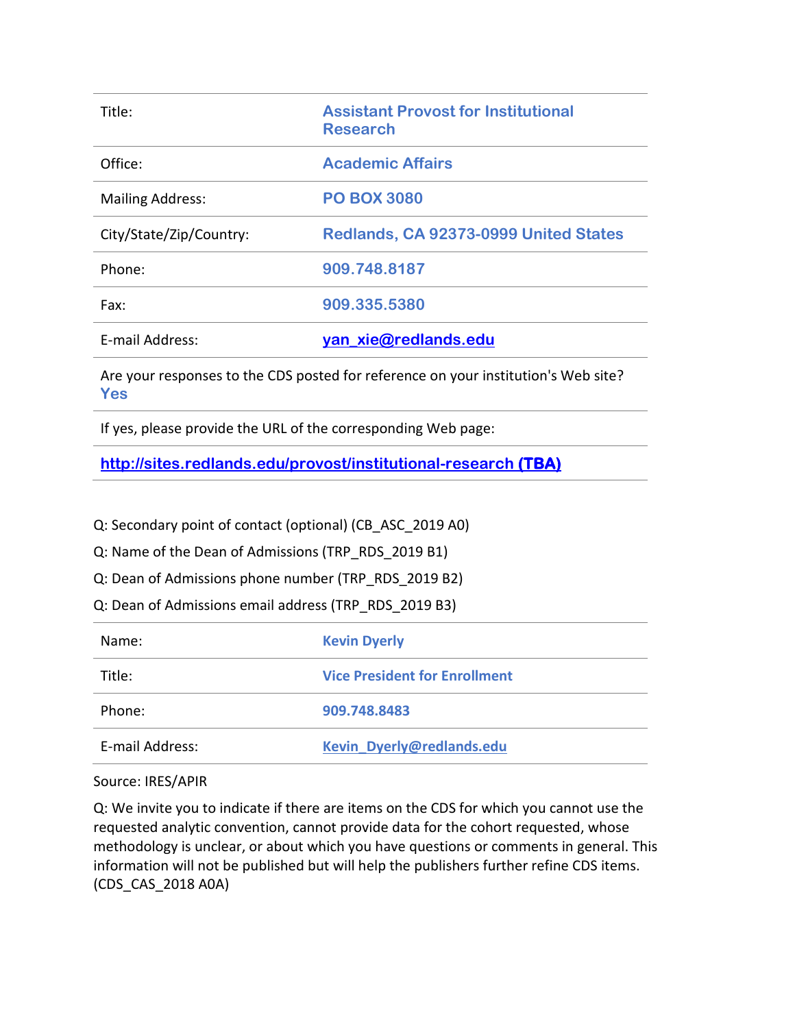| | |
|---|---|
| Title: | Assistant Provost for Institutional Research |
| Office: | Academic Affairs |
| Mailing Address: | PO BOX 3080 |
| City/State/Zip/Country: | Redlands, CA 92373-0999 United States |
| Phone: | 909.748.8187 |
| Fax: | 909.335.5380 |
| E-mail Address: | yan_xie@redlands.edu |

Are your responses to the CDS posted for reference on your institution's Web site? Yes

If yes, please provide the URL of the corresponding Web page:

http://sites.redlands.edu/provost/institutional-research **(TBA)**

Q: Secondary point of contact (optional) (CB_ASC_2019 A0)

Q: Name of the Dean of Admissions (TRP_RDS_2019 B1)

Q: Dean of Admissions phone number (TRP_RDS_2019 B2)

Q: Dean of Admissions email address (TRP_RDS_2019 B3)

| | |
|---|---|
| Name: | Kevin Dyerly |
| Title: | Vice President for Enrollment |
| Phone: | 909.748.8483 |
| E-mail Address: | Kevin_Dyerly@redlands.edu |

Source: IRES/APIR

Q: We invite you to indicate if there are items on the CDS for which you cannot use the requested analytic convention, cannot provide data for the cohort requested, whose methodology is unclear, or about which you have questions or comments in general. This information will not be published but will help the publishers further refine CDS items. (CDS_CAS_2018 A0A)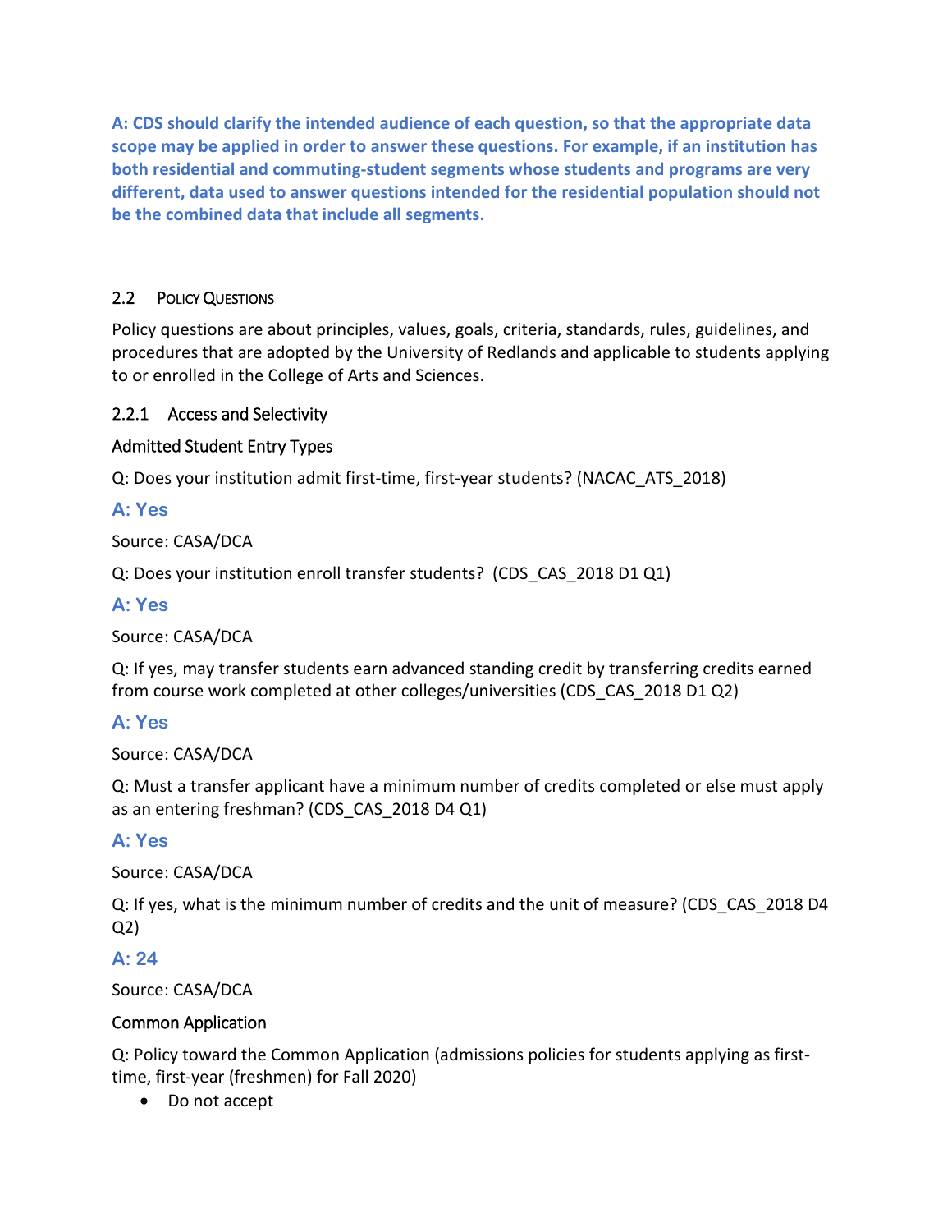**A: CDS should clarify the intended audience of each question, so that the appropriate data scope may be applied in order to answer these questions. For example, if an institution has both residential and commuting-student segments whose students and programs are very different, data used to answer questions intended for the residential population should not be the combined data that include all segments.**

### 2.2 Policy Questions

Policy questions are about principles, values, goals, criteria, standards, rules, guidelines, and procedures that are adopted by the University of Redlands and applicable to students applying to or enrolled in the College of Arts and Sciences.

#### 2.2.1 Access and Selectivity

Admitted Student Entry Types

Q: Does your institution admit first-time, first-year students? (NACAC_ATS_2018)

**A: Yes**

Source: CASA/DCA

Q: Does your institution enroll transfer students? (CDS_CAS_2018 D1 Q1)

**A: Yes**

Source: CASA/DCA

Q: If yes, may transfer students earn advanced standing credit by transferring credits earned from course work completed at other colleges/universities (CDS_CAS_2018 D1 Q2)

**A: Yes**

Source: CASA/DCA

Q: Must a transfer applicant have a minimum number of credits completed or else must apply as an entering freshman? (CDS_CAS_2018 D4 Q1)

**A: Yes**

Source: CASA/DCA

Q: If yes, what is the minimum number of credits and the unit of measure? (CDS_CAS_2018 D4 Q2)

**A: 24**

Source: CASA/DCA

Common Application

Q: Policy toward the Common Application (admissions policies for students applying as first-time, first-year (freshmen) for Fall 2020)

- Do not accept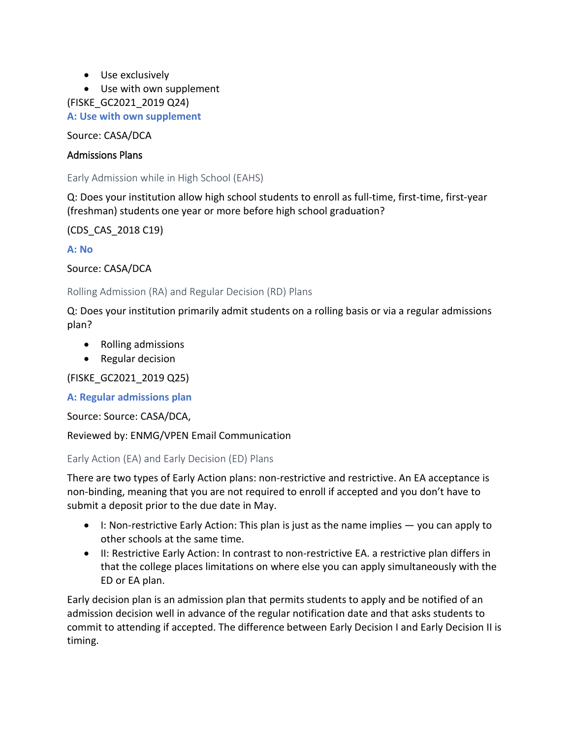- Use exclusively
- Use with own supplement

(FISKE_GC2021_2019 Q24)

**A: Use with own supplement**

Source: CASA/DCA

## Admissions Plans

### Early Admission while in High School (EAHS)

Q: Does your institution allow high school students to enroll as full-time, first-time, first-year (freshman) students one year or more before high school graduation?

(CDS_CAS_2018 C19)

**A: No**

Source: CASA/DCA

### Rolling Admission (RA) and Regular Decision (RD) Plans

Q: Does your institution primarily admit students on a rolling basis or via a regular admissions plan?

- Rolling admissions
- Regular decision

(FISKE_GC2021_2019 Q25)

**A: Regular admissions plan**

Source: Source: CASA/DCA,

Reviewed by: ENMG/VPEN Email Communication

### Early Action (EA) and Early Decision (ED) Plans

There are two types of Early Action plans: non-restrictive and restrictive. An EA acceptance is non-binding, meaning that you are not required to enroll if accepted and you don't have to submit a deposit prior to the due date in May.

- I: Non-restrictive Early Action: This plan is just as the name implies — you can apply to other schools at the same time.
- II: Restrictive Early Action: In contrast to non-restrictive EA. a restrictive plan differs in that the college places limitations on where else you can apply simultaneously with the ED or EA plan.

Early decision plan is an admission plan that permits students to apply and be notified of an admission decision well in advance of the regular notification date and that asks students to commit to attending if accepted. The difference between Early Decision I and Early Decision II is timing.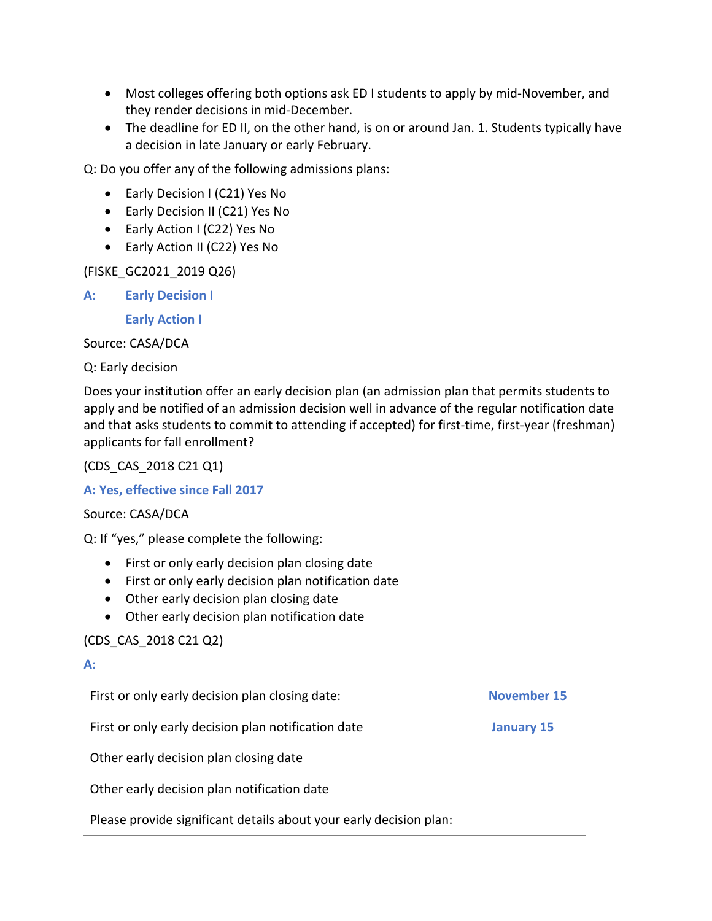- Most colleges offering both options ask ED I students to apply by mid-November, and they render decisions in mid-December.
- The deadline for ED II, on the other hand, is on or around Jan. 1. Students typically have a decision in late January or early February.

Q: Do you offer any of the following admissions plans:

- Early Decision I (C21) Yes No
- Early Decision II (C21) Yes No
- Early Action I (C22) Yes No
- Early Action II (C22) Yes No

(FISKE_GC2021_2019 Q26)

**A: Early Decision I**

**Early Action I**

Source: CASA/DCA

Q: Early decision

Does your institution offer an early decision plan (an admission plan that permits students to apply and be notified of an admission decision well in advance of the regular notification date and that asks students to commit to attending if accepted) for first-time, first-year (freshman) applicants for fall enrollment?

(CDS_CAS_2018 C21 Q1)

**A: Yes, effective since Fall 2017**

Source: CASA/DCA

Q: If "yes," please complete the following:

- First or only early decision plan closing date
- First or only early decision plan notification date
- Other early decision plan closing date
- Other early decision plan notification date

(CDS_CAS_2018 C21 Q2)

**A:**

| | |
|---|---|
| First or only early decision plan closing date: | **November 15** |
| First or only early decision plan notification date | **January 15** |
| Other early decision plan closing date | |
| Other early decision plan notification date | |
| Please provide significant details about your early decision plan: | |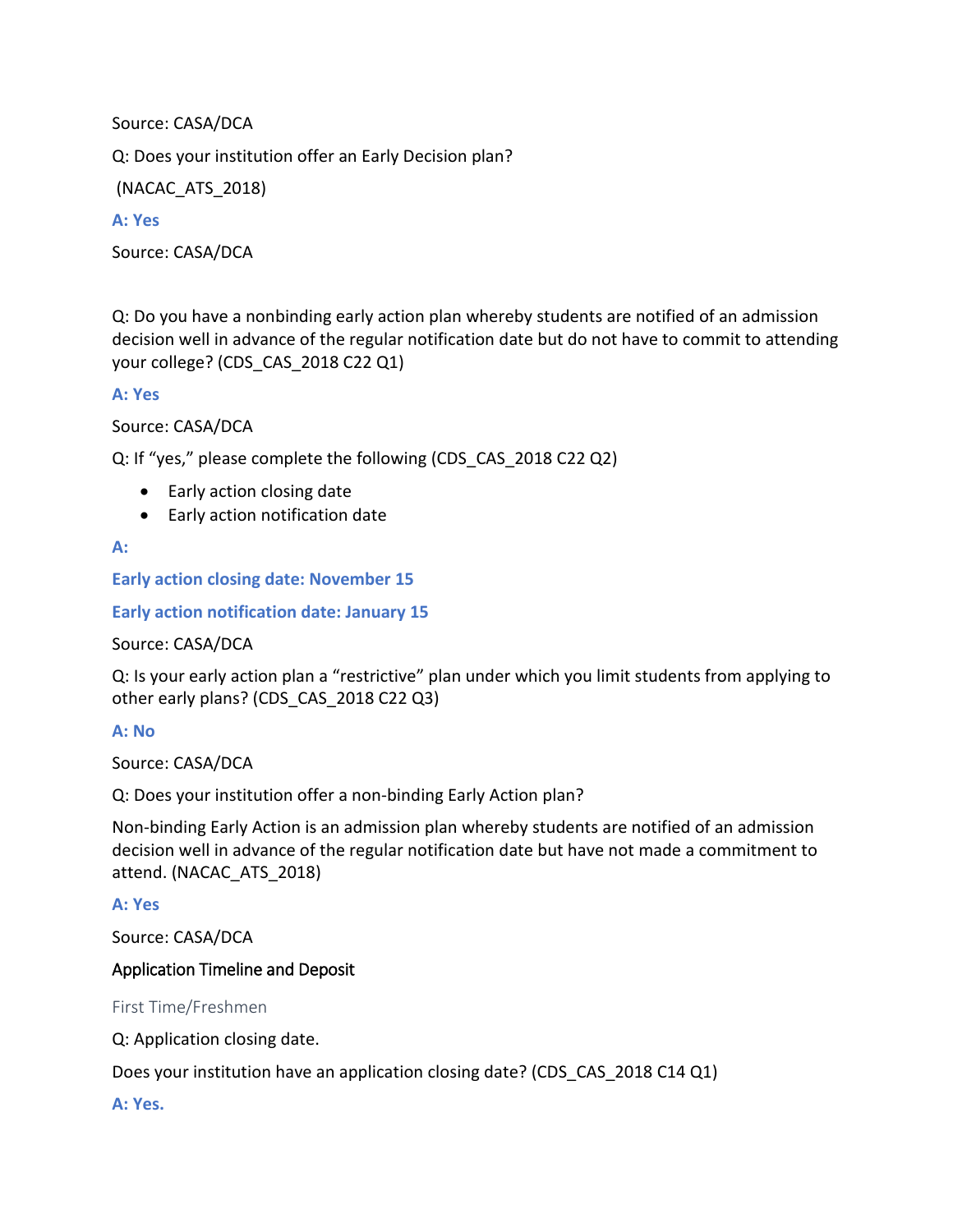Source: CASA/DCA

Q: Does your institution offer an Early Decision plan?

(NACAC_ATS_2018)

**A: Yes**

Source: CASA/DCA

Q: Do you have a nonbinding early action plan whereby students are notified of an admission decision well in advance of the regular notification date but do not have to commit to attending your college? (CDS_CAS_2018 C22 Q1)

**A: Yes**

Source: CASA/DCA

Q: If "yes," please complete the following (CDS_CAS_2018 C22 Q2)

- Early action closing date
- Early action notification date

**A:**

**Early action closing date: November 15**

**Early action notification date: January 15**

Source: CASA/DCA

Q: Is your early action plan a "restrictive" plan under which you limit students from applying to other early plans? (CDS_CAS_2018 C22 Q3)

**A: No**

Source: CASA/DCA

Q: Does your institution offer a non-binding Early Action plan?

Non-binding Early Action is an admission plan whereby students are notified of an admission decision well in advance of the regular notification date but have not made a commitment to attend. (NACAC_ATS_2018)

**A: Yes**

Source: CASA/DCA

## Application Timeline and Deposit

### First Time/Freshmen

Q: Application closing date.

Does your institution have an application closing date? (CDS_CAS_2018 C14 Q1)

**A: Yes.**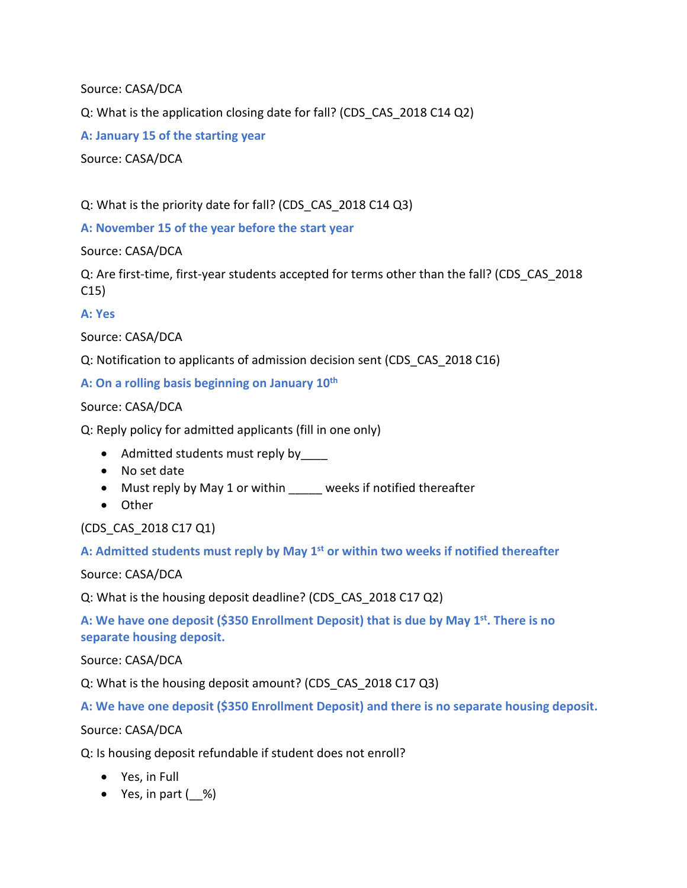Source: CASA/DCA

Q: What is the application closing date for fall? (CDS_CAS_2018 C14 Q2)

**A: January 15 of the starting year**

Source: CASA/DCA

Q: What is the priority date for fall? (CDS_CAS_2018 C14 Q3)

**A: November 15 of the year before the start year**

Source: CASA/DCA

Q: Are first-time, first-year students accepted for terms other than the fall? (CDS_CAS_2018 C15)

**A: Yes**

Source: CASA/DCA

Q: Notification to applicants of admission decision sent (CDS_CAS_2018 C16)

**A: On a rolling basis beginning on January 10th**

Source: CASA/DCA

Q: Reply policy for admitted applicants (fill in one only)

- Admitted students must reply by____
- No set date
- Must reply by May 1 or within _____ weeks if notified thereafter
- Other

(CDS_CAS_2018 C17 Q1)

**A: Admitted students must reply by May 1st or within two weeks if notified thereafter**

Source: CASA/DCA

Q: What is the housing deposit deadline? (CDS_CAS_2018 C17 Q2)

**A: We have one deposit ($350 Enrollment Deposit) that is due by May 1st. There is no separate housing deposit.**

Source: CASA/DCA

Q: What is the housing deposit amount? (CDS_CAS_2018 C17 Q3)

**A: We have one deposit ($350 Enrollment Deposit) and there is no separate housing deposit.**

Source: CASA/DCA

Q: Is housing deposit refundable if student does not enroll?

- Yes, in Full
- Yes, in part (__%)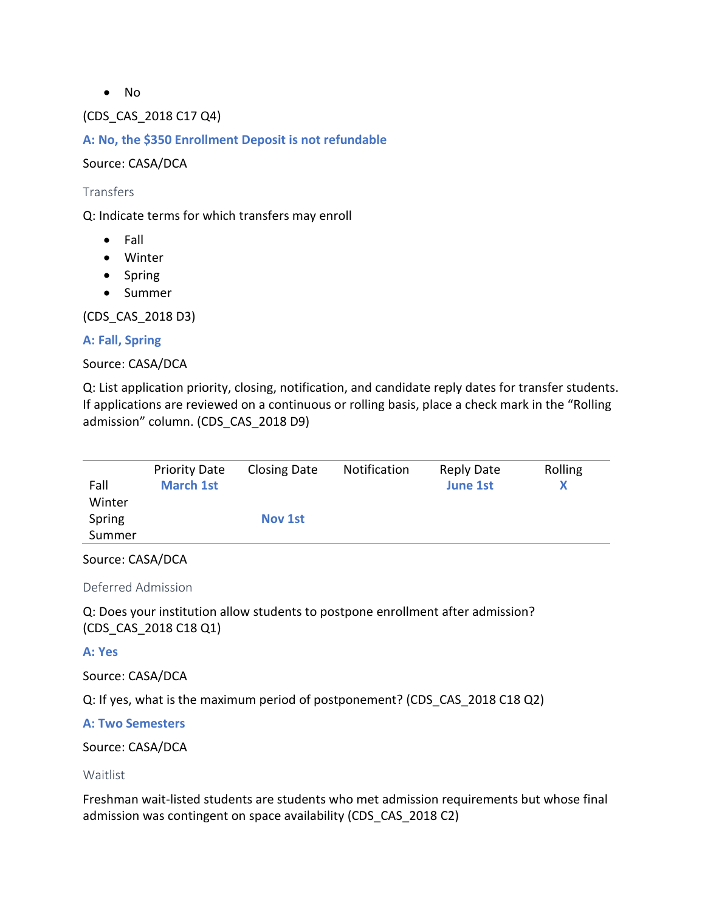- No

(CDS_CAS_2018 C17 Q4)

**A: No, the $350 Enrollment Deposit is not refundable**

Source: CASA/DCA

### Transfers

Q: Indicate terms for which transfers may enroll

- Fall
- Winter
- Spring
- Summer

(CDS_CAS_2018 D3)

**A: Fall, Spring**

Source: CASA/DCA

Q: List application priority, closing, notification, and candidate reply dates for transfer students. If applications are reviewed on a continuous or rolling basis, place a check mark in the "Rolling admission" column. (CDS_CAS_2018 D9)

| | Priority Date | Closing Date | Notification | Reply Date | Rolling |
|---|---|---|---|---|---|
| Fall | **March 1st** | | | **June 1st** | **X** |
| Winter | | | | | |
| Spring | | **Nov 1st** | | | |
| Summer | | | | | |

Source: CASA/DCA

### Deferred Admission

Q: Does your institution allow students to postpone enrollment after admission? (CDS_CAS_2018 C18 Q1)

**A: Yes**

Source: CASA/DCA

Q: If yes, what is the maximum period of postponement? (CDS_CAS_2018 C18 Q2)

**A: Two Semesters**

Source: CASA/DCA

### Waitlist

Freshman wait-listed students are students who met admission requirements but whose final admission was contingent on space availability (CDS_CAS_2018 C2)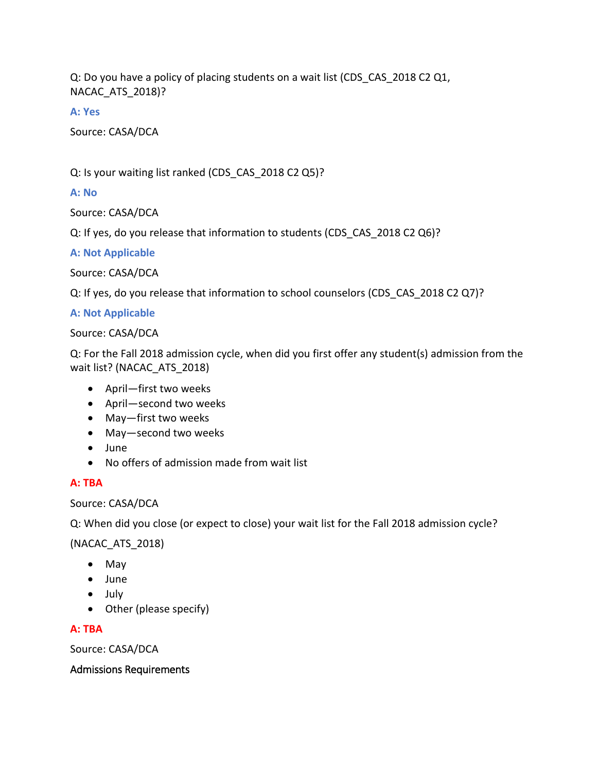Q: Do you have a policy of placing students on a wait list (CDS_CAS_2018 C2 Q1, NACAC_ATS_2018)?

**A: Yes**

Source: CASA/DCA

Q: Is your waiting list ranked (CDS_CAS_2018 C2 Q5)?

**A: No**

Source: CASA/DCA

Q: If yes, do you release that information to students (CDS_CAS_2018 C2 Q6)?

**A: Not Applicable**

Source: CASA/DCA

Q: If yes, do you release that information to school counselors (CDS_CAS_2018 C2 Q7)?

**A: Not Applicable**

Source: CASA/DCA

Q: For the Fall 2018 admission cycle, when did you first offer any student(s) admission from the wait list? (NACAC_ATS_2018)

- April—first two weeks
- April—second two weeks
- May—first two weeks
- May—second two weeks
- June
- No offers of admission made from wait list

**A: TBA**

Source: CASA/DCA

Q: When did you close (or expect to close) your wait list for the Fall 2018 admission cycle?

(NACAC_ATS_2018)

- May
- June
- July
- Other (please specify)

**A: TBA**

Source: CASA/DCA

Admissions Requirements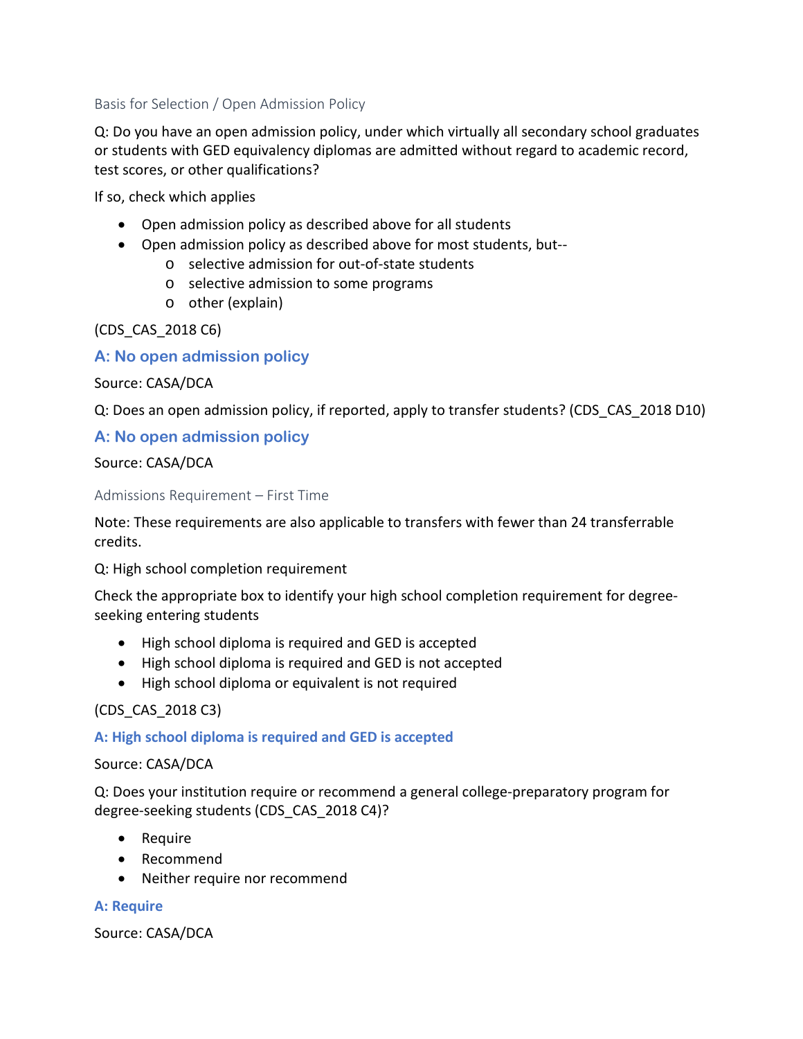### Basis for Selection / Open Admission Policy

Q: Do you have an open admission policy, under which virtually all secondary school graduates or students with GED equivalency diplomas are admitted without regard to academic record, test scores, or other qualifications?

If so, check which applies

- Open admission policy as described above for all students
- Open admission policy as described above for most students, but--
    - selective admission for out-of-state students
    - selective admission to some programs
    - other (explain)

(CDS_CAS_2018 C6)

**A: No open admission policy**

Source: CASA/DCA

Q: Does an open admission policy, if reported, apply to transfer students? (CDS_CAS_2018 D10)

**A: No open admission policy**

Source: CASA/DCA

### Admissions Requirement – First Time

Note: These requirements are also applicable to transfers with fewer than 24 transferrable credits.

Q: High school completion requirement

Check the appropriate box to identify your high school completion requirement for degree-seeking entering students

- High school diploma is required and GED is accepted
- High school diploma is required and GED is not accepted
- High school diploma or equivalent is not required

(CDS_CAS_2018 C3)

**A: High school diploma is required and GED is accepted**

Source: CASA/DCA

Q: Does your institution require or recommend a general college-preparatory program for degree-seeking students (CDS_CAS_2018 C4)?

- Require
- Recommend
- Neither require nor recommend

**A: Require**

Source: CASA/DCA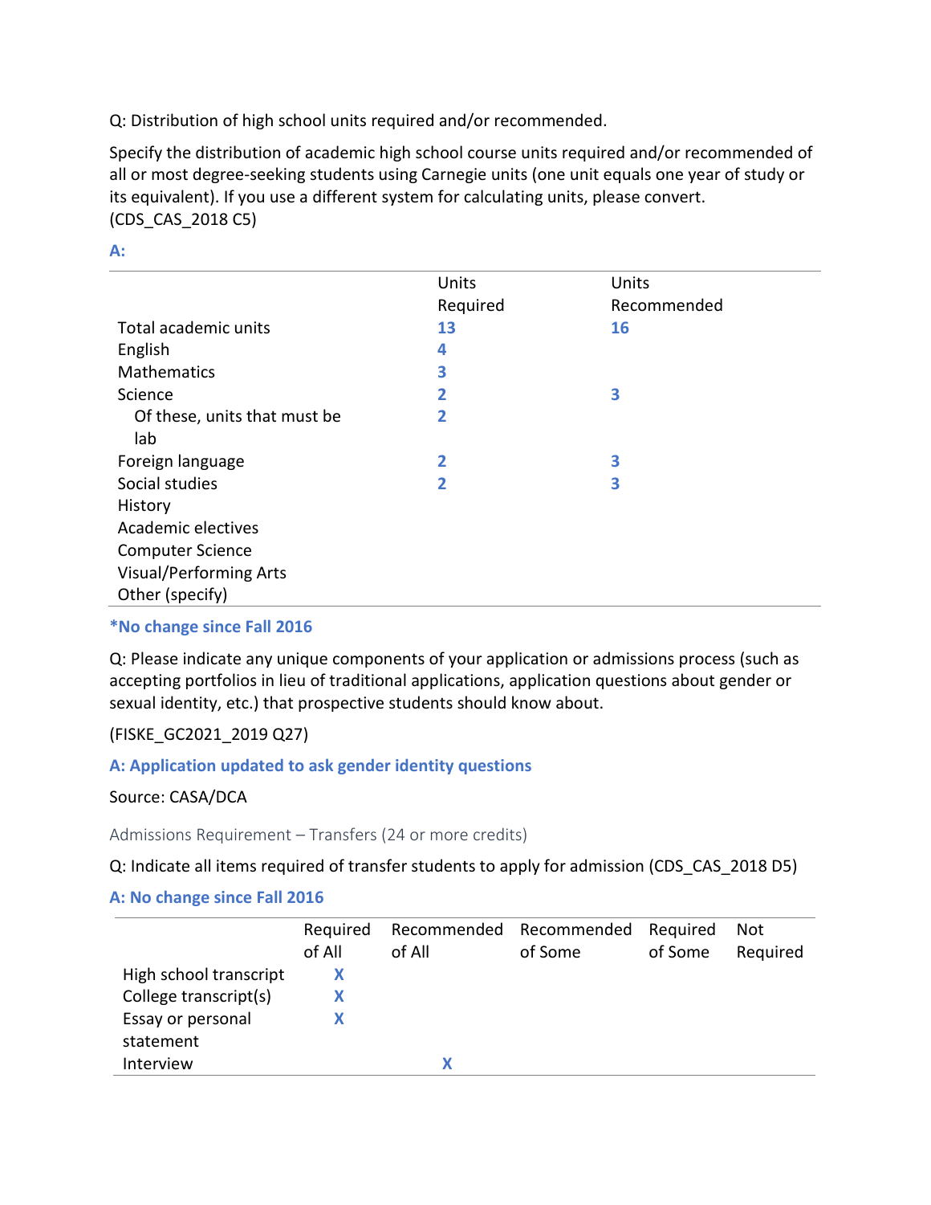Q: Distribution of high school units required and/or recommended.

Specify the distribution of academic high school course units required and/or recommended of all or most degree-seeking students using Carnegie units (one unit equals one year of study or its equivalent). If you use a different system for calculating units, please convert. (CDS_CAS_2018 C5)

**A:**

| | Units Required | Units Recommended |
|---|---|---|
| Total academic units | **13** | **16** |
| English | **4** | |
| Mathematics | **3** | |
| Science | **2** | **3** |
| Of these, units that must be lab | **2** | |
| Foreign language | **2** | **3** |
| Social studies | **2** | **3** |
| History | | |
| Academic electives | | |
| Computer Science | | |
| Visual/Performing Arts | | |
| Other (specify) | | |

**\*No change since Fall 2016**

Q: Please indicate any unique components of your application or admissions process (such as accepting portfolios in lieu of traditional applications, application questions about gender or sexual identity, etc.) that prospective students should know about.

(FISKE_GC2021_2019 Q27)

**A: Application updated to ask gender identity questions**

Source: CASA/DCA

Admissions Requirement – Transfers (24 or more credits)

Q: Indicate all items required of transfer students to apply for admission (CDS_CAS_2018 D5)

**A: No change since Fall 2016**

| | Required of All | Recommended of All | Recommended of Some | Required of Some | Not Required |
|---|---|---|---|---|---|
| High school transcript | **X** | | | | |
| College transcript(s) | **X** | | | | |
| Essay or personal statement | **X** | | | | |
| Interview | | **X** | | | |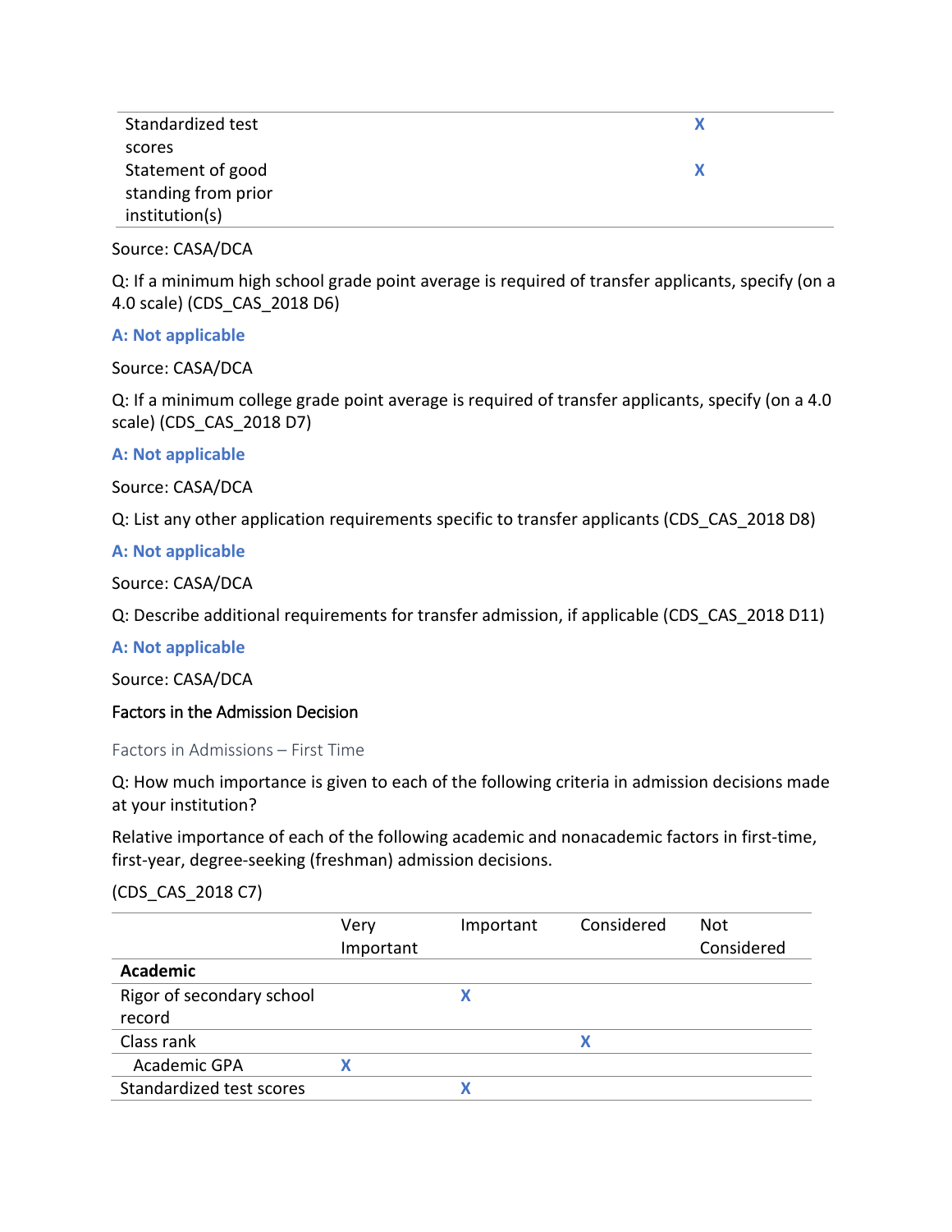| | |
|---|---|
| Standardized test scores | X |
| Statement of good standing from prior institution(s) | X |

Source: CASA/DCA

Q: If a minimum high school grade point average is required of transfer applicants, specify (on a 4.0 scale) (CDS_CAS_2018 D6)

**A: Not applicable**

Source: CASA/DCA

Q: If a minimum college grade point average is required of transfer applicants, specify (on a 4.0 scale) (CDS_CAS_2018 D7)

**A: Not applicable**

Source: CASA/DCA

Q: List any other application requirements specific to transfer applicants (CDS_CAS_2018 D8)

**A: Not applicable**

Source: CASA/DCA

Q: Describe additional requirements for transfer admission, if applicable (CDS_CAS_2018 D11)

**A: Not applicable**

Source: CASA/DCA

## Factors in the Admission Decision

### Factors in Admissions – First Time

Q: How much importance is given to each of the following criteria in admission decisions made at your institution?

Relative importance of each of the following academic and nonacademic factors in first-time, first-year, degree-seeking (freshman) admission decisions.

(CDS_CAS_2018 C7)

| | Very Important | Important | Considered | Not Considered |
|---|---|---|---|---|
| **Academic** | | | | |
| Rigor of secondary school record | | X | | |
| Class rank | | | X | |
| Academic GPA | X | | | |
| Standardized test scores | | X | | |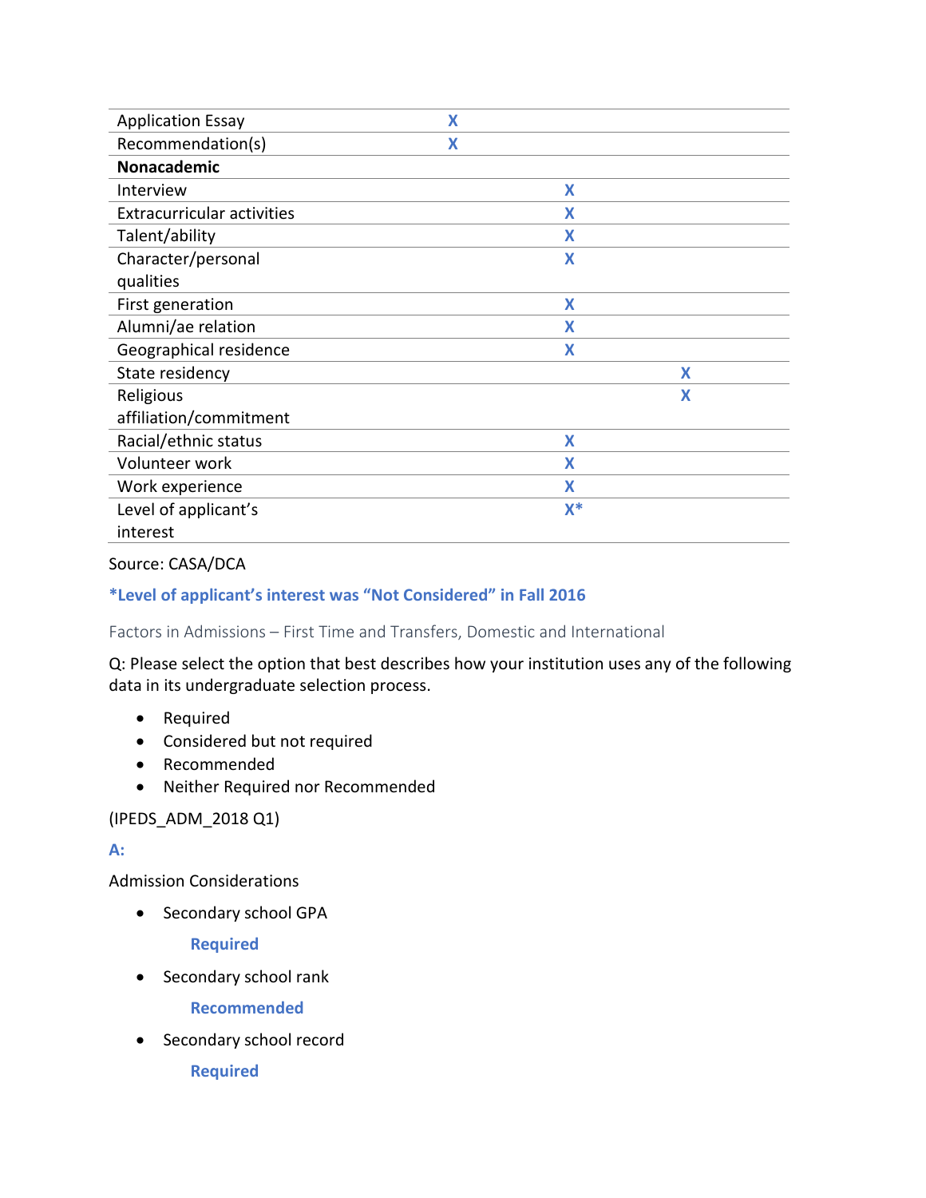| | | | |
|---|---|---|---|
| Application Essay | X | | |
| Recommendation(s) | X | | |
| **Nonacademic** | | | |
| Interview | | X | |
| Extracurricular activities | | X | |
| Talent/ability | | X | |
| Character/personal qualities | | X | |
| First generation | | X | |
| Alumni/ae relation | | X | |
| Geographical residence | | X | |
| State residency | | | X |
| Religious affiliation/commitment | | | X |
| Racial/ethnic status | | X | |
| Volunteer work | | X | |
| Work experience | | X | |
| Level of applicant's interest | | X* | |

Source: CASA/DCA

**\*Level of applicant's interest was "Not Considered" in Fall 2016**

Factors in Admissions – First Time and Transfers, Domestic and International

Q: Please select the option that best describes how your institution uses any of the following data in its undergraduate selection process.

- Required
- Considered but not required
- Recommended
- Neither Required nor Recommended

(IPEDS_ADM_2018 Q1)

**A:**

Admission Considerations

- Secondary school GPA

  **Required**

- Secondary school rank

  **Recommended**

- Secondary school record

  **Required**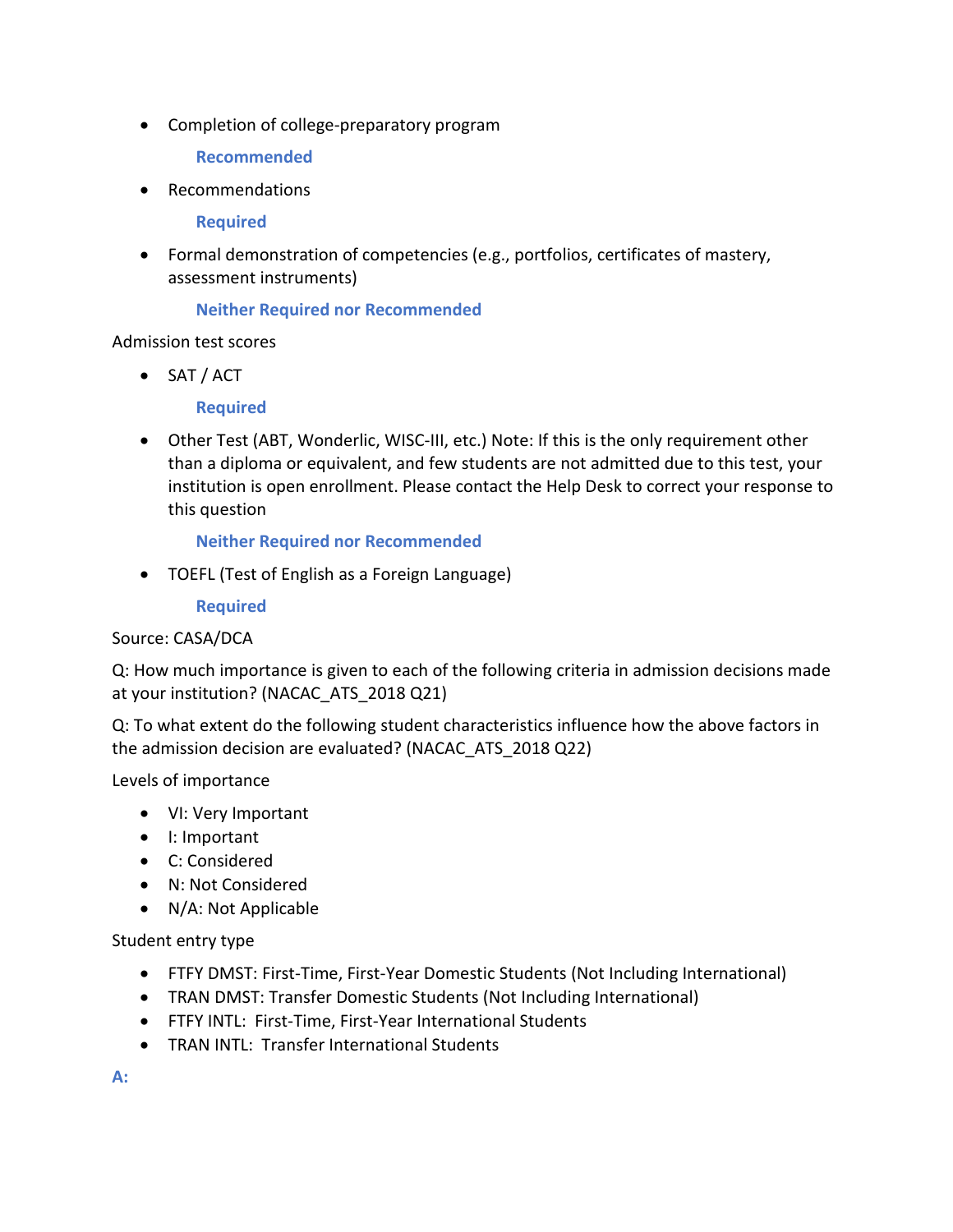- Completion of college-preparatory program

  **Recommended**

- Recommendations

  **Required**

- Formal demonstration of competencies (e.g., portfolios, certificates of mastery, assessment instruments)

  **Neither Required nor Recommended**

Admission test scores

- SAT / ACT

  **Required**

- Other Test (ABT, Wonderlic, WISC-III, etc.) Note: If this is the only requirement other than a diploma or equivalent, and few students are not admitted due to this test, your institution is open enrollment. Please contact the Help Desk to correct your response to this question

  **Neither Required nor Recommended**

- TOEFL (Test of English as a Foreign Language)

  **Required**

Source: CASA/DCA

Q: How much importance is given to each of the following criteria in admission decisions made at your institution? (NACAC_ATS_2018 Q21)

Q: To what extent do the following student characteristics influence how the above factors in the admission decision are evaluated? (NACAC_ATS_2018 Q22)

Levels of importance

- VI: Very Important
- I: Important
- C: Considered
- N: Not Considered
- N/A: Not Applicable

Student entry type

- FTFY DMST: First-Time, First-Year Domestic Students (Not Including International)
- TRAN DMST: Transfer Domestic Students (Not Including International)
- FTFY INTL: First-Time, First-Year International Students
- TRAN INTL: Transfer International Students

**A:**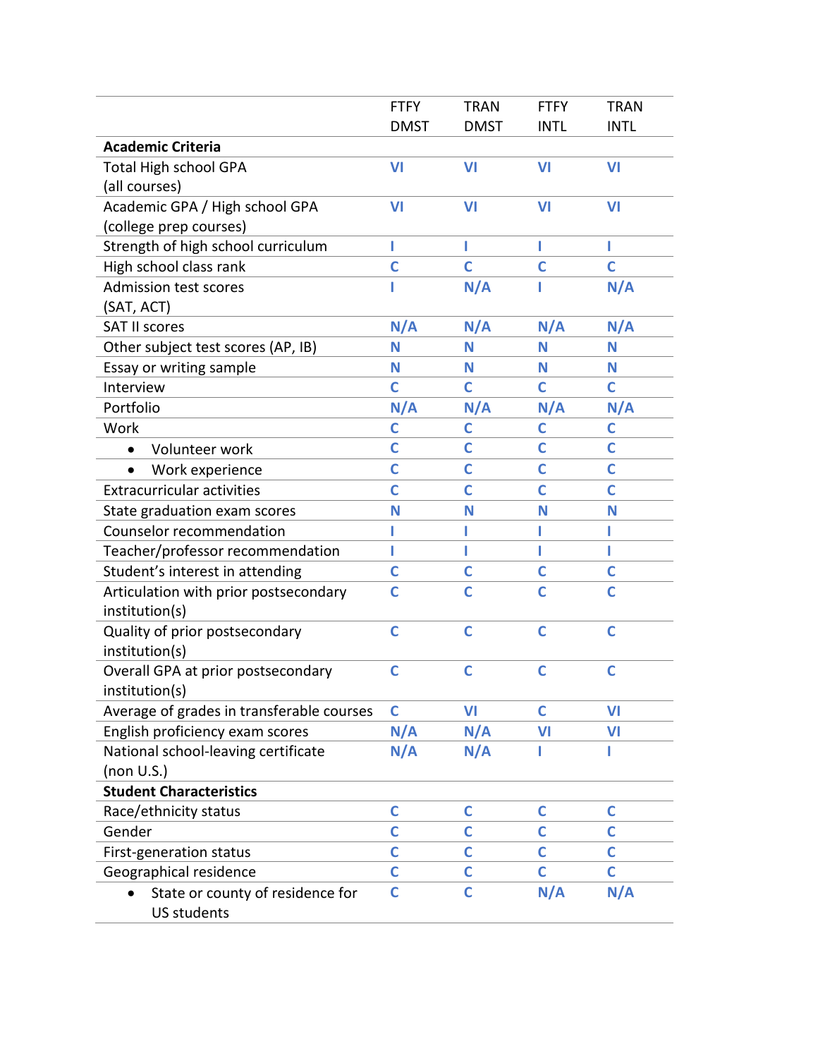| | FTFY DMST | TRAN DMST | FTFY INTL | TRAN INTL |
|---|---|---|---|---|
| **Academic Criteria** | | | | |
| Total High school GPA (all courses) | VI | VI | VI | VI |
| Academic GPA / High school GPA (college prep courses) | VI | VI | VI | VI |
| Strength of high school curriculum | I | I | I | I |
| High school class rank | C | C | C | C |
| Admission test scores (SAT, ACT) | I | N/A | I | N/A |
| SAT II scores | N/A | N/A | N/A | N/A |
| Other subject test scores (AP, IB) | N | N | N | N |
| Essay or writing sample | N | N | N | N |
| Interview | C | C | C | C |
| Portfolio | N/A | N/A | N/A | N/A |
| Work | C | C | C | C |
| • Volunteer work | C | C | C | C |
| • Work experience | C | C | C | C |
| Extracurricular activities | C | C | C | C |
| State graduation exam scores | N | N | N | N |
| Counselor recommendation | I | I | I | I |
| Teacher/professor recommendation | I | I | I | I |
| Student's interest in attending | C | C | C | C |
| Articulation with prior postsecondary institution(s) | C | C | C | C |
| Quality of prior postsecondary institution(s) | C | C | C | C |
| Overall GPA at prior postsecondary institution(s) | C | C | C | C |
| Average of grades in transferable courses | C | VI | C | VI |
| English proficiency exam scores | N/A | N/A | VI | VI |
| National school-leaving certificate (non U.S.) | N/A | N/A | I | I |
| **Student Characteristics** | | | | |
| Race/ethnicity status | C | C | C | C |
| Gender | C | C | C | C |
| First-generation status | C | C | C | C |
| Geographical residence | C | C | C | C |
| • State or county of residence for US students | C | C | N/A | N/A |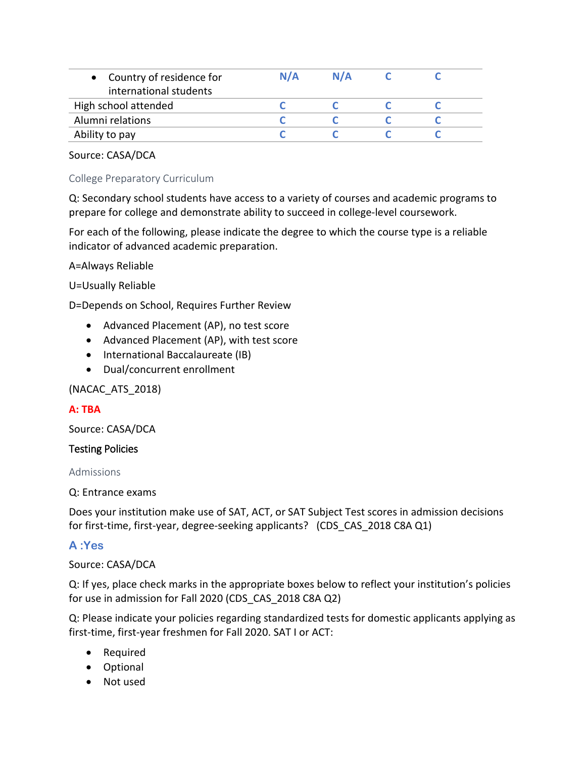| | | | | |
|---|---|---|---|---|
| • Country of residence for international students | N/A | N/A | C | C |
| High school attended | C | C | C | C |
| Alumni relations | C | C | C | C |
| Ability to pay | C | C | C | C |

Source: CASA/DCA

### College Preparatory Curriculum

Q: Secondary school students have access to a variety of courses and academic programs to prepare for college and demonstrate ability to succeed in college-level coursework.

For each of the following, please indicate the degree to which the course type is a reliable indicator of advanced academic preparation.

A=Always Reliable

U=Usually Reliable

D=Depends on School, Requires Further Review

- Advanced Placement (AP), no test score
- Advanced Placement (AP), with test score
- International Baccalaureate (IB)
- Dual/concurrent enrollment

(NACAC_ATS_2018)

**A: TBA**

Source: CASA/DCA

## Testing Policies

### Admissions

Q: Entrance exams

Does your institution make use of SAT, ACT, or SAT Subject Test scores in admission decisions for first-time, first-year, degree-seeking applicants? (CDS_CAS_2018 C8A Q1)

**A :Yes**

Source: CASA/DCA

Q: If yes, place check marks in the appropriate boxes below to reflect your institution's policies for use in admission for Fall 2020 (CDS_CAS_2018 C8A Q2)

Q: Please indicate your policies regarding standardized tests for domestic applicants applying as first-time, first-year freshmen for Fall 2020. SAT I or ACT:

- Required
- Optional
- Not used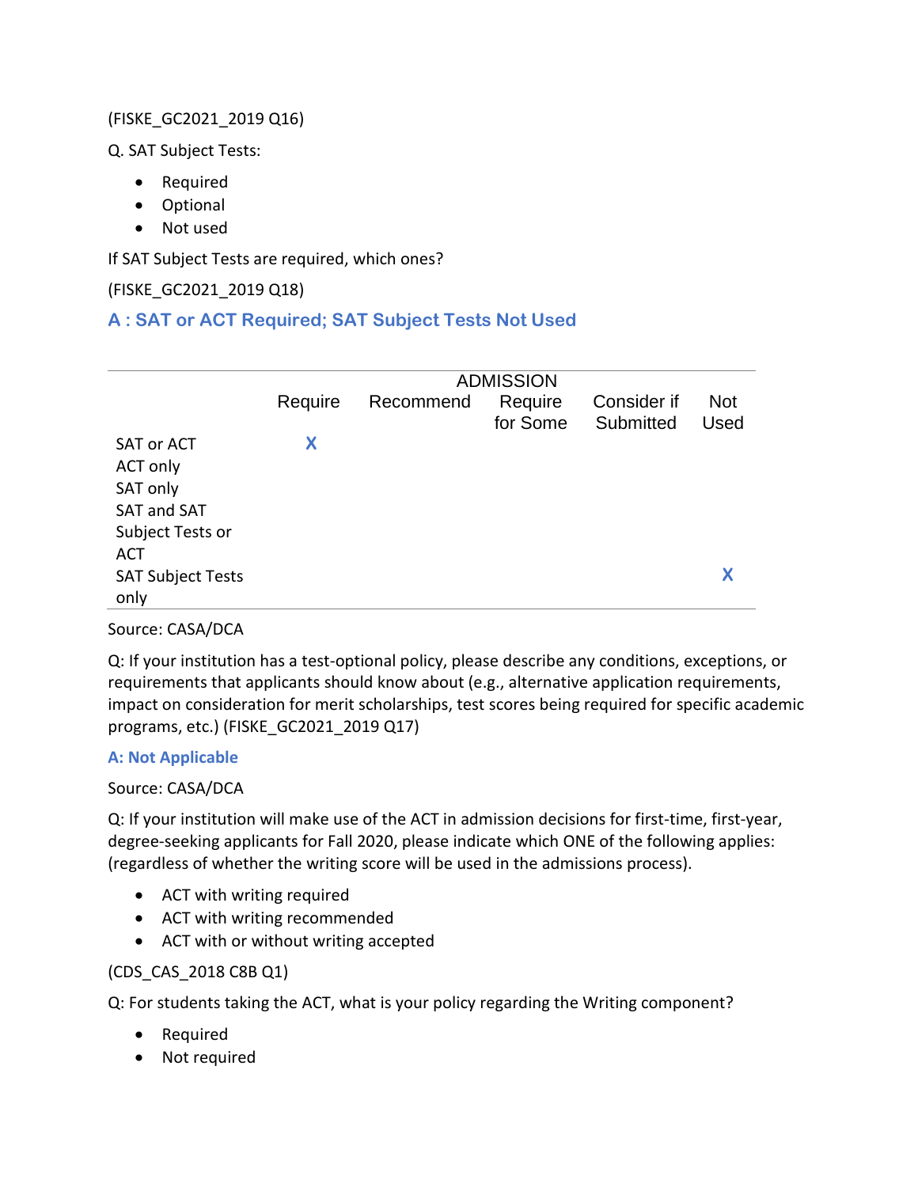(FISKE_GC2021_2019 Q16)

Q. SAT Subject Tests:

- Required
- Optional
- Not used

If SAT Subject Tests are required, which ones?

(FISKE_GC2021_2019 Q18)

**A : SAT or ACT Required; SAT Subject Tests Not Used**

| | ADMISSION | | | | |
|---|---|---|---|---|---|
| | Require | Recommend | Require for Some | Consider if Submitted | Not Used |
| SAT or ACT | X | | | | |
| ACT only | | | | | |
| SAT only | | | | | |
| SAT and SAT Subject Tests or ACT | | | | | |
| SAT Subject Tests only | | | | | X |

Source: CASA/DCA

Q: If your institution has a test-optional policy, please describe any conditions, exceptions, or requirements that applicants should know about (e.g., alternative application requirements, impact on consideration for merit scholarships, test scores being required for specific academic programs, etc.) (FISKE_GC2021_2019 Q17)

**A: Not Applicable**

Source: CASA/DCA

Q: If your institution will make use of the ACT in admission decisions for first-time, first-year, degree-seeking applicants for Fall 2020, please indicate which ONE of the following applies: (regardless of whether the writing score will be used in the admissions process).

- ACT with writing required
- ACT with writing recommended
- ACT with or without writing accepted

(CDS_CAS_2018 C8B Q1)

Q: For students taking the ACT, what is your policy regarding the Writing component?

- Required
- Not required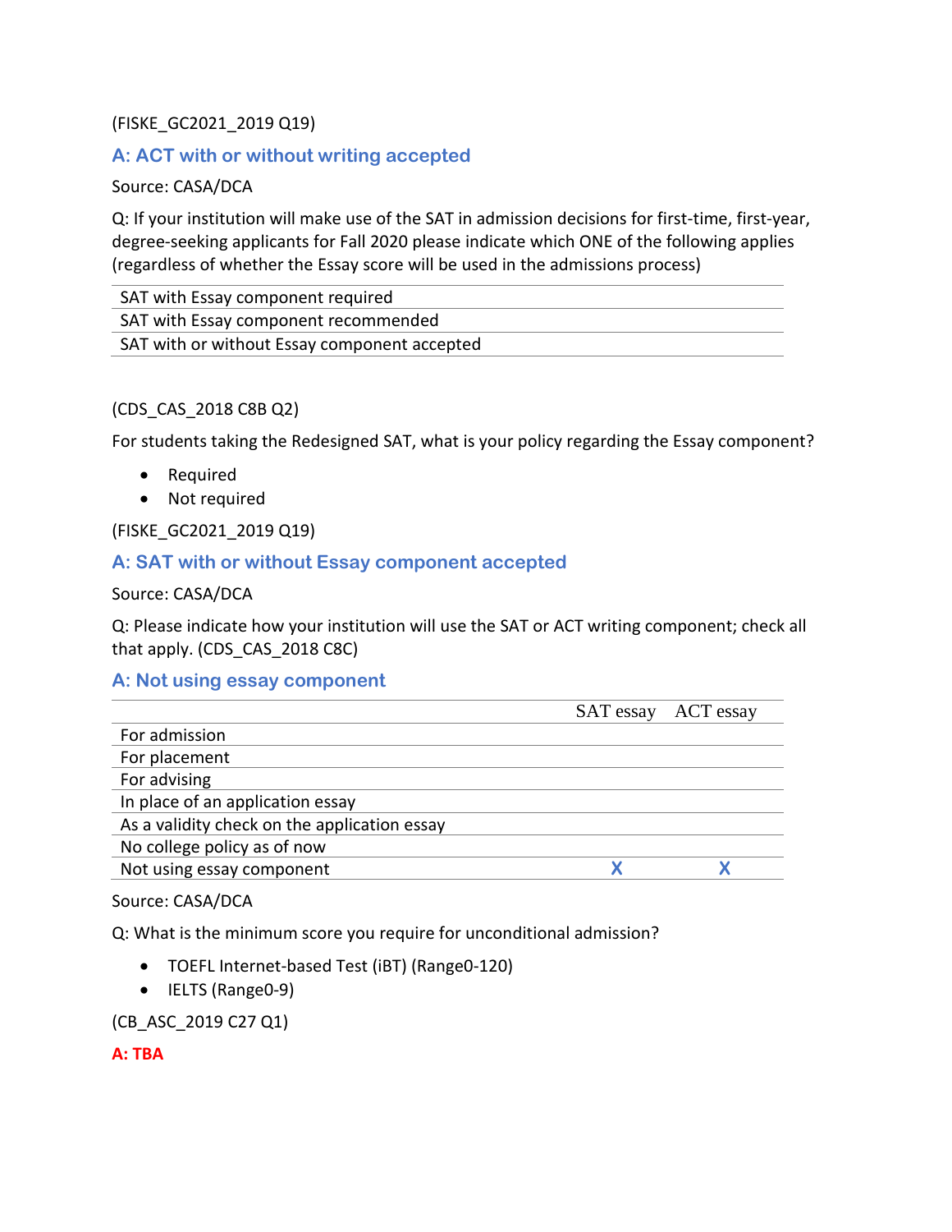(FISKE_GC2021_2019 Q19)

**A: ACT with or without writing accepted**

Source: CASA/DCA

Q: If your institution will make use of the SAT in admission decisions for first-time, first-year, degree-seeking applicants for Fall 2020 please indicate which ONE of the following applies (regardless of whether the Essay score will be used in the admissions process)

| |
|---|
| SAT with Essay component required |
| SAT with Essay component recommended |
| SAT with or without Essay component accepted |

(CDS_CAS_2018 C8B Q2)

For students taking the Redesigned SAT, what is your policy regarding the Essay component?

- Required
- Not required

(FISKE_GC2021_2019 Q19)

**A: SAT with or without Essay component accepted**

Source: CASA/DCA

Q: Please indicate how your institution will use the SAT or ACT writing component; check all that apply. (CDS_CAS_2018 C8C)

**A: Not using essay component**

| | SAT essay | ACT essay |
|---|---|---|
| For admission | | |
| For placement | | |
| For advising | | |
| In place of an application essay | | |
| As a validity check on the application essay | | |
| No college policy as of now | | |
| Not using essay component | X | X |

Source: CASA/DCA

Q: What is the minimum score you require for unconditional admission?

- TOEFL Internet-based Test (iBT) (Range0-120)
- IELTS (Range0-9)

(CB_ASC_2019 C27 Q1)

**A: TBA**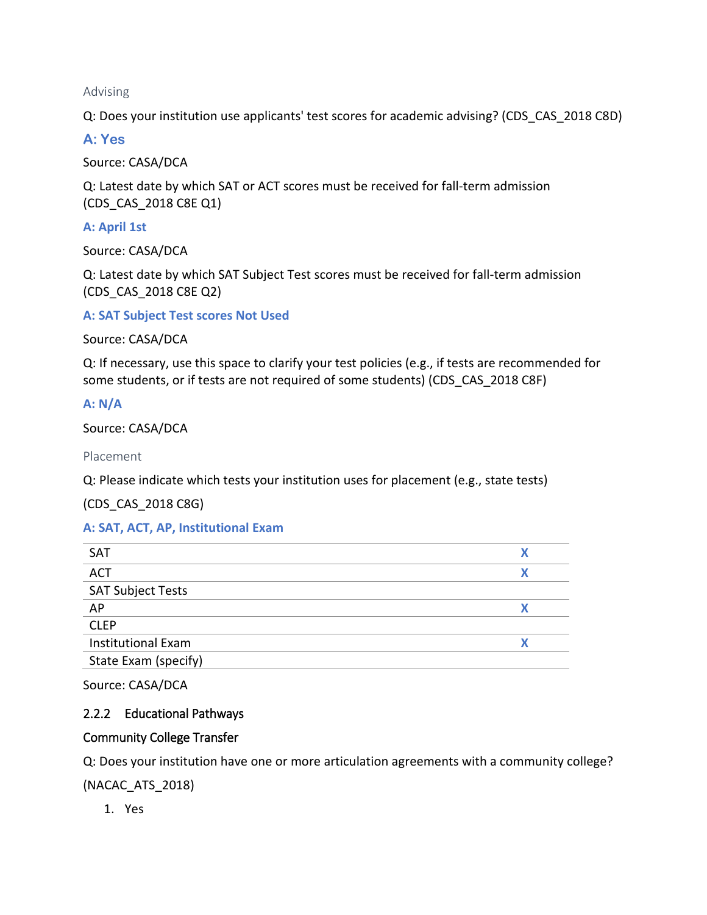Advising

Q: Does your institution use applicants' test scores for academic advising? (CDS_CAS_2018 C8D)

**A: Yes**

Source: CASA/DCA

Q: Latest date by which SAT or ACT scores must be received for fall-term admission (CDS_CAS_2018 C8E Q1)

**A: April 1st**

Source: CASA/DCA

Q: Latest date by which SAT Subject Test scores must be received for fall-term admission (CDS_CAS_2018 C8E Q2)

**A: SAT Subject Test scores Not Used**

Source: CASA/DCA

Q: If necessary, use this space to clarify your test policies (e.g., if tests are recommended for some students, or if tests are not required of some students) (CDS_CAS_2018 C8F)

**A: N/A**

Source: CASA/DCA

Placement

Q: Please indicate which tests your institution uses for placement (e.g., state tests)

(CDS_CAS_2018 C8G)

**A: SAT, ACT, AP, Institutional Exam**

| | |
|---|---|
| SAT | X |
| ACT | X |
| SAT Subject Tests | |
| AP | X |
| CLEP | |
| Institutional Exam | X |
| State Exam (specify) | |

Source: CASA/DCA

### 2.2.2 Educational Pathways

#### Community College Transfer

Q: Does your institution have one or more articulation agreements with a community college?

(NACAC_ATS_2018)

1. Yes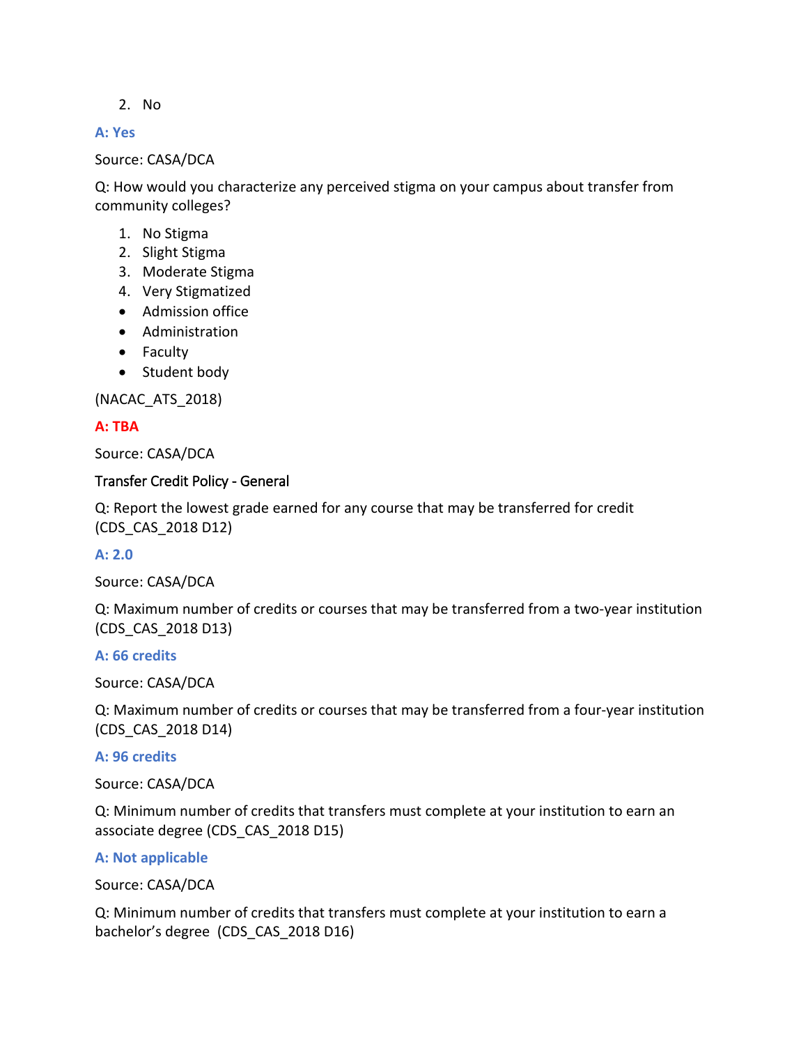2. No

**A: Yes**

Source: CASA/DCA

Q: How would you characterize any perceived stigma on your campus about transfer from community colleges?

1. No Stigma
2. Slight Stigma
3. Moderate Stigma
4. Very Stigmatized

- Admission office
- Administration
- Faculty
- Student body

(NACAC_ATS_2018)

**A: TBA**

Source: CASA/DCA

Transfer Credit Policy - General

Q: Report the lowest grade earned for any course that may be transferred for credit (CDS_CAS_2018 D12)

**A: 2.0**

Source: CASA/DCA

Q: Maximum number of credits or courses that may be transferred from a two-year institution (CDS_CAS_2018 D13)

**A: 66 credits**

Source: CASA/DCA

Q: Maximum number of credits or courses that may be transferred from a four-year institution (CDS_CAS_2018 D14)

**A: 96 credits**

Source: CASA/DCA

Q: Minimum number of credits that transfers must complete at your institution to earn an associate degree (CDS_CAS_2018 D15)

**A: Not applicable**

Source: CASA/DCA

Q: Minimum number of credits that transfers must complete at your institution to earn a bachelor's degree (CDS_CAS_2018 D16)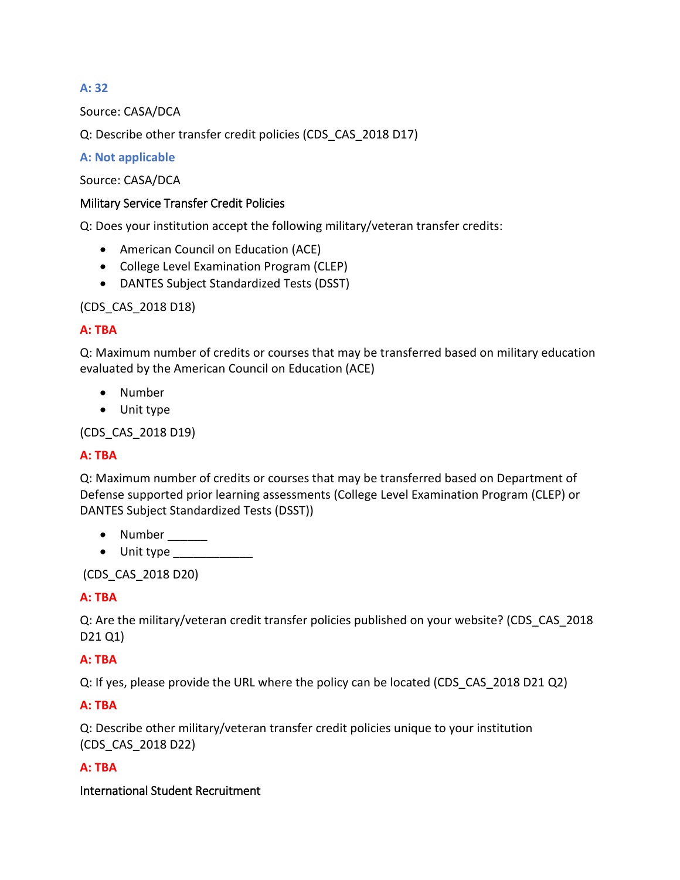**A: 32**

Source: CASA/DCA

Q: Describe other transfer credit policies (CDS_CAS_2018 D17)

**A: Not applicable**

Source: CASA/DCA

Military Service Transfer Credit Policies

Q: Does your institution accept the following military/veteran transfer credits:

- American Council on Education (ACE)
- College Level Examination Program (CLEP)
- DANTES Subject Standardized Tests (DSST)

(CDS_CAS_2018 D18)

**A: TBA**

Q: Maximum number of credits or courses that may be transferred based on military education evaluated by the American Council on Education (ACE)

- Number
- Unit type

(CDS_CAS_2018 D19)

**A: TBA**

Q: Maximum number of credits or courses that may be transferred based on Department of Defense supported prior learning assessments (College Level Examination Program (CLEP) or DANTES Subject Standardized Tests (DSST))

- Number ______
- Unit type ____________

(CDS_CAS_2018 D20)

**A: TBA**

Q: Are the military/veteran credit transfer policies published on your website? (CDS_CAS_2018 D21 Q1)

**A: TBA**

Q: If yes, please provide the URL where the policy can be located (CDS_CAS_2018 D21 Q2)

**A: TBA**

Q: Describe other military/veteran transfer credit policies unique to your institution (CDS_CAS_2018 D22)

**A: TBA**

International Student Recruitment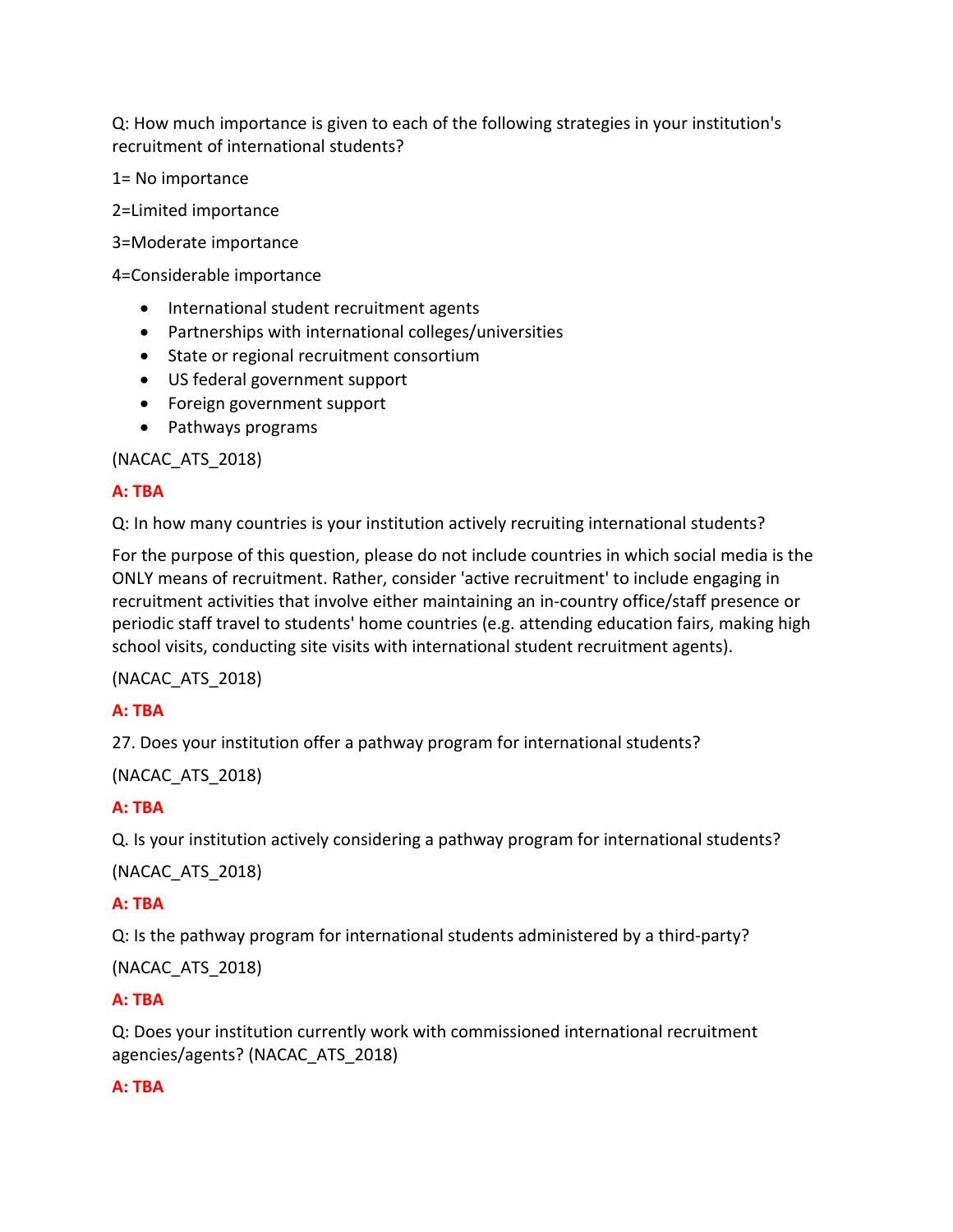Q: How much importance is given to each of the following strategies in your institution's recruitment of international students?

1= No importance

2=Limited importance

3=Moderate importance

4=Considerable importance

- International student recruitment agents
- Partnerships with international colleges/universities
- State or regional recruitment consortium
- US federal government support
- Foreign government support
- Pathways programs

(NACAC_ATS_2018)

**A: TBA**

Q: In how many countries is your institution actively recruiting international students?

For the purpose of this question, please do not include countries in which social media is the ONLY means of recruitment. Rather, consider 'active recruitment' to include engaging in recruitment activities that involve either maintaining an in-country office/staff presence or periodic staff travel to students' home countries (e.g. attending education fairs, making high school visits, conducting site visits with international student recruitment agents).

(NACAC_ATS_2018)

**A: TBA**

27. Does your institution offer a pathway program for international students?

(NACAC_ATS_2018)

**A: TBA**

Q. Is your institution actively considering a pathway program for international students?

(NACAC_ATS_2018)

**A: TBA**

Q: Is the pathway program for international students administered by a third-party?

(NACAC_ATS_2018)

**A: TBA**

Q: Does your institution currently work with commissioned international recruitment agencies/agents? (NACAC_ATS_2018)

**A: TBA**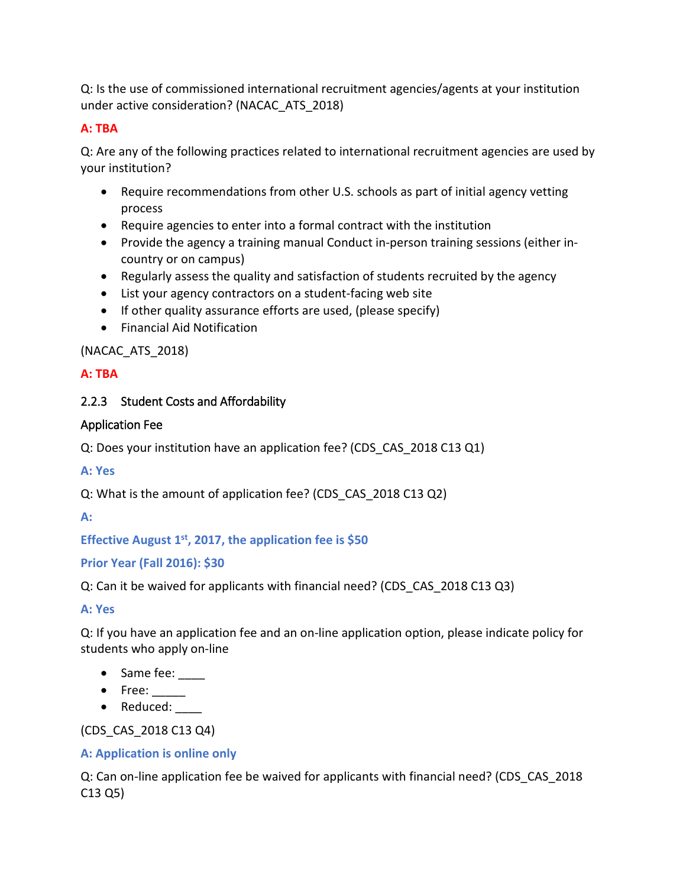Q: Is the use of commissioned international recruitment agencies/agents at your institution under active consideration? (NACAC_ATS_2018)

**A: TBA**

Q: Are any of the following practices related to international recruitment agencies are used by your institution?

- Require recommendations from other U.S. schools as part of initial agency vetting process
- Require agencies to enter into a formal contract with the institution
- Provide the agency a training manual Conduct in-person training sessions (either in-country or on campus)
- Regularly assess the quality and satisfaction of students recruited by the agency
- List your agency contractors on a student-facing web site
- If other quality assurance efforts are used, (please specify)
- Financial Aid Notification

(NACAC_ATS_2018)

**A: TBA**

### 2.2.3 Student Costs and Affordability

Application Fee

Q: Does your institution have an application fee? (CDS_CAS_2018 C13 Q1)

**A: Yes**

Q: What is the amount of application fee? (CDS_CAS_2018 C13 Q2)

**A:**

**Effective August 1st, 2017, the application fee is $50**

**Prior Year (Fall 2016): $30**

Q: Can it be waived for applicants with financial need? (CDS_CAS_2018 C13 Q3)

**A: Yes**

Q: If you have an application fee and an on-line application option, please indicate policy for students who apply on-line

- Same fee: ____
- Free: _____
- Reduced: ____

(CDS_CAS_2018 C13 Q4)

**A: Application is online only**

Q: Can on-line application fee be waived for applicants with financial need? (CDS_CAS_2018 C13 Q5)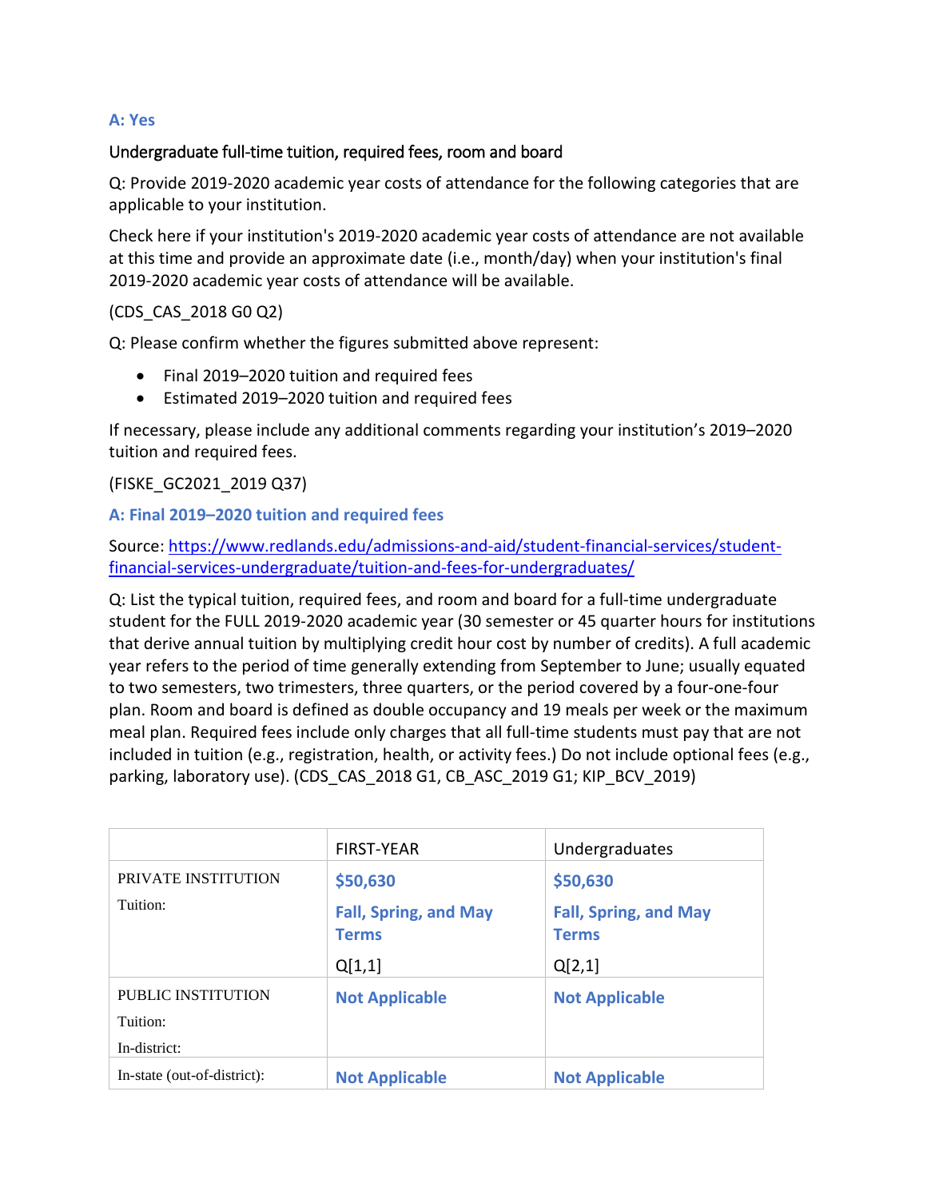**A: Yes**

Undergraduate full-time tuition, required fees, room and board

Q: Provide 2019-2020 academic year costs of attendance for the following categories that are applicable to your institution.

Check here if your institution's 2019-2020 academic year costs of attendance are not available at this time and provide an approximate date (i.e., month/day) when your institution's final 2019-2020 academic year costs of attendance will be available.

(CDS_CAS_2018 G0 Q2)

Q: Please confirm whether the figures submitted above represent:

- Final 2019–2020 tuition and required fees
- Estimated 2019–2020 tuition and required fees

If necessary, please include any additional comments regarding your institution's 2019–2020 tuition and required fees.

(FISKE_GC2021_2019 Q37)

**A: Final 2019–2020 tuition and required fees**

Source: https://www.redlands.edu/admissions-and-aid/student-financial-services/student-financial-services-undergraduate/tuition-and-fees-for-undergraduates/

Q: List the typical tuition, required fees, and room and board for a full-time undergraduate student for the FULL 2019-2020 academic year (30 semester or 45 quarter hours for institutions that derive annual tuition by multiplying credit hour cost by number of credits). A full academic year refers to the period of time generally extending from September to June; usually equated to two semesters, two trimesters, three quarters, or the period covered by a four-one-four plan. Room and board is defined as double occupancy and 19 meals per week or the maximum meal plan. Required fees include only charges that all full-time students must pay that are not included in tuition (e.g., registration, health, or activity fees.) Do not include optional fees (e.g., parking, laboratory use). (CDS_CAS_2018 G1, CB_ASC_2019 G1; KIP_BCV_2019)

| | FIRST-YEAR | Undergraduates |
|---|---|---|
| PRIVATE INSTITUTION<br>Tuition: | **$50,630**<br>**Fall, Spring, and May Terms**<br>Q[1,1] | **$50,630**<br>**Fall, Spring, and May Terms**<br>Q[2,1] |
| PUBLIC INSTITUTION<br>Tuition:<br>In-district: | **Not Applicable** | **Not Applicable** |
| In-state (out-of-district): | **Not Applicable** | **Not Applicable** |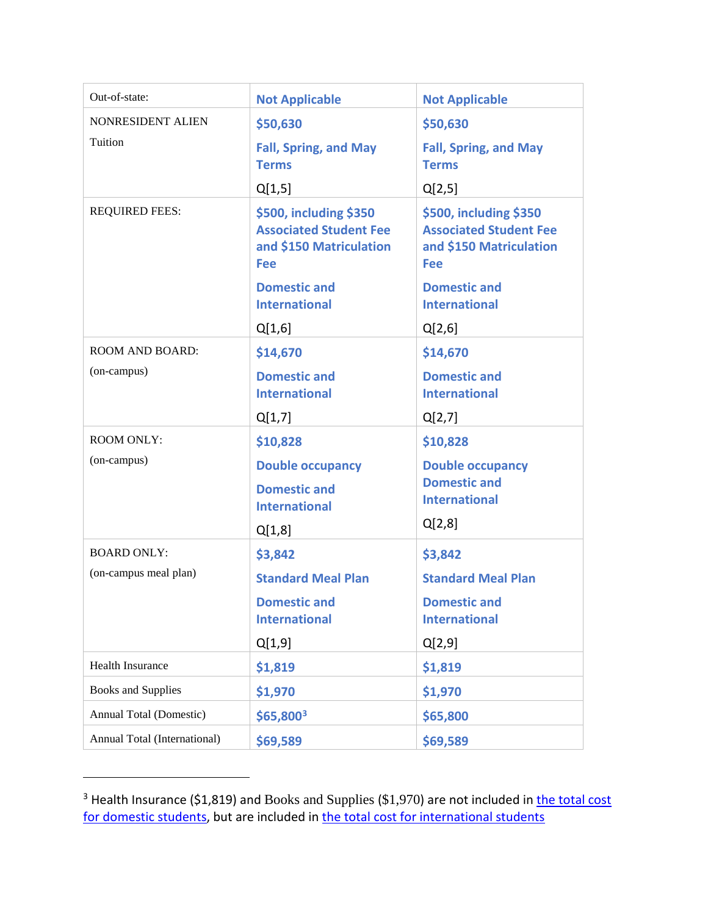| Out-of-state: | Not Applicable | Not Applicable |
|---|---|---|
| NONRESIDENT ALIEN Tuition | $50,630 Fall, Spring, and May Terms Q[1,5] | $50,630 Fall, Spring, and May Terms Q[2,5] |
| REQUIRED FEES: | $500, including $350 Associated Student Fee and $150 Matriculation Fee Domestic and International Q[1,6] | $500, including $350 Associated Student Fee and $150 Matriculation Fee Domestic and International Q[2,6] |
| ROOM AND BOARD: (on-campus) | $14,670 Domestic and International Q[1,7] | $14,670 Domestic and International Q[2,7] |
| ROOM ONLY: (on-campus) | $10,828 Double occupancy Domestic and International Q[1,8] | $10,828 Double occupancy Domestic and International Q[2,8] |
| BOARD ONLY: (on-campus meal plan) | $3,842 Standard Meal Plan Domestic and International Q[1,9] | $3,842 Standard Meal Plan Domestic and International Q[2,9] |
| Health Insurance | $1,819 | $1,819 |
| Books and Supplies | $1,970 | $1,970 |
| Annual Total (Domestic) | $65,800[3] | $65,800 |
| Annual Total (International) | $69,589 | $69,589 |

[3] Health Insurance ($1,819) and Books and Supplies ($1,970) are not included in the total cost for domestic students, but are included in the total cost for international students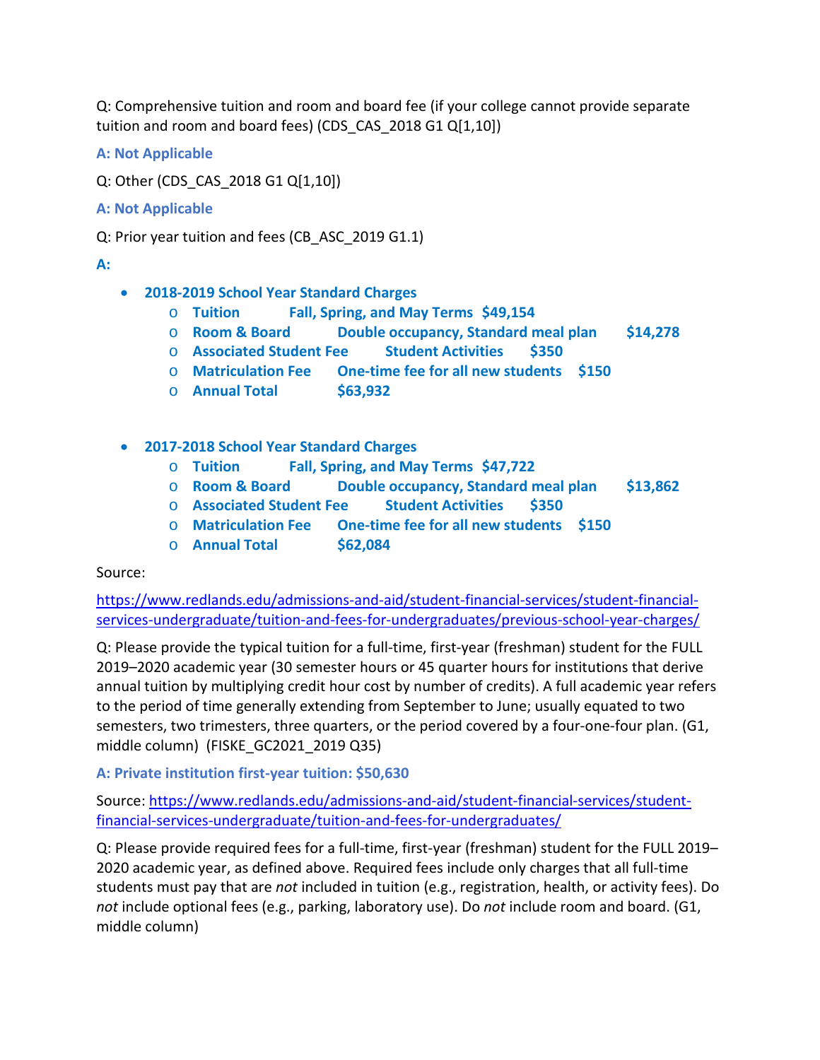Q: Comprehensive tuition and room and board fee (if your college cannot provide separate tuition and room and board fees) (CDS_CAS_2018 G1 Q[1,10])

**A: Not Applicable**

Q: Other (CDS_CAS_2018 G1 Q[1,10])

**A: Not Applicable**

Q: Prior year tuition and fees (CB_ASC_2019 G1.1)

**A:**

- **2018-2019 School Year Standard Charges**
  - **Tuition Fall, Spring, and May Terms $49,154**
  - **Room & Board Double occupancy, Standard meal plan $14,278**
  - **Associated Student Fee Student Activities $350**
  - **Matriculation Fee One-time fee for all new students $150**
  - **Annual Total $63,932**

- **2017-2018 School Year Standard Charges**
  - **Tuition Fall, Spring, and May Terms $47,722**
  - **Room & Board Double occupancy, Standard meal plan $13,862**
  - **Associated Student Fee Student Activities $350**
  - **Matriculation Fee One-time fee for all new students $150**
  - **Annual Total $62,084**

Source:

https://www.redlands.edu/admissions-and-aid/student-financial-services/student-financial-services-undergraduate/tuition-and-fees-for-undergraduates/previous-school-year-charges/

Q: Please provide the typical tuition for a full-time, first-year (freshman) student for the FULL 2019–2020 academic year (30 semester hours or 45 quarter hours for institutions that derive annual tuition by multiplying credit hour cost by number of credits). A full academic year refers to the period of time generally extending from September to June; usually equated to two semesters, two trimesters, three quarters, or the period covered by a four-one-four plan. (G1, middle column) (FISKE_GC2021_2019 Q35)

**A: Private institution first-year tuition: $50,630**

Source: https://www.redlands.edu/admissions-and-aid/student-financial-services/student-financial-services-undergraduate/tuition-and-fees-for-undergraduates/

Q: Please provide required fees for a full-time, first-year (freshman) student for the FULL 2019–2020 academic year, as defined above. Required fees include only charges that all full-time students must pay that are *not* included in tuition (e.g., registration, health, or activity fees). Do *not* include optional fees (e.g., parking, laboratory use). Do *not* include room and board. (G1, middle column)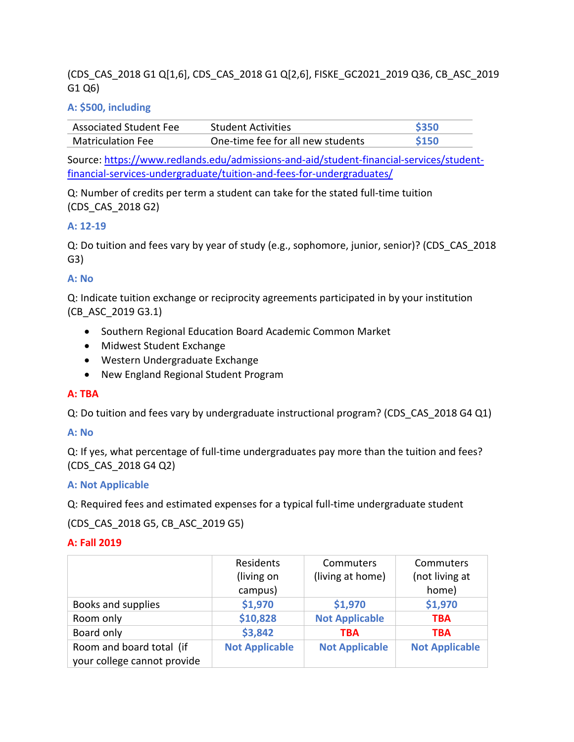(CDS_CAS_2018 G1 Q[1,6], CDS_CAS_2018 G1 Q[2,6], FISKE_GC2021_2019 Q36, CB_ASC_2019 G1 Q6)

**A: $500, including**

| | | |
|---|---|---|
| Associated Student Fee | Student Activities | $350 |
| Matriculation Fee | One-time fee for all new students | $150 |

Source: [https://www.redlands.edu/admissions-and-aid/student-financial-services/student-financial-services-undergraduate/tuition-and-fees-for-undergraduates/](https://www.redlands.edu/admissions-and-aid/student-financial-services/student-financial-services-undergraduate/tuition-and-fees-for-undergraduates/)

Q: Number of credits per term a student can take for the stated full-time tuition (CDS_CAS_2018 G2)

**A: 12-19**

Q: Do tuition and fees vary by year of study (e.g., sophomore, junior, senior)? (CDS_CAS_2018 G3)

**A: No**

Q: Indicate tuition exchange or reciprocity agreements participated in by your institution (CB_ASC_2019 G3.1)

- Southern Regional Education Board Academic Common Market
- Midwest Student Exchange
- Western Undergraduate Exchange
- New England Regional Student Program

**A: TBA**

Q: Do tuition and fees vary by undergraduate instructional program? (CDS_CAS_2018 G4 Q1)

**A: No**

Q: If yes, what percentage of full-time undergraduates pay more than the tuition and fees? (CDS_CAS_2018 G4 Q2)

**A: Not Applicable**

Q: Required fees and estimated expenses for a typical full-time undergraduate student

(CDS_CAS_2018 G5, CB_ASC_2019 G5)

**A: Fall 2019**

| | Residents (living on campus) | Commuters (living at home) | Commuters (not living at home) |
|---|---|---|---|
| Books and supplies | $1,970 | $1,970 | $1,970 |
| Room only | $10,828 | Not Applicable | TBA |
| Board only | $3,842 | TBA | TBA |
| Room and board total (if your college cannot provide | Not Applicable | Not Applicable | Not Applicable |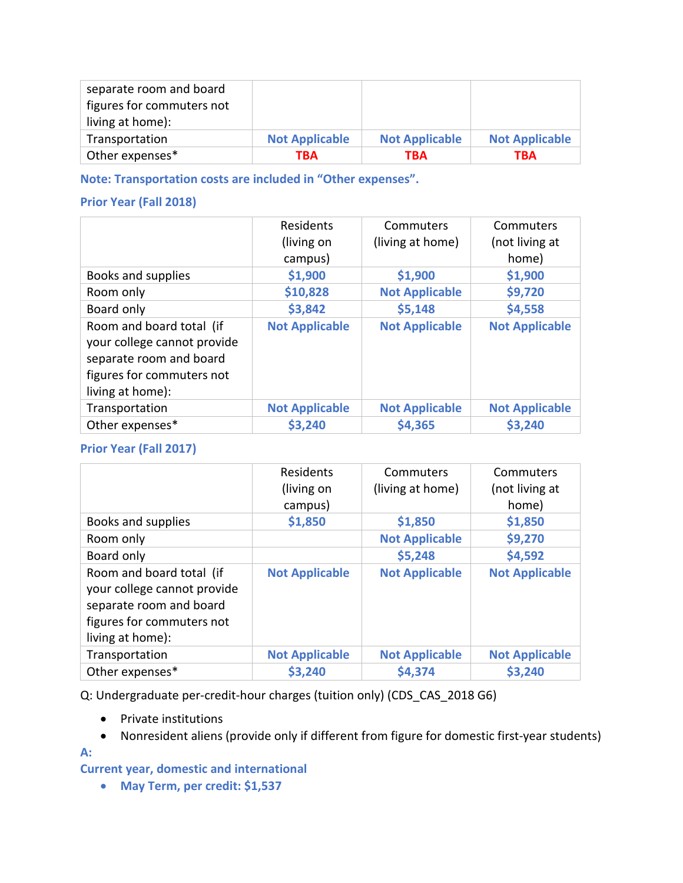| separate room and board figures for commuters not living at home): | | | |
|---|---|---|---|
| Transportation | Not Applicable | Not Applicable | Not Applicable |
| Other expenses* | TBA | TBA | TBA |

**Note: Transportation costs are included in "Other expenses".**

**Prior Year (Fall 2018)**

| | Residents (living on campus) | Commuters (living at home) | Commuters (not living at home) |
|---|---|---|---|
| Books and supplies | $1,900 | $1,900 | $1,900 |
| Room only | $10,828 | Not Applicable | $9,720 |
| Board only | $3,842 | $5,148 | $4,558 |
| Room and board total (if your college cannot provide separate room and board figures for commuters not living at home): | Not Applicable | Not Applicable | Not Applicable |
| Transportation | Not Applicable | Not Applicable | Not Applicable |
| Other expenses* | $3,240 | $4,365 | $3,240 |

**Prior Year (Fall 2017)**

| | Residents (living on campus) | Commuters (living at home) | Commuters (not living at home) |
|---|---|---|---|
| Books and supplies | $1,850 | $1,850 | $1,850 |
| Room only | | Not Applicable | $9,270 |
| Board only | | $5,248 | $4,592 |
| Room and board total (if your college cannot provide separate room and board figures for commuters not living at home): | Not Applicable | Not Applicable | Not Applicable |
| Transportation | Not Applicable | Not Applicable | Not Applicable |
| Other expenses* | $3,240 | $4,374 | $3,240 |

Q: Undergraduate per-credit-hour charges (tuition only) (CDS_CAS_2018 G6)

- Private institutions
- Nonresident aliens (provide only if different from figure for domestic first-year students)

**A:**

**Current year, domestic and international**

- **May Term, per credit: $1,537**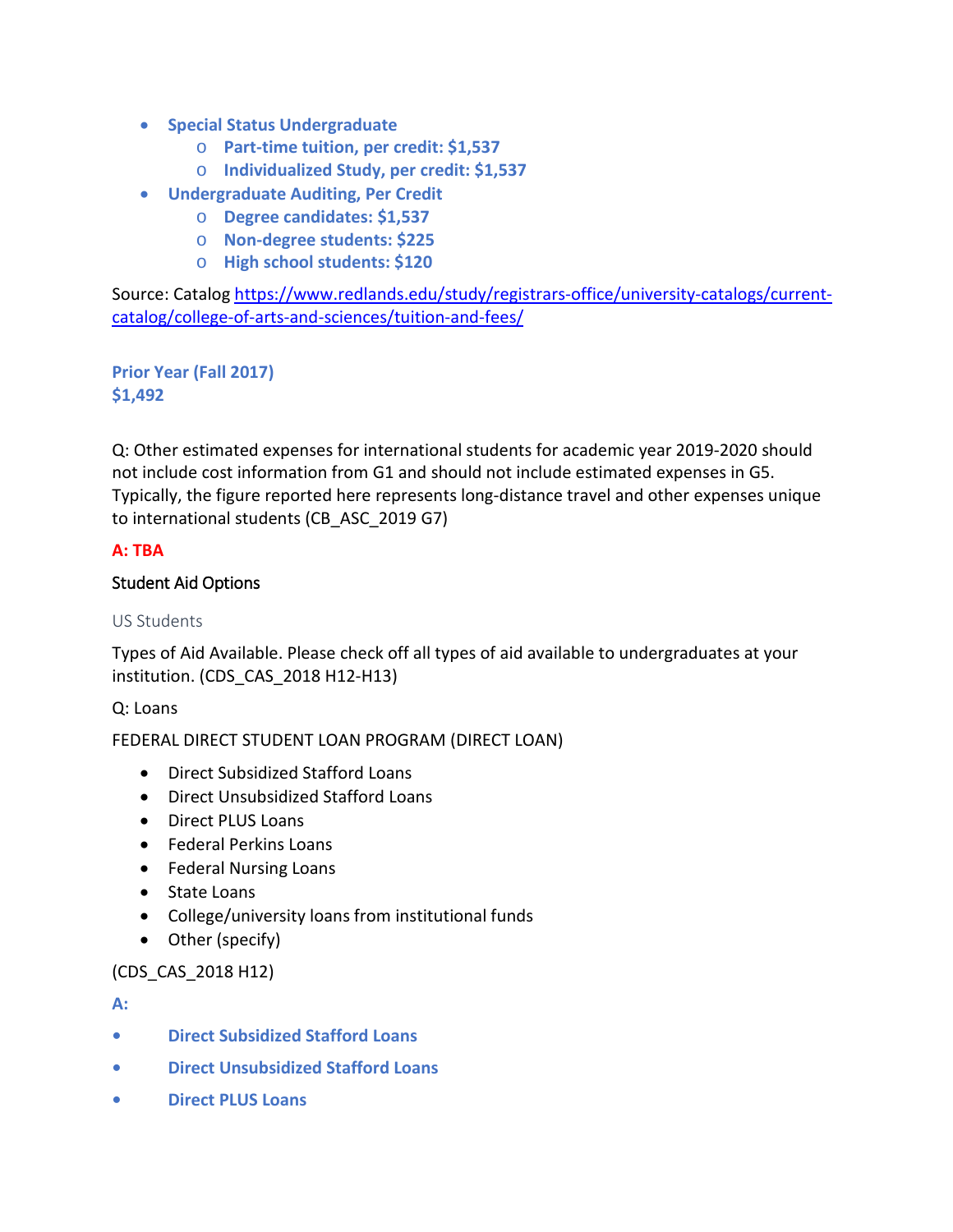- **Special Status Undergraduate**
  - **Part-time tuition, per credit: $1,537**
  - **Individualized Study, per credit: $1,537**
- **Undergraduate Auditing, Per Credit**
  - **Degree candidates: $1,537**
  - **Non-degree students: $225**
  - **High school students: $120**

Source: Catalog https://www.redlands.edu/study/registrars-office/university-catalogs/current-catalog/college-of-arts-and-sciences/tuition-and-fees/

**Prior Year (Fall 2017)**
**$1,492**

Q: Other estimated expenses for international students for academic year 2019-2020 should not include cost information from G1 and should not include estimated expenses in G5. Typically, the figure reported here represents long-distance travel and other expenses unique to international students (CB_ASC_2019 G7)

**A: TBA**

Student Aid Options

US Students

Types of Aid Available. Please check off all types of aid available to undergraduates at your institution. (CDS_CAS_2018 H12-H13)

Q: Loans

FEDERAL DIRECT STUDENT LOAN PROGRAM (DIRECT LOAN)

- Direct Subsidized Stafford Loans
- Direct Unsubsidized Stafford Loans
- Direct PLUS Loans
- Federal Perkins Loans
- Federal Nursing Loans
- State Loans
- College/university loans from institutional funds
- Other (specify)

(CDS_CAS_2018 H12)

**A:**

- **Direct Subsidized Stafford Loans**
- **Direct Unsubsidized Stafford Loans**
- **Direct PLUS Loans**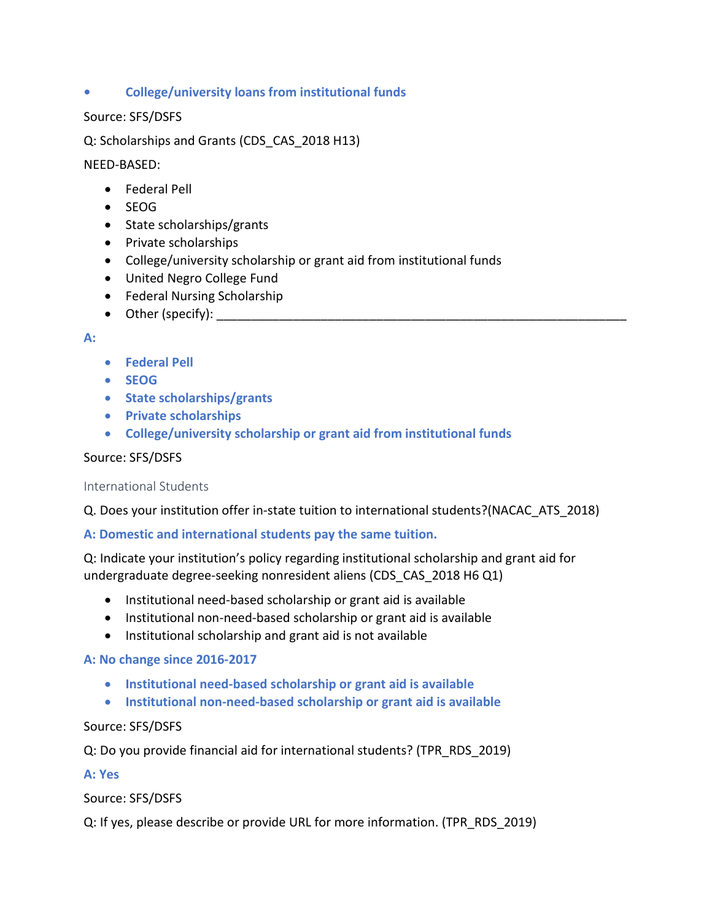- **College/university loans from institutional funds**

Source: SFS/DSFS

Q: Scholarships and Grants (CDS_CAS_2018 H13)

NEED-BASED:

- Federal Pell
- SEOG
- State scholarships/grants
- Private scholarships
- College/university scholarship or grant aid from institutional funds
- United Negro College Fund
- Federal Nursing Scholarship
- Other (specify): ____________________________________________________________

**A:**

- **Federal Pell**
- **SEOG**
- **State scholarships/grants**
- **Private scholarships**
- **College/university scholarship or grant aid from institutional funds**

Source: SFS/DSFS

International Students

Q. Does your institution offer in-state tuition to international students?(NACAC_ATS_2018)

**A: Domestic and international students pay the same tuition.**

Q: Indicate your institution's policy regarding institutional scholarship and grant aid for undergraduate degree-seeking nonresident aliens (CDS_CAS_2018 H6 Q1)

- Institutional need-based scholarship or grant aid is available
- Institutional non-need-based scholarship or grant aid is available
- Institutional scholarship and grant aid is not available

**A: No change since 2016-2017**

- **Institutional need-based scholarship or grant aid is available**
- **Institutional non-need-based scholarship or grant aid is available**

Source: SFS/DSFS

Q: Do you provide financial aid for international students? (TPR_RDS_2019)

**A: Yes**

Source: SFS/DSFS

Q: If yes, please describe or provide URL for more information. (TPR_RDS_2019)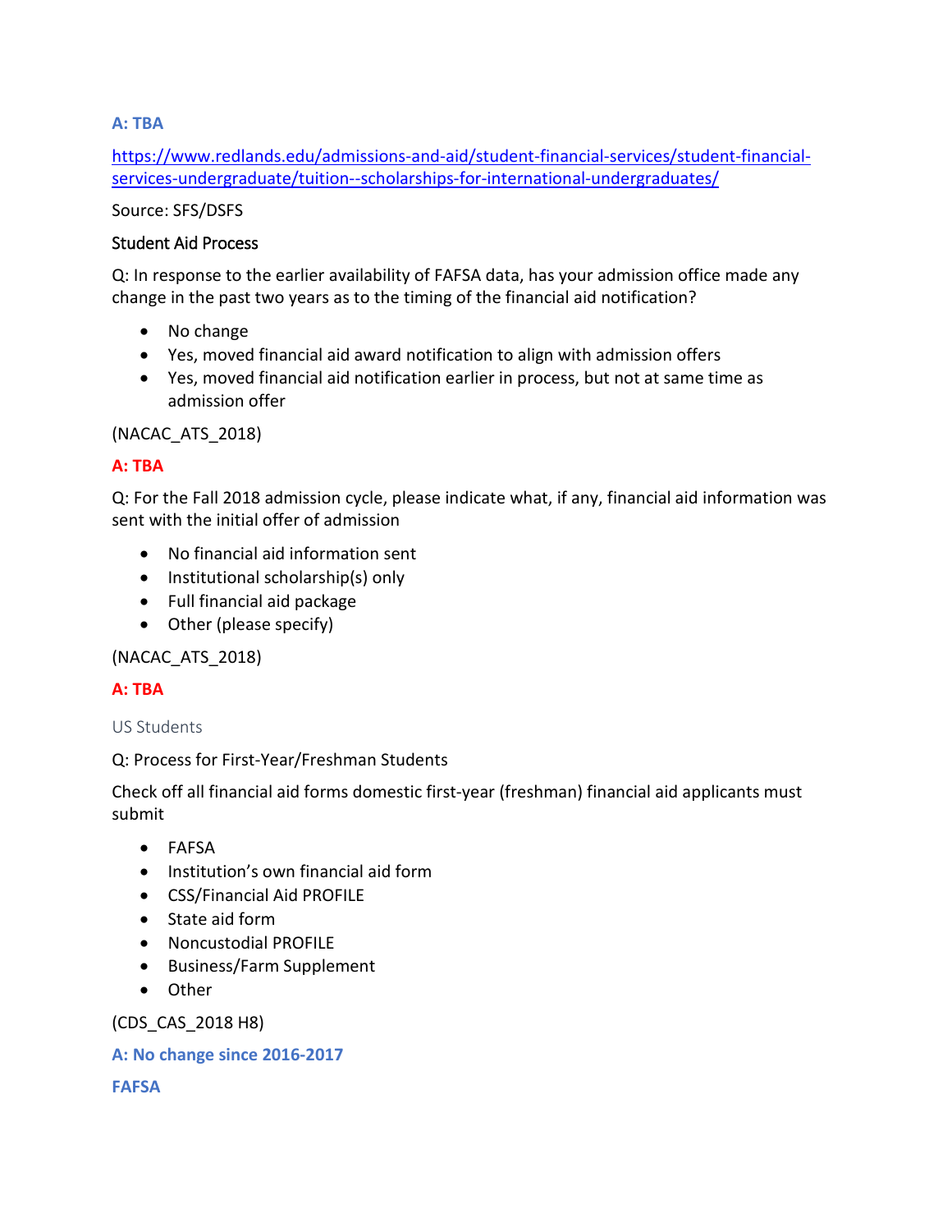**A: TBA**

https://www.redlands.edu/admissions-and-aid/student-financial-services/student-financial-services-undergraduate/tuition--scholarships-for-international-undergraduates/

Source: SFS/DSFS

Student Aid Process

Q: In response to the earlier availability of FAFSA data, has your admission office made any change in the past two years as to the timing of the financial aid notification?

- No change
- Yes, moved financial aid award notification to align with admission offers
- Yes, moved financial aid notification earlier in process, but not at same time as admission offer

(NACAC_ATS_2018)

**A: TBA**

Q: For the Fall 2018 admission cycle, please indicate what, if any, financial aid information was sent with the initial offer of admission

- No financial aid information sent
- Institutional scholarship(s) only
- Full financial aid package
- Other (please specify)

(NACAC_ATS_2018)

**A: TBA**

US Students

Q: Process for First-Year/Freshman Students

Check off all financial aid forms domestic first-year (freshman) financial aid applicants must submit

- FAFSA
- Institution's own financial aid form
- CSS/Financial Aid PROFILE
- State aid form
- Noncustodial PROFILE
- Business/Farm Supplement
- Other

(CDS_CAS_2018 H8)

**A: No change since 2016-2017**

**FAFSA**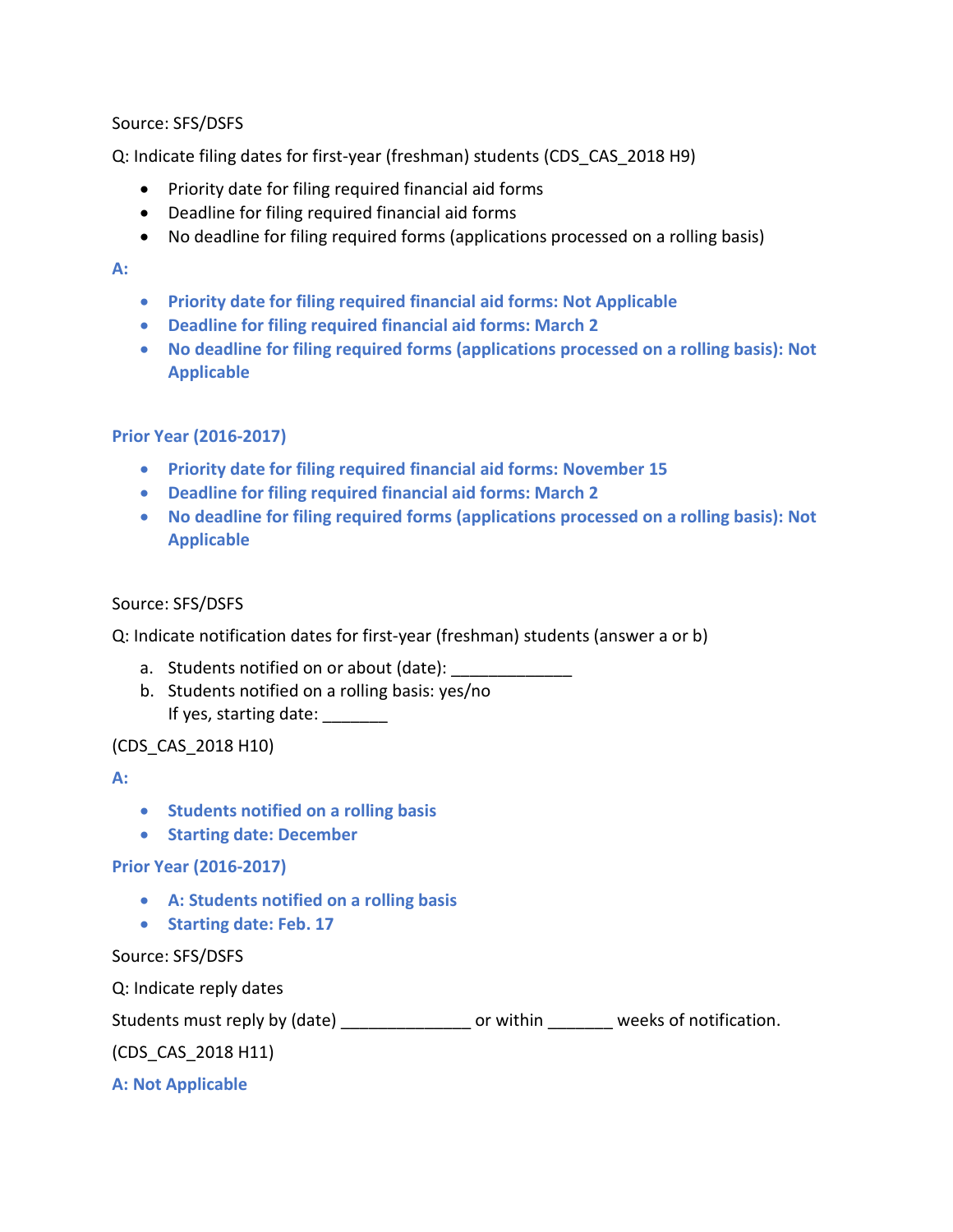Source: SFS/DSFS

Q: Indicate filing dates for first-year (freshman) students (CDS_CAS_2018 H9)

- Priority date for filing required financial aid forms
- Deadline for filing required financial aid forms
- No deadline for filing required forms (applications processed on a rolling basis)

**A:**

- **Priority date for filing required financial aid forms: Not Applicable**
- **Deadline for filing required financial aid forms: March 2**
- **No deadline for filing required forms (applications processed on a rolling basis): Not Applicable**

**Prior Year (2016-2017)**

- **Priority date for filing required financial aid forms: November 15**
- **Deadline for filing required financial aid forms: March 2**
- **No deadline for filing required forms (applications processed on a rolling basis): Not Applicable**

Source: SFS/DSFS

Q: Indicate notification dates for first-year (freshman) students (answer a or b)

a. Students notified on or about (date): _____________
b. Students notified on a rolling basis: yes/no
   If yes, starting date: _______

(CDS_CAS_2018 H10)

**A:**

- **Students notified on a rolling basis**
- **Starting date: December**

**Prior Year (2016-2017)**

- **A: Students notified on a rolling basis**
- **Starting date: Feb. 17**

Source: SFS/DSFS

Q: Indicate reply dates

Students must reply by (date) ______________ or within _______ weeks of notification.

(CDS_CAS_2018 H11)

**A: Not Applicable**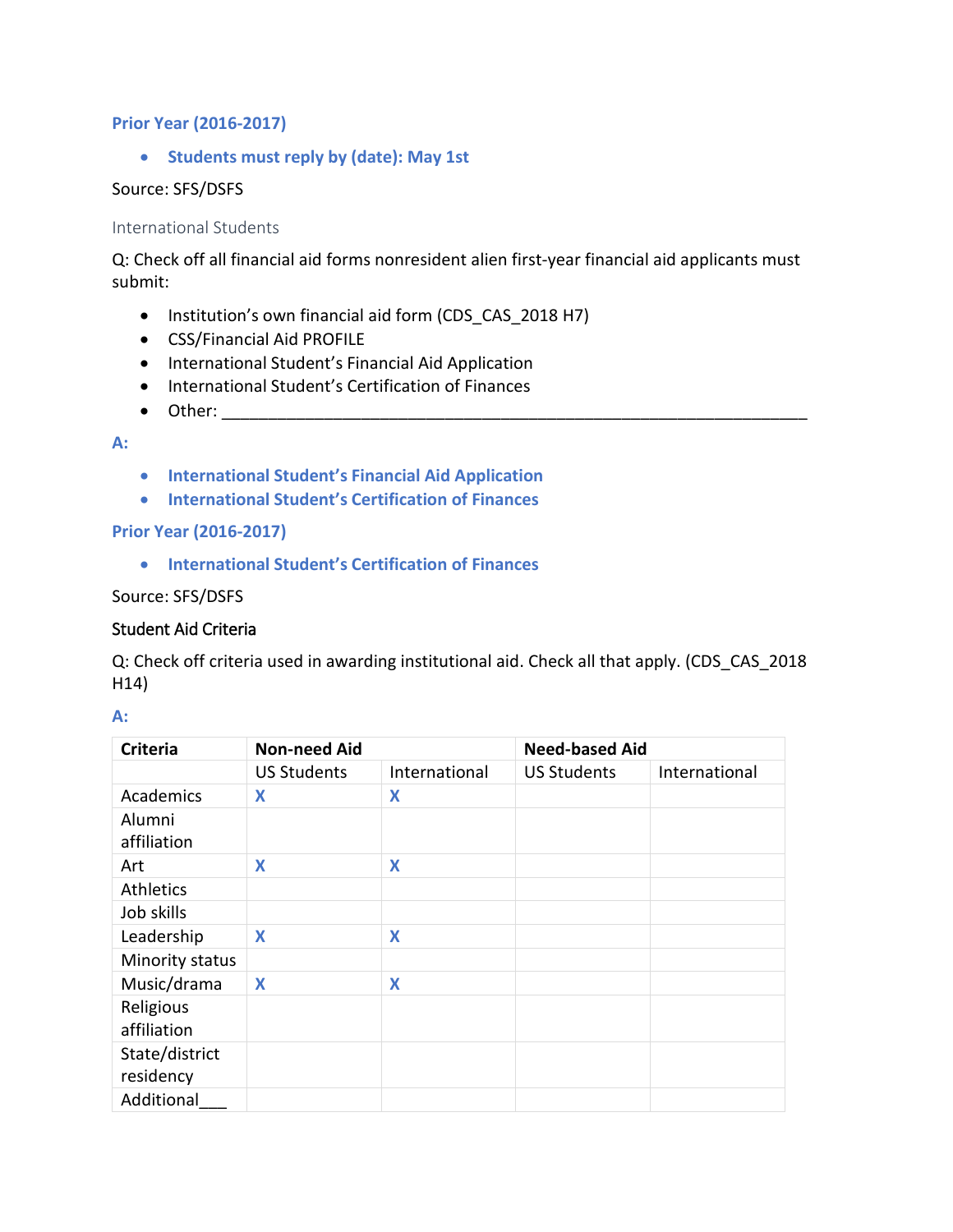**Prior Year (2016-2017)**

- **Students must reply by (date): May 1st**

Source: SFS/DSFS

International Students

Q: Check off all financial aid forms nonresident alien first-year financial aid applicants must submit:

- Institution's own financial aid form (CDS_CAS_2018 H7)
- CSS/Financial Aid PROFILE
- International Student's Financial Aid Application
- International Student's Certification of Finances
- Other: ________________________________________________________________

**A:**

- **International Student's Financial Aid Application**
- **International Student's Certification of Finances**

**Prior Year (2016-2017)**

- **International Student's Certification of Finances**

Source: SFS/DSFS

Student Aid Criteria

Q: Check off criteria used in awarding institutional aid. Check all that apply. (CDS_CAS_2018 H14)

**A:**

| Criteria | Non-need Aid | | Need-based Aid | |
|---|---|---|---|---|
| | US Students | International | US Students | International |
| Academics | X | X | | |
| Alumni affiliation | | | | |
| Art | X | X | | |
| Athletics | | | | |
| Job skills | | | | |
| Leadership | X | X | | |
| Minority status | | | | |
| Music/drama | X | X | | |
| Religious affiliation | | | | |
| State/district residency | | | | |
| Additional___ | | | | |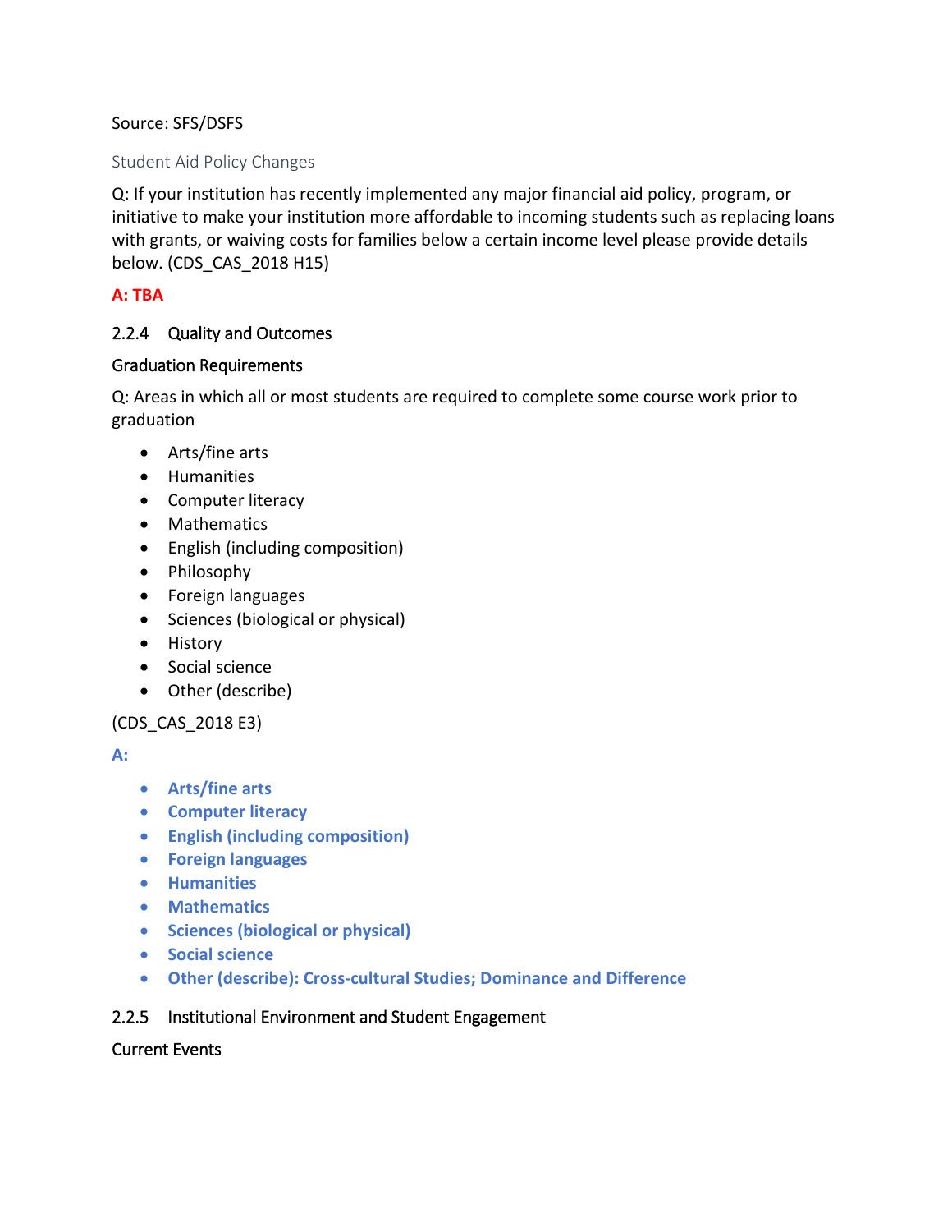Source: SFS/DSFS

Student Aid Policy Changes

Q: If your institution has recently implemented any major financial aid policy, program, or initiative to make your institution more affordable to incoming students such as replacing loans with grants, or waiving costs for families below a certain income level please provide details below. (CDS_CAS_2018 H15)

**A: TBA**

### 2.2.4 Quality and Outcomes

#### Graduation Requirements

Q: Areas in which all or most students are required to complete some course work prior to graduation

- Arts/fine arts
- Humanities
- Computer literacy
- Mathematics
- English (including composition)
- Philosophy
- Foreign languages
- Sciences (biological or physical)
- History
- Social science
- Other (describe)

(CDS_CAS_2018 E3)

**A:**

- **Arts/fine arts**
- **Computer literacy**
- **English (including composition)**
- **Foreign languages**
- **Humanities**
- **Mathematics**
- **Sciences (biological or physical)**
- **Social science**
- **Other (describe): Cross-cultural Studies; Dominance and Difference**

### 2.2.5 Institutional Environment and Student Engagement

#### Current Events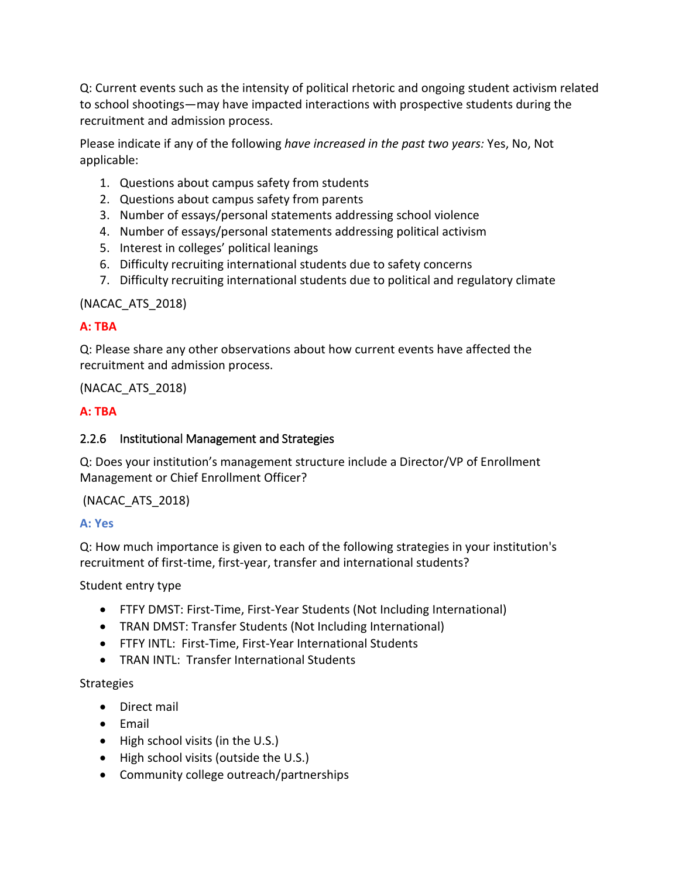Q: Current events such as the intensity of political rhetoric and ongoing student activism related to school shootings—may have impacted interactions with prospective students during the recruitment and admission process.

Please indicate if any of the following *have increased in the past two years:* Yes, No, Not applicable:

1. Questions about campus safety from students
2. Questions about campus safety from parents
3. Number of essays/personal statements addressing school violence
4. Number of essays/personal statements addressing political activism
5. Interest in colleges' political leanings
6. Difficulty recruiting international students due to safety concerns
7. Difficulty recruiting international students due to political and regulatory climate

(NACAC_ATS_2018)

**A: TBA**

Q: Please share any other observations about how current events have affected the recruitment and admission process.

(NACAC_ATS_2018)

**A: TBA**

### 2.2.6 Institutional Management and Strategies

Q: Does your institution's management structure include a Director/VP of Enrollment Management or Chief Enrollment Officer?

(NACAC_ATS_2018)

**A: Yes**

Q: How much importance is given to each of the following strategies in your institution's recruitment of first-time, first-year, transfer and international students?

Student entry type

- FTFY DMST: First-Time, First-Year Students (Not Including International)
- TRAN DMST: Transfer Students (Not Including International)
- FTFY INTL: First-Time, First-Year International Students
- TRAN INTL: Transfer International Students

Strategies

- Direct mail
- Email
- High school visits (in the U.S.)
- High school visits (outside the U.S.)
- Community college outreach/partnerships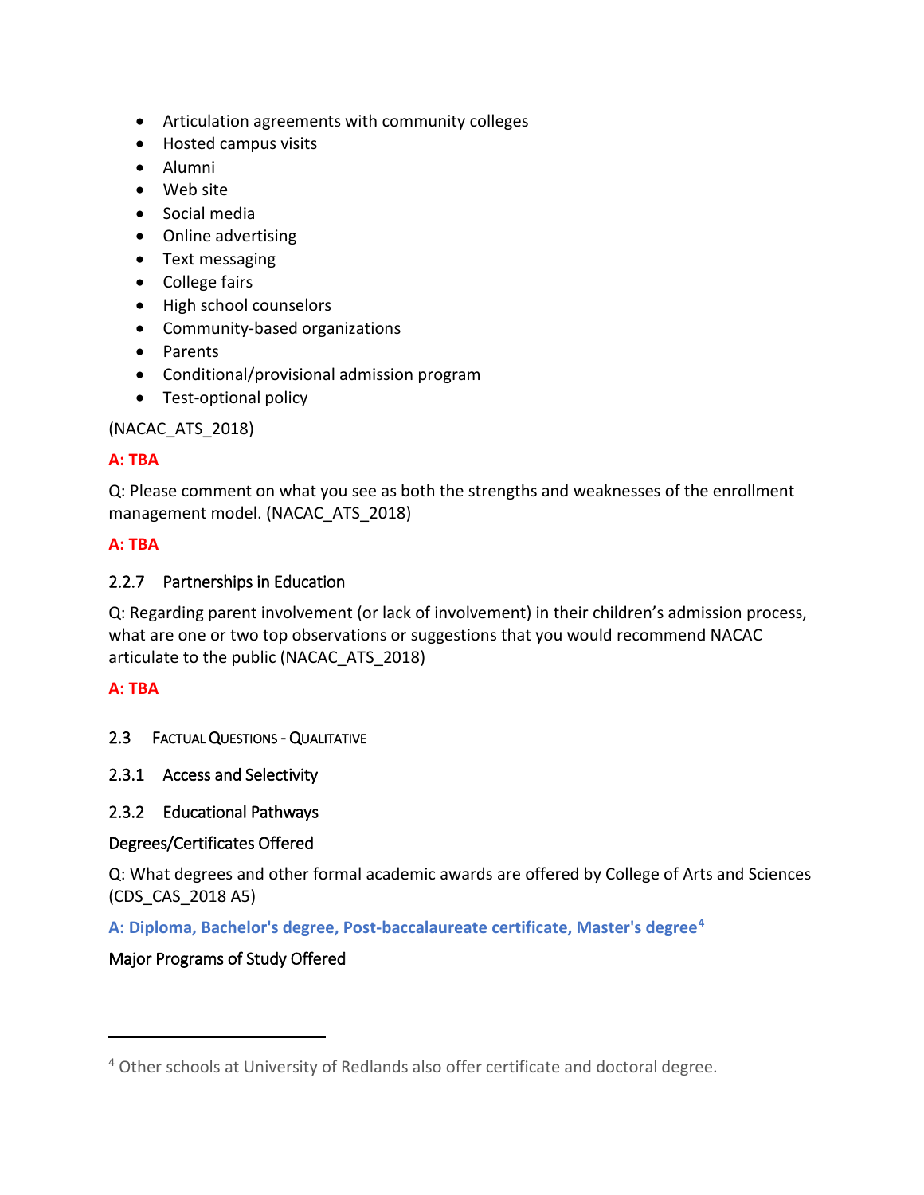- Articulation agreements with community colleges
- Hosted campus visits
- Alumni
- Web site
- Social media
- Online advertising
- Text messaging
- College fairs
- High school counselors
- Community-based organizations
- Parents
- Conditional/provisional admission program
- Test-optional policy

(NACAC_ATS_2018)

**A: TBA**

Q: Please comment on what you see as both the strengths and weaknesses of the enrollment management model. (NACAC_ATS_2018)

**A: TBA**

### 2.2.7 Partnerships in Education

Q: Regarding parent involvement (or lack of involvement) in their children's admission process, what are one or two top observations or suggestions that you would recommend NACAC articulate to the public (NACAC_ATS_2018)

**A: TBA**

## 2.3 Factual Questions - Qualitative

### 2.3.1 Access and Selectivity

### 2.3.2 Educational Pathways

#### Degrees/Certificates Offered

Q: What degrees and other formal academic awards are offered by College of Arts and Sciences (CDS_CAS_2018 A5)

**A: Diploma, Bachelor's degree, Post-baccalaureate certificate, Master's degree[4]**

#### Major Programs of Study Offered

[4] Other schools at University of Redlands also offer certificate and doctoral degree.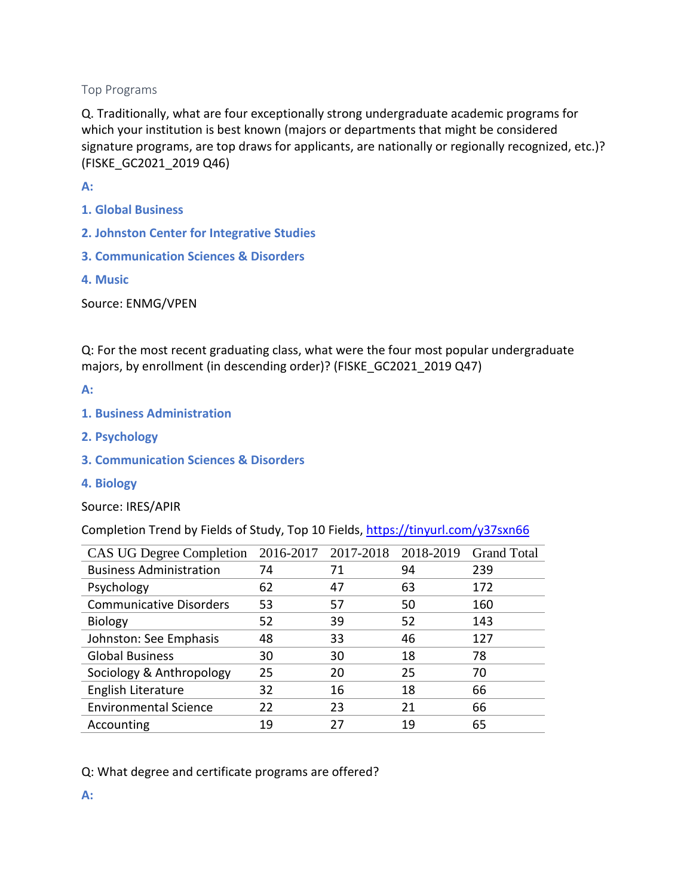Top Programs

Q. Traditionally, what are four exceptionally strong undergraduate academic programs for which your institution is best known (majors or departments that might be considered signature programs, are top draws for applicants, are nationally or regionally recognized, etc.)? (FISKE_GC2021_2019 Q46)

**A:**

**1. Global Business**

**2. Johnston Center for Integrative Studies**

**3. Communication Sciences & Disorders**

**4. Music**

Source: ENMG/VPEN

Q: For the most recent graduating class, what were the four most popular undergraduate majors, by enrollment (in descending order)? (FISKE_GC2021_2019 Q47)

**A:**

**1. Business Administration**

**2. Psychology**

**3. Communication Sciences & Disorders**

**4. Biology**

Source: IRES/APIR

Completion Trend by Fields of Study, Top 10 Fields, https://tinyurl.com/y37sxn66

| CAS UG Degree Completion | 2016-2017 | 2017-2018 | 2018-2019 | Grand Total |
|---|---|---|---|---|
| Business Administration | 74 | 71 | 94 | 239 |
| Psychology | 62 | 47 | 63 | 172 |
| Communicative Disorders | 53 | 57 | 50 | 160 |
| Biology | 52 | 39 | 52 | 143 |
| Johnston: See Emphasis | 48 | 33 | 46 | 127 |
| Global Business | 30 | 30 | 18 | 78 |
| Sociology & Anthropology | 25 | 20 | 25 | 70 |
| English Literature | 32 | 16 | 18 | 66 |
| Environmental Science | 22 | 23 | 21 | 66 |
| Accounting | 19 | 27 | 19 | 65 |

Q: What degree and certificate programs are offered?

**A:**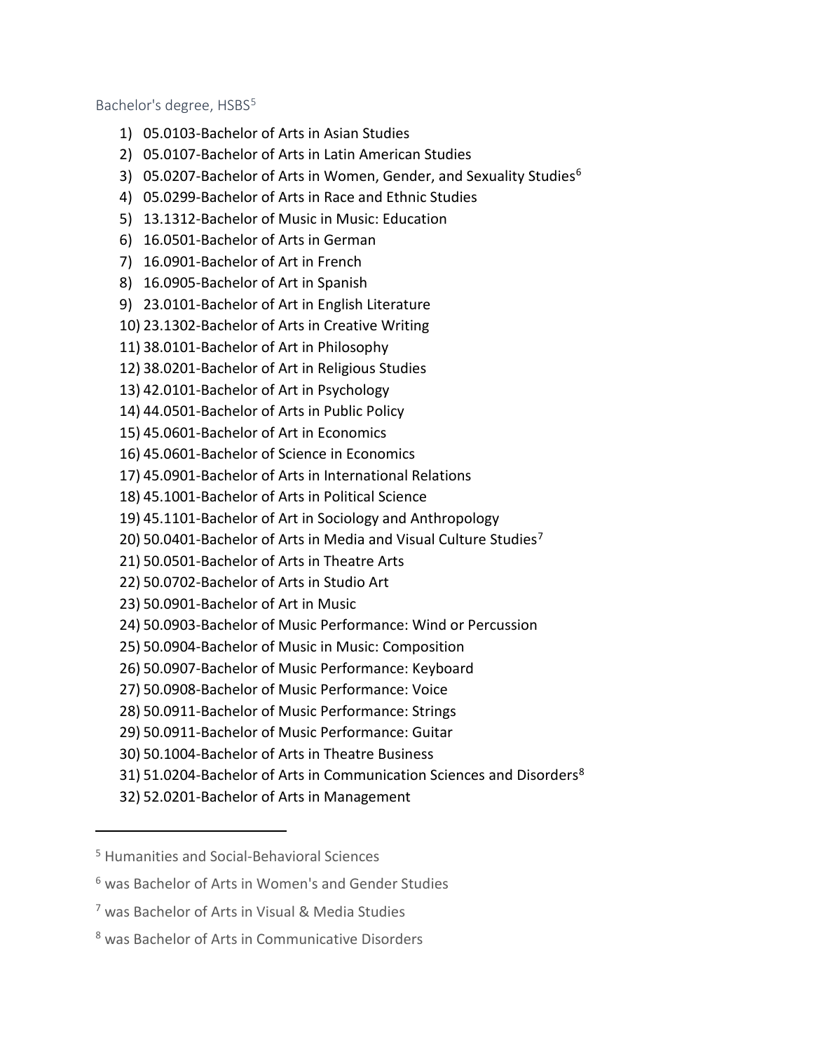Bachelor's degree, HSBS[5]

1) 05.0103-Bachelor of Arts in Asian Studies
2) 05.0107-Bachelor of Arts in Latin American Studies
3) 05.0207-Bachelor of Arts in Women, Gender, and Sexuality Studies[6]
4) 05.0299-Bachelor of Arts in Race and Ethnic Studies
5) 13.1312-Bachelor of Music in Music: Education
6) 16.0501-Bachelor of Arts in German
7) 16.0901-Bachelor of Art in French
8) 16.0905-Bachelor of Art in Spanish
9) 23.0101-Bachelor of Art in English Literature
10) 23.1302-Bachelor of Arts in Creative Writing
11) 38.0101-Bachelor of Art in Philosophy
12) 38.0201-Bachelor of Art in Religious Studies
13) 42.0101-Bachelor of Art in Psychology
14) 44.0501-Bachelor of Arts in Public Policy
15) 45.0601-Bachelor of Art in Economics
16) 45.0601-Bachelor of Science in Economics
17) 45.0901-Bachelor of Arts in International Relations
18) 45.1001-Bachelor of Arts in Political Science
19) 45.1101-Bachelor of Art in Sociology and Anthropology
20) 50.0401-Bachelor of Arts in Media and Visual Culture Studies[7]
21) 50.0501-Bachelor of Arts in Theatre Arts
22) 50.0702-Bachelor of Arts in Studio Art
23) 50.0901-Bachelor of Art in Music
24) 50.0903-Bachelor of Music Performance: Wind or Percussion
25) 50.0904-Bachelor of Music in Music: Composition
26) 50.0907-Bachelor of Music Performance: Keyboard
27) 50.0908-Bachelor of Music Performance: Voice
28) 50.0911-Bachelor of Music Performance: Strings
29) 50.0911-Bachelor of Music Performance: Guitar
30) 50.1004-Bachelor of Arts in Theatre Business
31) 51.0204-Bachelor of Arts in Communication Sciences and Disorders[8]
32) 52.0201-Bachelor of Arts in Management

---

[5] Humanities and Social-Behavioral Sciences

[6] was Bachelor of Arts in Women's and Gender Studies

[7] was Bachelor of Arts in Visual & Media Studies

[8] was Bachelor of Arts in Communicative Disorders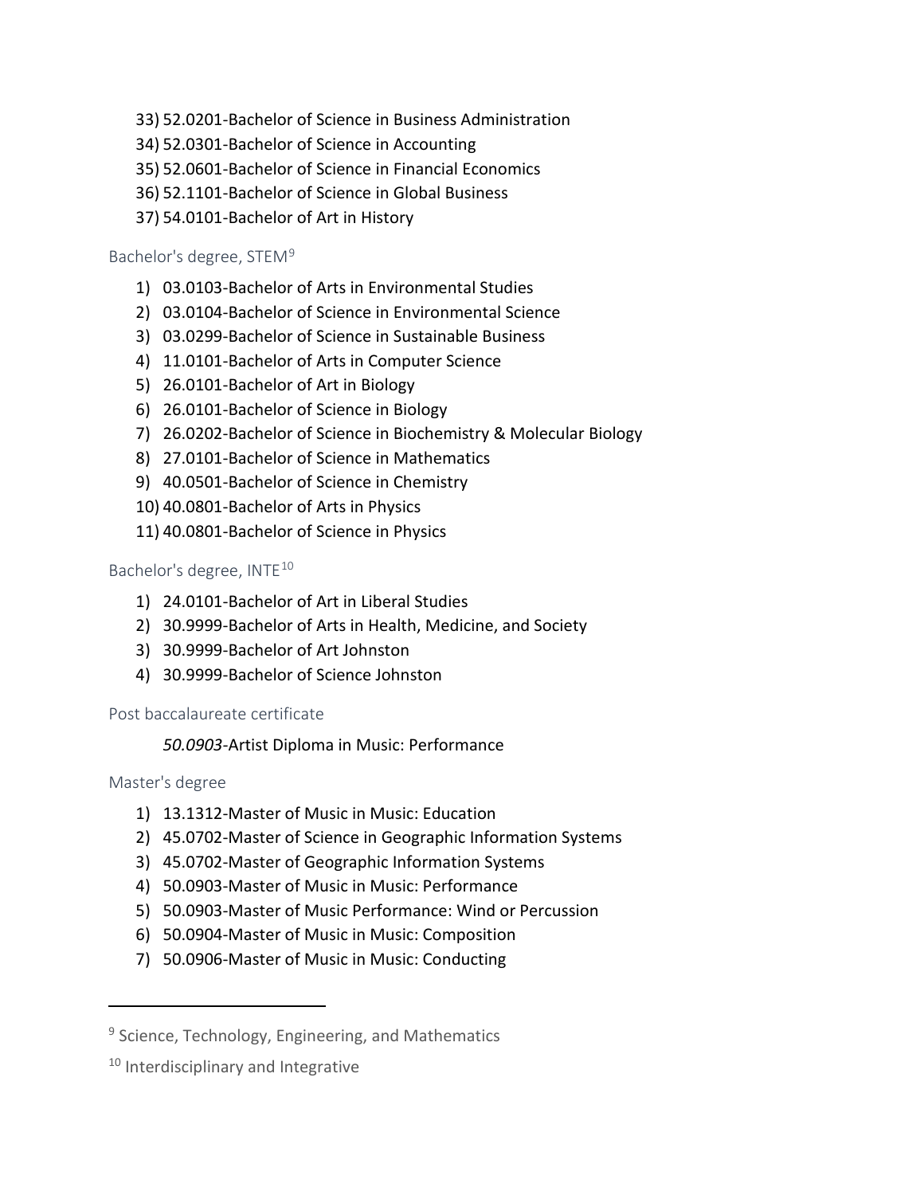33) 52.0201-Bachelor of Science in Business Administration
34) 52.0301-Bachelor of Science in Accounting
35) 52.0601-Bachelor of Science in Financial Economics
36) 52.1101-Bachelor of Science in Global Business
37) 54.0101-Bachelor of Art in History

### Bachelor's degree, STEM[9]

1) 03.0103-Bachelor of Arts in Environmental Studies
2) 03.0104-Bachelor of Science in Environmental Science
3) 03.0299-Bachelor of Science in Sustainable Business
4) 11.0101-Bachelor of Arts in Computer Science
5) 26.0101-Bachelor of Art in Biology
6) 26.0101-Bachelor of Science in Biology
7) 26.0202-Bachelor of Science in Biochemistry & Molecular Biology
8) 27.0101-Bachelor of Science in Mathematics
9) 40.0501-Bachelor of Science in Chemistry
10) 40.0801-Bachelor of Arts in Physics
11) 40.0801-Bachelor of Science in Physics

### Bachelor's degree, INTE[10]

1) 24.0101-Bachelor of Art in Liberal Studies
2) 30.9999-Bachelor of Arts in Health, Medicine, and Society
3) 30.9999-Bachelor of Art Johnston
4) 30.9999-Bachelor of Science Johnston

### Post baccalaureate certificate

*50.0903*-Artist Diploma in Music: Performance

### Master's degree

1) 13.1312-Master of Music in Music: Education
2) 45.0702-Master of Science in Geographic Information Systems
3) 45.0702-Master of Geographic Information Systems
4) 50.0903-Master of Music in Music: Performance
5) 50.0903-Master of Music Performance: Wind or Percussion
6) 50.0904-Master of Music in Music: Composition
7) 50.0906-Master of Music in Music: Conducting

---

[9] Science, Technology, Engineering, and Mathematics

[10] Interdisciplinary and Integrative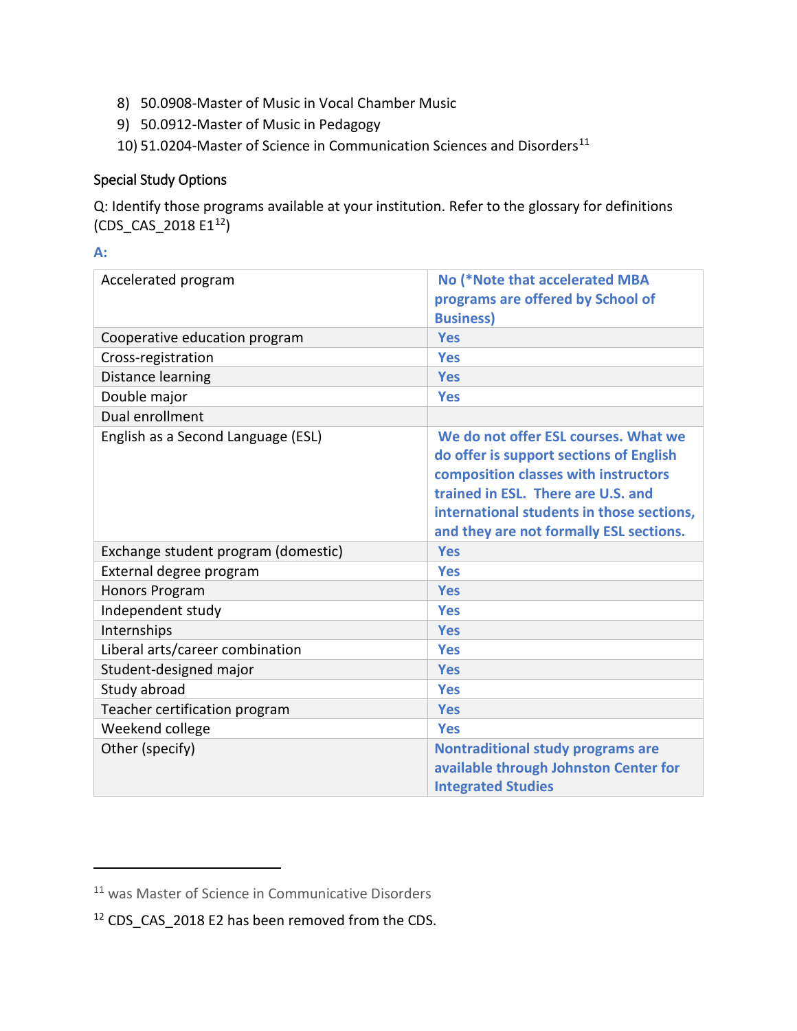8) 50.0908-Master of Music in Vocal Chamber Music
9) 50.0912-Master of Music in Pedagogy
10) 51.0204-Master of Science in Communication Sciences and Disorders[11]

### Special Study Options

Q: Identify those programs available at your institution. Refer to the glossary for definitions (CDS_CAS_2018 E1[12])

**A:**

| | |
|---|---|
| Accelerated program | **No (*Note that accelerated MBA programs are offered by School of Business)** |
| Cooperative education program | **Yes** |
| Cross-registration | **Yes** |
| Distance learning | **Yes** |
| Double major | **Yes** |
| Dual enrollment | |
| English as a Second Language (ESL) | **We do not offer ESL courses. What we do offer is support sections of English composition classes with instructors trained in ESL. There are U.S. and international students in those sections, and they are not formally ESL sections.** |
| Exchange student program (domestic) | **Yes** |
| External degree program | **Yes** |
| Honors Program | **Yes** |
| Independent study | **Yes** |
| Internships | **Yes** |
| Liberal arts/career combination | **Yes** |
| Student-designed major | **Yes** |
| Study abroad | **Yes** |
| Teacher certification program | **Yes** |
| Weekend college | **Yes** |
| Other (specify) | **Nontraditional study programs are available through Johnston Center for Integrated Studies** |

---

[11] was Master of Science in Communicative Disorders

[12] CDS_CAS_2018 E2 has been removed from the CDS.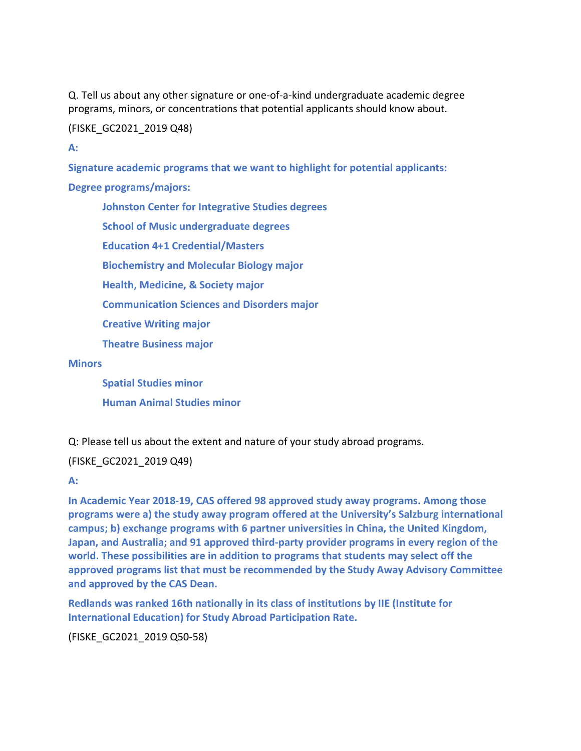Q. Tell us about any other signature or one-of-a-kind undergraduate academic degree programs, minors, or concentrations that potential applicants should know about.

(FISKE_GC2021_2019 Q48)

**A:**

**Signature academic programs that we want to highlight for potential applicants:**

**Degree programs/majors:**

- **Johnston Center for Integrative Studies degrees**
- **School of Music undergraduate degrees**
- **Education 4+1 Credential/Masters**
- **Biochemistry and Molecular Biology major**
- **Health, Medicine, & Society major**
- **Communication Sciences and Disorders major**
- **Creative Writing major**
- **Theatre Business major**

**Minors**

- **Spatial Studies minor**
- **Human Animal Studies minor**

Q: Please tell us about the extent and nature of your study abroad programs.

(FISKE_GC2021_2019 Q49)

**A:**

**In Academic Year 2018-19, CAS offered 98 approved study away programs. Among those programs were a) the study away program offered at the University's Salzburg international campus; b) exchange programs with 6 partner universities in China, the United Kingdom, Japan, and Australia; and 91 approved third-party provider programs in every region of the world. These possibilities are in addition to programs that students may select off the approved programs list that must be recommended by the Study Away Advisory Committee and approved by the CAS Dean.**

**Redlands was ranked 16th nationally in its class of institutions by IIE (Institute for International Education) for Study Abroad Participation Rate.**

(FISKE_GC2021_2019 Q50-58)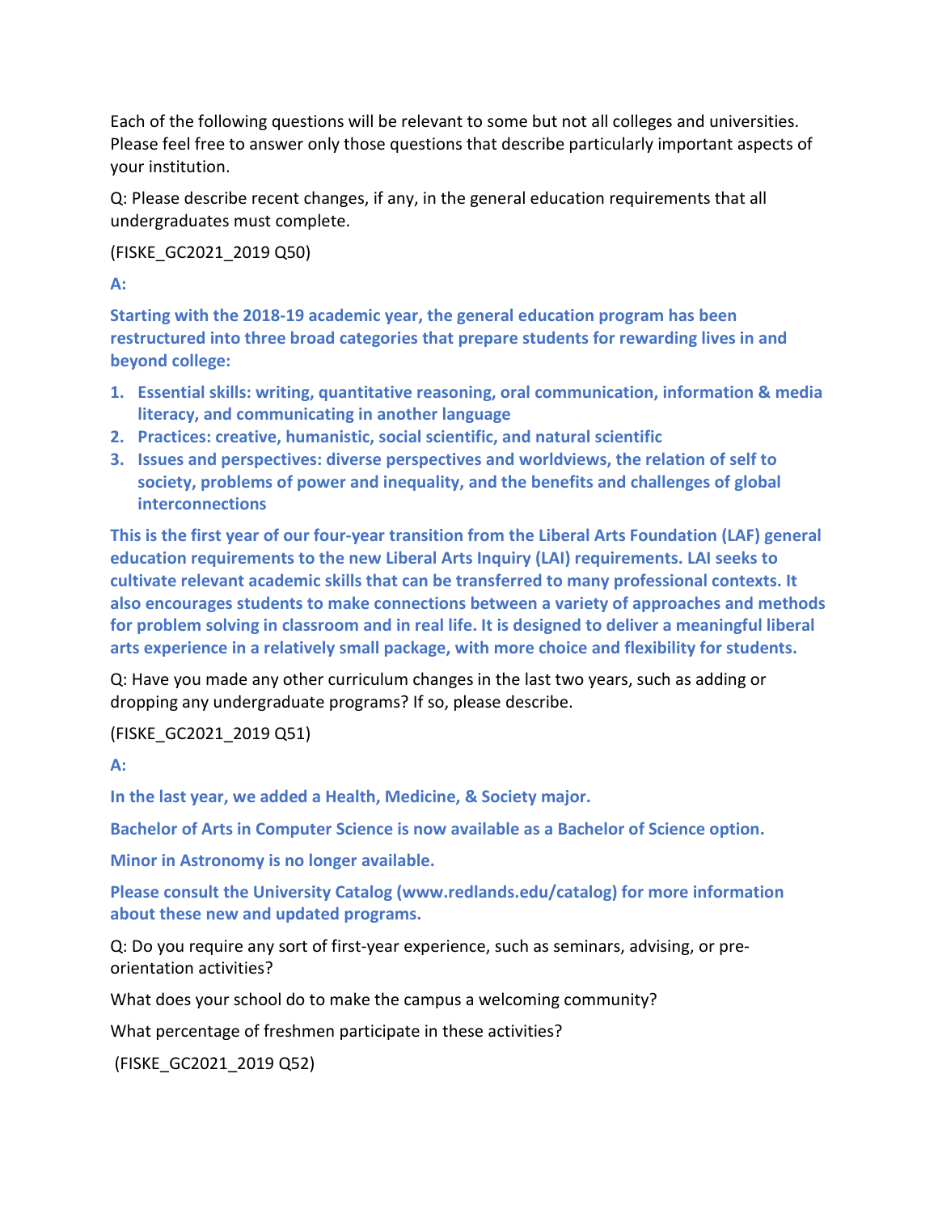Each of the following questions will be relevant to some but not all colleges and universities. Please feel free to answer only those questions that describe particularly important aspects of your institution.

Q: Please describe recent changes, if any, in the general education requirements that all undergraduates must complete.

(FISKE_GC2021_2019 Q50)

**A:**

**Starting with the 2018-19 academic year, the general education program has been restructured into three broad categories that prepare students for rewarding lives in and beyond college:**

1. **Essential skills: writing, quantitative reasoning, oral communication, information & media literacy, and communicating in another language**
2. **Practices: creative, humanistic, social scientific, and natural scientific**
3. **Issues and perspectives: diverse perspectives and worldviews, the relation of self to society, problems of power and inequality, and the benefits and challenges of global interconnections**

**This is the first year of our four-year transition from the Liberal Arts Foundation (LAF) general education requirements to the new Liberal Arts Inquiry (LAI) requirements. LAI seeks to cultivate relevant academic skills that can be transferred to many professional contexts. It also encourages students to make connections between a variety of approaches and methods for problem solving in classroom and in real life. It is designed to deliver a meaningful liberal arts experience in a relatively small package, with more choice and flexibility for students.**

Q: Have you made any other curriculum changes in the last two years, such as adding or dropping any undergraduate programs? If so, please describe.

(FISKE_GC2021_2019 Q51)

**A:**

**In the last year, we added a Health, Medicine, & Society major.**

**Bachelor of Arts in Computer Science is now available as a Bachelor of Science option.**

**Minor in Astronomy is no longer available.**

**Please consult the University Catalog (www.redlands.edu/catalog) for more information about these new and updated programs.**

Q: Do you require any sort of first-year experience, such as seminars, advising, or pre-orientation activities?

What does your school do to make the campus a welcoming community?

What percentage of freshmen participate in these activities?

(FISKE_GC2021_2019 Q52)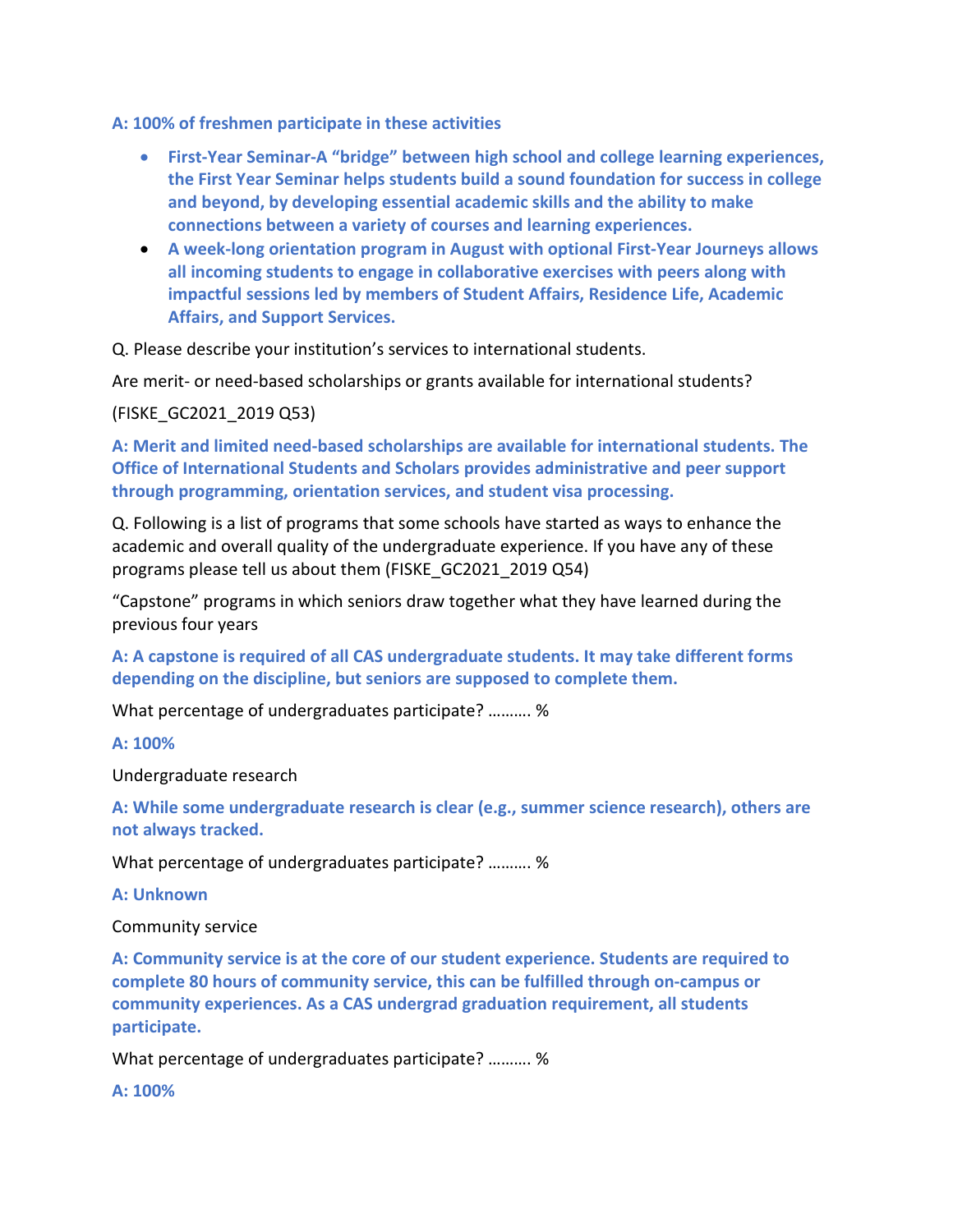**A: 100% of freshmen participate in these activities**

- **First-Year Seminar-A "bridge" between high school and college learning experiences, the First Year Seminar helps students build a sound foundation for success in college and beyond, by developing essential academic skills and the ability to make connections between a variety of courses and learning experiences.**
- **A week-long orientation program in August with optional First-Year Journeys allows all incoming students to engage in collaborative exercises with peers along with impactful sessions led by members of Student Affairs, Residence Life, Academic Affairs, and Support Services.**

Q. Please describe your institution's services to international students.

Are merit- or need-based scholarships or grants available for international students?

(FISKE_GC2021_2019 Q53)

**A: Merit and limited need-based scholarships are available for international students. The Office of International Students and Scholars provides administrative and peer support through programming, orientation services, and student visa processing.**

Q. Following is a list of programs that some schools have started as ways to enhance the academic and overall quality of the undergraduate experience. If you have any of these programs please tell us about them (FISKE_GC2021_2019 Q54)

"Capstone" programs in which seniors draw together what they have learned during the previous four years

**A: A capstone is required of all CAS undergraduate students. It may take different forms depending on the discipline, but seniors are supposed to complete them.**

What percentage of undergraduates participate? ………. %

**A: 100%**

Undergraduate research

**A: While some undergraduate research is clear (e.g., summer science research), others are not always tracked.**

What percentage of undergraduates participate? ………. %

**A: Unknown**

Community service

**A: Community service is at the core of our student experience. Students are required to complete 80 hours of community service, this can be fulfilled through on-campus or community experiences. As a CAS undergrad graduation requirement, all students participate.**

What percentage of undergraduates participate? ………. %

**A: 100%**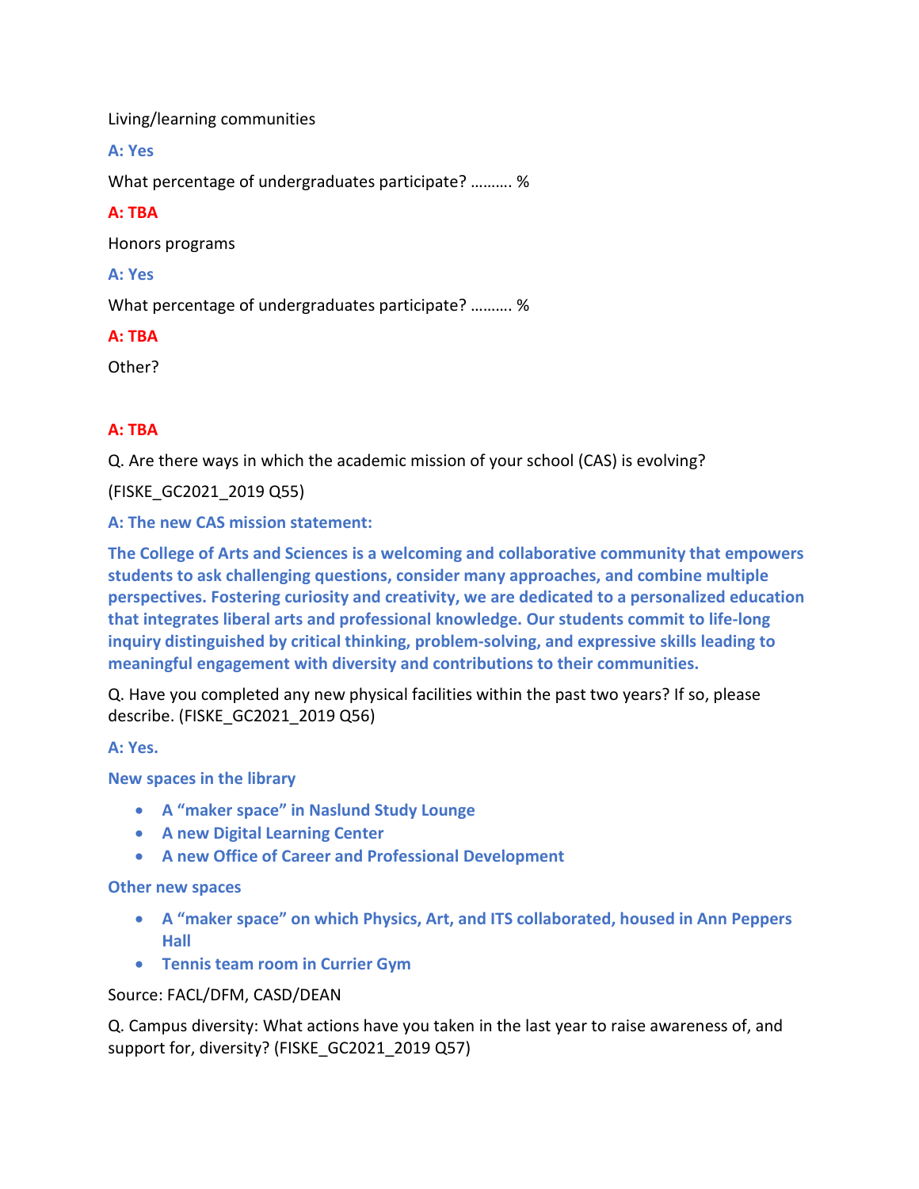Living/learning communities

**A: Yes**

What percentage of undergraduates participate? ………. %

**A: TBA**

Honors programs

**A: Yes**

What percentage of undergraduates participate? ………. %

**A: TBA**

Other?

**A: TBA**

Q. Are there ways in which the academic mission of your school (CAS) is evolving?

(FISKE_GC2021_2019 Q55)

**A: The new CAS mission statement:**

**The College of Arts and Sciences is a welcoming and collaborative community that empowers students to ask challenging questions, consider many approaches, and combine multiple perspectives. Fostering curiosity and creativity, we are dedicated to a personalized education that integrates liberal arts and professional knowledge. Our students commit to life-long inquiry distinguished by critical thinking, problem-solving, and expressive skills leading to meaningful engagement with diversity and contributions to their communities.**

Q. Have you completed any new physical facilities within the past two years? If so, please describe. (FISKE_GC2021_2019 Q56)

**A: Yes.**

**New spaces in the library**

- **A "maker space" in Naslund Study Lounge**
- **A new Digital Learning Center**
- **A new Office of Career and Professional Development**

**Other new spaces**

- **A "maker space" on which Physics, Art, and ITS collaborated, housed in Ann Peppers Hall**
- **Tennis team room in Currier Gym**

Source: FACL/DFM, CASD/DEAN

Q. Campus diversity: What actions have you taken in the last year to raise awareness of, and support for, diversity? (FISKE_GC2021_2019 Q57)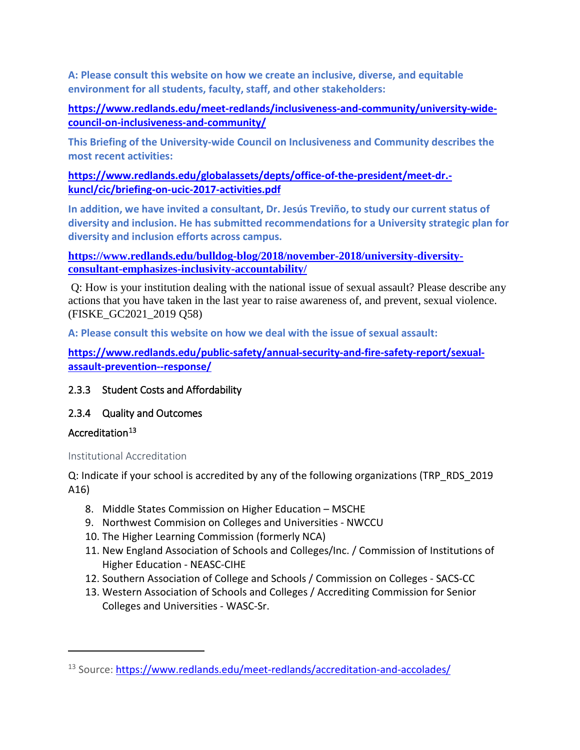**A: Please consult this website on how we create an inclusive, diverse, and equitable environment for all students, faculty, staff, and other stakeholders:**

**https://www.redlands.edu/meet-redlands/inclusiveness-and-community/university-wide-council-on-inclusiveness-and-community/**

**This Briefing of the University-wide Council on Inclusiveness and Community describes the most recent activities:**

**https://www.redlands.edu/globalassets/depts/office-of-the-president/meet-dr.-kuncl/cic/briefing-on-ucic-2017-activities.pdf**

**In addition, we have invited a consultant, Dr. Jesús Treviño, to study our current status of diversity and inclusion. He has submitted recommendations for a University strategic plan for diversity and inclusion efforts across campus.**

**https://www.redlands.edu/bulldog-blog/2018/november-2018/university-diversity-consultant-emphasizes-inclusivity-accountability/**

Q: How is your institution dealing with the national issue of sexual assault? Please describe any actions that you have taken in the last year to raise awareness of, and prevent, sexual violence. (FISKE_GC2021_2019 Q58)

**A: Please consult this website on how we deal with the issue of sexual assault:**

**https://www.redlands.edu/public-safety/annual-security-and-fire-safety-report/sexual-assault-prevention--response/**

### 2.3.3 Student Costs and Affordability

### 2.3.4 Quality and Outcomes

#### Accreditation[13]

##### Institutional Accreditation

Q: Indicate if your school is accredited by any of the following organizations (TRP_RDS_2019 A16)

8. Middle States Commission on Higher Education – MSCHE
9. Northwest Commision on Colleges and Universities - NWCCU
10. The Higher Learning Commission (formerly NCA)
11. New England Association of Schools and Colleges/Inc. / Commission of Institutions of Higher Education - NEASC-CIHE
12. Southern Association of College and Schools / Commission on Colleges - SACS-CC
13. Western Association of Schools and Colleges / Accrediting Commission for Senior Colleges and Universities - WASC-Sr.

[13] Source: https://www.redlands.edu/meet-redlands/accreditation-and-accolades/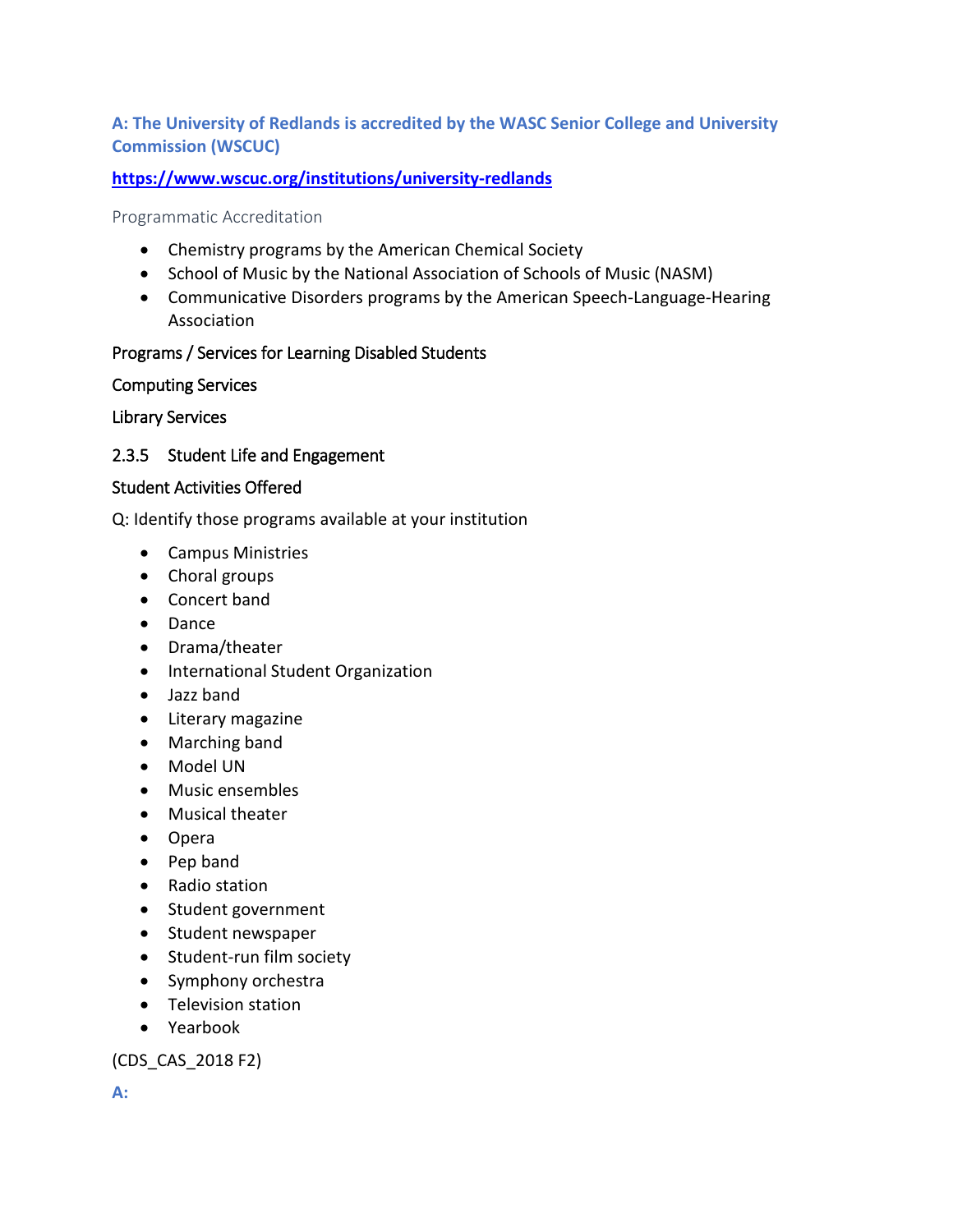**A: The University of Redlands is accredited by the WASC Senior College and University Commission (WSCUC)**

**https://www.wscuc.org/institutions/university-redlands**

Programmatic Accreditation

- Chemistry programs by the American Chemical Society
- School of Music by the National Association of Schools of Music (NASM)
- Communicative Disorders programs by the American Speech-Language-Hearing Association

Programs / Services for Learning Disabled Students

Computing Services

Library Services

2.3.5 Student Life and Engagement

Student Activities Offered

Q: Identify those programs available at your institution

- Campus Ministries
- Choral groups
- Concert band
- Dance
- Drama/theater
- International Student Organization
- Jazz band
- Literary magazine
- Marching band
- Model UN
- Music ensembles
- Musical theater
- Opera
- Pep band
- Radio station
- Student government
- Student newspaper
- Student-run film society
- Symphony orchestra
- Television station
- Yearbook

(CDS_CAS_2018 F2)

**A:**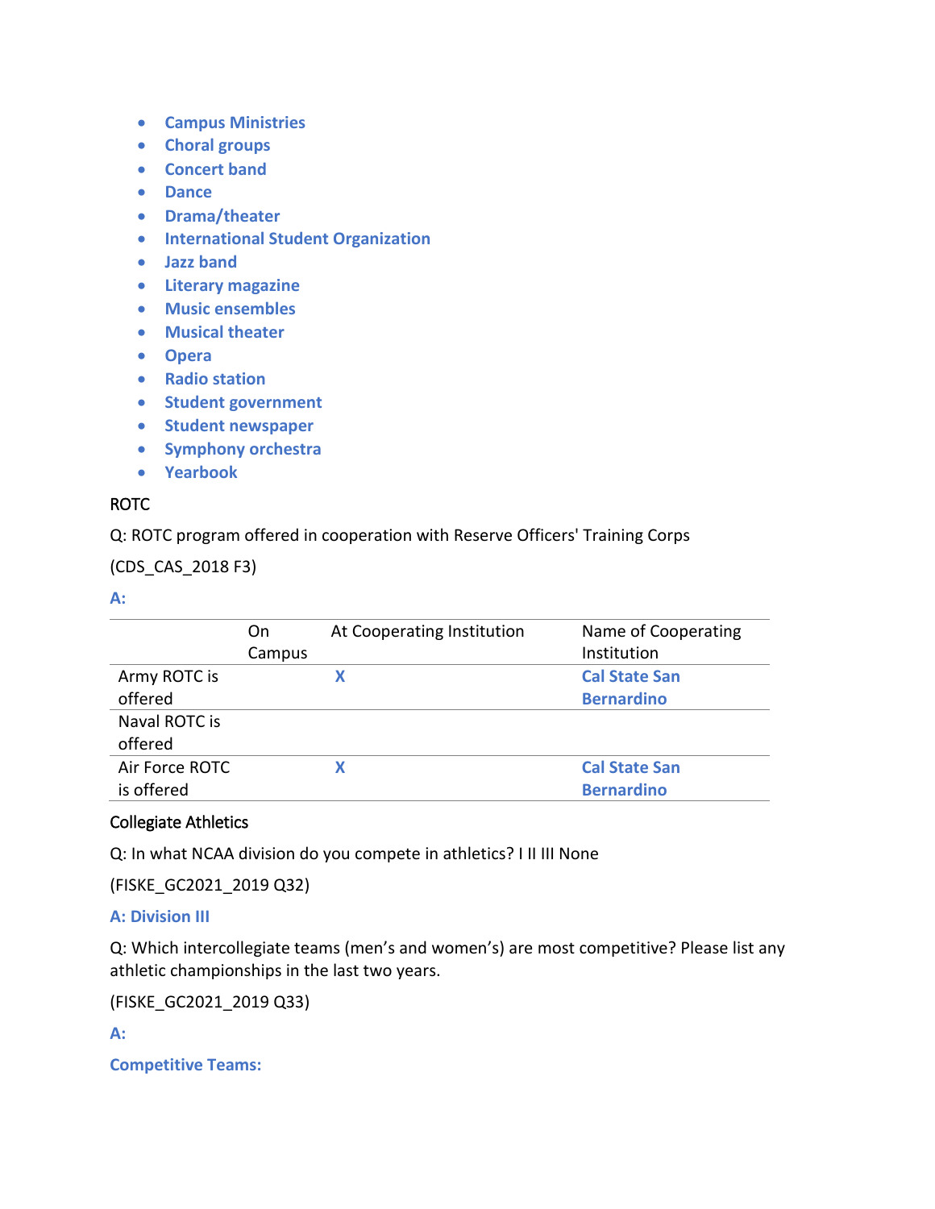- **Campus Ministries**
- **Choral groups**
- **Concert band**
- **Dance**
- **Drama/theater**
- **International Student Organization**
- **Jazz band**
- **Literary magazine**
- **Music ensembles**
- **Musical theater**
- **Opera**
- **Radio station**
- **Student government**
- **Student newspaper**
- **Symphony orchestra**
- **Yearbook**

ROTC

Q: ROTC program offered in cooperation with Reserve Officers' Training Corps

(CDS_CAS_2018 F3)

**A:**

| | On Campus | At Cooperating Institution | Name of Cooperating Institution |
|---|---|---|---|
| Army ROTC is offered | | **X** | **Cal State San Bernardino** |
| Naval ROTC is offered | | | |
| Air Force ROTC is offered | | **X** | **Cal State San Bernardino** |

Collegiate Athletics

Q: In what NCAA division do you compete in athletics? I II III None

(FISKE_GC2021_2019 Q32)

**A: Division III**

Q: Which intercollegiate teams (men's and women's) are most competitive? Please list any athletic championships in the last two years.

(FISKE_GC2021_2019 Q33)

**A:**

**Competitive Teams:**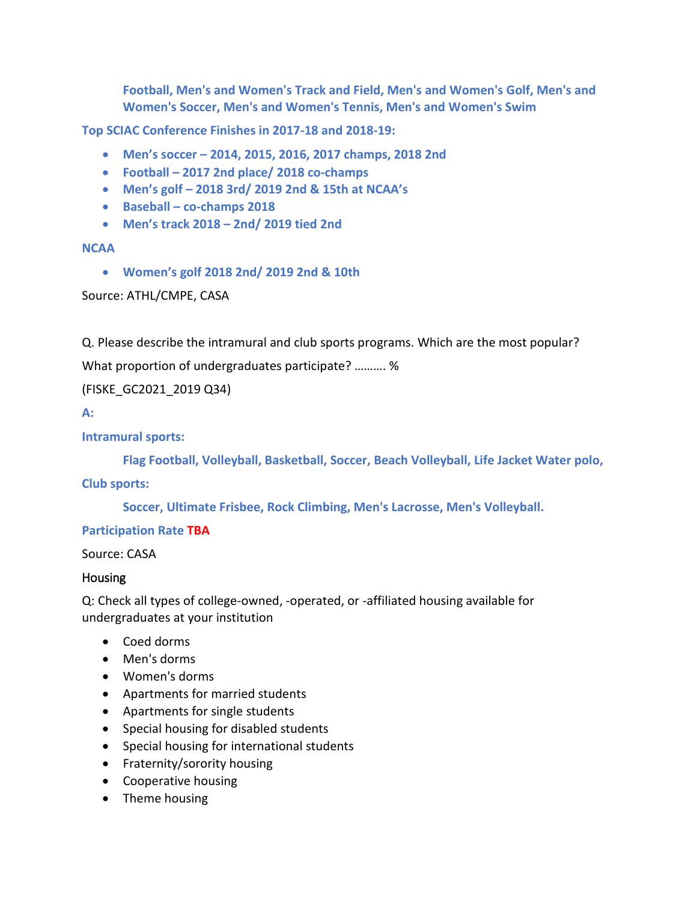**Football, Men's and Women's Track and Field, Men's and Women's Golf, Men's and Women's Soccer, Men's and Women's Tennis, Men's and Women's Swim**

**Top SCIAC Conference Finishes in 2017-18 and 2018-19:**

- **Men's soccer – 2014, 2015, 2016, 2017 champs, 2018 2nd**
- **Football – 2017 2nd place/ 2018 co-champs**
- **Men's golf – 2018 3rd/ 2019 2nd & 15th at NCAA's**
- **Baseball – co-champs 2018**
- **Men's track 2018 – 2nd/ 2019 tied 2nd**

**NCAA**

- **Women's golf 2018 2nd/ 2019 2nd & 10th**

Source: ATHL/CMPE, CASA

Q. Please describe the intramural and club sports programs. Which are the most popular?

What proportion of undergraduates participate? ………. %

(FISKE_GC2021_2019 Q34)

**A:**

**Intramural sports:**

**Flag Football, Volleyball, Basketball, Soccer, Beach Volleyball, Life Jacket Water polo,**

**Club sports:**

**Soccer, Ultimate Frisbee, Rock Climbing, Men's Lacrosse, Men's Volleyball.**

**Participation Rate TBA**

Source: CASA

Housing

Q: Check all types of college-owned, -operated, or -affiliated housing available for undergraduates at your institution

- Coed dorms
- Men's dorms
- Women's dorms
- Apartments for married students
- Apartments for single students
- Special housing for disabled students
- Special housing for international students
- Fraternity/sorority housing
- Cooperative housing
- Theme housing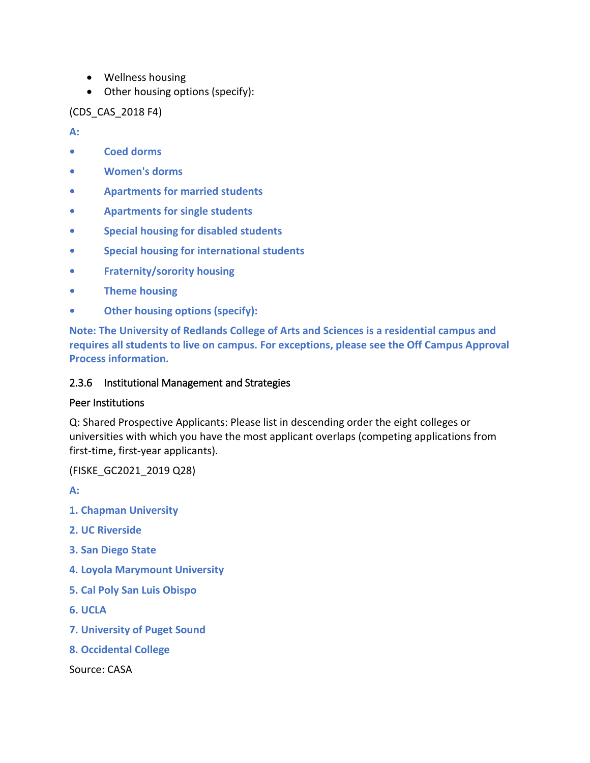- Wellness housing
- Other housing options (specify):

(CDS_CAS_2018 F4)

**A:**

- **Coed dorms**
- **Women's dorms**
- **Apartments for married students**
- **Apartments for single students**
- **Special housing for disabled students**
- **Special housing for international students**
- **Fraternity/sorority housing**
- **Theme housing**
- **Other housing options (specify):**

**Note: The University of Redlands College of Arts and Sciences is a residential campus and requires all students to live on campus. For exceptions, please see the Off Campus Approval Process information.**

### 2.3.6 Institutional Management and Strategies

#### Peer Institutions

Q: Shared Prospective Applicants: Please list in descending order the eight colleges or universities with which you have the most applicant overlaps (competing applications from first-time, first-year applicants).

(FISKE_GC2021_2019 Q28)

**A:**

**1. Chapman University**

**2. UC Riverside**

**3. San Diego State**

**4. Loyola Marymount University**

**5. Cal Poly San Luis Obispo**

**6. UCLA**

**7. University of Puget Sound**

**8. Occidental College**

Source: CASA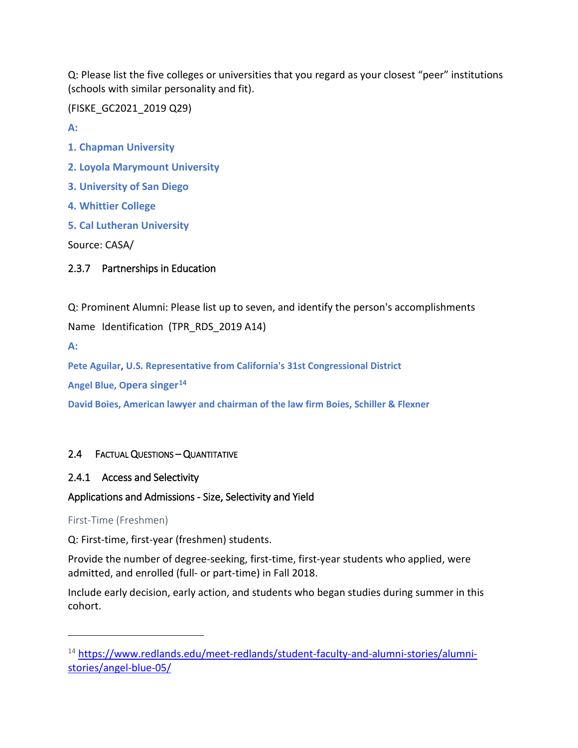Q: Please list the five colleges or universities that you regard as your closest "peer" institutions (schools with similar personality and fit).

(FISKE_GC2021_2019 Q29)

**A:**

**1. Chapman University**

**2. Loyola Marymount University**

**3. University of San Diego**

**4. Whittier College**

**5. Cal Lutheran University**

Source: CASA/

### 2.3.7 Partnerships in Education

Q: Prominent Alumni: Please list up to seven, and identify the person's accomplishments

Name Identification (TPR_RDS_2019 A14)

**A:**

**Pete Aguilar**, **U.S. Representative from California's 31st Congressional District**

**Angel Blue, Opera singer**[14]

**David Boies, American lawyer and chairman of the law firm Boies, Schiller & Flexner**

## 2.4 Factual Questions – Quantitative

### 2.4.1 Access and Selectivity

#### Applications and Admissions - Size, Selectivity and Yield

First-Time (Freshmen)

Q: First-time, first-year (freshmen) students.

Provide the number of degree-seeking, first-time, first-year students who applied, were admitted, and enrolled (full- or part-time) in Fall 2018.

Include early decision, early action, and students who began studies during summer in this cohort.

---

[14] https://www.redlands.edu/meet-redlands/student-faculty-and-alumni-stories/alumni-stories/angel-blue-05/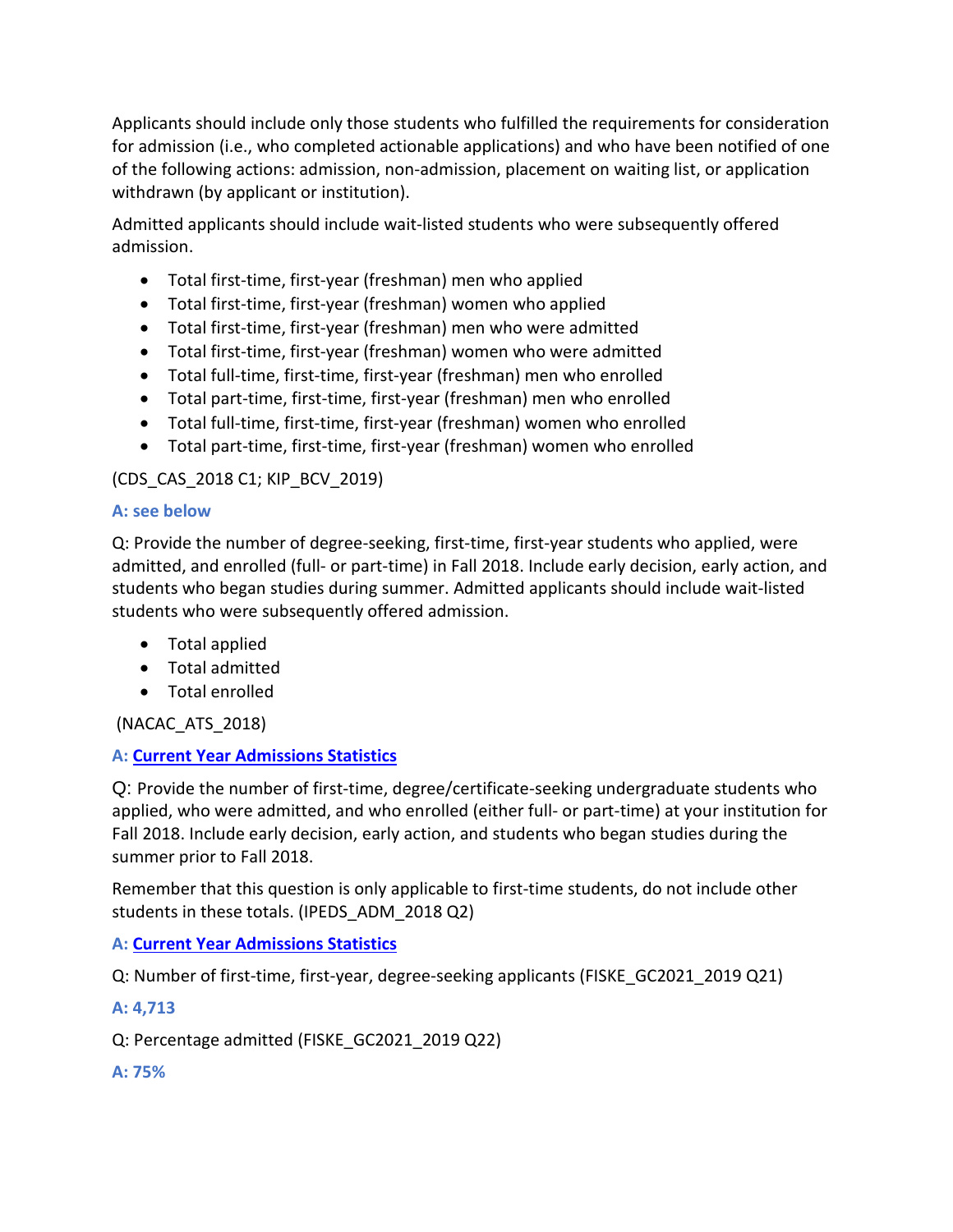Applicants should include only those students who fulfilled the requirements for consideration for admission (i.e., who completed actionable applications) and who have been notified of one of the following actions: admission, non-admission, placement on waiting list, or application withdrawn (by applicant or institution).

Admitted applicants should include wait-listed students who were subsequently offered admission.

- Total first-time, first-year (freshman) men who applied
- Total first-time, first-year (freshman) women who applied
- Total first-time, first-year (freshman) men who were admitted
- Total first-time, first-year (freshman) women who were admitted
- Total full-time, first-time, first-year (freshman) men who enrolled
- Total part-time, first-time, first-year (freshman) men who enrolled
- Total full-time, first-time, first-year (freshman) women who enrolled
- Total part-time, first-time, first-year (freshman) women who enrolled

(CDS_CAS_2018 C1; KIP_BCV_2019)

**A: see below**

Q: Provide the number of degree-seeking, first-time, first-year students who applied, were admitted, and enrolled (full- or part-time) in Fall 2018. Include early decision, early action, and students who began studies during summer. Admitted applicants should include wait-listed students who were subsequently offered admission.

- Total applied
- Total admitted
- Total enrolled

(NACAC_ATS_2018)

**A: Current Year Admissions Statistics**

Q: Provide the number of first-time, degree/certificate-seeking undergraduate students who applied, who were admitted, and who enrolled (either full- or part-time) at your institution for Fall 2018. Include early decision, early action, and students who began studies during the summer prior to Fall 2018.

Remember that this question is only applicable to first-time students, do not include other students in these totals. (IPEDS_ADM_2018 Q2)

**A: Current Year Admissions Statistics**

Q: Number of first-time, first-year, degree-seeking applicants (FISKE_GC2021_2019 Q21)

**A: 4,713**

Q: Percentage admitted (FISKE_GC2021_2019 Q22)

**A: 75%**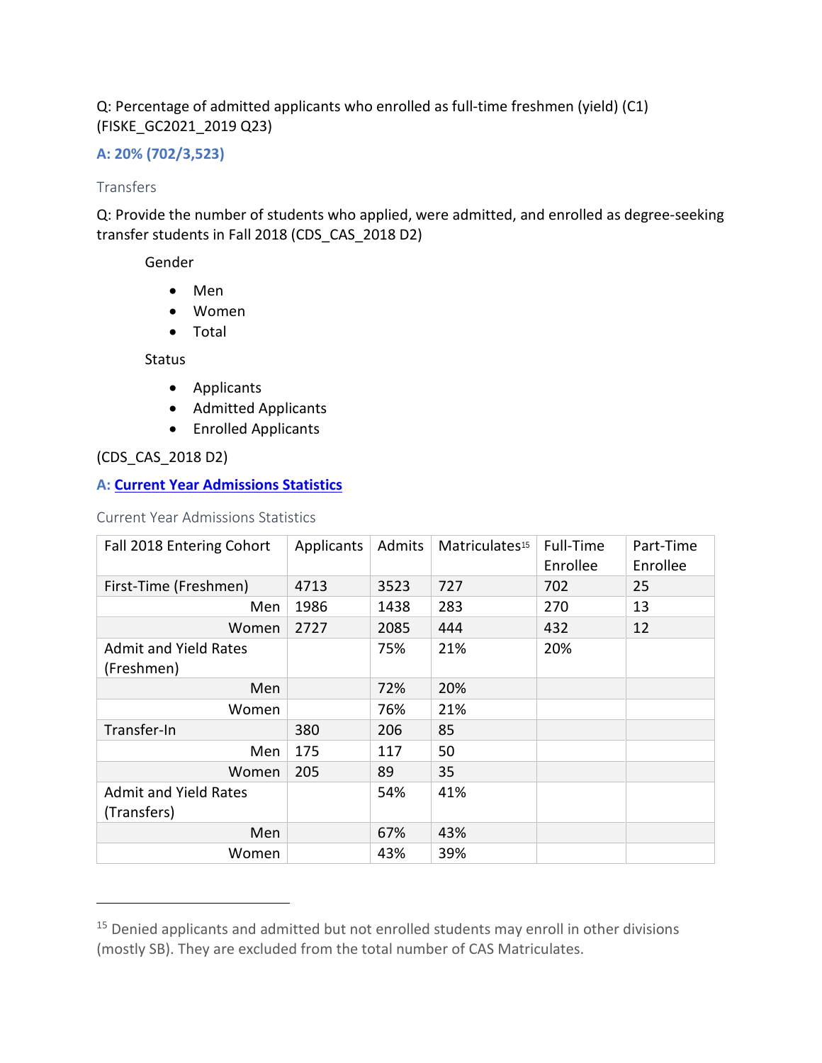Q: Percentage of admitted applicants who enrolled as full-time freshmen (yield) (C1) (FISKE_GC2021_2019 Q23)

**A: 20% (702/3,523)**

### Transfers

Q: Provide the number of students who applied, were admitted, and enrolled as degree-seeking transfer students in Fall 2018 (CDS_CAS_2018 D2)

Gender

- Men
- Women
- Total

Status

- Applicants
- Admitted Applicants
- Enrolled Applicants

(CDS_CAS_2018 D2)

**A: Current Year Admissions Statistics**

### Current Year Admissions Statistics

| Fall 2018 Entering Cohort | Applicants | Admits | Matriculates[15] | Full-Time Enrollee | Part-Time Enrollee |
|---|---|---|---|---|---|
| First-Time (Freshmen) | 4713 | 3523 | 727 | 702 | 25 |
| Men | 1986 | 1438 | 283 | 270 | 13 |
| Women | 2727 | 2085 | 444 | 432 | 12 |
| Admit and Yield Rates (Freshmen) | | 75% | 21% | 20% | |
| Men | | 72% | 20% | | |
| Women | | 76% | 21% | | |
| Transfer-In | 380 | 206 | 85 | | |
| Men | 175 | 117 | 50 | | |
| Women | 205 | 89 | 35 | | |
| Admit and Yield Rates (Transfers) | | 54% | 41% | | |
| Men | | 67% | 43% | | |
| Women | | 43% | 39% | | |

[15] Denied applicants and admitted but not enrolled students may enroll in other divisions (mostly SB). They are excluded from the total number of CAS Matriculates.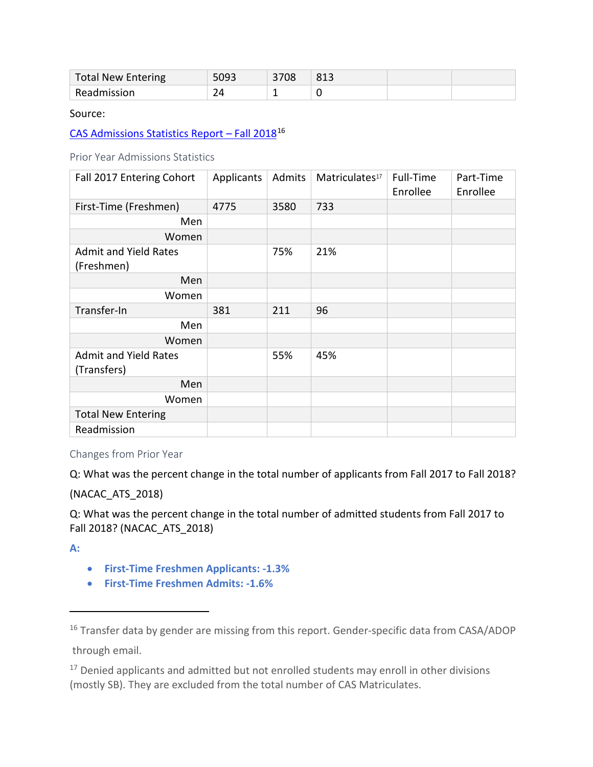| Total New Entering | 5093 | 3708 | 813 | | |
|---|---|---|---|---|---|
| Readmission | 24 | 1 | 0 | | |

Source:

CAS Admissions Statistics Report – Fall 2018[16]

Prior Year Admissions Statistics

| Fall 2017 Entering Cohort | Applicants | Admits | Matriculates[17] | Full-Time Enrollee | Part-Time Enrollee |
|---|---|---|---|---|---|
| First-Time (Freshmen) | 4775 | 3580 | 733 | | |
| Men | | | | | |
| Women | | | | | |
| Admit and Yield Rates (Freshmen) | | 75% | 21% | | |
| Men | | | | | |
| Women | | | | | |
| Transfer-In | 381 | 211 | 96 | | |
| Men | | | | | |
| Women | | | | | |
| Admit and Yield Rates (Transfers) | | 55% | 45% | | |
| Men | | | | | |
| Women | | | | | |
| Total New Entering | | | | | |
| Readmission | | | | | |

Changes from Prior Year

Q: What was the percent change in the total number of applicants from Fall 2017 to Fall 2018? (NACAC_ATS_2018)

Q: What was the percent change in the total number of admitted students from Fall 2017 to Fall 2018? (NACAC_ATS_2018)

**A:**

- **First-Time Freshmen Applicants: -1.3%**
- **First-Time Freshmen Admits: -1.6%**

---

[16] Transfer data by gender are missing from this report. Gender-specific data from CASA/ADOP through email.

[17] Denied applicants and admitted but not enrolled students may enroll in other divisions (mostly SB). They are excluded from the total number of CAS Matriculates.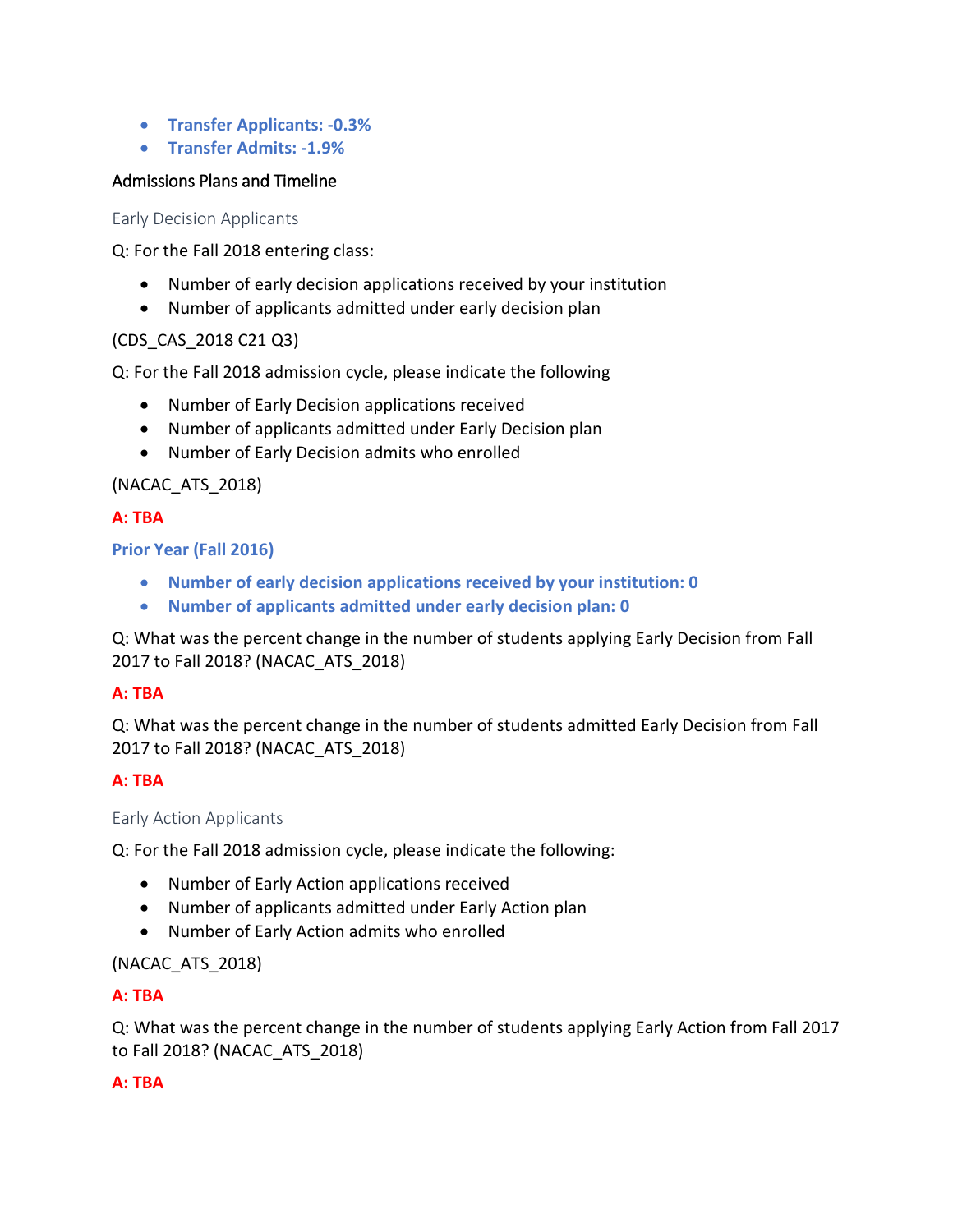- **Transfer Applicants: -0.3%**
- **Transfer Admits: -1.9%**

## Admissions Plans and Timeline

### Early Decision Applicants

Q: For the Fall 2018 entering class:

- Number of early decision applications received by your institution
- Number of applicants admitted under early decision plan

(CDS_CAS_2018 C21 Q3)

Q: For the Fall 2018 admission cycle, please indicate the following

- Number of Early Decision applications received
- Number of applicants admitted under Early Decision plan
- Number of Early Decision admits who enrolled

(NACAC_ATS_2018)

**A: TBA**

**Prior Year (Fall 2016)**

- **Number of early decision applications received by your institution: 0**
- **Number of applicants admitted under early decision plan: 0**

Q: What was the percent change in the number of students applying Early Decision from Fall 2017 to Fall 2018? (NACAC_ATS_2018)

**A: TBA**

Q: What was the percent change in the number of students admitted Early Decision from Fall 2017 to Fall 2018? (NACAC_ATS_2018)

**A: TBA**

### Early Action Applicants

Q: For the Fall 2018 admission cycle, please indicate the following:

- Number of Early Action applications received
- Number of applicants admitted under Early Action plan
- Number of Early Action admits who enrolled

(NACAC_ATS_2018)

**A: TBA**

Q: What was the percent change in the number of students applying Early Action from Fall 2017 to Fall 2018? (NACAC_ATS_2018)

**A: TBA**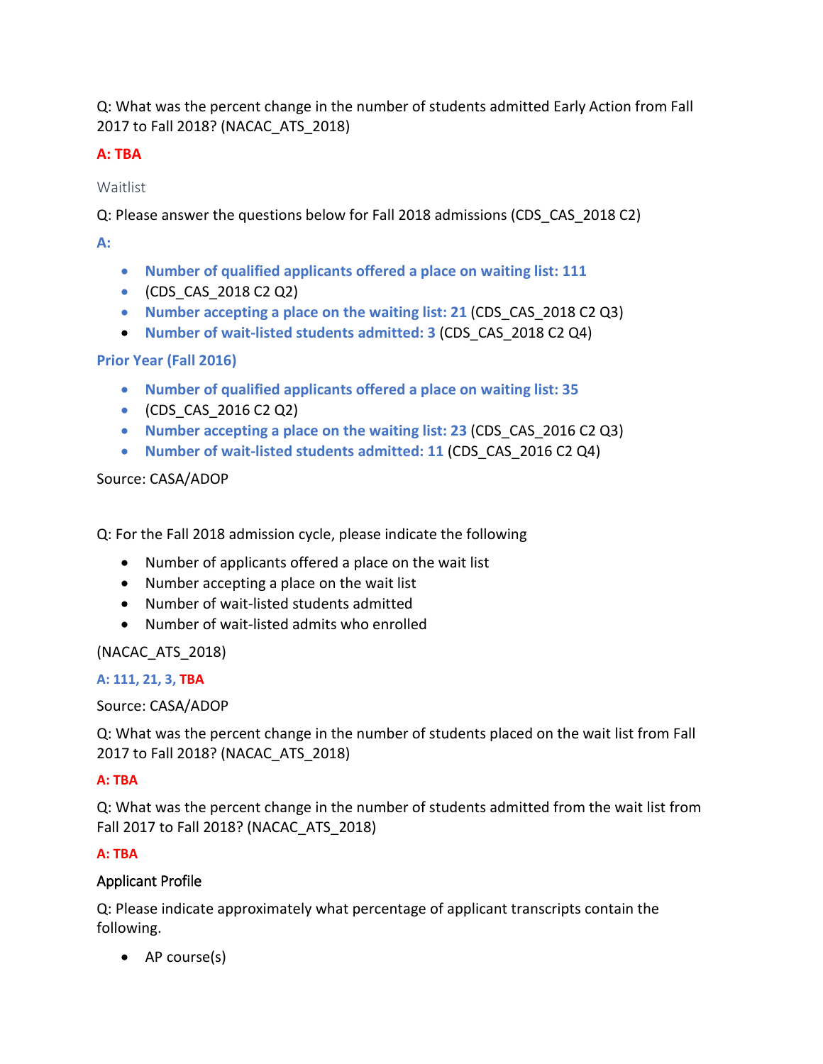Q: What was the percent change in the number of students admitted Early Action from Fall 2017 to Fall 2018? (NACAC_ATS_2018)

**A: TBA**

Waitlist

Q: Please answer the questions below for Fall 2018 admissions (CDS_CAS_2018 C2)

**A:**

- **Number of qualified applicants offered a place on waiting list: 111**
- (CDS_CAS_2018 C2 Q2)
- **Number accepting a place on the waiting list: 21** (CDS_CAS_2018 C2 Q3)
- **Number of wait-listed students admitted: 3** (CDS_CAS_2018 C2 Q4)

**Prior Year (Fall 2016)**

- **Number of qualified applicants offered a place on waiting list: 35**
- (CDS_CAS_2016 C2 Q2)
- **Number accepting a place on the waiting list: 23** (CDS_CAS_2016 C2 Q3)
- **Number of wait-listed students admitted: 11** (CDS_CAS_2016 C2 Q4)

Source: CASA/ADOP

Q: For the Fall 2018 admission cycle, please indicate the following

- Number of applicants offered a place on the wait list
- Number accepting a place on the wait list
- Number of wait-listed students admitted
- Number of wait-listed admits who enrolled

(NACAC_ATS_2018)

**A: 111, 21, 3, TBA**

Source: CASA/ADOP

Q: What was the percent change in the number of students placed on the wait list from Fall 2017 to Fall 2018? (NACAC_ATS_2018)

**A: TBA**

Q: What was the percent change in the number of students admitted from the wait list from Fall 2017 to Fall 2018? (NACAC_ATS_2018)

**A: TBA**

Applicant Profile

Q: Please indicate approximately what percentage of applicant transcripts contain the following.

- AP course(s)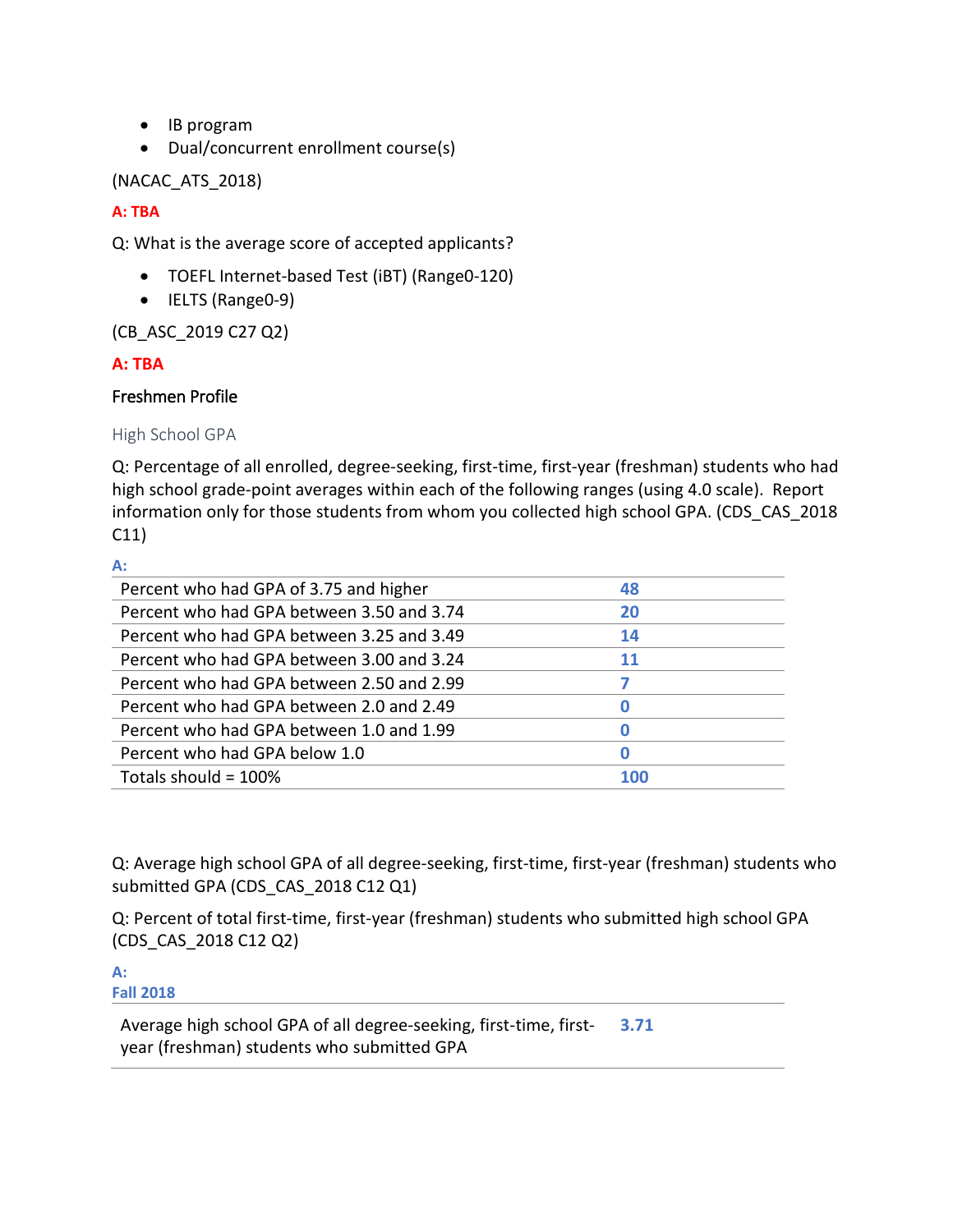- IB program
- Dual/concurrent enrollment course(s)

(NACAC_ATS_2018)

**A: TBA**

Q: What is the average score of accepted applicants?

- TOEFL Internet-based Test (iBT) (Range0-120)
- IELTS (Range0-9)

(CB_ASC_2019 C27 Q2)

**A: TBA**

## Freshmen Profile

### High School GPA

Q: Percentage of all enrolled, degree-seeking, first-time, first-year (freshman) students who had high school grade-point averages within each of the following ranges (using 4.0 scale). Report information only for those students from whom you collected high school GPA. (CDS_CAS_2018 C11)

**A:**

| | |
|---|---|
| Percent who had GPA of 3.75 and higher | **48** |
| Percent who had GPA between 3.50 and 3.74 | **20** |
| Percent who had GPA between 3.25 and 3.49 | **14** |
| Percent who had GPA between 3.00 and 3.24 | **11** |
| Percent who had GPA between 2.50 and 2.99 | **7** |
| Percent who had GPA between 2.0 and 2.49 | **0** |
| Percent who had GPA between 1.0 and 1.99 | **0** |
| Percent who had GPA below 1.0 | **0** |
| Totals should = 100% | **100** |

Q: Average high school GPA of all degree-seeking, first-time, first-year (freshman) students who submitted GPA (CDS_CAS_2018 C12 Q1)

Q: Percent of total first-time, first-year (freshman) students who submitted high school GPA (CDS_CAS_2018 C12 Q2)

**A:**
**Fall 2018**

| | |
|---|---|
| Average high school GPA of all degree-seeking, first-time, first-year (freshman) students who submitted GPA | **3.71** |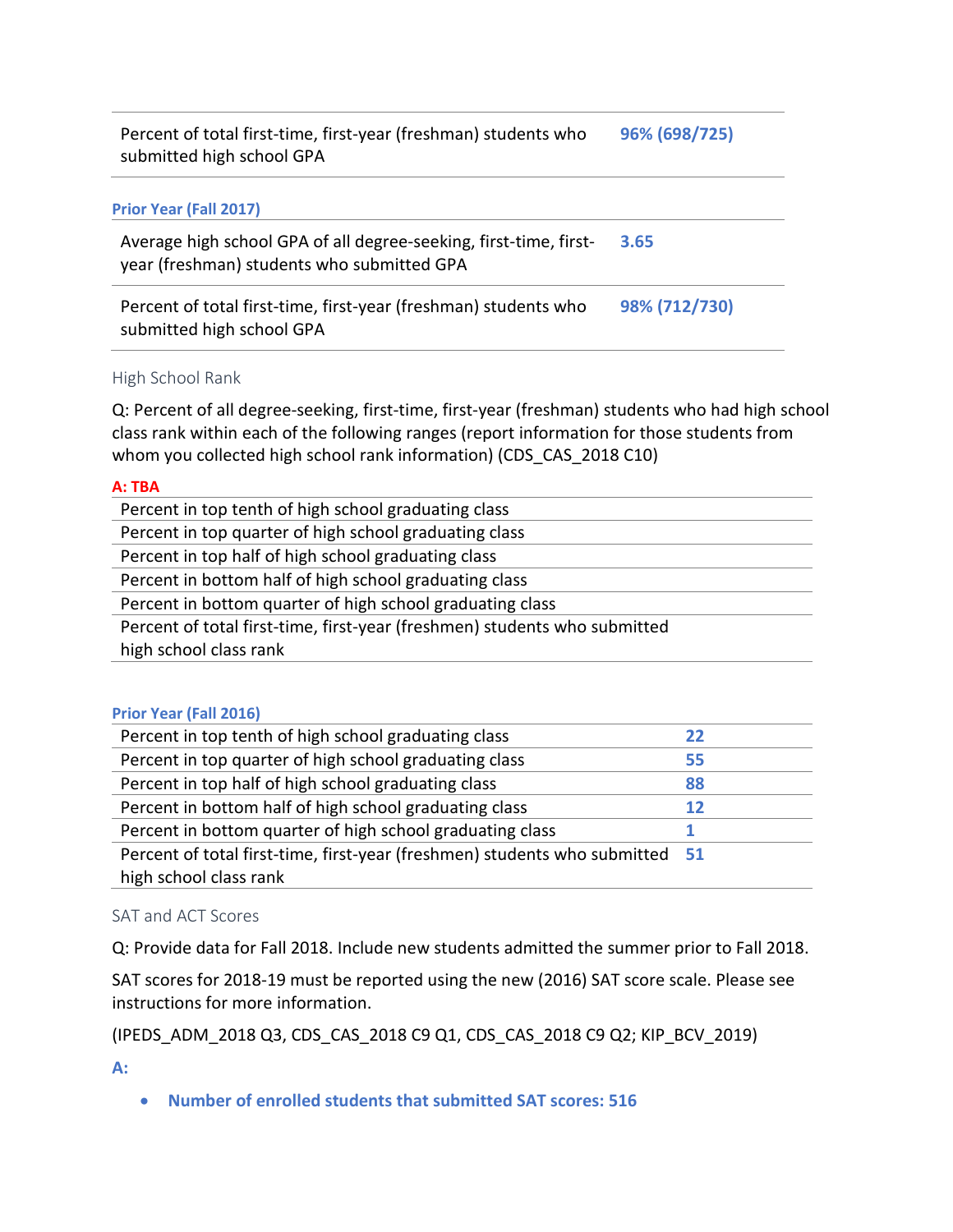| | |
|---|---|
| Percent of total first-time, first-year (freshman) students who submitted high school GPA | **96% (698/725)** |

**Prior Year (Fall 2017)**

| | |
|---|---|
| Average high school GPA of all degree-seeking, first-time, first-year (freshman) students who submitted GPA | **3.65** |
| Percent of total first-time, first-year (freshman) students who submitted high school GPA | **98% (712/730)** |

### High School Rank

Q: Percent of all degree-seeking, first-time, first-year (freshman) students who had high school class rank within each of the following ranges (report information for those students from whom you collected high school rank information) (CDS_CAS_2018 C10)

**A: TBA**

| | |
|---|---|
| Percent in top tenth of high school graduating class | |
| Percent in top quarter of high school graduating class | |
| Percent in top half of high school graduating class | |
| Percent in bottom half of high school graduating class | |
| Percent in bottom quarter of high school graduating class | |
| Percent of total first-time, first-year (freshmen) students who submitted high school class rank | |

**Prior Year (Fall 2016)**

| | |
|---|---|
| Percent in top tenth of high school graduating class | **22** |
| Percent in top quarter of high school graduating class | **55** |
| Percent in top half of high school graduating class | **88** |
| Percent in bottom half of high school graduating class | **12** |
| Percent in bottom quarter of high school graduating class | **1** |
| Percent of total first-time, first-year (freshmen) students who submitted high school class rank | **51** |

### SAT and ACT Scores

Q: Provide data for Fall 2018. Include new students admitted the summer prior to Fall 2018.

SAT scores for 2018-19 must be reported using the new (2016) SAT score scale. Please see instructions for more information.

(IPEDS_ADM_2018 Q3, CDS_CAS_2018 C9 Q1, CDS_CAS_2018 C9 Q2; KIP_BCV_2019)

**A:**

- **Number of enrolled students that submitted SAT scores: 516**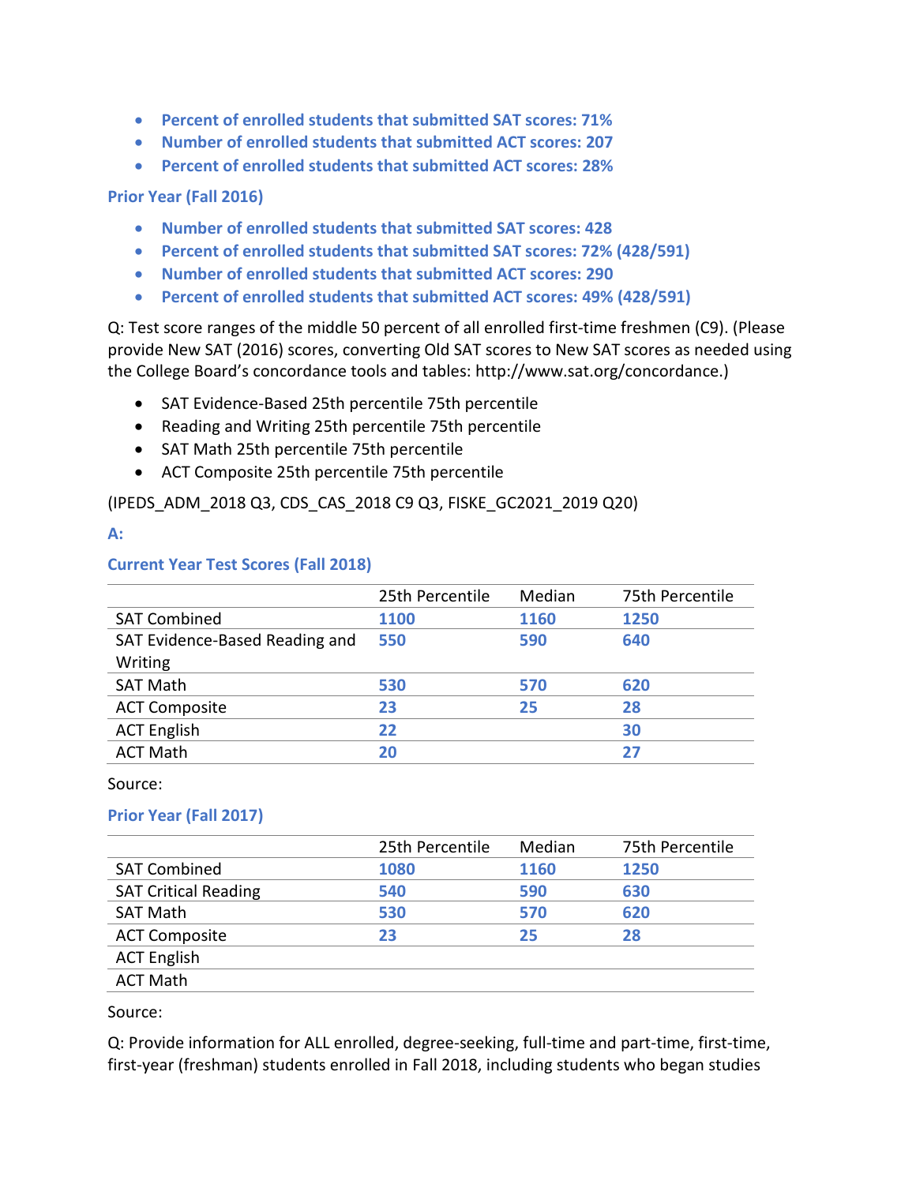- **Percent of enrolled students that submitted SAT scores: 71%**
- **Number of enrolled students that submitted ACT scores: 207**
- **Percent of enrolled students that submitted ACT scores: 28%**

**Prior Year (Fall 2016)**

- **Number of enrolled students that submitted SAT scores: 428**
- **Percent of enrolled students that submitted SAT scores: 72% (428/591)**
- **Number of enrolled students that submitted ACT scores: 290**
- **Percent of enrolled students that submitted ACT scores: 49% (428/591)**

Q: Test score ranges of the middle 50 percent of all enrolled first-time freshmen (C9). (Please provide New SAT (2016) scores, converting Old SAT scores to New SAT scores as needed using the College Board's concordance tools and tables: http://www.sat.org/concordance.)

- SAT Evidence-Based 25th percentile 75th percentile
- Reading and Writing 25th percentile 75th percentile
- SAT Math 25th percentile 75th percentile
- ACT Composite 25th percentile 75th percentile

(IPEDS_ADM_2018 Q3, CDS_CAS_2018 C9 Q3, FISKE_GC2021_2019 Q20)

**A:**

**Current Year Test Scores (Fall 2018)**

| | 25th Percentile | Median | 75th Percentile |
|---|---|---|---|
| SAT Combined | **1100** | **1160** | **1250** |
| SAT Evidence-Based Reading and Writing | **550** | **590** | **640** |
| SAT Math | **530** | **570** | **620** |
| ACT Composite | **23** | **25** | **28** |
| ACT English | **22** | | **30** |
| ACT Math | **20** | | **27** |

Source:

**Prior Year (Fall 2017)**

| | 25th Percentile | Median | 75th Percentile |
|---|---|---|---|
| SAT Combined | **1080** | **1160** | **1250** |
| SAT Critical Reading | **540** | **590** | **630** |
| SAT Math | **530** | **570** | **620** |
| ACT Composite | **23** | **25** | **28** |
| ACT English | | | |
| ACT Math | | | |

Source:

Q: Provide information for ALL enrolled, degree-seeking, full-time and part-time, first-time, first-year (freshman) students enrolled in Fall 2018, including students who began studies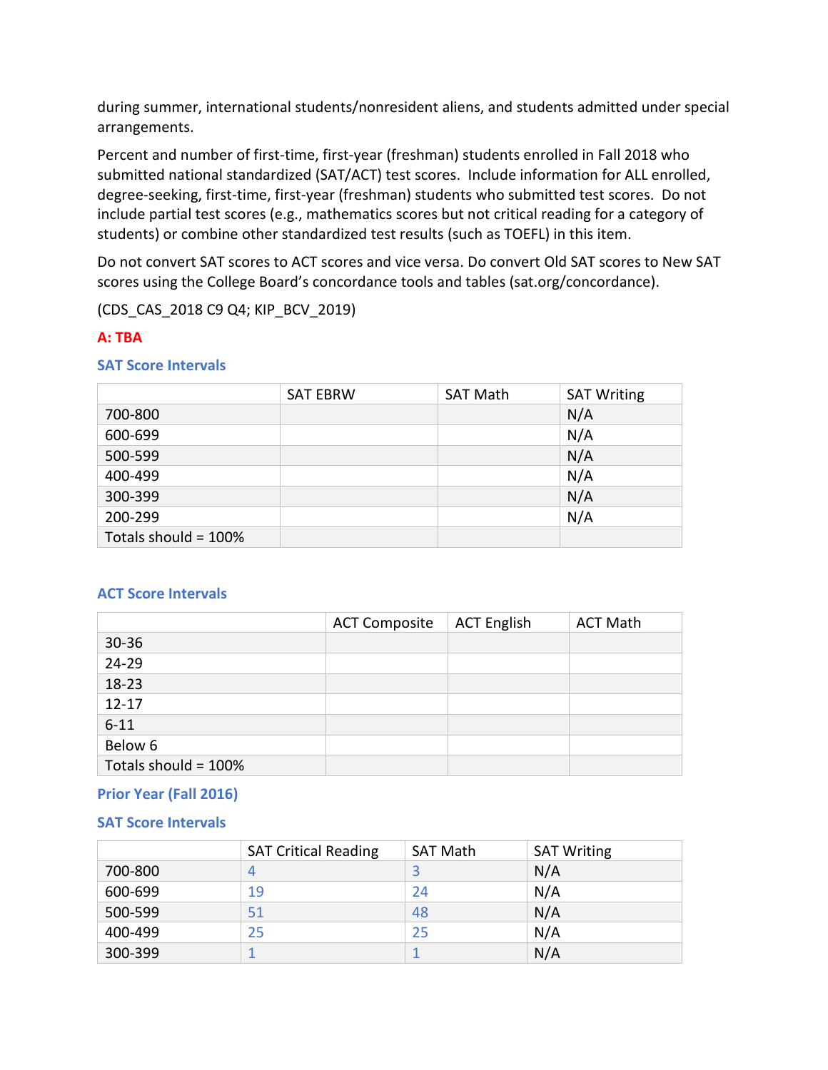during summer, international students/nonresident aliens, and students admitted under special arrangements.

Percent and number of first-time, first-year (freshman) students enrolled in Fall 2018 who submitted national standardized (SAT/ACT) test scores. Include information for ALL enrolled, degree-seeking, first-time, first-year (freshman) students who submitted test scores. Do not include partial test scores (e.g., mathematics scores but not critical reading for a category of students) or combine other standardized test results (such as TOEFL) in this item.

Do not convert SAT scores to ACT scores and vice versa. Do convert Old SAT scores to New SAT scores using the College Board's concordance tools and tables (sat.org/concordance).

(CDS_CAS_2018 C9 Q4; KIP_BCV_2019)

**A: TBA**

### SAT Score Intervals

| | SAT EBRW | SAT Math | SAT Writing |
|---|---|---|---|
| 700-800 | | | N/A |
| 600-699 | | | N/A |
| 500-599 | | | N/A |
| 400-499 | | | N/A |
| 300-399 | | | N/A |
| 200-299 | | | N/A |
| Totals should = 100% | | | |

### ACT Score Intervals

| | ACT Composite | ACT English | ACT Math |
|---|---|---|---|
| 30-36 | | | |
| 24-29 | | | |
| 18-23 | | | |
| 12-17 | | | |
| 6-11 | | | |
| Below 6 | | | |
| Totals should = 100% | | | |

### Prior Year (Fall 2016)

### SAT Score Intervals

| | SAT Critical Reading | SAT Math | SAT Writing |
|---|---|---|---|
| 700-800 | 4 | 3 | N/A |
| 600-699 | 19 | 24 | N/A |
| 500-599 | 51 | 48 | N/A |
| 400-499 | 25 | 25 | N/A |
| 300-399 | 1 | 1 | N/A |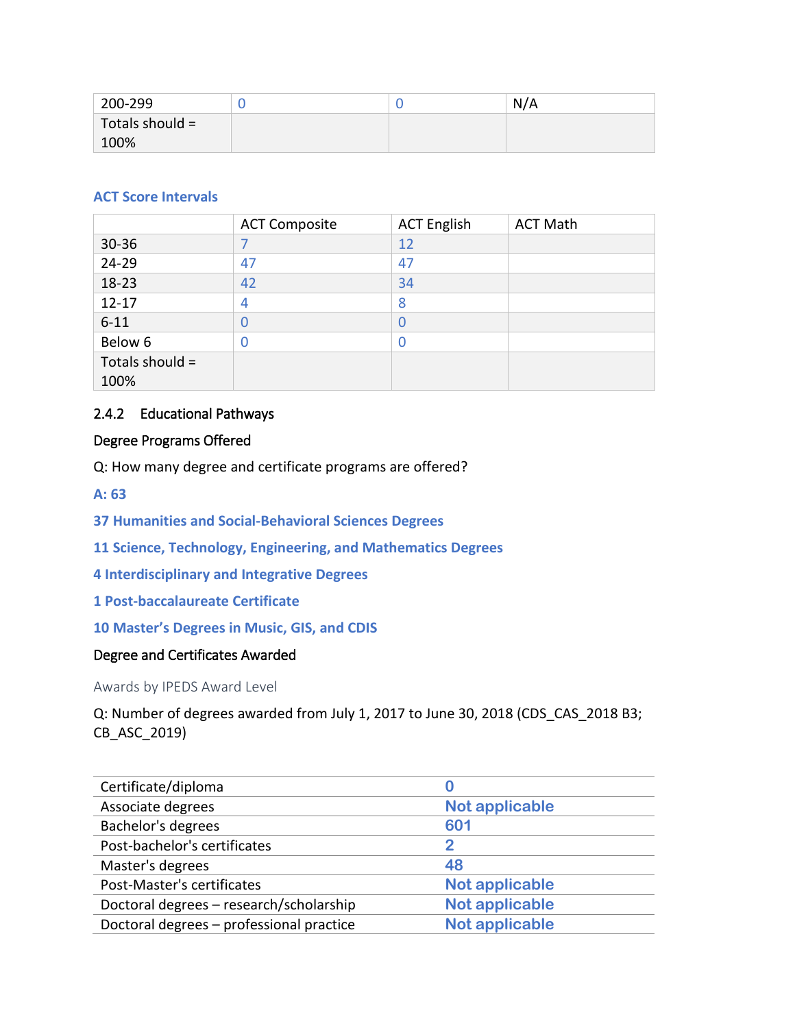| 200-299 | 0 | 0 | N/A |
|---|---|---|---|
| Totals should = 100% | | | |

### ACT Score Intervals

| | ACT Composite | ACT English | ACT Math |
|---|---|---|---|
| 30-36 | 7 | 12 | |
| 24-29 | 47 | 47 | |
| 18-23 | 42 | 34 | |
| 12-17 | 4 | 8 | |
| 6-11 | 0 | 0 | |
| Below 6 | 0 | 0 | |
| Totals should = 100% | | | |

### 2.4.2 Educational Pathways

Degree Programs Offered

Q: How many degree and certificate programs are offered?

**A: 63**

**37 Humanities and Social-Behavioral Sciences Degrees**

**11 Science, Technology, Engineering, and Mathematics Degrees**

**4 Interdisciplinary and Integrative Degrees**

**1 Post-baccalaureate Certificate**

**10 Master's Degrees in Music, GIS, and CDIS**

Degree and Certificates Awarded

Awards by IPEDS Award Level

Q: Number of degrees awarded from July 1, 2017 to June 30, 2018 (CDS_CAS_2018 B3; CB_ASC_2019)

| | |
|---|---|
| Certificate/diploma | **0** |
| Associate degrees | **Not applicable** |
| Bachelor's degrees | **601** |
| Post-bachelor's certificates | **2** |
| Master's degrees | **48** |
| Post-Master's certificates | **Not applicable** |
| Doctoral degrees – research/scholarship | **Not applicable** |
| Doctoral degrees – professional practice | **Not applicable** |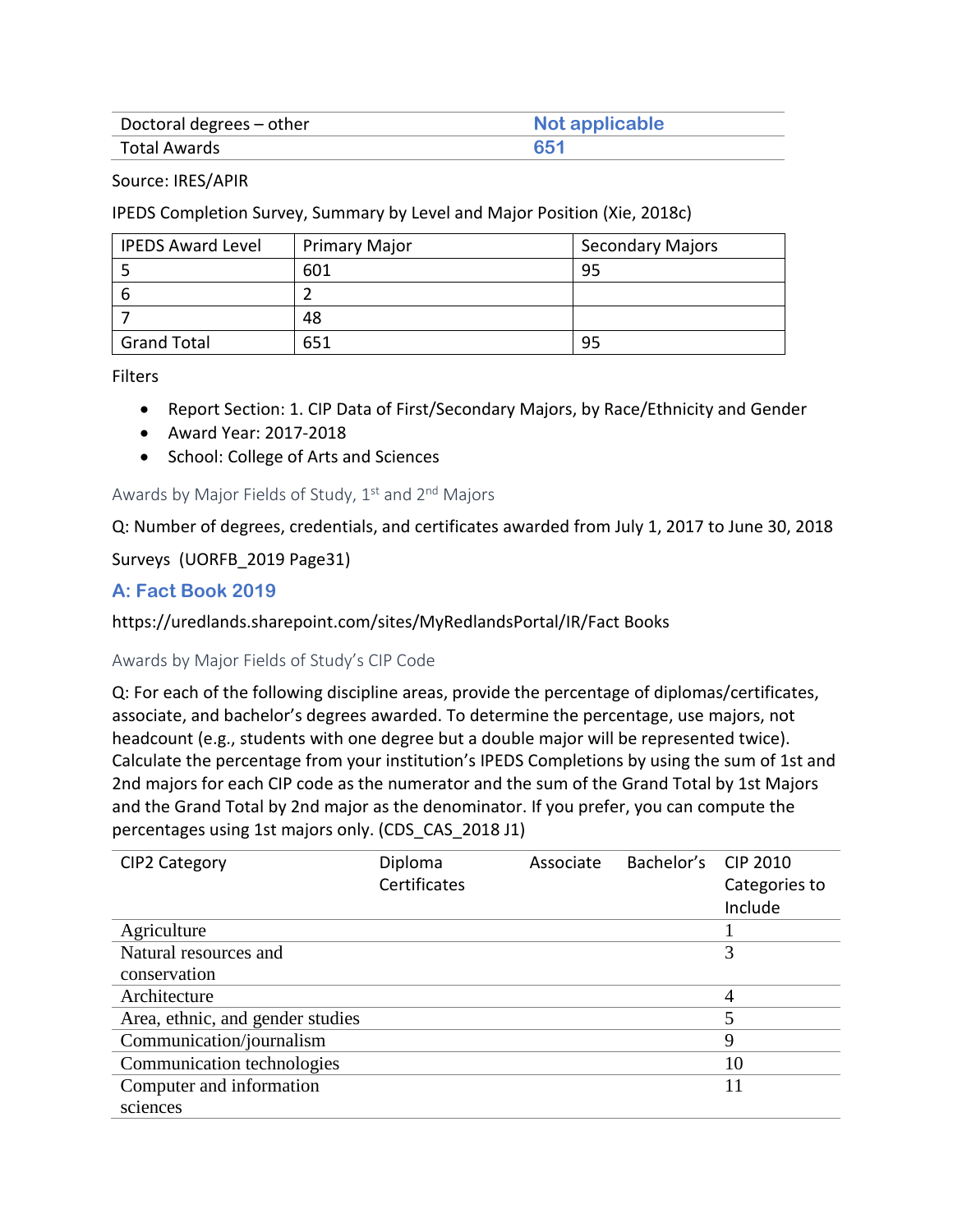| Doctoral degrees – other | **Not applicable** |
|---|---|
| Total Awards | **651** |

Source: IRES/APIR

IPEDS Completion Survey, Summary by Level and Major Position (Xie, 2018c)

| IPEDS Award Level | Primary Major | Secondary Majors |
|---|---|---|
| 5 | 601 | 95 |
| 6 | 2 | |
| 7 | 48 | |
| Grand Total | 651 | 95 |

Filters

- Report Section: 1. CIP Data of First/Secondary Majors, by Race/Ethnicity and Gender
- Award Year: 2017-2018
- School: College of Arts and Sciences

### Awards by Major Fields of Study, 1st and 2nd Majors

Q: Number of degrees, credentials, and certificates awarded from July 1, 2017 to June 30, 2018

Surveys (UORFB_2019 Page31)

## A: Fact Book 2019

https://uredlands.sharepoint.com/sites/MyRedlandsPortal/IR/Fact Books

### Awards by Major Fields of Study's CIP Code

Q: For each of the following discipline areas, provide the percentage of diplomas/certificates, associate, and bachelor's degrees awarded. To determine the percentage, use majors, not headcount (e.g., students with one degree but a double major will be represented twice). Calculate the percentage from your institution's IPEDS Completions by using the sum of 1st and 2nd majors for each CIP code as the numerator and the sum of the Grand Total by 1st Majors and the Grand Total by 2nd major as the denominator. If you prefer, you can compute the percentages using 1st majors only. (CDS_CAS_2018 J1)

| CIP2 Category | Diploma Certificates | Associate | Bachelor's | CIP 2010 Categories to Include |
|---|---|---|---|---|
| Agriculture | | | | 1 |
| Natural resources and conservation | | | | 3 |
| Architecture | | | | 4 |
| Area, ethnic, and gender studies | | | | 5 |
| Communication/journalism | | | | 9 |
| Communication technologies | | | | 10 |
| Computer and information sciences | | | | 11 |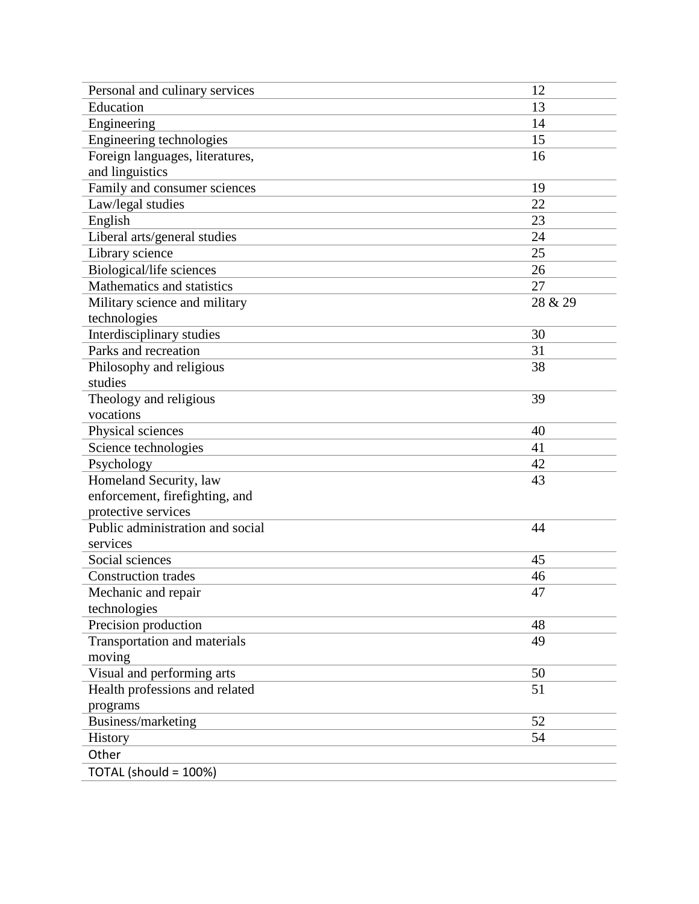| | |
|---|---|
| Personal and culinary services | 12 |
| Education | 13 |
| Engineering | 14 |
| Engineering technologies | 15 |
| Foreign languages, literatures, and linguistics | 16 |
| Family and consumer sciences | 19 |
| Law/legal studies | 22 |
| English | 23 |
| Liberal arts/general studies | 24 |
| Library science | 25 |
| Biological/life sciences | 26 |
| Mathematics and statistics | 27 |
| Military science and military technologies | 28 & 29 |
| Interdisciplinary studies | 30 |
| Parks and recreation | 31 |
| Philosophy and religious studies | 38 |
| Theology and religious vocations | 39 |
| Physical sciences | 40 |
| Science technologies | 41 |
| Psychology | 42 |
| Homeland Security, law enforcement, firefighting, and protective services | 43 |
| Public administration and social services | 44 |
| Social sciences | 45 |
| Construction trades | 46 |
| Mechanic and repair technologies | 47 |
| Precision production | 48 |
| Transportation and materials moving | 49 |
| Visual and performing arts | 50 |
| Health professions and related programs | 51 |
| Business/marketing | 52 |
| History | 54 |
| Other | |
| TOTAL (should = 100%) | |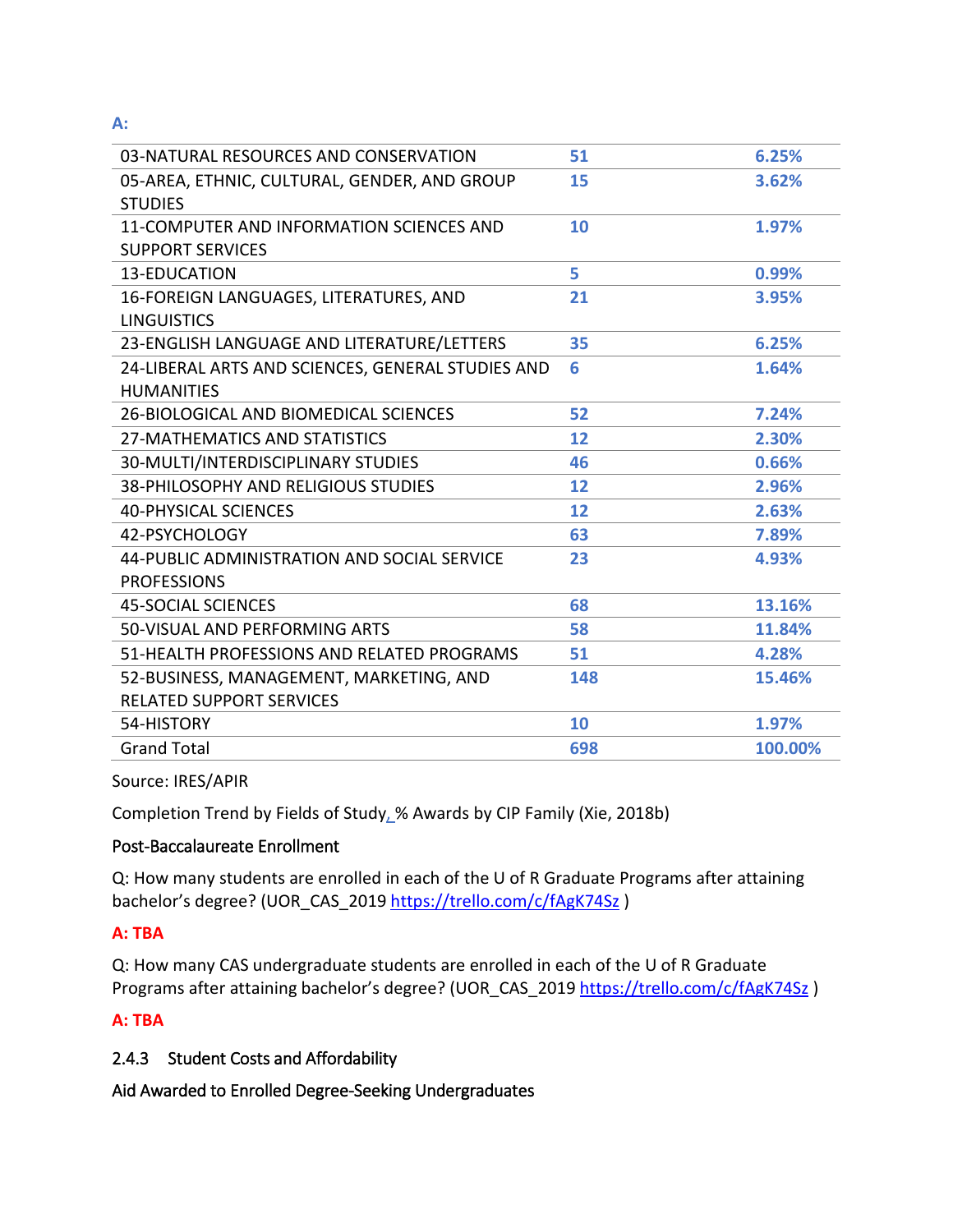**A:**

| | | |
|---|---|---|
| 03-NATURAL RESOURCES AND CONSERVATION | 51 | 6.25% |
| 05-AREA, ETHNIC, CULTURAL, GENDER, AND GROUP STUDIES | 15 | 3.62% |
| 11-COMPUTER AND INFORMATION SCIENCES AND SUPPORT SERVICES | 10 | 1.97% |
| 13-EDUCATION | 5 | 0.99% |
| 16-FOREIGN LANGUAGES, LITERATURES, AND LINGUISTICS | 21 | 3.95% |
| 23-ENGLISH LANGUAGE AND LITERATURE/LETTERS | 35 | 6.25% |
| 24-LIBERAL ARTS AND SCIENCES, GENERAL STUDIES AND HUMANITIES | 6 | 1.64% |
| 26-BIOLOGICAL AND BIOMEDICAL SCIENCES | 52 | 7.24% |
| 27-MATHEMATICS AND STATISTICS | 12 | 2.30% |
| 30-MULTI/INTERDISCIPLINARY STUDIES | 46 | 0.66% |
| 38-PHILOSOPHY AND RELIGIOUS STUDIES | 12 | 2.96% |
| 40-PHYSICAL SCIENCES | 12 | 2.63% |
| 42-PSYCHOLOGY | 63 | 7.89% |
| 44-PUBLIC ADMINISTRATION AND SOCIAL SERVICE PROFESSIONS | 23 | 4.93% |
| 45-SOCIAL SCIENCES | 68 | 13.16% |
| 50-VISUAL AND PERFORMING ARTS | 58 | 11.84% |
| 51-HEALTH PROFESSIONS AND RELATED PROGRAMS | 51 | 4.28% |
| 52-BUSINESS, MANAGEMENT, MARKETING, AND RELATED SUPPORT SERVICES | 148 | 15.46% |
| 54-HISTORY | 10 | 1.97% |
| Grand Total | 698 | 100.00% |

Source: IRES/APIR

Completion Trend by Fields of Study, % Awards by CIP Family (Xie, 2018b)

Post-Baccalaureate Enrollment

Q: How many students are enrolled in each of the U of R Graduate Programs after attaining bachelor's degree? (UOR_CAS_2019 https://trello.com/c/fAgK74Sz )

**A: TBA**

Q: How many CAS undergraduate students are enrolled in each of the U of R Graduate Programs after attaining bachelor's degree? (UOR_CAS_2019 https://trello.com/c/fAgK74Sz )

**A: TBA**

### 2.4.3 Student Costs and Affordability

Aid Awarded to Enrolled Degree-Seeking Undergraduates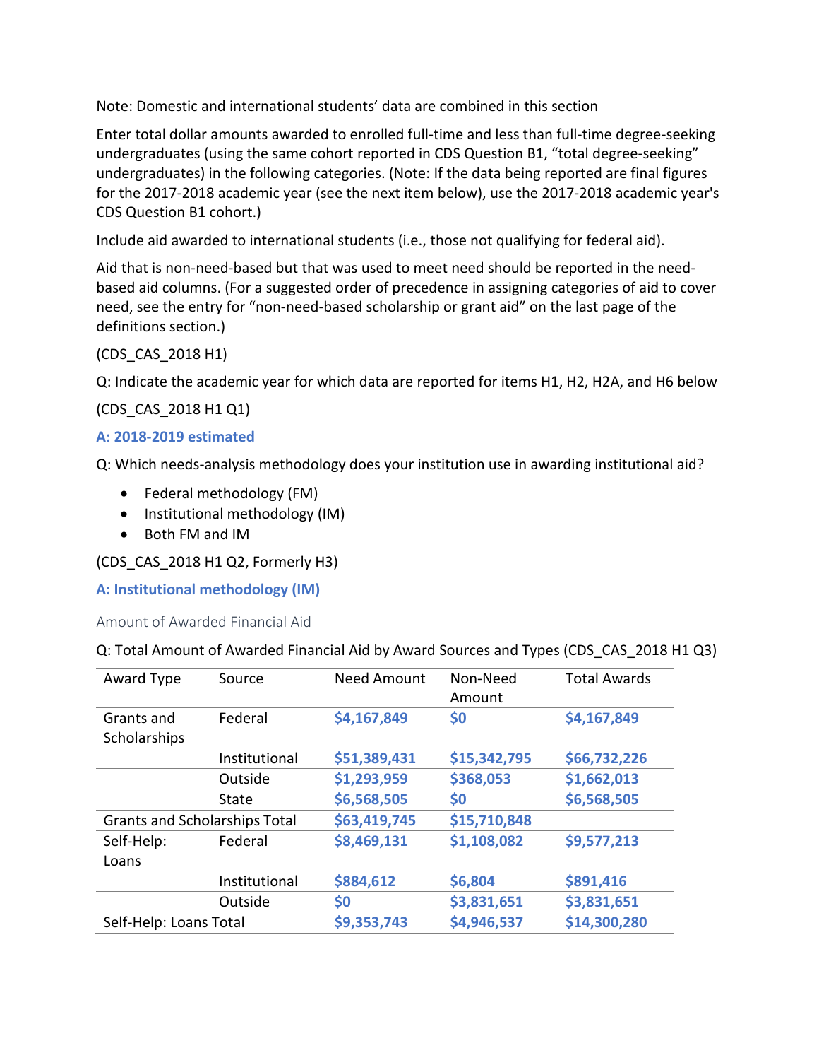Note: Domestic and international students' data are combined in this section

Enter total dollar amounts awarded to enrolled full-time and less than full-time degree-seeking undergraduates (using the same cohort reported in CDS Question B1, "total degree-seeking" undergraduates) in the following categories. (Note: If the data being reported are final figures for the 2017-2018 academic year (see the next item below), use the 2017-2018 academic year's CDS Question B1 cohort.)

Include aid awarded to international students (i.e., those not qualifying for federal aid).

Aid that is non-need-based but that was used to meet need should be reported in the need-based aid columns. (For a suggested order of precedence in assigning categories of aid to cover need, see the entry for "non-need-based scholarship or grant aid" on the last page of the definitions section.)

(CDS_CAS_2018 H1)

Q: Indicate the academic year for which data are reported for items H1, H2, H2A, and H6 below

(CDS_CAS_2018 H1 Q1)

**A: 2018-2019 estimated**

Q: Which needs-analysis methodology does your institution use in awarding institutional aid?

- Federal methodology (FM)
- Institutional methodology (IM)
- Both FM and IM

(CDS_CAS_2018 H1 Q2, Formerly H3)

**A: Institutional methodology (IM)**

### Amount of Awarded Financial Aid

Q: Total Amount of Awarded Financial Aid by Award Sources and Types (CDS_CAS_2018 H1 Q3)

| Award Type | Source | Need Amount | Non-Need Amount | Total Awards |
|---|---|---|---|---|
| Grants and Scholarships | Federal | **$4,167,849** | **$0** | **$4,167,849** |
| | Institutional | **$51,389,431** | **$15,342,795** | **$66,732,226** |
| | Outside | **$1,293,959** | **$368,053** | **$1,662,013** |
| | State | **$6,568,505** | **$0** | **$6,568,505** |
| Grants and Scholarships Total | | **$63,419,745** | **$15,710,848** | |
| Self-Help: Loans | Federal | **$8,469,131** | **$1,108,082** | **$9,577,213** |
| | Institutional | **$884,612** | **$6,804** | **$891,416** |
| | Outside | **$0** | **$3,831,651** | **$3,831,651** |
| Self-Help: Loans Total | | **$9,353,743** | **$4,946,537** | **$14,300,280** |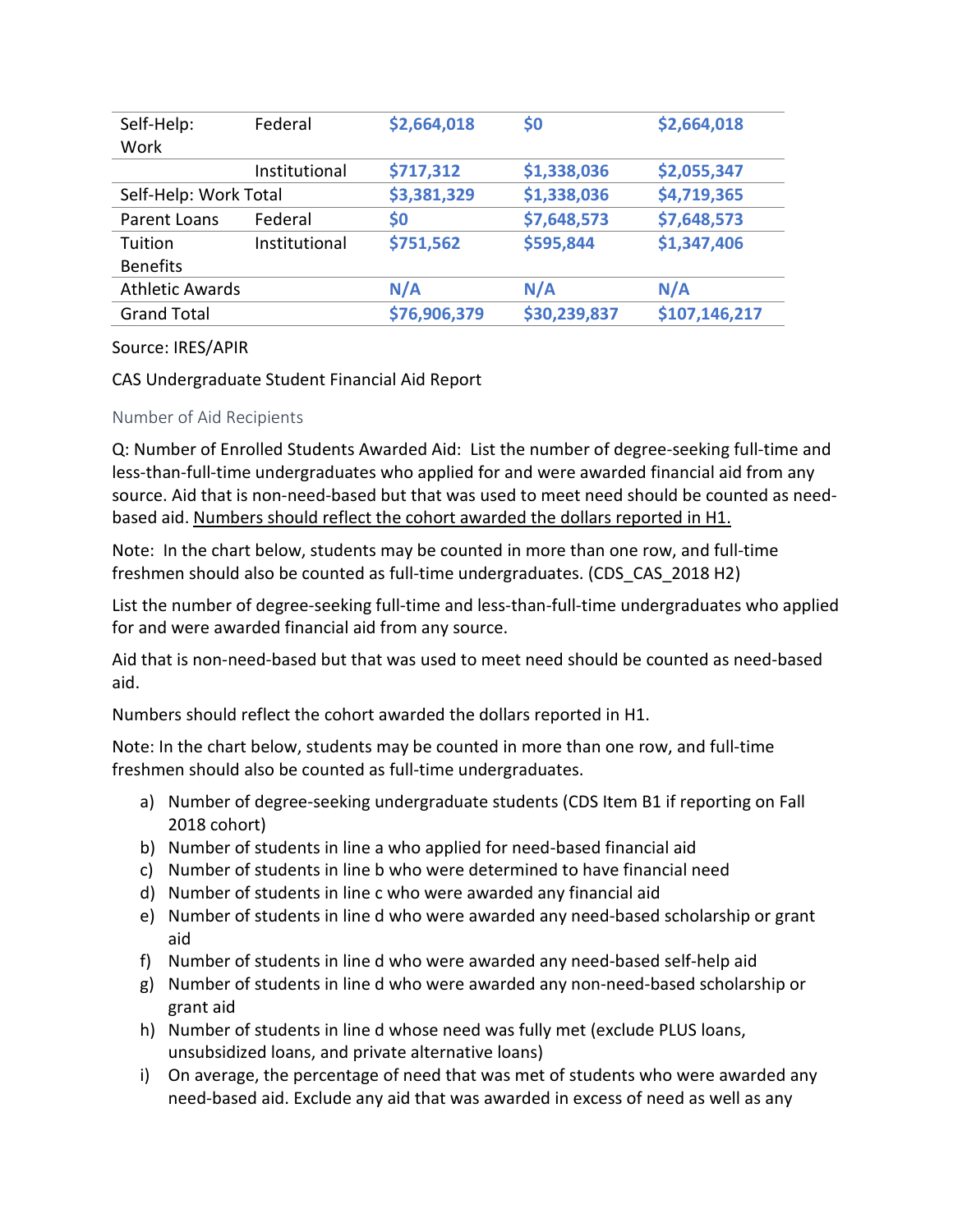| | | | | |
|---|---|---|---|---|
| Self-Help: Work | Federal | $2,664,018 | $0 | $2,664,018 |
| | Institutional | $717,312 | $1,338,036 | $2,055,347 |
| Self-Help: Work Total | | $3,381,329 | $1,338,036 | $4,719,365 |
| Parent Loans | Federal | $0 | $7,648,573 | $7,648,573 |
| Tuition Benefits | Institutional | $751,562 | $595,844 | $1,347,406 |
| Athletic Awards | | N/A | N/A | N/A |
| Grand Total | | $76,906,379 | $30,239,837 | $107,146,217 |

Source: IRES/APIR

CAS Undergraduate Student Financial Aid Report

### Number of Aid Recipients

Q: Number of Enrolled Students Awarded Aid: List the number of degree-seeking full-time and less-than-full-time undergraduates who applied for and were awarded financial aid from any source. Aid that is non-need-based but that was used to meet need should be counted as need-based aid. Numbers should reflect the cohort awarded the dollars reported in H1.

Note: In the chart below, students may be counted in more than one row, and full-time freshmen should also be counted as full-time undergraduates. (CDS_CAS_2018 H2)

List the number of degree-seeking full-time and less-than-full-time undergraduates who applied for and were awarded financial aid from any source.

Aid that is non-need-based but that was used to meet need should be counted as need-based aid.

Numbers should reflect the cohort awarded the dollars reported in H1.

Note: In the chart below, students may be counted in more than one row, and full-time freshmen should also be counted as full-time undergraduates.

a) Number of degree-seeking undergraduate students (CDS Item B1 if reporting on Fall 2018 cohort)
b) Number of students in line a who applied for need-based financial aid
c) Number of students in line b who were determined to have financial need
d) Number of students in line c who were awarded any financial aid
e) Number of students in line d who were awarded any need-based scholarship or grant aid
f) Number of students in line d who were awarded any need-based self-help aid
g) Number of students in line d who were awarded any non-need-based scholarship or grant aid
h) Number of students in line d whose need was fully met (exclude PLUS loans, unsubsidized loans, and private alternative loans)
i) On average, the percentage of need that was met of students who were awarded any need-based aid. Exclude any aid that was awarded in excess of need as well as any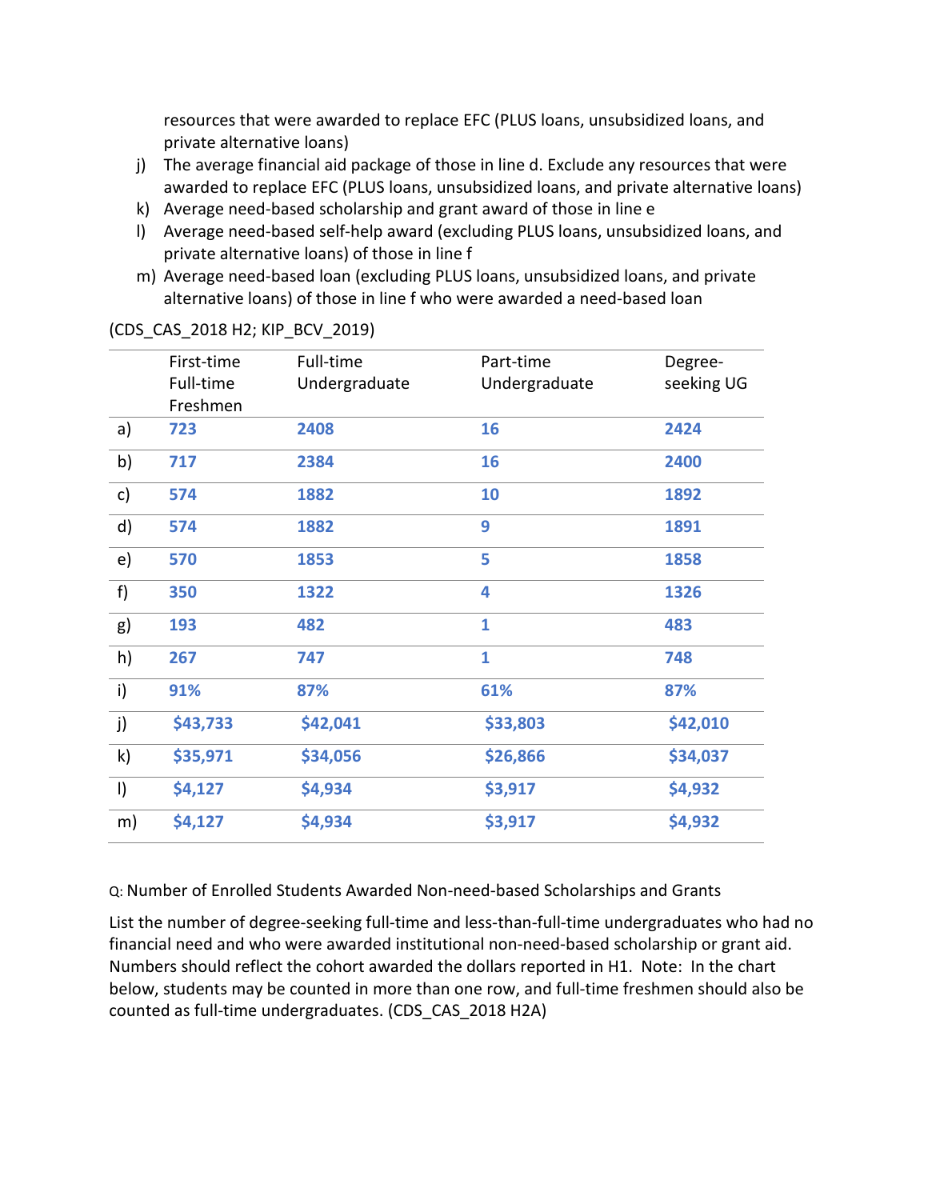resources that were awarded to replace EFC (PLUS loans, unsubsidized loans, and private alternative loans)

j) The average financial aid package of those in line d. Exclude any resources that were awarded to replace EFC (PLUS loans, unsubsidized loans, and private alternative loans)
k) Average need-based scholarship and grant award of those in line e
l) Average need-based self-help award (excluding PLUS loans, unsubsidized loans, and private alternative loans) of those in line f
m) Average need-based loan (excluding PLUS loans, unsubsidized loans, and private alternative loans) of those in line f who were awarded a need-based loan

(CDS_CAS_2018 H2; KIP_BCV_2019)

| | First-time Full-time Freshmen | Full-time Undergraduate | Part-time Undergraduate | Degree-seeking UG |
|---|---|---|---|---|
| a) | 723 | 2408 | 16 | 2424 |
| b) | 717 | 2384 | 16 | 2400 |
| c) | 574 | 1882 | 10 | 1892 |
| d) | 574 | 1882 | 9 | 1891 |
| e) | 570 | 1853 | 5 | 1858 |
| f) | 350 | 1322 | 4 | 1326 |
| g) | 193 | 482 | 1 | 483 |
| h) | 267 | 747 | 1 | 748 |
| i) | 91% | 87% | 61% | 87% |
| j) | $43,733 | $42,041 | $33,803 | $42,010 |
| k) | $35,971 | $34,056 | $26,866 | $34,037 |
| l) | $4,127 | $4,934 | $3,917 | $4,932 |
| m) | $4,127 | $4,934 | $3,917 | $4,932 |

Q: Number of Enrolled Students Awarded Non-need-based Scholarships and Grants

List the number of degree-seeking full-time and less-than-full-time undergraduates who had no financial need and who were awarded institutional non-need-based scholarship or grant aid. Numbers should reflect the cohort awarded the dollars reported in H1. Note: In the chart below, students may be counted in more than one row, and full-time freshmen should also be counted as full-time undergraduates. (CDS_CAS_2018 H2A)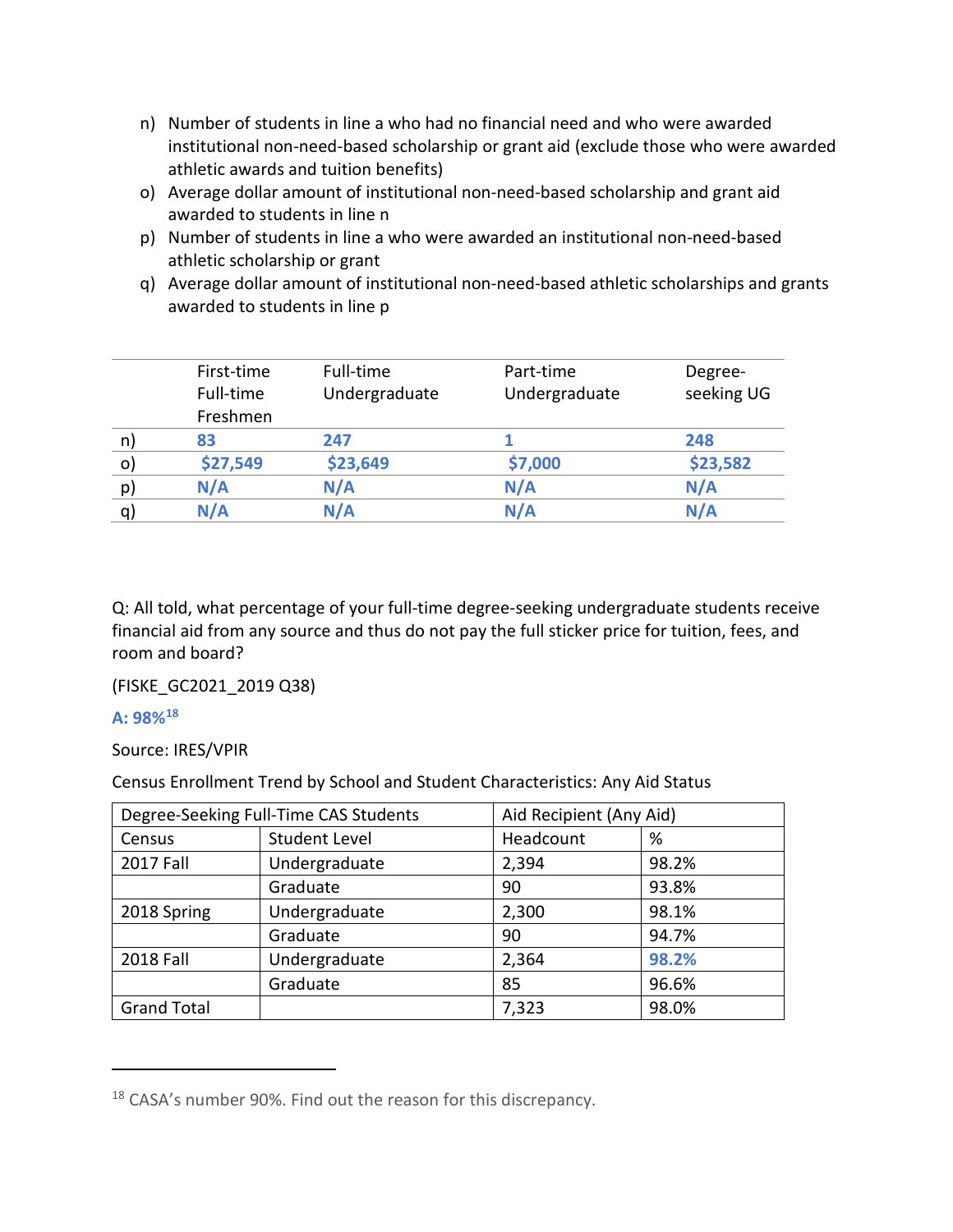n) Number of students in line a who had no financial need and who were awarded institutional non-need-based scholarship or grant aid (exclude those who were awarded athletic awards and tuition benefits)
o) Average dollar amount of institutional non-need-based scholarship and grant aid awarded to students in line n
p) Number of students in line a who were awarded an institutional non-need-based athletic scholarship or grant
q) Average dollar amount of institutional non-need-based athletic scholarships and grants awarded to students in line p

| | First-time Full-time Freshmen | Full-time Undergraduate | Part-time Undergraduate | Degree-seeking UG |
|---|---|---|---|---|
| n) | **83** | **247** | **1** | **248** |
| o) | **$27,549** | **$23,649** | **$7,000** | **$23,582** |
| p) | **N/A** | **N/A** | **N/A** | **N/A** |
| q) | **N/A** | **N/A** | **N/A** | **N/A** |

Q: All told, what percentage of your full-time degree-seeking undergraduate students receive financial aid from any source and thus do not pay the full sticker price for tuition, fees, and room and board?

(FISKE_GC2021_2019 Q38)

**A: 98%**[18]

Source: IRES/VPIR

Census Enrollment Trend by School and Student Characteristics: Any Aid Status

| Degree-Seeking Full-Time CAS Students | | Aid Recipient (Any Aid) | |
|---|---|---|---|
| Census | Student Level | Headcount | % |
| 2017 Fall | Undergraduate | 2,394 | 98.2% |
| | Graduate | 90 | 93.8% |
| 2018 Spring | Undergraduate | 2,300 | 98.1% |
| | Graduate | 90 | 94.7% |
| 2018 Fall | Undergraduate | 2,364 | **98.2%** |
| | Graduate | 85 | 96.6% |
| Grand Total | | 7,323 | 98.0% |

[18] CASA's number 90%. Find out the reason for this discrepancy.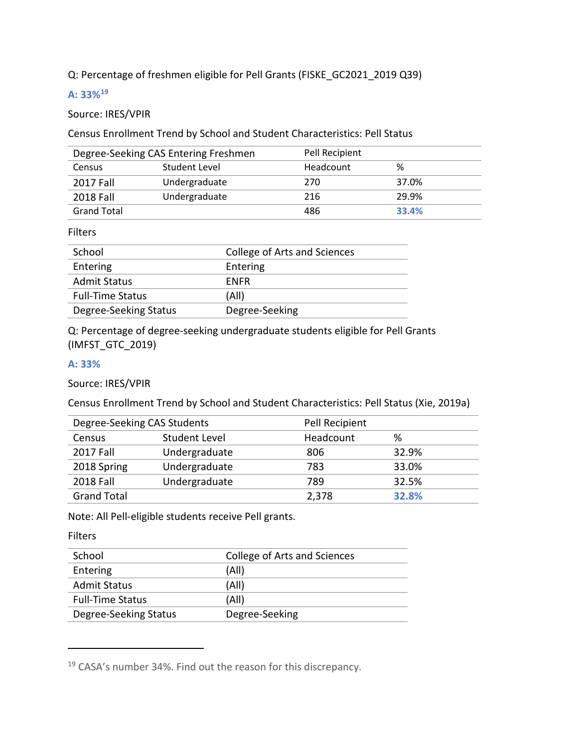Q: Percentage of freshmen eligible for Pell Grants (FISKE_GC2021_2019 Q39)

**A: 33%[19]**

Source: IRES/VPIR

Census Enrollment Trend by School and Student Characteristics: Pell Status

| Degree-Seeking CAS Entering Freshmen | | Pell Recipient | |
|---|---|---|---|
| Census | Student Level | Headcount | % |
| 2017 Fall | Undergraduate | 270 | 37.0% |
| 2018 Fall | Undergraduate | 216 | 29.9% |
| Grand Total | | 486 | **33.4%** |

Filters

| School | College of Arts and Sciences |
|---|---|
| Entering | Entering |
| Admit Status | ENFR |
| Full-Time Status | (All) |
| Degree-Seeking Status | Degree-Seeking |

Q: Percentage of degree-seeking undergraduate students eligible for Pell Grants (IMFST_GTC_2019)

**A: 33%**

Source: IRES/VPIR

Census Enrollment Trend by School and Student Characteristics: Pell Status (Xie, 2019a)

| Degree-Seeking CAS Students | | Pell Recipient | |
|---|---|---|---|
| Census | Student Level | Headcount | % |
| 2017 Fall | Undergraduate | 806 | 32.9% |
| 2018 Spring | Undergraduate | 783 | 33.0% |
| 2018 Fall | Undergraduate | 789 | 32.5% |
| Grand Total | | 2,378 | **32.8%** |

Note: All Pell-eligible students receive Pell grants.

Filters

| School | College of Arts and Sciences |
|---|---|
| Entering | (All) |
| Admit Status | (All) |
| Full-Time Status | (All) |
| Degree-Seeking Status | Degree-Seeking |

---

[19] CASA's number 34%. Find out the reason for this discrepancy.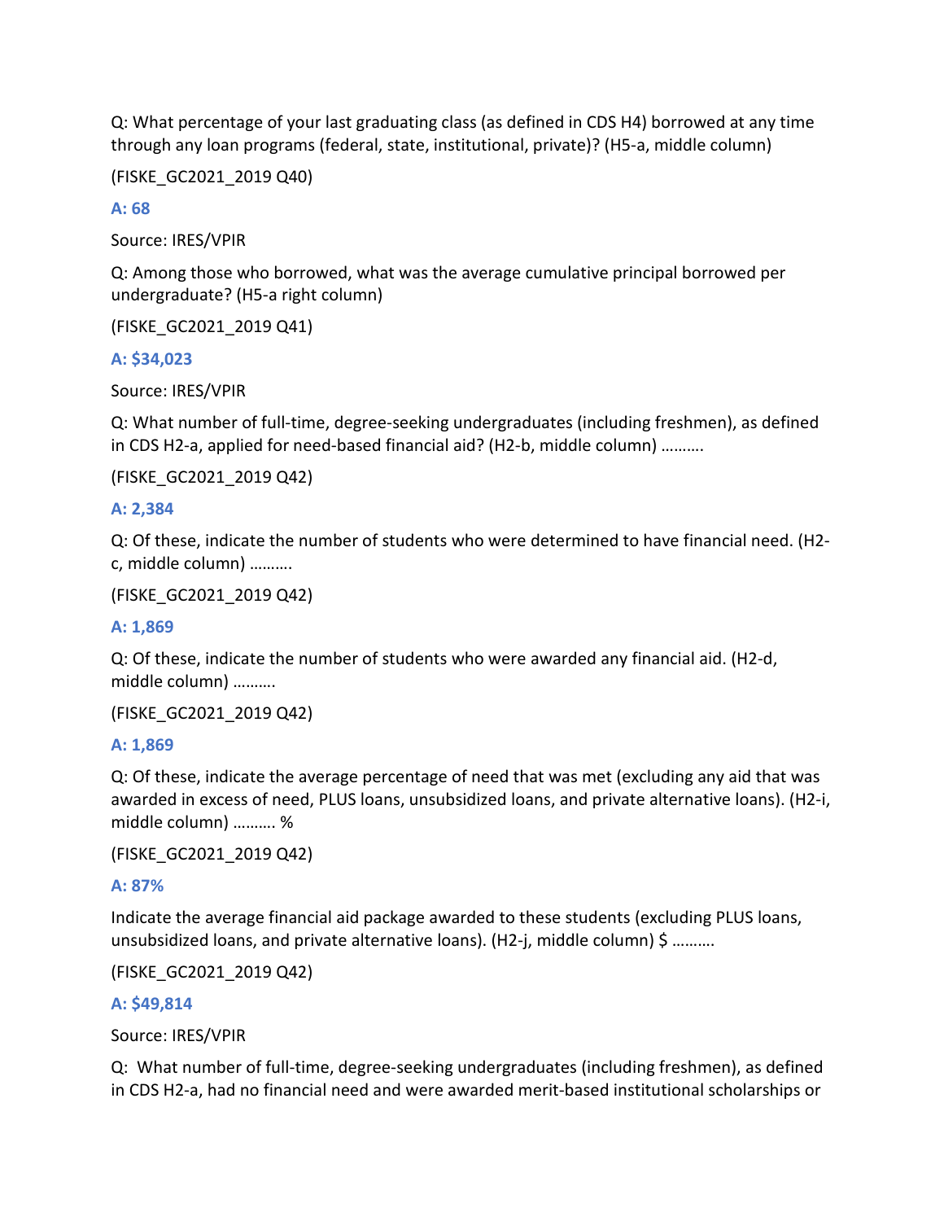Q: What percentage of your last graduating class (as defined in CDS H4) borrowed at any time through any loan programs (federal, state, institutional, private)? (H5-a, middle column)

(FISKE_GC2021_2019 Q40)

**A: 68**

Source: IRES/VPIR

Q: Among those who borrowed, what was the average cumulative principal borrowed per undergraduate? (H5-a right column)

(FISKE_GC2021_2019 Q41)

**A: $34,023**

Source: IRES/VPIR

Q: What number of full-time, degree-seeking undergraduates (including freshmen), as defined in CDS H2-a, applied for need-based financial aid? (H2-b, middle column) ……….

(FISKE_GC2021_2019 Q42)

**A: 2,384**

Q: Of these, indicate the number of students who were determined to have financial need. (H2-c, middle column) ……….

(FISKE_GC2021_2019 Q42)

**A: 1,869**

Q: Of these, indicate the number of students who were awarded any financial aid. (H2-d, middle column) ……….

(FISKE_GC2021_2019 Q42)

**A: 1,869**

Q: Of these, indicate the average percentage of need that was met (excluding any aid that was awarded in excess of need, PLUS loans, unsubsidized loans, and private alternative loans). (H2-i, middle column) ………. %

(FISKE_GC2021_2019 Q42)

**A: 87%**

Indicate the average financial aid package awarded to these students (excluding PLUS loans, unsubsidized loans, and private alternative loans). (H2-j, middle column) $ ……….

(FISKE_GC2021_2019 Q42)

**A: $49,814**

Source: IRES/VPIR

Q: What number of full-time, degree-seeking undergraduates (including freshmen), as defined in CDS H2-a, had no financial need and were awarded merit-based institutional scholarships or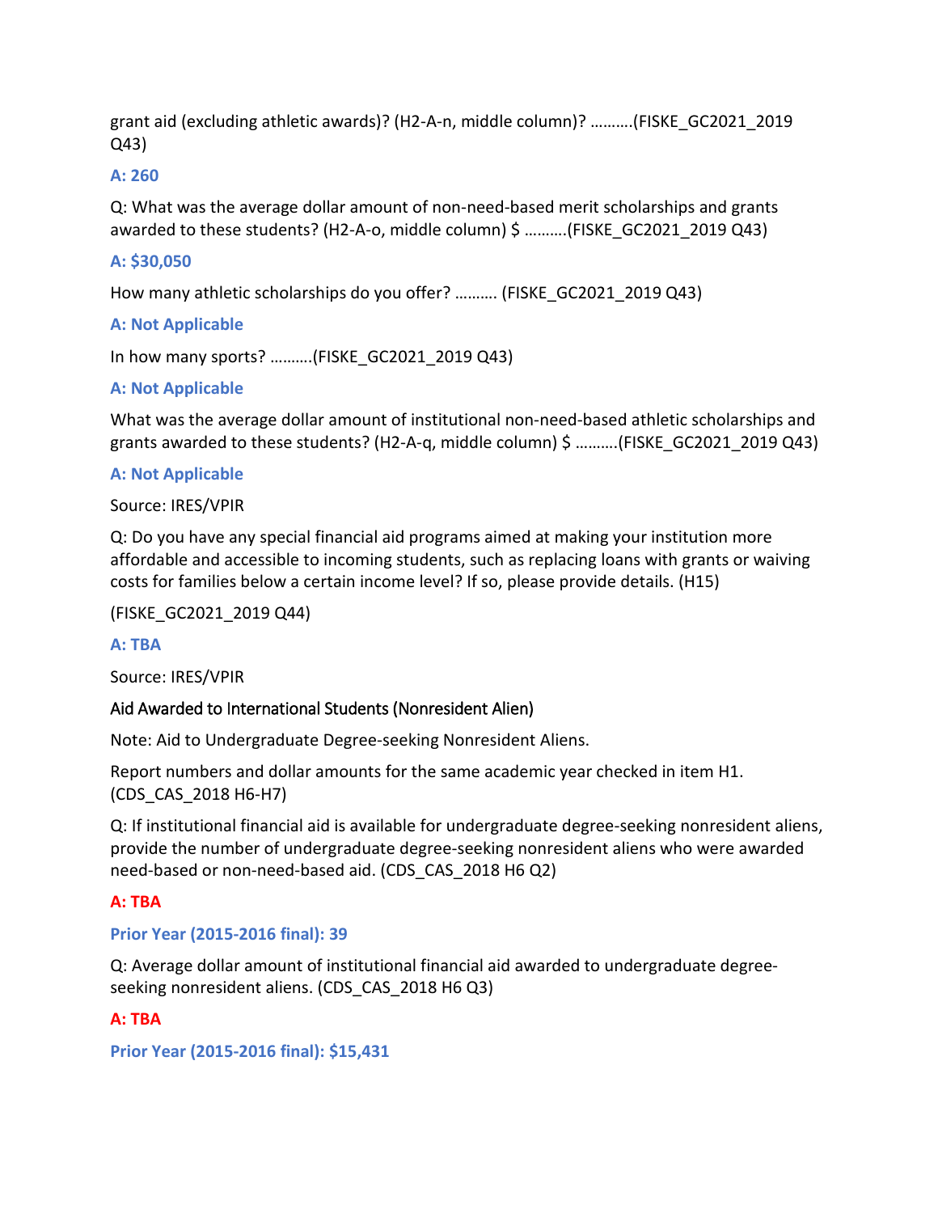grant aid (excluding athletic awards)? (H2-A-n, middle column)? ……….(FISKE_GC2021_2019 Q43)

**A: 260**

Q: What was the average dollar amount of non-need-based merit scholarships and grants awarded to these students? (H2-A-o, middle column) $ ……….(FISKE_GC2021_2019 Q43)

**A: $30,050**

How many athletic scholarships do you offer? ………. (FISKE_GC2021_2019 Q43)

**A: Not Applicable**

In how many sports? ……….(FISKE_GC2021_2019 Q43)

**A: Not Applicable**

What was the average dollar amount of institutional non-need-based athletic scholarships and grants awarded to these students? (H2-A-q, middle column) $ ……….(FISKE_GC2021_2019 Q43)

**A: Not Applicable**

Source: IRES/VPIR

Q: Do you have any special financial aid programs aimed at making your institution more affordable and accessible to incoming students, such as replacing loans with grants or waiving costs for families below a certain income level? If so, please provide details. (H15)

(FISKE_GC2021_2019 Q44)

**A: TBA**

Source: IRES/VPIR

Aid Awarded to International Students (Nonresident Alien)

Note: Aid to Undergraduate Degree-seeking Nonresident Aliens.

Report numbers and dollar amounts for the same academic year checked in item H1. (CDS_CAS_2018 H6-H7)

Q: If institutional financial aid is available for undergraduate degree-seeking nonresident aliens, provide the number of undergraduate degree-seeking nonresident aliens who were awarded need-based or non-need-based aid. (CDS_CAS_2018 H6 Q2)

**A: TBA**

**Prior Year (2015-2016 final): 39**

Q: Average dollar amount of institutional financial aid awarded to undergraduate degree-seeking nonresident aliens. (CDS_CAS_2018 H6 Q3)

**A: TBA**

**Prior Year (2015-2016 final): $15,431**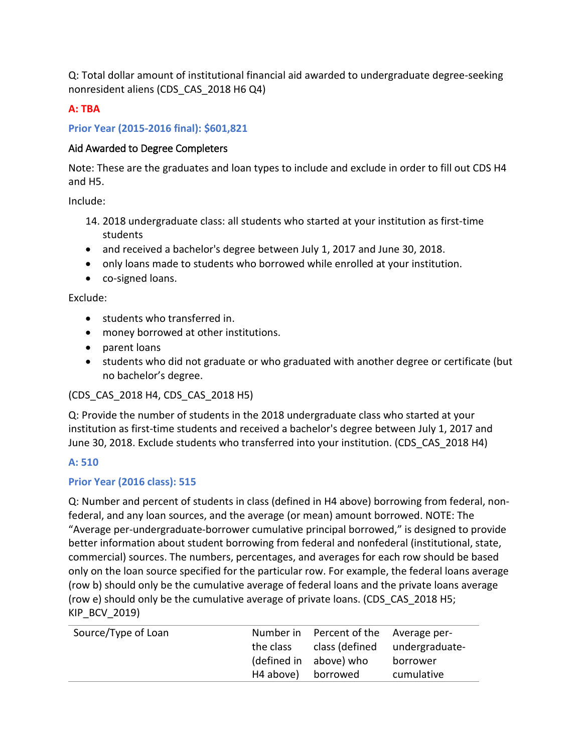Q: Total dollar amount of institutional financial aid awarded to undergraduate degree-seeking nonresident aliens (CDS_CAS_2018 H6 Q4)

**A: TBA**

**Prior Year (2015-2016 final): $601,821**

Aid Awarded to Degree Completers

Note: These are the graduates and loan types to include and exclude in order to fill out CDS H4 and H5.

Include:

14. 2018 undergraduate class: all students who started at your institution as first-time students

- and received a bachelor's degree between July 1, 2017 and June 30, 2018.
- only loans made to students who borrowed while enrolled at your institution.
- co-signed loans.

Exclude:

- students who transferred in.
- money borrowed at other institutions.
- parent loans
- students who did not graduate or who graduated with another degree or certificate (but no bachelor's degree.

(CDS_CAS_2018 H4, CDS_CAS_2018 H5)

Q: Provide the number of students in the 2018 undergraduate class who started at your institution as first-time students and received a bachelor's degree between July 1, 2017 and June 30, 2018. Exclude students who transferred into your institution. (CDS_CAS_2018 H4)

**A: 510**

**Prior Year (2016 class): 515**

Q: Number and percent of students in class (defined in H4 above) borrowing from federal, non-federal, and any loan sources, and the average (or mean) amount borrowed. NOTE: The "Average per-undergraduate-borrower cumulative principal borrowed," is designed to provide better information about student borrowing from federal and nonfederal (institutional, state, commercial) sources. The numbers, percentages, and averages for each row should be based only on the loan source specified for the particular row. For example, the federal loans average (row b) should only be the cumulative average of federal loans and the private loans average (row e) should only be the cumulative average of private loans. (CDS_CAS_2018 H5; KIP_BCV_2019)

| Source/Type of Loan | Number in the class (defined in H4 above) | Percent of the class (defined above) who borrowed | Average per-undergraduate-borrower cumulative |
|---|---|---|---|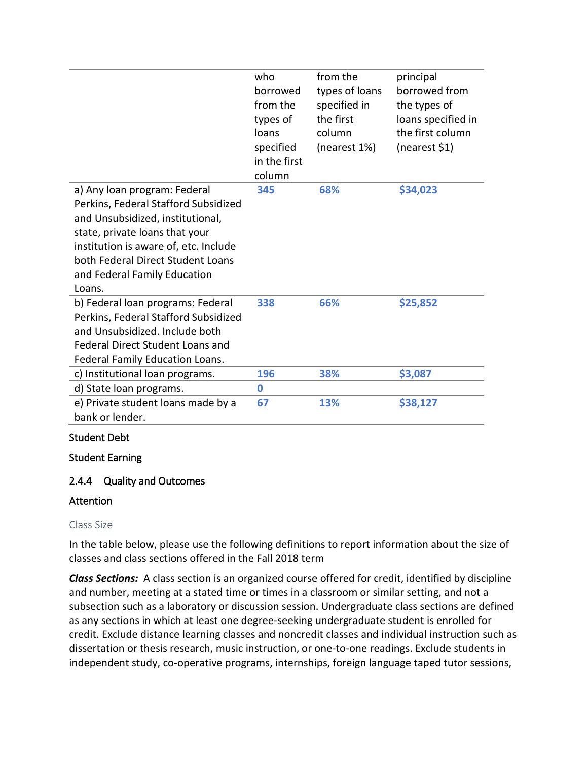| | who borrowed from the types of loans specified in the first column | from the types of loans specified in the first column (nearest 1%) | principal borrowed from the types of loans specified in the first column (nearest $1) |
|---|---|---|---|
| a) Any loan program: Federal Perkins, Federal Stafford Subsidized and Unsubsidized, institutional, state, private loans that your institution is aware of, etc. Include both Federal Direct Student Loans and Federal Family Education Loans. | **345** | **68%** | **$34,023** |
| b) Federal loan programs: Federal Perkins, Federal Stafford Subsidized and Unsubsidized. Include both Federal Direct Student Loans and Federal Family Education Loans. | **338** | **66%** | **$25,852** |
| c) Institutional loan programs. | **196** | **38%** | **$3,087** |
| d) State loan programs. | **0** | | |
| e) Private student loans made by a bank or lender. | **67** | **13%** | **$38,127** |

Student Debt

Student Earning

### 2.4.4 Quality and Outcomes

Attention

Class Size

In the table below, please use the following definitions to report information about the size of classes and class sections offered in the Fall 2018 term

***Class Sections:*** A class section is an organized course offered for credit, identified by discipline and number, meeting at a stated time or times in a classroom or similar setting, and not a subsection such as a laboratory or discussion session. Undergraduate class sections are defined as any sections in which at least one degree-seeking undergraduate student is enrolled for credit. Exclude distance learning classes and noncredit classes and individual instruction such as dissertation or thesis research, music instruction, or one-to-one readings. Exclude students in independent study, co-operative programs, internships, foreign language taped tutor sessions,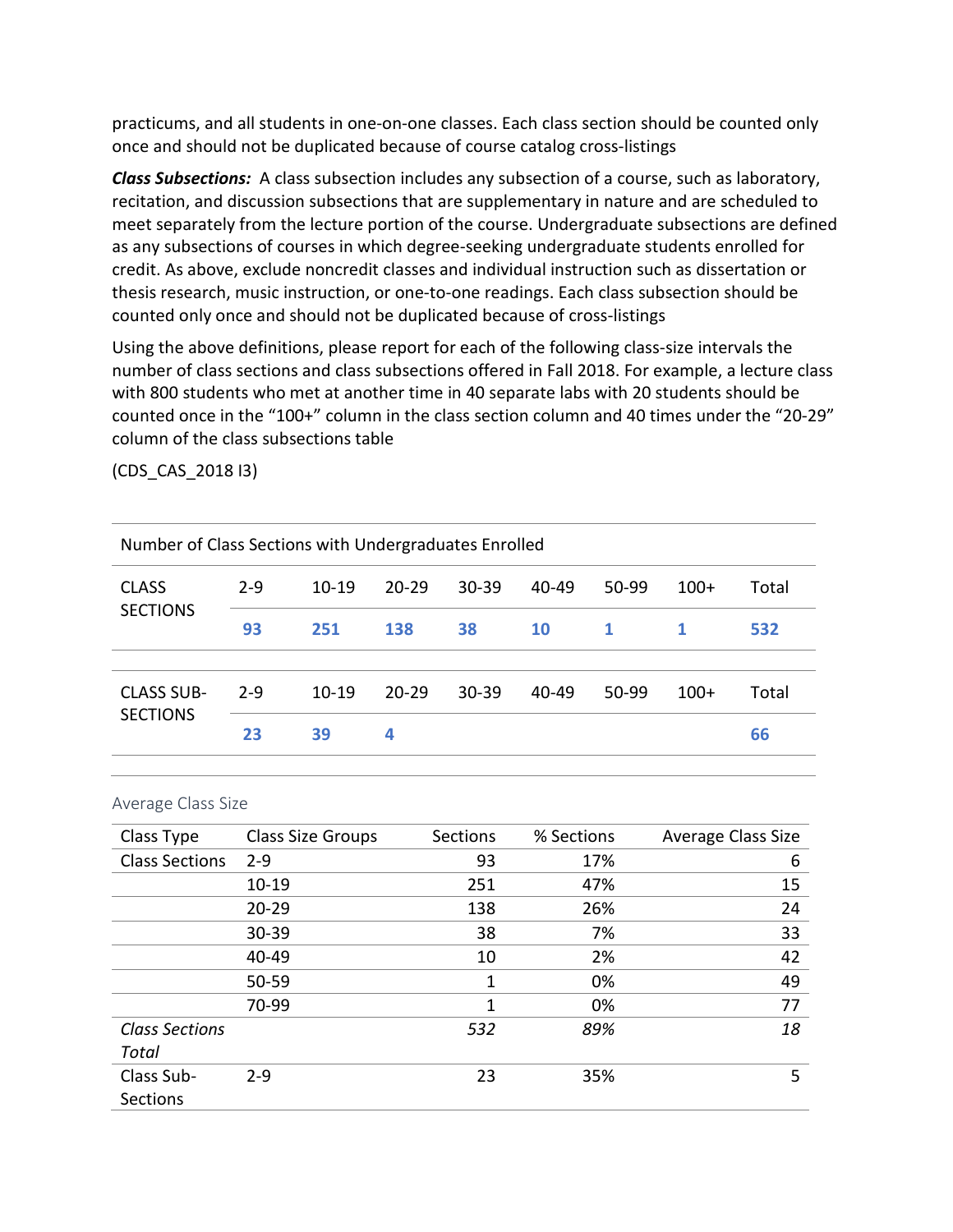practicums, and all students in one-on-one classes. Each class section should be counted only once and should not be duplicated because of course catalog cross-listings

***Class Subsections:*** A class subsection includes any subsection of a course, such as laboratory, recitation, and discussion subsections that are supplementary in nature and are scheduled to meet separately from the lecture portion of the course. Undergraduate subsections are defined as any subsections of courses in which degree-seeking undergraduate students enrolled for credit. As above, exclude noncredit classes and individual instruction such as dissertation or thesis research, music instruction, or one-to-one readings. Each class subsection should be counted only once and should not be duplicated because of cross-listings

Using the above definitions, please report for each of the following class-size intervals the number of class sections and class subsections offered in Fall 2018. For example, a lecture class with 800 students who met at another time in 40 separate labs with 20 students should be counted once in the "100+" column in the class section column and 40 times under the "20-29" column of the class subsections table

(CDS_CAS_2018 I3)

Number of Class Sections with Undergraduates Enrolled

| | 2-9 | 10-19 | 20-29 | 30-39 | 40-49 | 50-99 | 100+ | Total |
|---|---|---|---|---|---|---|---|---|
| CLASS SECTIONS | **93** | **251** | **138** | **38** | **10** | **1** | **1** | **532** |

| | 2-9 | 10-19 | 20-29 | 30-39 | 40-49 | 50-99 | 100+ | Total |
|---|---|---|---|---|---|---|---|---|
| CLASS SUB-SECTIONS | **23** | **39** | **4** | | | | | **66** |

Average Class Size

| Class Type | Class Size Groups | Sections | % Sections | Average Class Size |
|---|---|---|---|---|
| Class Sections | 2-9 | 93 | 17% | 6 |
| | 10-19 | 251 | 47% | 15 |
| | 20-29 | 138 | 26% | 24 |
| | 30-39 | 38 | 7% | 33 |
| | 40-49 | 10 | 2% | 42 |
| | 50-59 | 1 | 0% | 49 |
| | 70-99 | 1 | 0% | 77 |
| *Class Sections Total* | | *532* | *89%* | *18* |
| Class Sub-Sections | 2-9 | 23 | 35% | 5 |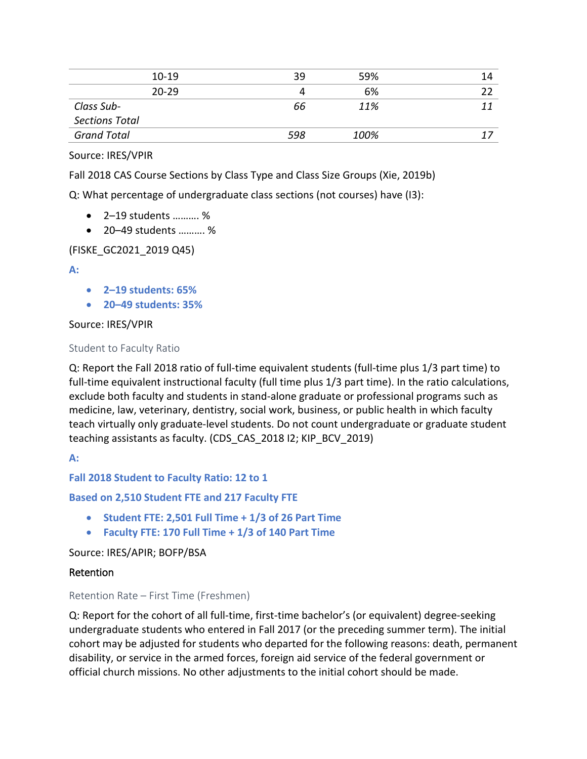| | | | |
|---|---|---|---|
| 10-19 | 39 | 59% | 14 |
| 20-29 | 4 | 6% | 22 |
| *Class Sub-Sections Total* | *66* | *11%* | *11* |
| *Grand Total* | *598* | *100%* | *17* |

Source: IRES/VPIR

Fall 2018 CAS Course Sections by Class Type and Class Size Groups (Xie, 2019b)

Q: What percentage of undergraduate class sections (not courses) have (I3):

- 2–19 students ………. %
- 20–49 students ………. %

(FISKE_GC2021_2019 Q45)

**A:**

- **2–19 students: 65%**
- **20–49 students: 35%**

Source: IRES/VPIR

### Student to Faculty Ratio

Q: Report the Fall 2018 ratio of full-time equivalent students (full-time plus 1/3 part time) to full-time equivalent instructional faculty (full time plus 1/3 part time). In the ratio calculations, exclude both faculty and students in stand-alone graduate or professional programs such as medicine, law, veterinary, dentistry, social work, business, or public health in which faculty teach virtually only graduate-level students. Do not count undergraduate or graduate student teaching assistants as faculty. (CDS_CAS_2018 I2; KIP_BCV_2019)

**A:**

**Fall 2018 Student to Faculty Ratio: 12 to 1**

**Based on 2,510 Student FTE and 217 Faculty FTE**

- **Student FTE: 2,501 Full Time + 1/3 of 26 Part Time**
- **Faculty FTE: 170 Full Time + 1/3 of 140 Part Time**

Source: IRES/APIR; BOFP/BSA

## Retention

### Retention Rate – First Time (Freshmen)

Q: Report for the cohort of all full-time, first-time bachelor's (or equivalent) degree-seeking undergraduate students who entered in Fall 2017 (or the preceding summer term). The initial cohort may be adjusted for students who departed for the following reasons: death, permanent disability, or service in the armed forces, foreign aid service of the federal government or official church missions. No other adjustments to the initial cohort should be made.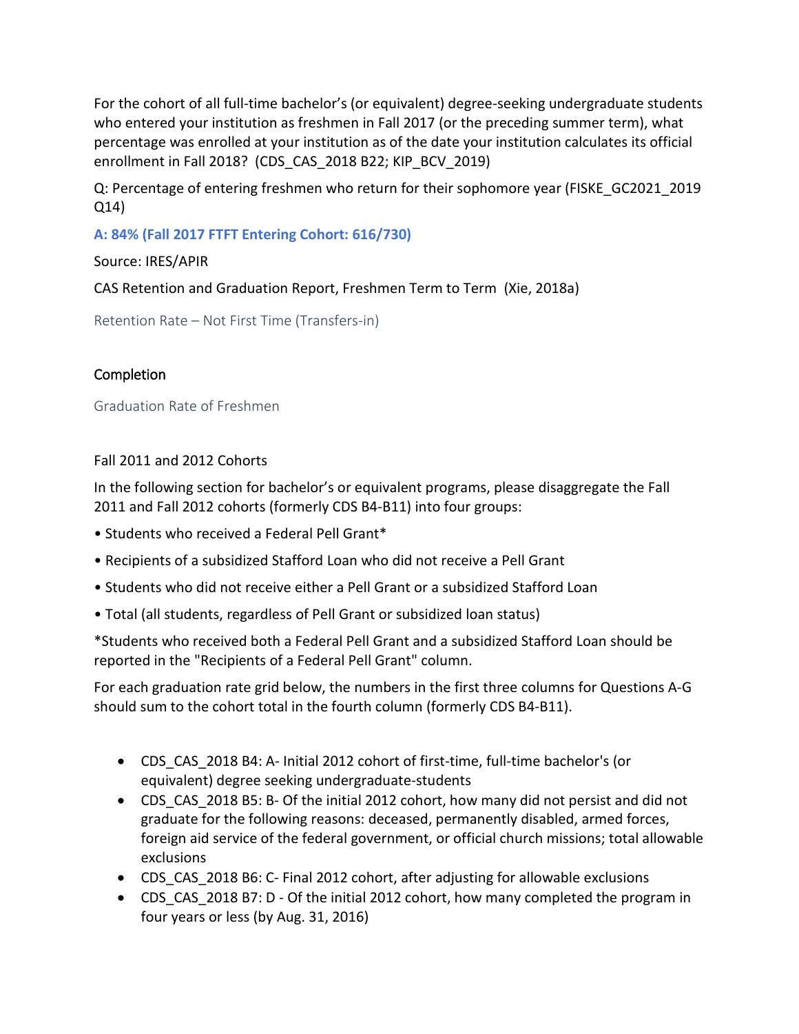For the cohort of all full-time bachelor's (or equivalent) degree-seeking undergraduate students who entered your institution as freshmen in Fall 2017 (or the preceding summer term), what percentage was enrolled at your institution as of the date your institution calculates its official enrollment in Fall 2018? (CDS_CAS_2018 B22; KIP_BCV_2019)

Q: Percentage of entering freshmen who return for their sophomore year (FISKE_GC2021_2019 Q14)

**A: 84% (Fall 2017 FTFT Entering Cohort: 616/730)**

Source: IRES/APIR

CAS Retention and Graduation Report, Freshmen Term to Term (Xie, 2018a)

### Retention Rate – Not First Time (Transfers-in)

## Completion

### Graduation Rate of Freshmen

Fall 2011 and 2012 Cohorts

In the following section for bachelor's or equivalent programs, please disaggregate the Fall 2011 and Fall 2012 cohorts (formerly CDS B4-B11) into four groups:

• Students who received a Federal Pell Grant*

• Recipients of a subsidized Stafford Loan who did not receive a Pell Grant

• Students who did not receive either a Pell Grant or a subsidized Stafford Loan

• Total (all students, regardless of Pell Grant or subsidized loan status)

*Students who received both a Federal Pell Grant and a subsidized Stafford Loan should be reported in the "Recipients of a Federal Pell Grant" column.

For each graduation rate grid below, the numbers in the first three columns for Questions A-G should sum to the cohort total in the fourth column (formerly CDS B4-B11).

- CDS_CAS_2018 B4: A- Initial 2012 cohort of first-time, full-time bachelor's (or equivalent) degree seeking undergraduate-students
- CDS_CAS_2018 B5: B- Of the initial 2012 cohort, how many did not persist and did not graduate for the following reasons: deceased, permanently disabled, armed forces, foreign aid service of the federal government, or official church missions; total allowable exclusions
- CDS_CAS_2018 B6: C- Final 2012 cohort, after adjusting for allowable exclusions
- CDS_CAS_2018 B7: D - Of the initial 2012 cohort, how many completed the program in four years or less (by Aug. 31, 2016)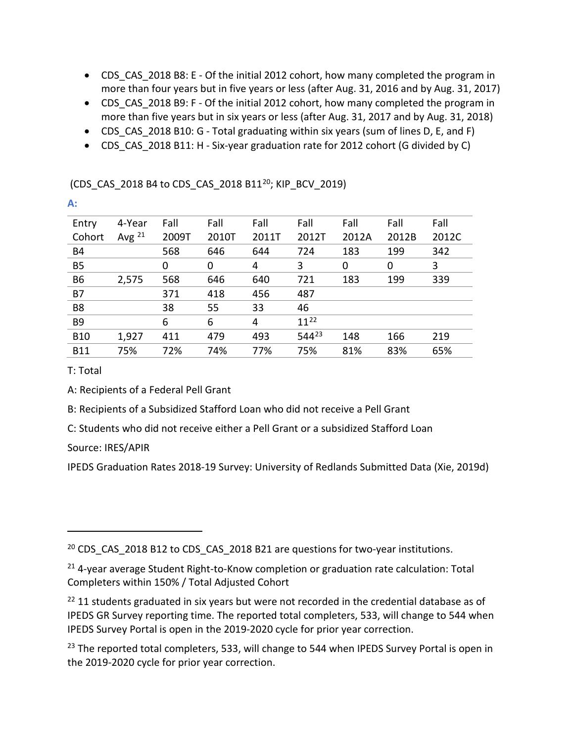- CDS_CAS_2018 B8: E - Of the initial 2012 cohort, how many completed the program in more than four years but in five years or less (after Aug. 31, 2016 and by Aug. 31, 2017)
- CDS_CAS_2018 B9: F - Of the initial 2012 cohort, how many completed the program in more than five years but in six years or less (after Aug. 31, 2017 and by Aug. 31, 2018)
- CDS_CAS_2018 B10: G - Total graduating within six years (sum of lines D, E, and F)
- CDS_CAS_2018 B11: H - Six-year graduation rate for 2012 cohort (G divided by C)

(CDS_CAS_2018 B4 to CDS_CAS_2018 B11[20]; KIP_BCV_2019)

**A:**

| Entry Cohort | 4-Year Avg [21] | Fall 2009T | Fall 2010T | Fall 2011T | Fall 2012T | Fall 2012A | Fall 2012B | Fall 2012C |
|---|---|---|---|---|---|---|---|---|
| B4 | | 568 | 646 | 644 | 724 | 183 | 199 | 342 |
| B5 | | 0 | 0 | 4 | 3 | 0 | 0 | 3 |
| B6 | 2,575 | 568 | 646 | 640 | 721 | 183 | 199 | 339 |
| B7 | | 371 | 418 | 456 | 487 | | | |
| B8 | | 38 | 55 | 33 | 46 | | | |
| B9 | | 6 | 6 | 4 | 11[22] | | | |
| B10 | 1,927 | 411 | 479 | 493 | 544[23] | 148 | 166 | 219 |
| B11 | 75% | 72% | 74% | 77% | 75% | 81% | 83% | 65% |

T: Total

A: Recipients of a Federal Pell Grant

B: Recipients of a Subsidized Stafford Loan who did not receive a Pell Grant

C: Students who did not receive either a Pell Grant or a subsidized Stafford Loan

Source: IRES/APIR

IPEDS Graduation Rates 2018-19 Survey: University of Redlands Submitted Data (Xie, 2019d)

---

[20] CDS_CAS_2018 B12 to CDS_CAS_2018 B21 are questions for two-year institutions.

[21] 4-year average Student Right-to-Know completion or graduation rate calculation: Total Completers within 150% / Total Adjusted Cohort

[22] 11 students graduated in six years but were not recorded in the credential database as of IPEDS GR Survey reporting time. The reported total completers, 533, will change to 544 when IPEDS Survey Portal is open in the 2019-2020 cycle for prior year correction.

[23] The reported total completers, 533, will change to 544 when IPEDS Survey Portal is open in the 2019-2020 cycle for prior year correction.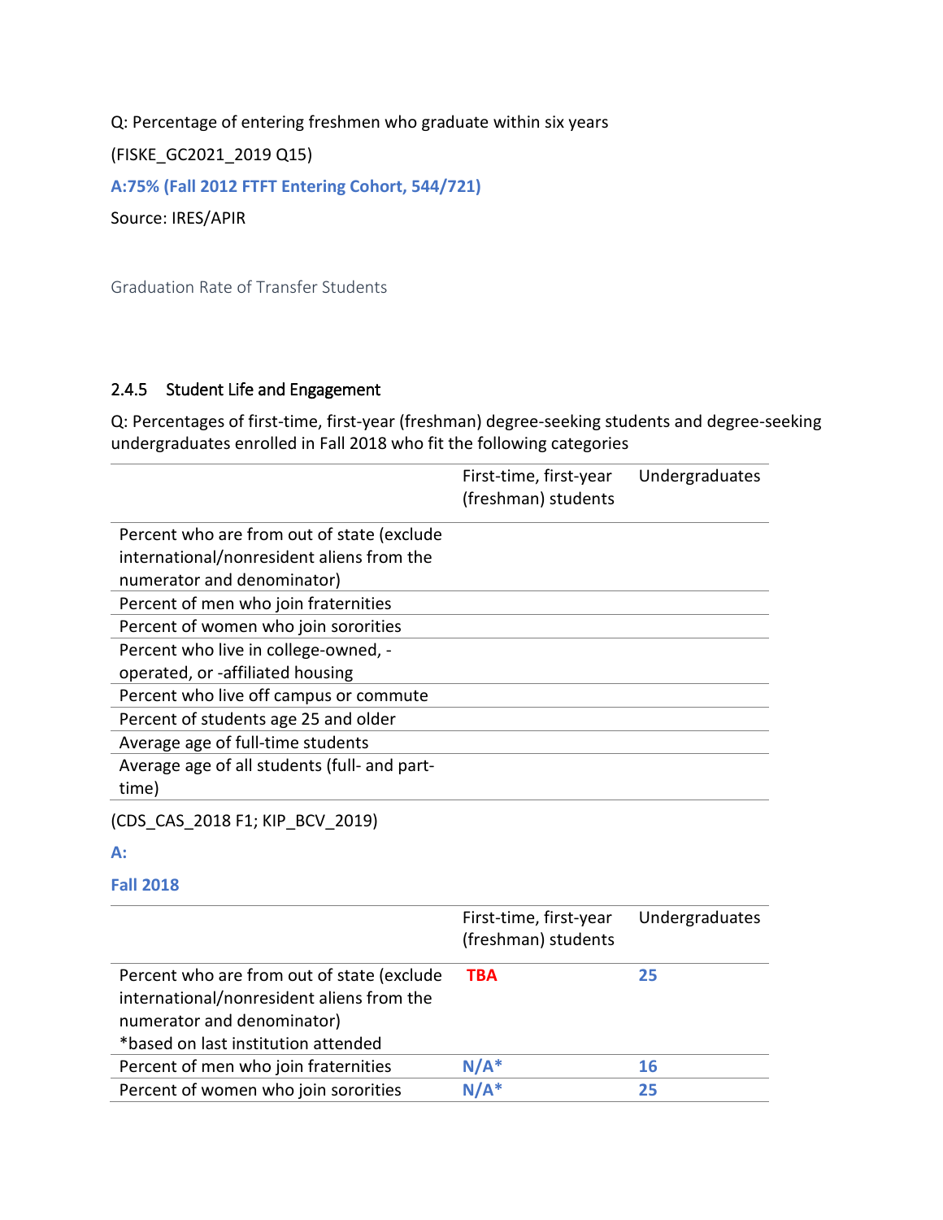Q: Percentage of entering freshmen who graduate within six years

(FISKE_GC2021_2019 Q15)

**A:75% (Fall 2012 FTFT Entering Cohort, 544/721)**

Source: IRES/APIR

Graduation Rate of Transfer Students

### 2.4.5 Student Life and Engagement

Q: Percentages of first-time, first-year (freshman) degree-seeking students and degree-seeking undergraduates enrolled in Fall 2018 who fit the following categories

| | First-time, first-year (freshman) students | Undergraduates |
|---|---|---|
| Percent who are from out of state (exclude international/nonresident aliens from the numerator and denominator) | | |
| Percent of men who join fraternities | | |
| Percent of women who join sororities | | |
| Percent who live in college-owned, -operated, or -affiliated housing | | |
| Percent who live off campus or commute | | |
| Percent of students age 25 and older | | |
| Average age of full-time students | | |
| Average age of all students (full- and part-time) | | |

(CDS_CAS_2018 F1; KIP_BCV_2019)

**A:**

**Fall 2018**

| | First-time, first-year (freshman) students | Undergraduates |
|---|---|---|
| Percent who are from out of state (exclude international/nonresident aliens from the numerator and denominator) *based on last institution attended | **TBA** | **25** |
| Percent of men who join fraternities | **N/A*** | **16** |
| Percent of women who join sororities | **N/A*** | **25** |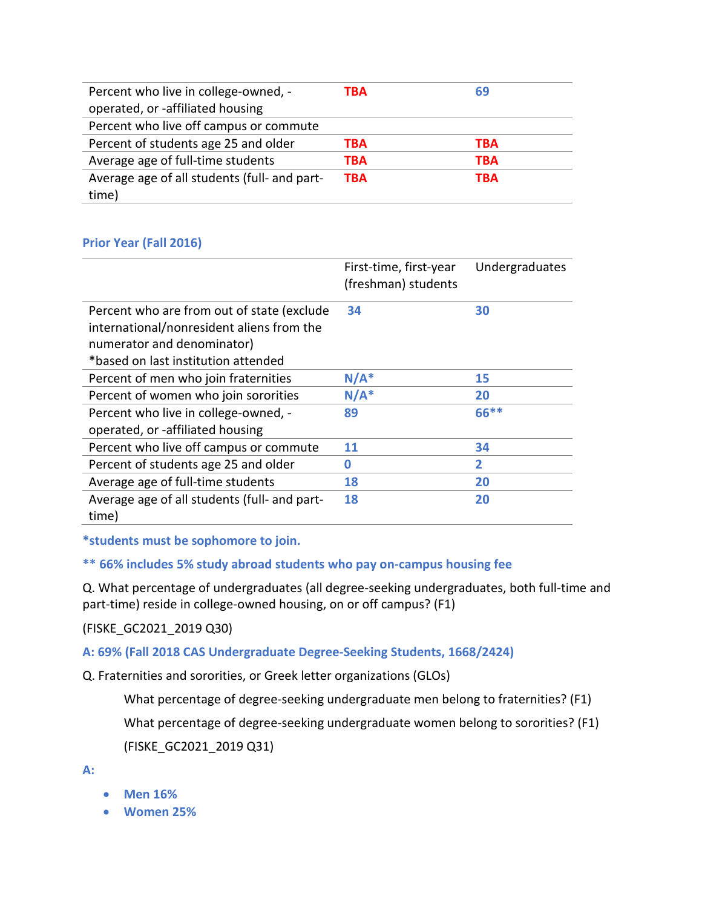| | | |
|---|---|---|
| Percent who live in college-owned, -operated, or -affiliated housing | **TBA** | **69** |
| Percent who live off campus or commute | | |
| Percent of students age 25 and older | **TBA** | **TBA** |
| Average age of full-time students | **TBA** | **TBA** |
| Average age of all students (full- and part-time) | **TBA** | **TBA** |

### Prior Year (Fall 2016)

| | First-time, first-year (freshman) students | Undergraduates |
|---|---|---|
| Percent who are from out of state (exclude international/nonresident aliens from the numerator and denominator) *based on last institution attended | **34** | **30** |
| Percent of men who join fraternities | **N/A*** | **15** |
| Percent of women who join sororities | **N/A*** | **20** |
| Percent who live in college-owned, -operated, or -affiliated housing | **89** | **66**** |
| Percent who live off campus or commute | **11** | **34** |
| Percent of students age 25 and older | **0** | **2** |
| Average age of full-time students | **18** | **20** |
| Average age of all students (full- and part-time) | **18** | **20** |

**\*students must be sophomore to join.**

**\** 66% includes 5% study abroad students who pay on-campus housing fee**

Q. What percentage of undergraduates (all degree-seeking undergraduates, both full-time and part-time) reside in college-owned housing, on or off campus? (F1)

(FISKE_GC2021_2019 Q30)

**A: 69% (Fall 2018 CAS Undergraduate Degree-Seeking Students, 1668/2424)**

Q. Fraternities and sororities, or Greek letter organizations (GLOs)

What percentage of degree-seeking undergraduate men belong to fraternities? (F1)

What percentage of degree-seeking undergraduate women belong to sororities? (F1)

(FISKE_GC2021_2019 Q31)

**A:**

- **Men 16%**
- **Women 25%**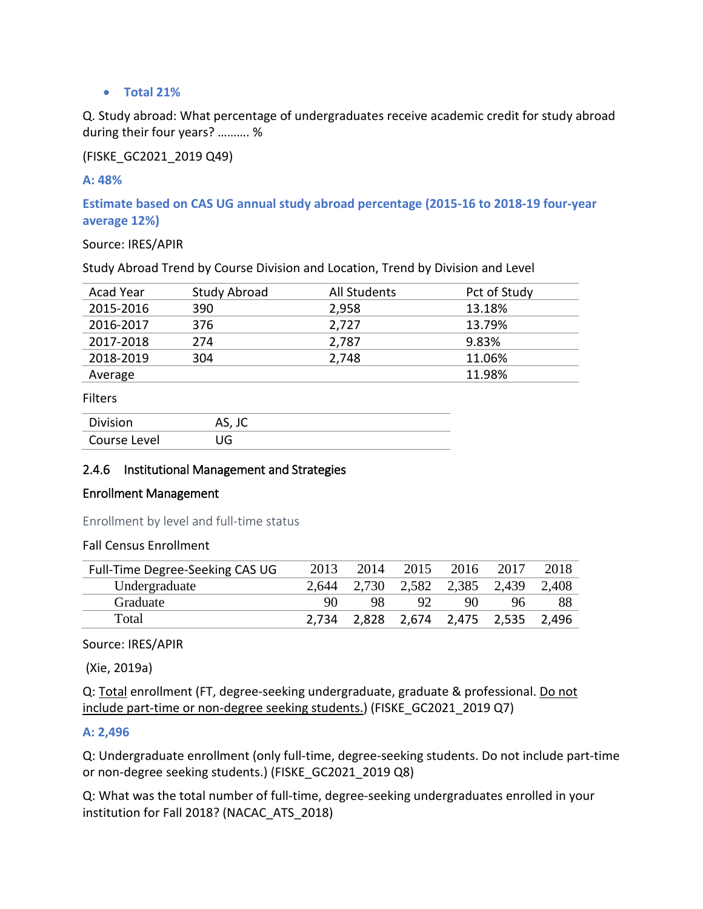- **Total 21%**

Q. Study abroad: What percentage of undergraduates receive academic credit for study abroad during their four years? ………. %

(FISKE_GC2021_2019 Q49)

**A: 48%**

**Estimate based on CAS UG annual study abroad percentage (2015-16 to 2018-19 four-year average 12%)**

Source: IRES/APIR

Study Abroad Trend by Course Division and Location, Trend by Division and Level

| Acad Year | Study Abroad | All Students | Pct of Study |
|---|---|---|---|
| 2015-2016 | 390 | 2,958 | 13.18% |
| 2016-2017 | 376 | 2,727 | 13.79% |
| 2017-2018 | 274 | 2,787 | 9.83% |
| 2018-2019 | 304 | 2,748 | 11.06% |
| Average | | | 11.98% |

Filters

| Division | AS, JC |
|---|---|
| Course Level | UG |

### 2.4.6 Institutional Management and Strategies

#### Enrollment Management

Enrollment by level and full-time status

Fall Census Enrollment

| Full-Time Degree-Seeking CAS UG | 2013 | 2014 | 2015 | 2016 | 2017 | 2018 |
|---|---|---|---|---|---|---|
| Undergraduate | 2,644 | 2,730 | 2,582 | 2,385 | 2,439 | 2,408 |
| Graduate | 90 | 98 | 92 | 90 | 96 | 88 |
| Total | 2,734 | 2,828 | 2,674 | 2,475 | 2,535 | 2,496 |

Source: IRES/APIR

(Xie, 2019a)

Q: Total enrollment (FT, degree-seeking undergraduate, graduate & professional. Do not include part-time or non-degree seeking students.) (FISKE_GC2021_2019 Q7)

**A: 2,496**

Q: Undergraduate enrollment (only full-time, degree-seeking students. Do not include part-time or non-degree seeking students.) (FISKE_GC2021_2019 Q8)

Q: What was the total number of full-time, degree-seeking undergraduates enrolled in your institution for Fall 2018? (NACAC_ATS_2018)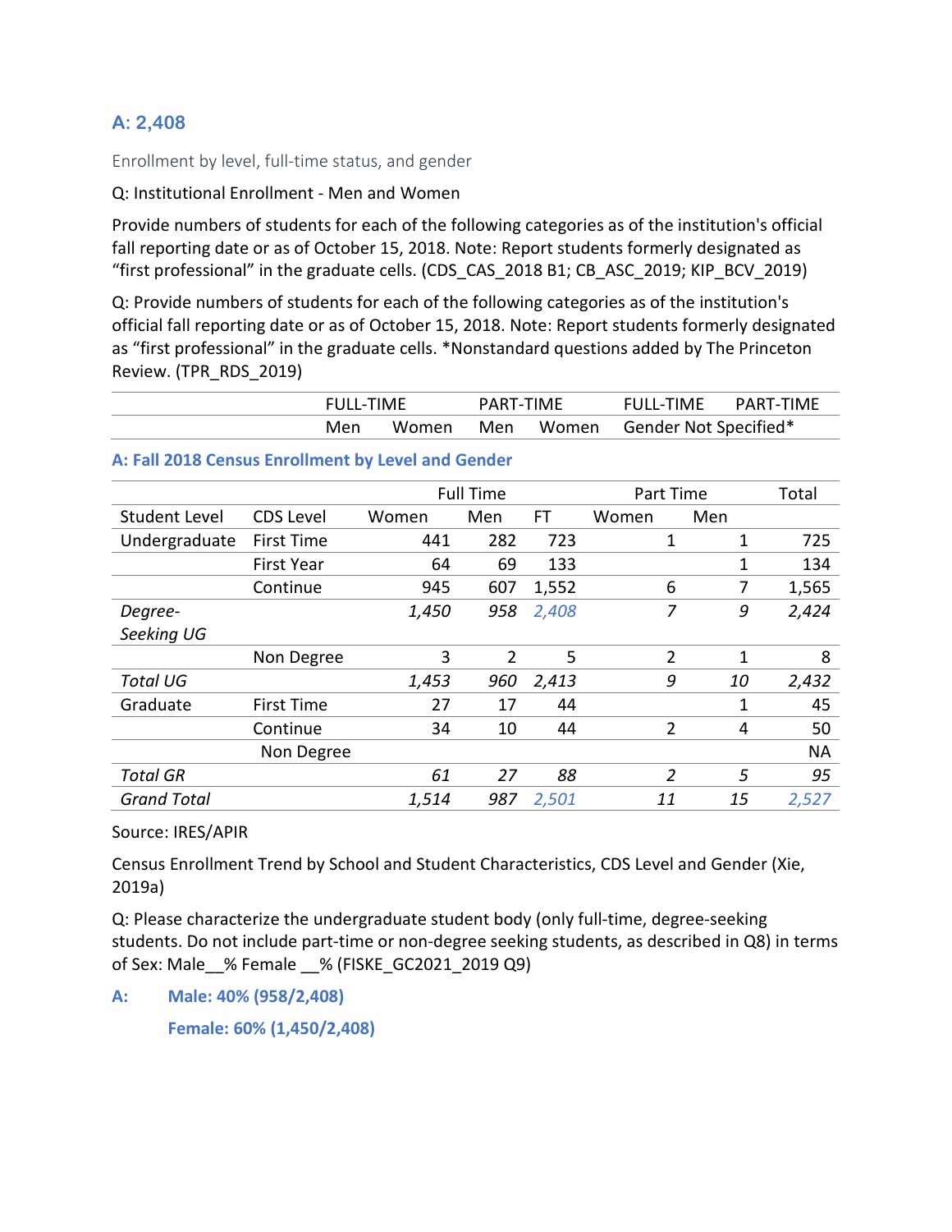**A: 2,408**

Enrollment by level, full-time status, and gender

Q: Institutional Enrollment - Men and Women

Provide numbers of students for each of the following categories as of the institution's official fall reporting date or as of October 15, 2018. Note: Report students formerly designated as "first professional" in the graduate cells. (CDS_CAS_2018 B1; CB_ASC_2019; KIP_BCV_2019)

Q: Provide numbers of students for each of the following categories as of the institution's official fall reporting date or as of October 15, 2018. Note: Report students formerly designated as "first professional" in the graduate cells. *Nonstandard questions added by The Princeton Review. (TPR_RDS_2019)

| | FULL-TIME | | PART-TIME | | FULL-TIME | PART-TIME |
|---|---|---|---|---|---|---|
| | Men | Women | Men | Women | Gender Not Specified* | |

**A: Fall 2018 Census Enrollment by Level and Gender**

| | | Full Time | | | Part Time | | Total |
|---|---|---|---|---|---|---|---|
| Student Level | CDS Level | Women | Men | FT | Women | Men | |
| Undergraduate | First Time | 441 | 282 | 723 | 1 | 1 | 725 |
| | First Year | 64 | 69 | 133 | | 1 | 134 |
| | Continue | 945 | 607 | 1,552 | 6 | 7 | 1,565 |
| *Degree-Seeking UG* | | *1,450* | *958* | *2,408* | *7* | *9* | *2,424* |
| | Non Degree | 3 | 2 | 5 | 2 | 1 | 8 |
| *Total UG* | | *1,453* | *960* | *2,413* | *9* | *10* | *2,432* |
| Graduate | First Time | 27 | 17 | 44 | | 1 | 45 |
| | Continue | 34 | 10 | 44 | 2 | 4 | 50 |
| | Non Degree | | | | | | NA |
| *Total GR* | | *61* | *27* | *88* | *2* | *5* | *95* |
| *Grand Total* | | *1,514* | *987* | *2,501* | *11* | *15* | *2,527* |

Source: IRES/APIR

Census Enrollment Trend by School and Student Characteristics, CDS Level and Gender (Xie, 2019a)

Q: Please characterize the undergraduate student body (only full-time, degree-seeking students. Do not include part-time or non-degree seeking students, as described in Q8) in terms of Sex: Male__% Female __% (FISKE_GC2021_2019 Q9)

**A: Male: 40% (958/2,408)**

**Female: 60% (1,450/2,408)**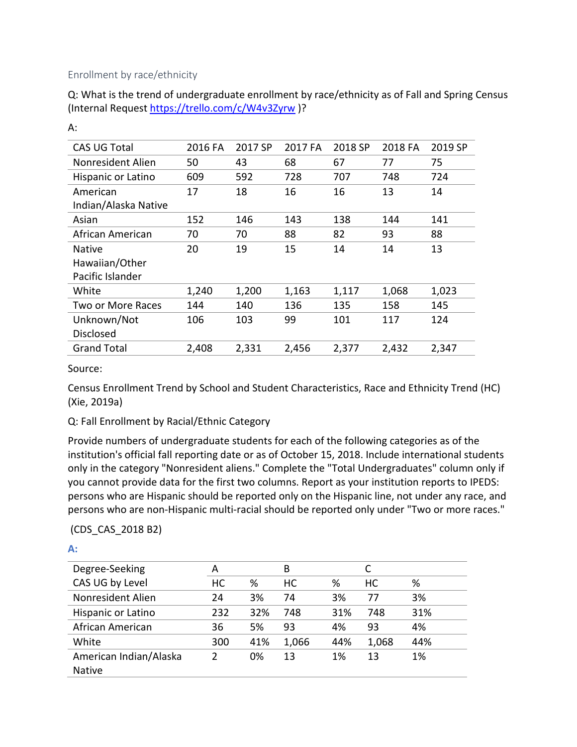Enrollment by race/ethnicity

Q: What is the trend of undergraduate enrollment by race/ethnicity as of Fall and Spring Census (Internal Request https://trello.com/c/W4v3Zyrw )?

A:

| CAS UG Total | 2016 FA | 2017 SP | 2017 FA | 2018 SP | 2018 FA | 2019 SP |
|---|---|---|---|---|---|---|
| Nonresident Alien | 50 | 43 | 68 | 67 | 77 | 75 |
| Hispanic or Latino | 609 | 592 | 728 | 707 | 748 | 724 |
| American Indian/Alaska Native | 17 | 18 | 16 | 16 | 13 | 14 |
| Asian | 152 | 146 | 143 | 138 | 144 | 141 |
| African American | 70 | 70 | 88 | 82 | 93 | 88 |
| Native Hawaiian/Other Pacific Islander | 20 | 19 | 15 | 14 | 14 | 13 |
| White | 1,240 | 1,200 | 1,163 | 1,117 | 1,068 | 1,023 |
| Two or More Races | 144 | 140 | 136 | 135 | 158 | 145 |
| Unknown/Not Disclosed | 106 | 103 | 99 | 101 | 117 | 124 |
| Grand Total | 2,408 | 2,331 | 2,456 | 2,377 | 2,432 | 2,347 |

Source:

Census Enrollment Trend by School and Student Characteristics, Race and Ethnicity Trend (HC) (Xie, 2019a)

Q: Fall Enrollment by Racial/Ethnic Category

Provide numbers of undergraduate students for each of the following categories as of the institution's official fall reporting date or as of October 15, 2018. Include international students only in the category "Nonresident aliens." Complete the "Total Undergraduates" column only if you cannot provide data for the first two columns. Report as your institution reports to IPEDS: persons who are Hispanic should be reported only on the Hispanic line, not under any race, and persons who are non-Hispanic multi-racial should be reported only under "Two or more races."

(CDS_CAS_2018 B2)

**A:**

| Degree-Seeking | A | | B | | C | |
|---|---|---|---|---|---|---|
| CAS UG by Level | HC | % | HC | % | HC | % |
| Nonresident Alien | 24 | 3% | 74 | 3% | 77 | 3% |
| Hispanic or Latino | 232 | 32% | 748 | 31% | 748 | 31% |
| African American | 36 | 5% | 93 | 4% | 93 | 4% |
| White | 300 | 41% | 1,066 | 44% | 1,068 | 44% |
| American Indian/Alaska Native | 2 | 0% | 13 | 1% | 13 | 1% |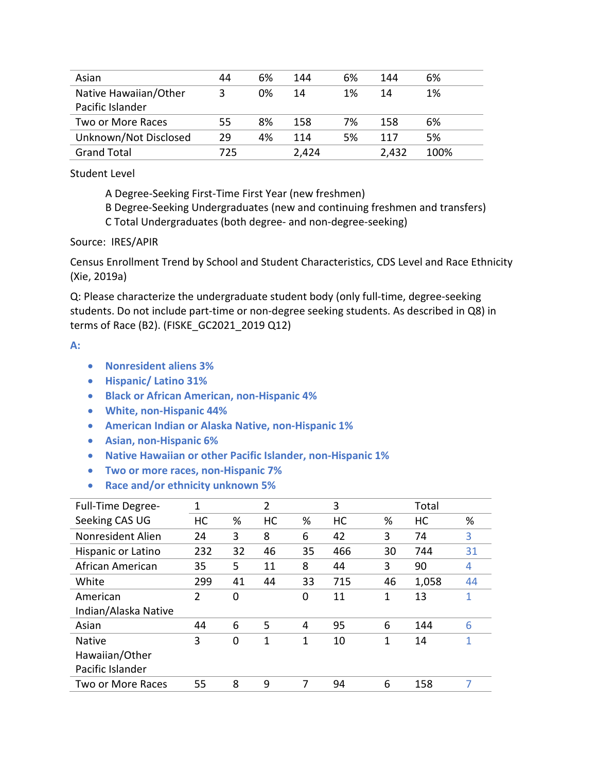| | | | | | | |
|---|---|---|---|---|---|---|
| Asian | 44 | 6% | 144 | 6% | 144 | 6% |
| Native Hawaiian/Other Pacific Islander | 3 | 0% | 14 | 1% | 14 | 1% |
| Two or More Races | 55 | 8% | 158 | 7% | 158 | 6% |
| Unknown/Not Disclosed | 29 | 4% | 114 | 5% | 117 | 5% |
| Grand Total | 725 | | 2,424 | | 2,432 | 100% |

Student Level

A Degree-Seeking First-Time First Year (new freshmen)
B Degree-Seeking Undergraduates (new and continuing freshmen and transfers)
C Total Undergraduates (both degree- and non-degree-seeking)

Source: IRES/APIR

Census Enrollment Trend by School and Student Characteristics, CDS Level and Race Ethnicity (Xie, 2019a)

Q: Please characterize the undergraduate student body (only full-time, degree-seeking students. Do not include part-time or non-degree seeking students. As described in Q8) in terms of Race (B2). (FISKE_GC2021_2019 Q12)

**A:**

- **Nonresident aliens 3%**
- **Hispanic/ Latino 31%**
- **Black or African American, non-Hispanic 4%**
- **White, non-Hispanic 44%**
- **American Indian or Alaska Native, non-Hispanic 1%**
- **Asian, non-Hispanic 6%**
- **Native Hawaiian or other Pacific Islander, non-Hispanic 1%**
- **Two or more races, non-Hispanic 7%**
- **Race and/or ethnicity unknown 5%**

| Full-Time Degree-Seeking CAS UG | 1 | | 2 | | 3 | | Total | |
|---|---|---|---|---|---|---|---|---|
| | HC | % | HC | % | HC | % | HC | % |
| Nonresident Alien | 24 | 3 | 8 | 6 | 42 | 3 | 74 | 3 |
| Hispanic or Latino | 232 | 32 | 46 | 35 | 466 | 30 | 744 | 31 |
| African American | 35 | 5 | 11 | 8 | 44 | 3 | 90 | 4 |
| White | 299 | 41 | 44 | 33 | 715 | 46 | 1,058 | 44 |
| American Indian/Alaska Native | 2 | 0 | | 0 | 11 | 1 | 13 | 1 |
| Asian | 44 | 6 | 5 | 4 | 95 | 6 | 144 | 6 |
| Native Hawaiian/Other Pacific Islander | 3 | 0 | 1 | 1 | 10 | 1 | 14 | 1 |
| Two or More Races | 55 | 8 | 9 | 7 | 94 | 6 | 158 | 7 |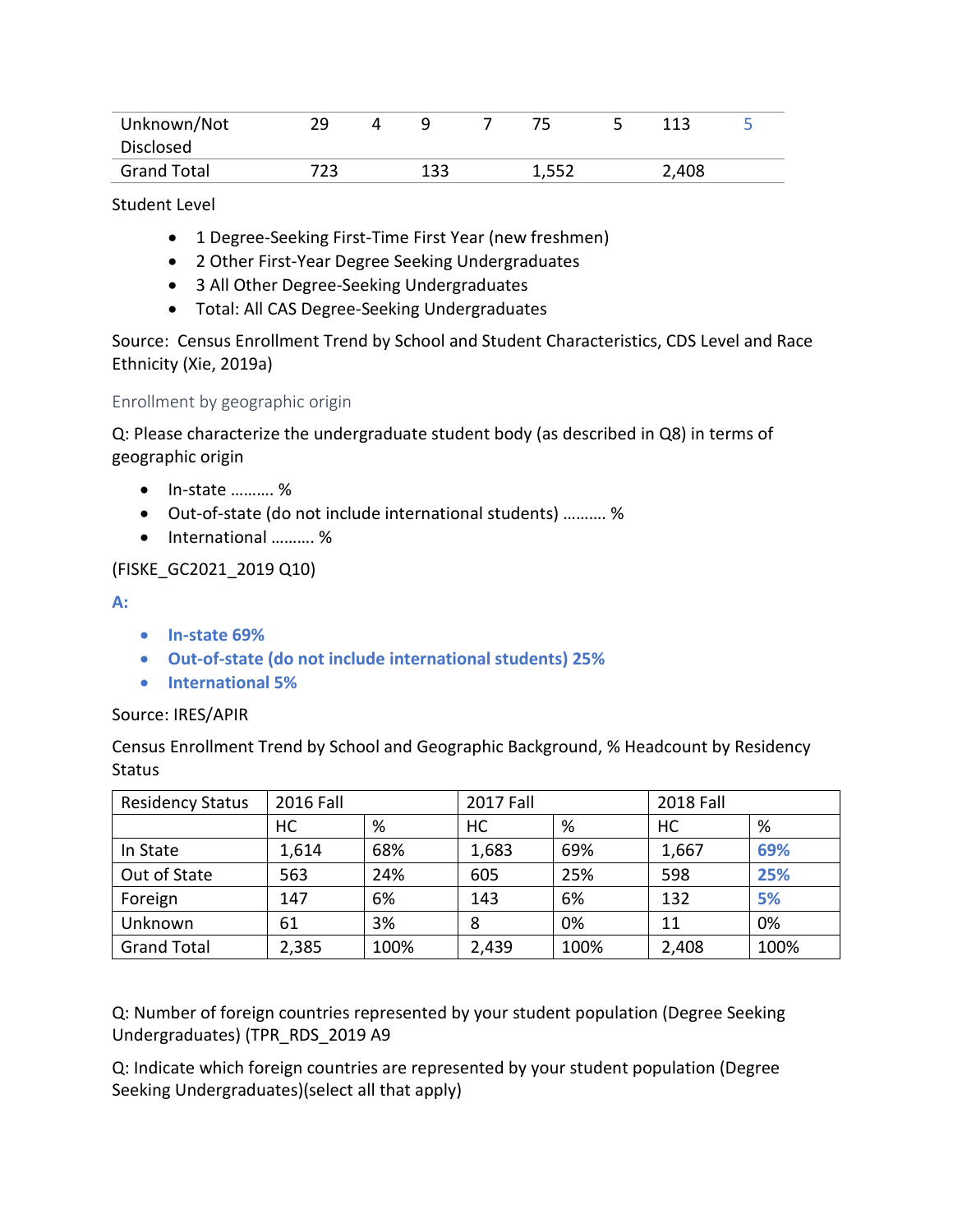| Unknown/Not Disclosed | 29 | 4 | 9 | 7 | 75 | 5 | 113 | 5 |
|---|---|---|---|---|---|---|---|---|
| Grand Total | 723 | | 133 | | 1,552 | | 2,408 | |

Student Level

- 1 Degree-Seeking First-Time First Year (new freshmen)
- 2 Other First-Year Degree Seeking Undergraduates
- 3 All Other Degree-Seeking Undergraduates
- Total: All CAS Degree-Seeking Undergraduates

Source: Census Enrollment Trend by School and Student Characteristics, CDS Level and Race Ethnicity (Xie, 2019a)

### Enrollment by geographic origin

Q: Please characterize the undergraduate student body (as described in Q8) in terms of geographic origin

- In-state ………. %
- Out-of-state (do not include international students) ………. %
- International ………. %

(FISKE_GC2021_2019 Q10)

**A:**

- **In-state 69%**
- **Out-of-state (do not include international students) 25%**
- **International 5%**

Source: IRES/APIR

Census Enrollment Trend by School and Geographic Background, % Headcount by Residency Status

| Residency Status | 2016 Fall | | 2017 Fall | | 2018 Fall | |
|---|---|---|---|---|---|---|
| | HC | % | HC | % | HC | % |
| In State | 1,614 | 68% | 1,683 | 69% | 1,667 | 69% |
| Out of State | 563 | 24% | 605 | 25% | 598 | 25% |
| Foreign | 147 | 6% | 143 | 6% | 132 | 5% |
| Unknown | 61 | 3% | 8 | 0% | 11 | 0% |
| Grand Total | 2,385 | 100% | 2,439 | 100% | 2,408 | 100% |

Q: Number of foreign countries represented by your student population (Degree Seeking Undergraduates) (TPR_RDS_2019 A9

Q: Indicate which foreign countries are represented by your student population (Degree Seeking Undergraduates)(select all that apply)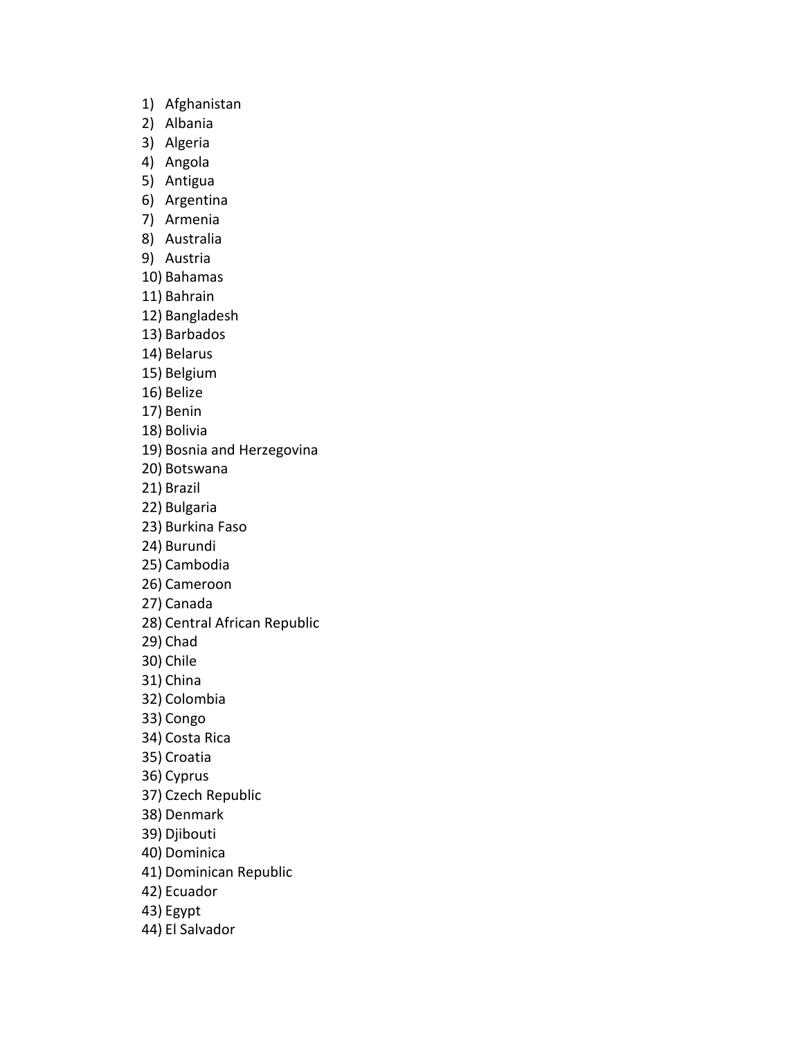1) Afghanistan
2) Albania
3) Algeria
4) Angola
5) Antigua
6) Argentina
7) Armenia
8) Australia
9) Austria
10) Bahamas
11) Bahrain
12) Bangladesh
13) Barbados
14) Belarus
15) Belgium
16) Belize
17) Benin
18) Bolivia
19) Bosnia and Herzegovina
20) Botswana
21) Brazil
22) Bulgaria
23) Burkina Faso
24) Burundi
25) Cambodia
26) Cameroon
27) Canada
28) Central African Republic
29) Chad
30) Chile
31) China
32) Colombia
33) Congo
34) Costa Rica
35) Croatia
36) Cyprus
37) Czech Republic
38) Denmark
39) Djibouti
40) Dominica
41) Dominican Republic
42) Ecuador
43) Egypt
44) El Salvador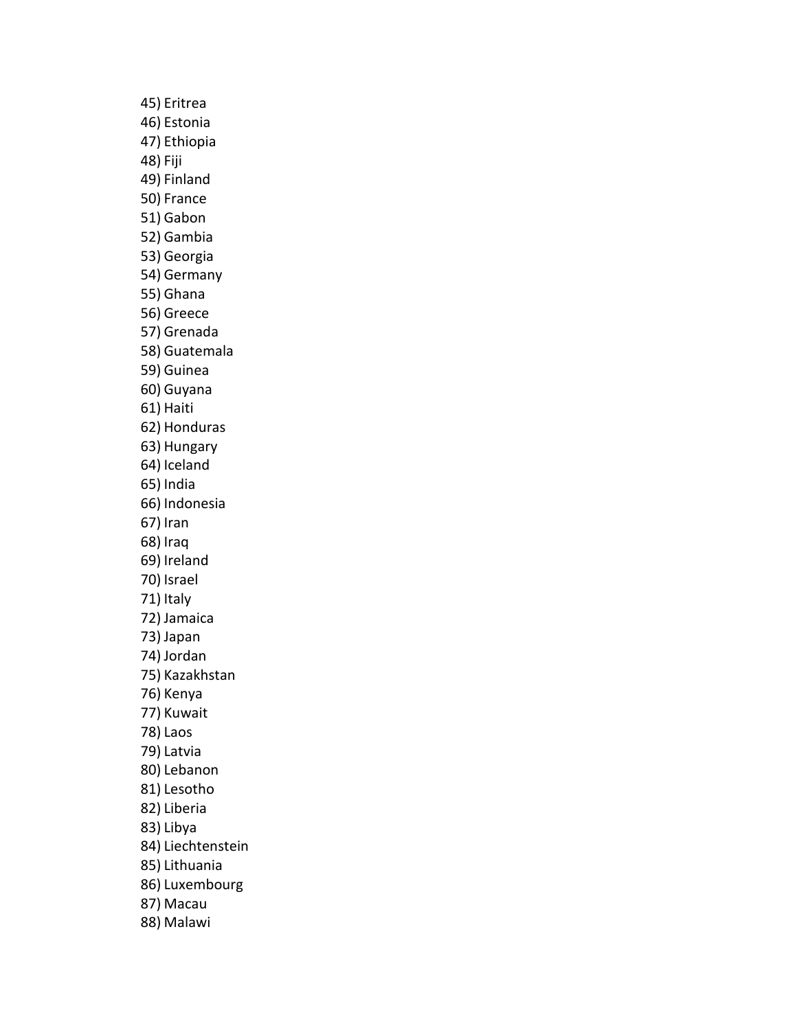45) Eritrea
46) Estonia
47) Ethiopia
48) Fiji
49) Finland
50) France
51) Gabon
52) Gambia
53) Georgia
54) Germany
55) Ghana
56) Greece
57) Grenada
58) Guatemala
59) Guinea
60) Guyana
61) Haiti
62) Honduras
63) Hungary
64) Iceland
65) India
66) Indonesia
67) Iran
68) Iraq
69) Ireland
70) Israel
71) Italy
72) Jamaica
73) Japan
74) Jordan
75) Kazakhstan
76) Kenya
77) Kuwait
78) Laos
79) Latvia
80) Lebanon
81) Lesotho
82) Liberia
83) Libya
84) Liechtenstein
85) Lithuania
86) Luxembourg
87) Macau
88) Malawi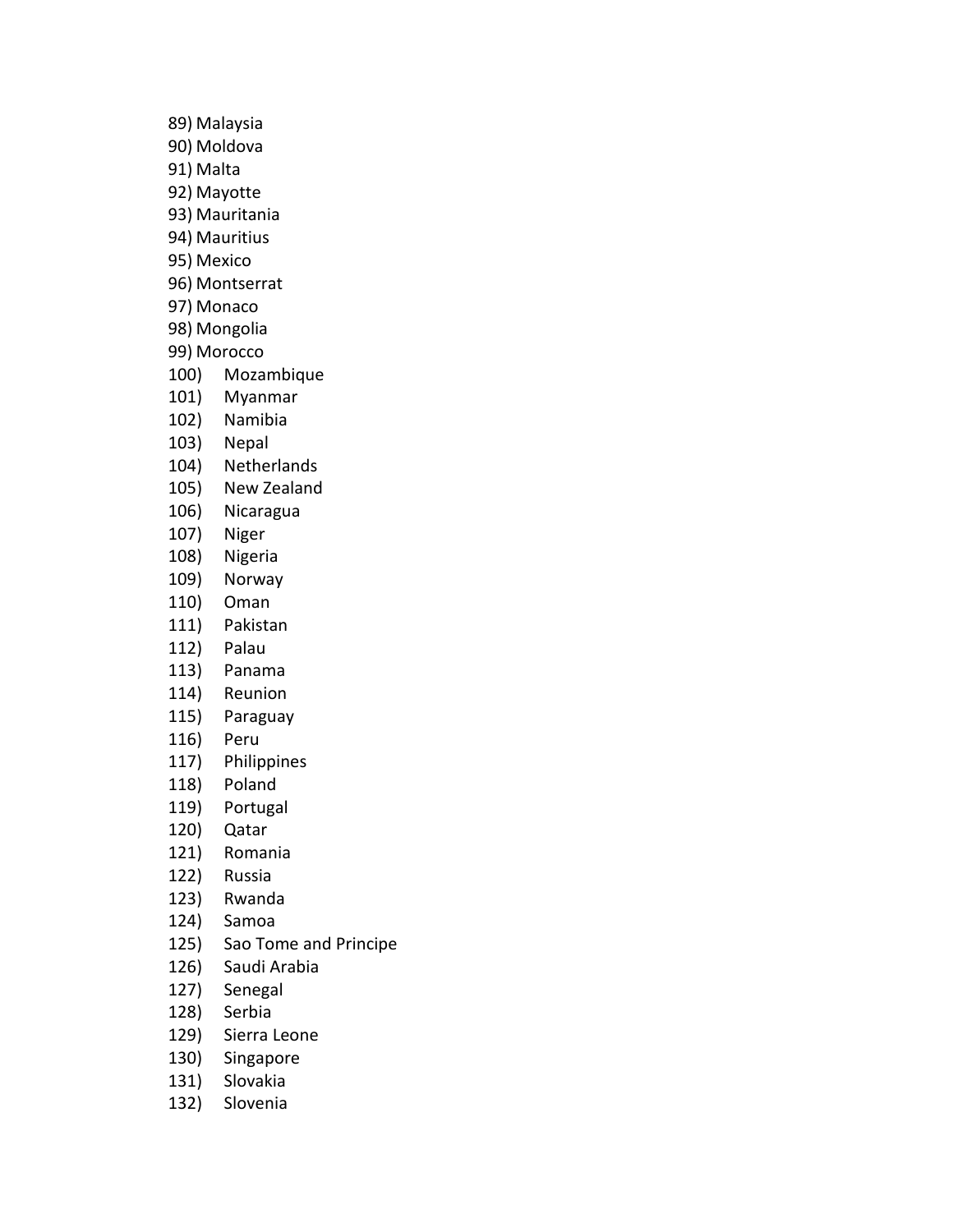89) Malaysia
90) Moldova
91) Malta
92) Mayotte
93) Mauritania
94) Mauritius
95) Mexico
96) Montserrat
97) Monaco
98) Mongolia
99) Morocco
100) Mozambique
101) Myanmar
102) Namibia
103) Nepal
104) Netherlands
105) New Zealand
106) Nicaragua
107) Niger
108) Nigeria
109) Norway
110) Oman
111) Pakistan
112) Palau
113) Panama
114) Reunion
115) Paraguay
116) Peru
117) Philippines
118) Poland
119) Portugal
120) Qatar
121) Romania
122) Russia
123) Rwanda
124) Samoa
125) Sao Tome and Principe
126) Saudi Arabia
127) Senegal
128) Serbia
129) Sierra Leone
130) Singapore
131) Slovakia
132) Slovenia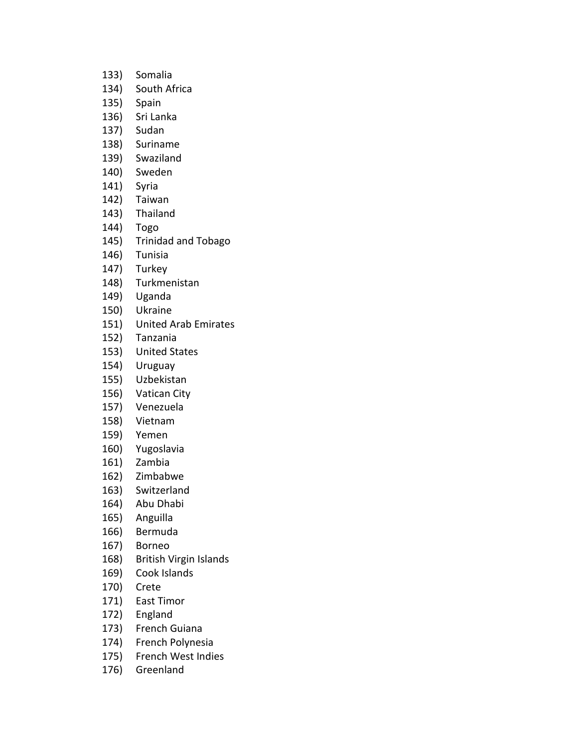133) Somalia
134) South Africa
135) Spain
136) Sri Lanka
137) Sudan
138) Suriname
139) Swaziland
140) Sweden
141) Syria
142) Taiwan
143) Thailand
144) Togo
145) Trinidad and Tobago
146) Tunisia
147) Turkey
148) Turkmenistan
149) Uganda
150) Ukraine
151) United Arab Emirates
152) Tanzania
153) United States
154) Uruguay
155) Uzbekistan
156) Vatican City
157) Venezuela
158) Vietnam
159) Yemen
160) Yugoslavia
161) Zambia
162) Zimbabwe
163) Switzerland
164) Abu Dhabi
165) Anguilla
166) Bermuda
167) Borneo
168) British Virgin Islands
169) Cook Islands
170) Crete
171) East Timor
172) England
173) French Guiana
174) French Polynesia
175) French West Indies
176) Greenland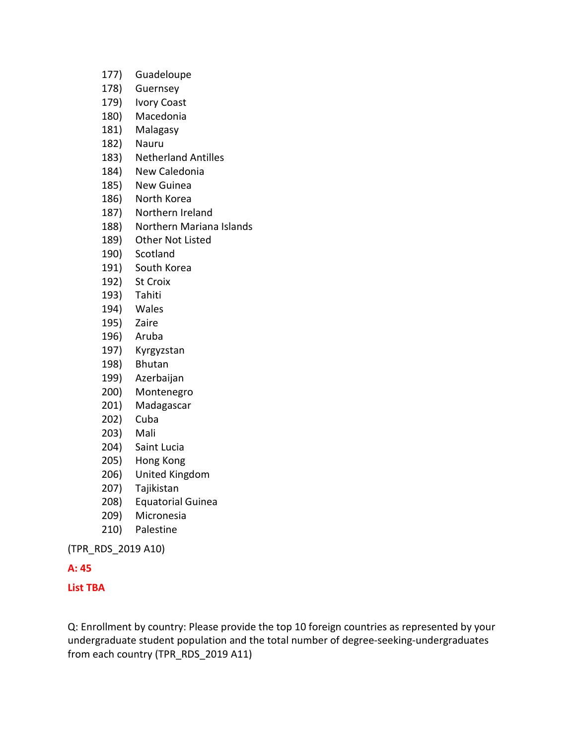177) Guadeloupe
178) Guernsey
179) Ivory Coast
180) Macedonia
181) Malagasy
182) Nauru
183) Netherland Antilles
184) New Caledonia
185) New Guinea
186) North Korea
187) Northern Ireland
188) Northern Mariana Islands
189) Other Not Listed
190) Scotland
191) South Korea
192) St Croix
193) Tahiti
194) Wales
195) Zaire
196) Aruba
197) Kyrgyzstan
198) Bhutan
199) Azerbaijan
200) Montenegro
201) Madagascar
202) Cuba
203) Mali
204) Saint Lucia
205) Hong Kong
206) United Kingdom
207) Tajikistan
208) Equatorial Guinea
209) Micronesia
210) Palestine

(TPR_RDS_2019 A10)

**A: 45**

**List TBA**

Q: Enrollment by country: Please provide the top 10 foreign countries as represented by your undergraduate student population and the total number of degree-seeking-undergraduates from each country (TPR_RDS_2019 A11)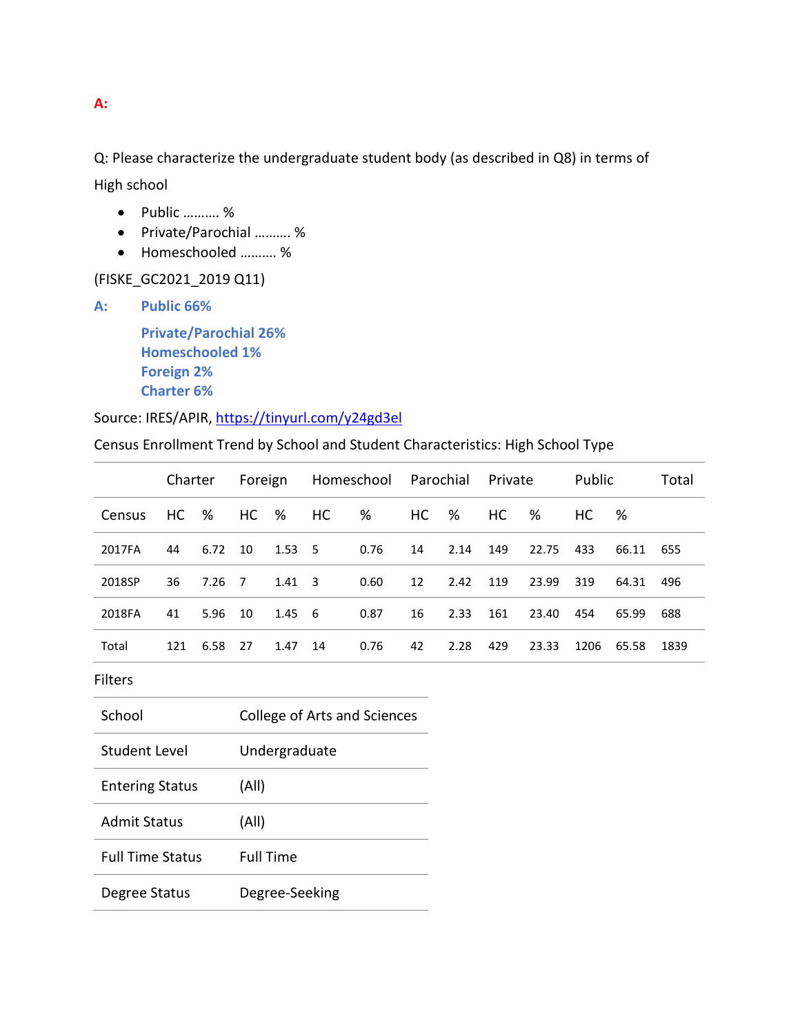**A:**

Q: Please characterize the undergraduate student body (as described in Q8) in terms of

High school

- Public .......... %
- Private/Parochial .......... %
- Homeschooled .......... %

(FISKE_GC2021_2019 Q11)

**A:** **Public 66%**

**Private/Parochial 26%**
**Homeschooled 1%**
**Foreign 2%**
**Charter 6%**

Source: IRES/APIR, https://tinyurl.com/y24gd3el

Census Enrollment Trend by School and Student Characteristics: High School Type

| | Charter | | Foreign | | Homeschool | | Parochial | | Private | | Public | | Total |
|---|---|---|---|---|---|---|---|---|---|---|---|---|---|
| Census | HC | % | HC | % | HC | % | HC | % | HC | % | HC | % | |
| 2017FA | 44 | 6.72 | 10 | 1.53 | 5 | 0.76 | 14 | 2.14 | 149 | 22.75 | 433 | 66.11 | 655 |
| 2018SP | 36 | 7.26 | 7 | 1.41 | 3 | 0.60 | 12 | 2.42 | 119 | 23.99 | 319 | 64.31 | 496 |
| 2018FA | 41 | 5.96 | 10 | 1.45 | 6 | 0.87 | 16 | 2.33 | 161 | 23.40 | 454 | 65.99 | 688 |
| Total | 121 | 6.58 | 27 | 1.47 | 14 | 0.76 | 42 | 2.28 | 429 | 23.33 | 1206 | 65.58 | 1839 |

Filters

| | |
|---|---|
| School | College of Arts and Sciences |
| Student Level | Undergraduate |
| Entering Status | (All) |
| Admit Status | (All) |
| Full Time Status | Full Time |
| Degree Status | Degree-Seeking |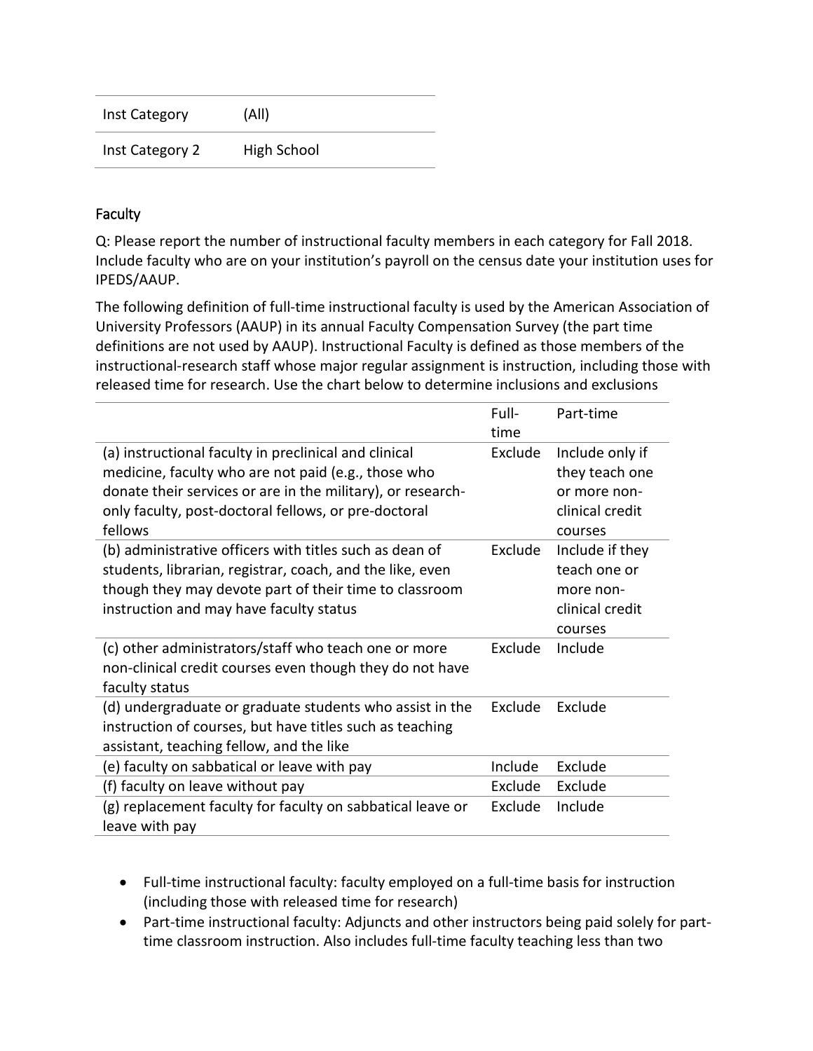| Inst Category | (All) |
| --- | --- |
| Inst Category 2 | High School |

## Faculty

Q: Please report the number of instructional faculty members in each category for Fall 2018. Include faculty who are on your institution's payroll on the census date your institution uses for IPEDS/AAUP.

The following definition of full-time instructional faculty is used by the American Association of University Professors (AAUP) in its annual Faculty Compensation Survey (the part time definitions are not used by AAUP). Instructional Faculty is defined as those members of the instructional-research staff whose major regular assignment is instruction, including those with released time for research. Use the chart below to determine inclusions and exclusions

| | Full-time | Part-time |
| --- | --- | --- |
| (a) instructional faculty in preclinical and clinical medicine, faculty who are not paid (e.g., those who donate their services or are in the military), or research-only faculty, post-doctoral fellows, or pre-doctoral fellows | Exclude | Include only if they teach one or more non-clinical credit courses |
| (b) administrative officers with titles such as dean of students, librarian, registrar, coach, and the like, even though they may devote part of their time to classroom instruction and may have faculty status | Exclude | Include if they teach one or more non-clinical credit courses |
| (c) other administrators/staff who teach one or more non-clinical credit courses even though they do not have faculty status | Exclude | Include |
| (d) undergraduate or graduate students who assist in the instruction of courses, but have titles such as teaching assistant, teaching fellow, and the like | Exclude | Exclude |
| (e) faculty on sabbatical or leave with pay | Include | Exclude |
| (f) faculty on leave without pay | Exclude | Exclude |
| (g) replacement faculty for faculty on sabbatical leave or leave with pay | Exclude | Include |

- Full-time instructional faculty: faculty employed on a full-time basis for instruction (including those with released time for research)
- Part-time instructional faculty: Adjuncts and other instructors being paid solely for part-time classroom instruction. Also includes full-time faculty teaching less than two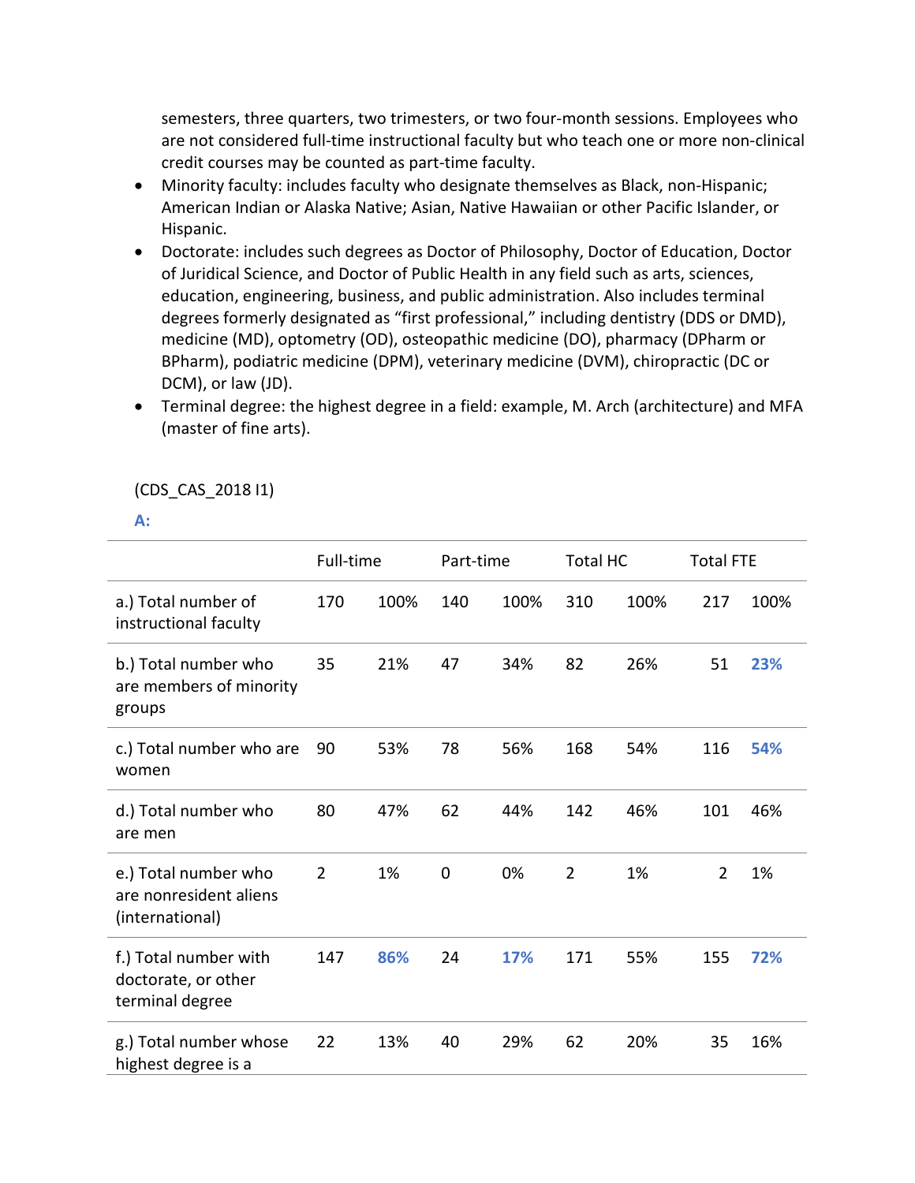semesters, three quarters, two trimesters, or two four-month sessions. Employees who are not considered full-time instructional faculty but who teach one or more non-clinical credit courses may be counted as part-time faculty.

- Minority faculty: includes faculty who designate themselves as Black, non-Hispanic; American Indian or Alaska Native; Asian, Native Hawaiian or other Pacific Islander, or Hispanic.
- Doctorate: includes such degrees as Doctor of Philosophy, Doctor of Education, Doctor of Juridical Science, and Doctor of Public Health in any field such as arts, sciences, education, engineering, business, and public administration. Also includes terminal degrees formerly designated as "first professional," including dentistry (DDS or DMD), medicine (MD), optometry (OD), osteopathic medicine (DO), pharmacy (DPharm or BPharm), podiatric medicine (DPM), veterinary medicine (DVM), chiropractic (DC or DCM), or law (JD).
- Terminal degree: the highest degree in a field: example, M. Arch (architecture) and MFA (master of fine arts).

(CDS_CAS_2018 I1)

**A:**

| | Full-time | | Part-time | | Total HC | | Total FTE | |
|---|---|---|---|---|---|---|---|---|
| a.) Total number of instructional faculty | 170 | 100% | 140 | 100% | 310 | 100% | 217 | 100% |
| b.) Total number who are members of minority groups | 35 | 21% | 47 | 34% | 82 | 26% | 51 | **23%** |
| c.) Total number who are women | 90 | 53% | 78 | 56% | 168 | 54% | 116 | **54%** |
| d.) Total number who are men | 80 | 47% | 62 | 44% | 142 | 46% | 101 | 46% |
| e.) Total number who are nonresident aliens (international) | 2 | 1% | 0 | 0% | 2 | 1% | 2 | 1% |
| f.) Total number with doctorate, or other terminal degree | 147 | **86%** | 24 | **17%** | 171 | 55% | 155 | **72%** |
| g.) Total number whose highest degree is a | 22 | 13% | 40 | 29% | 62 | 20% | 35 | 16% |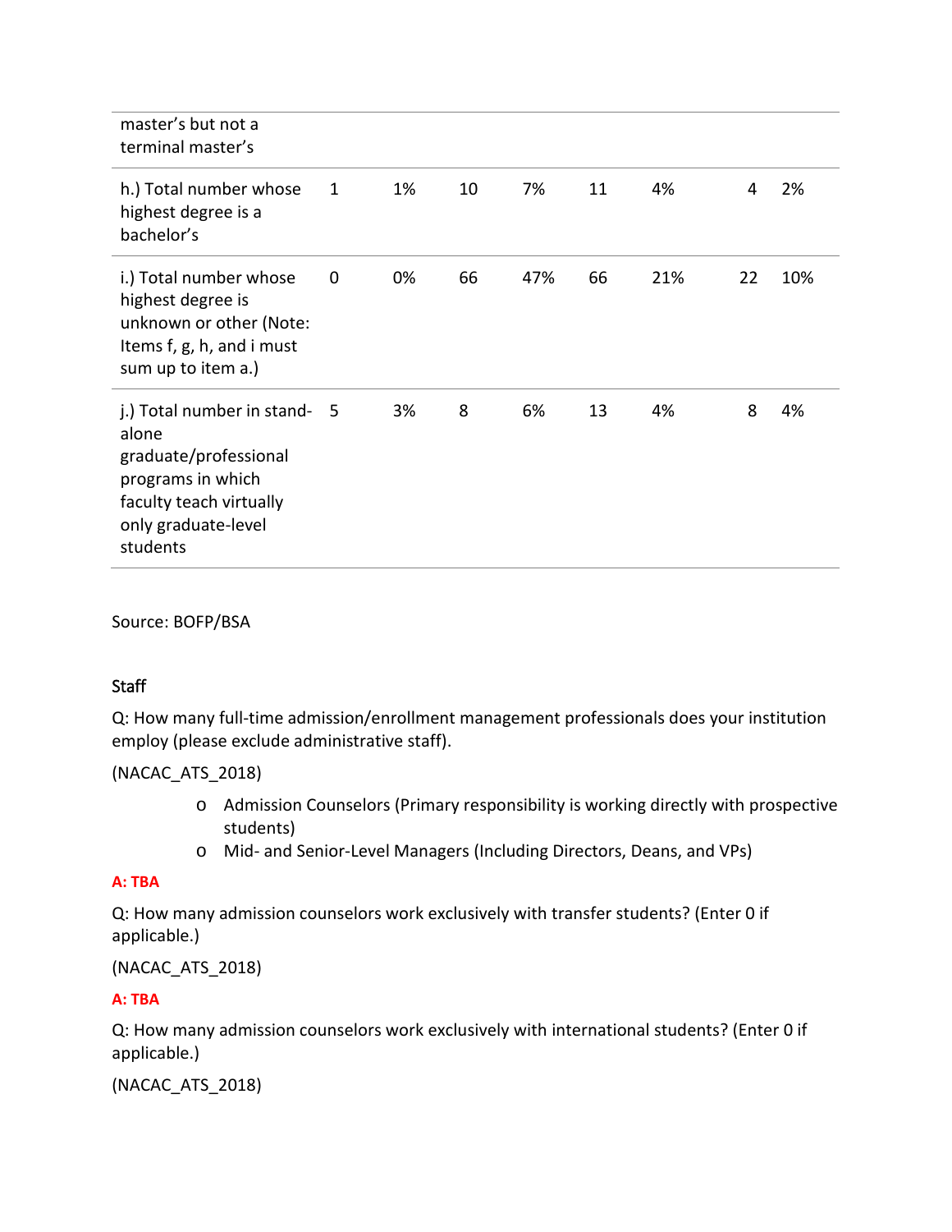| | | | | | | | | |
|---|---|---|---|---|---|---|---|---|
| master's but not a terminal master's | | | | | | | | |
| h.) Total number whose highest degree is a bachelor's | 1 | 1% | 10 | 7% | 11 | 4% | 4 | 2% |
| i.) Total number whose highest degree is unknown or other (Note: Items f, g, h, and i must sum up to item a.) | 0 | 0% | 66 | 47% | 66 | 21% | 22 | 10% |
| j.) Total number in stand-alone graduate/professional programs in which faculty teach virtually only graduate-level students | 5 | 3% | 8 | 6% | 13 | 4% | 8 | 4% |

Source: BOFP/BSA

## Staff

Q: How many full-time admission/enrollment management professionals does your institution employ (please exclude administrative staff).

(NACAC_ATS_2018)

- Admission Counselors (Primary responsibility is working directly with prospective students)
- Mid- and Senior-Level Managers (Including Directors, Deans, and VPs)

**A: TBA**

Q: How many admission counselors work exclusively with transfer students? (Enter 0 if applicable.)

(NACAC_ATS_2018)

**A: TBA**

Q: How many admission counselors work exclusively with international students? (Enter 0 if applicable.)

(NACAC_ATS_2018)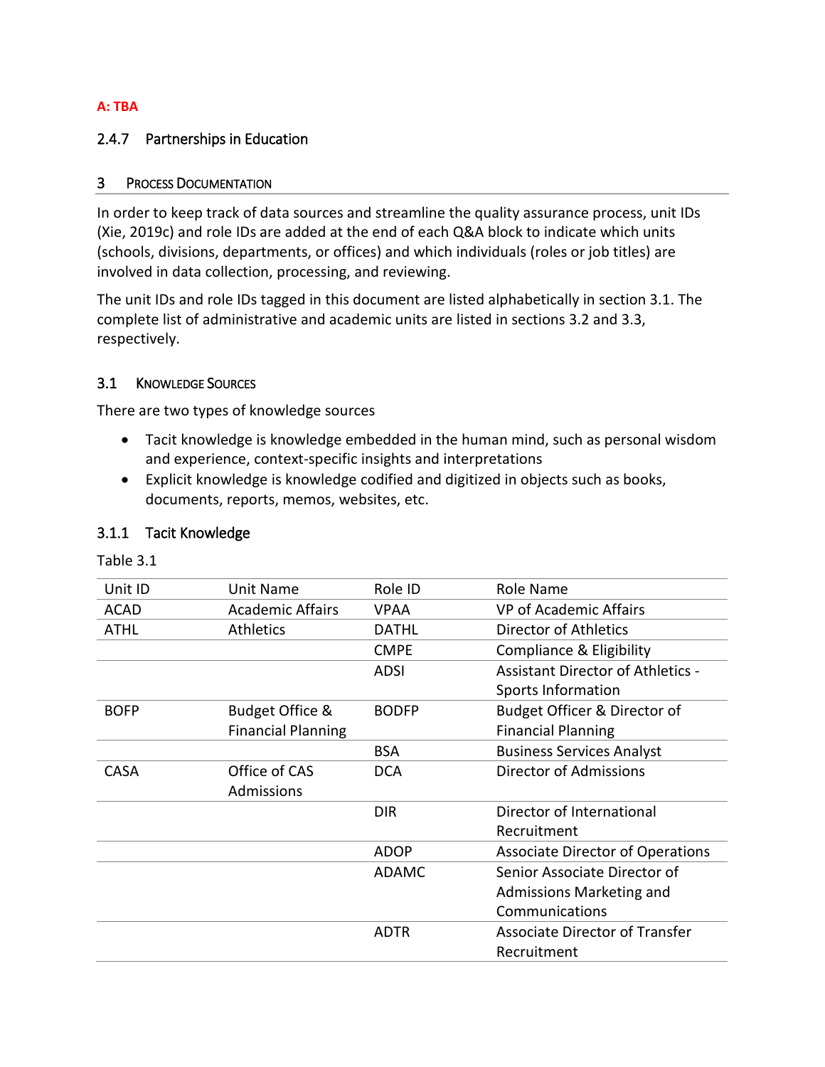**A: TBA**

### 2.4.7 Partnerships in Education

## 3 Process Documentation

In order to keep track of data sources and streamline the quality assurance process, unit IDs (Xie, 2019c) and role IDs are added at the end of each Q&A block to indicate which units (schools, divisions, departments, or offices) and which individuals (roles or job titles) are involved in data collection, processing, and reviewing.

The unit IDs and role IDs tagged in this document are listed alphabetically in section 3.1. The complete list of administrative and academic units are listed in sections 3.2 and 3.3, respectively.

### 3.1 Knowledge Sources

There are two types of knowledge sources

- Tacit knowledge is knowledge embedded in the human mind, such as personal wisdom and experience, context-specific insights and interpretations
- Explicit knowledge is knowledge codified and digitized in objects such as books, documents, reports, memos, websites, etc.

### 3.1.1 Tacit Knowledge

Table 3.1

| Unit ID | Unit Name | Role ID | Role Name |
|---|---|---|---|
| ACAD | Academic Affairs | VPAA | VP of Academic Affairs |
| ATHL | Athletics | DATHL | Director of Athletics |
| | | CMPE | Compliance & Eligibility |
| | | ADSI | Assistant Director of Athletics - Sports Information |
| BOFP | Budget Office & Financial Planning | BODFP | Budget Officer & Director of Financial Planning |
| | | BSA | Business Services Analyst |
| CASA | Office of CAS Admissions | DCA | Director of Admissions |
| | | DIR | Director of International Recruitment |
| | | ADOP | Associate Director of Operations |
| | | ADAMC | Senior Associate Director of Admissions Marketing and Communications |
| | | ADTR | Associate Director of Transfer Recruitment |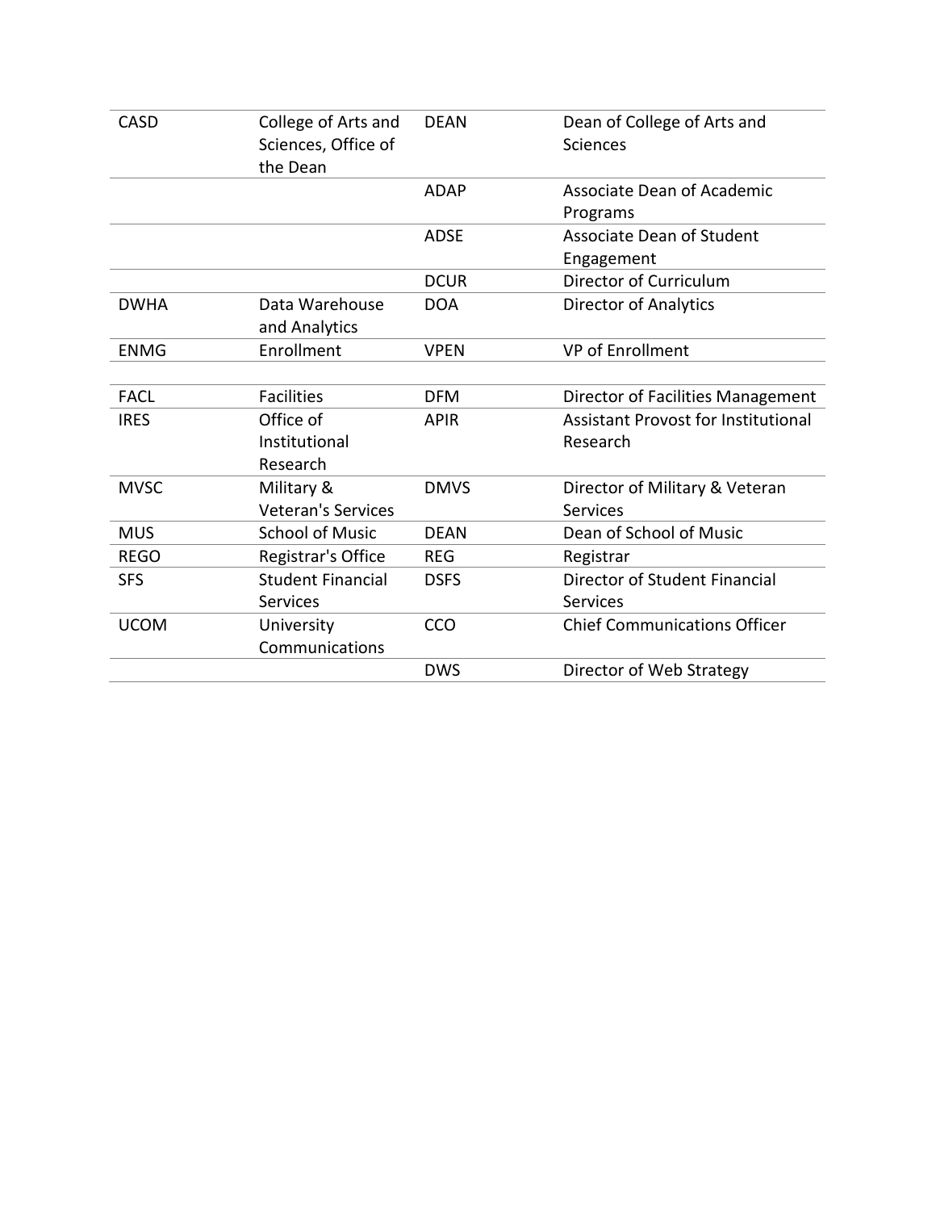| | | | |
|---|---|---|---|
| CASD | College of Arts and Sciences, Office of the Dean | DEAN | Dean of College of Arts and Sciences |
| | | ADAP | Associate Dean of Academic Programs |
| | | ADSE | Associate Dean of Student Engagement |
| | | DCUR | Director of Curriculum |
| DWHA | Data Warehouse and Analytics | DOA | Director of Analytics |
| ENMG | Enrollment | VPEN | VP of Enrollment |
| | | | |
| FACL | Facilities | DFM | Director of Facilities Management |
| IRES | Office of Institutional Research | APIR | Assistant Provost for Institutional Research |
| MVSC | Military & Veteran's Services | DMVS | Director of Military & Veteran Services |
| MUS | School of Music | DEAN | Dean of School of Music |
| REGO | Registrar's Office | REG | Registrar |
| SFS | Student Financial Services | DSFS | Director of Student Financial Services |
| UCOM | University Communications | CCO | Chief Communications Officer |
| | | DWS | Director of Web Strategy |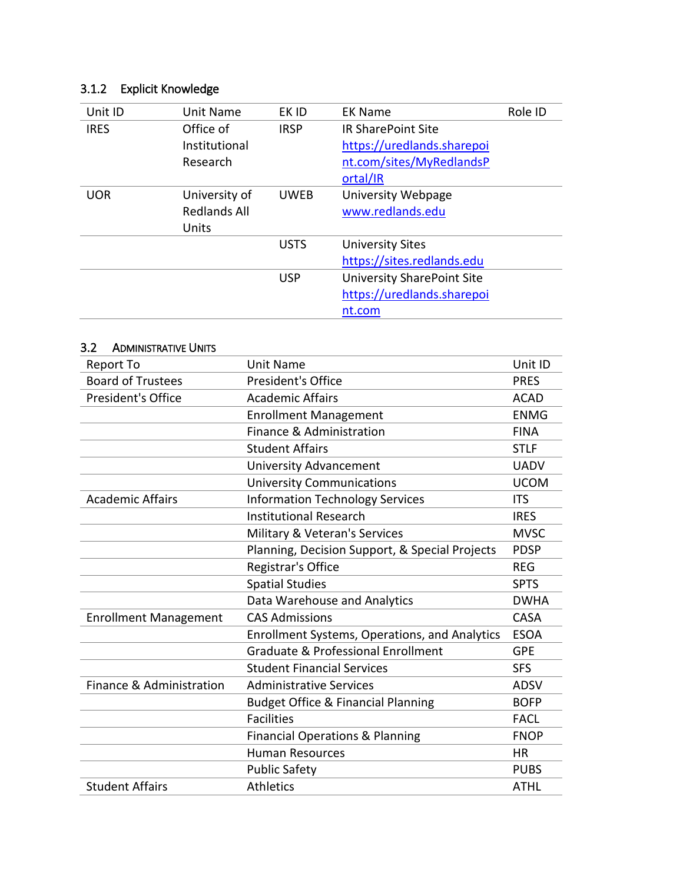### 3.1.2 Explicit Knowledge

| Unit ID | Unit Name | EK ID | EK Name | Role ID |
|---|---|---|---|---|
| IRES | Office of Institutional Research | IRSP | IR SharePoint Site https://uredlands.sharepoint.com/sites/MyRedlandsPortal/IR | |
| UOR | University of Redlands All Units | UWEB | University Webpage www.redlands.edu | |
| | | USTS | University Sites https://sites.redlands.edu | |
| | | USP | University SharePoint Site https://uredlands.sharepoint.com | |

## 3.2 Administrative Units

| Report To | Unit Name | Unit ID |
|---|---|---|
| Board of Trustees | President's Office | PRES |
| President's Office | Academic Affairs | ACAD |
| | Enrollment Management | ENMG |
| | Finance & Administration | FINA |
| | Student Affairs | STLF |
| | University Advancement | UADV |
| | University Communications | UCOM |
| Academic Affairs | Information Technology Services | ITS |
| | Institutional Research | IRES |
| | Military & Veteran's Services | MVSC |
| | Planning, Decision Support, & Special Projects | PDSP |
| | Registrar's Office | REG |
| | Spatial Studies | SPTS |
| | Data Warehouse and Analytics | DWHA |
| Enrollment Management | CAS Admissions | CASA |
| | Enrollment Systems, Operations, and Analytics | ESOA |
| | Graduate & Professional Enrollment | GPE |
| | Student Financial Services | SFS |
| Finance & Administration | Administrative Services | ADSV |
| | Budget Office & Financial Planning | BOFP |
| | Facilities | FACL |
| | Financial Operations & Planning | FNOP |
| | Human Resources | HR |
| | Public Safety | PUBS |
| Student Affairs | Athletics | ATHL |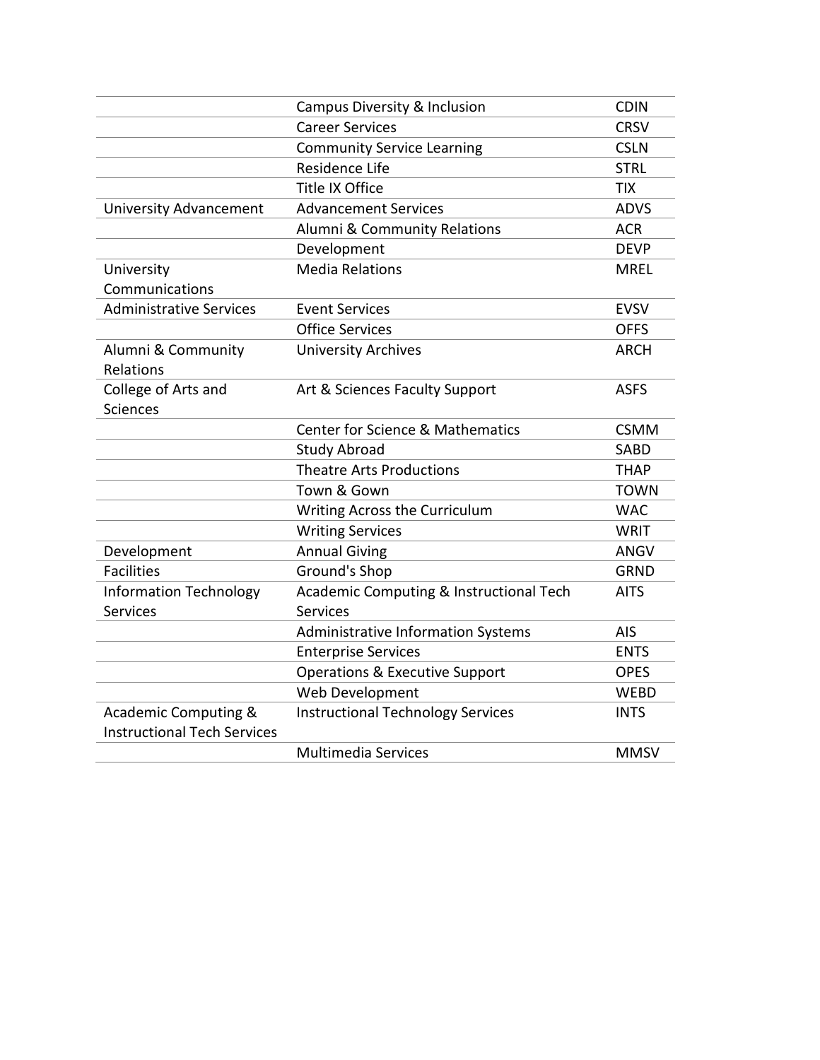| | | |
|---|---|---|
| | Campus Diversity & Inclusion | CDIN |
| | Career Services | CRSV |
| | Community Service Learning | CSLN |
| | Residence Life | STRL |
| | Title IX Office | TIX |
| University Advancement | Advancement Services | ADVS |
| | Alumni & Community Relations | ACR |
| | Development | DEVP |
| University Communications | Media Relations | MREL |
| Administrative Services | Event Services | EVSV |
| | Office Services | OFFS |
| Alumni & Community Relations | University Archives | ARCH |
| College of Arts and Sciences | Art & Sciences Faculty Support | ASFS |
| | Center for Science & Mathematics | CSMM |
| | Study Abroad | SABD |
| | Theatre Arts Productions | THAP |
| | Town & Gown | TOWN |
| | Writing Across the Curriculum | WAC |
| | Writing Services | WRIT |
| Development | Annual Giving | ANGV |
| Facilities | Ground's Shop | GRND |
| Information Technology Services | Academic Computing & Instructional Tech Services | AITS |
| | Administrative Information Systems | AIS |
| | Enterprise Services | ENTS |
| | Operations & Executive Support | OPES |
| | Web Development | WEBD |
| Academic Computing & Instructional Tech Services | Instructional Technology Services | INTS |
| | Multimedia Services | MMSV |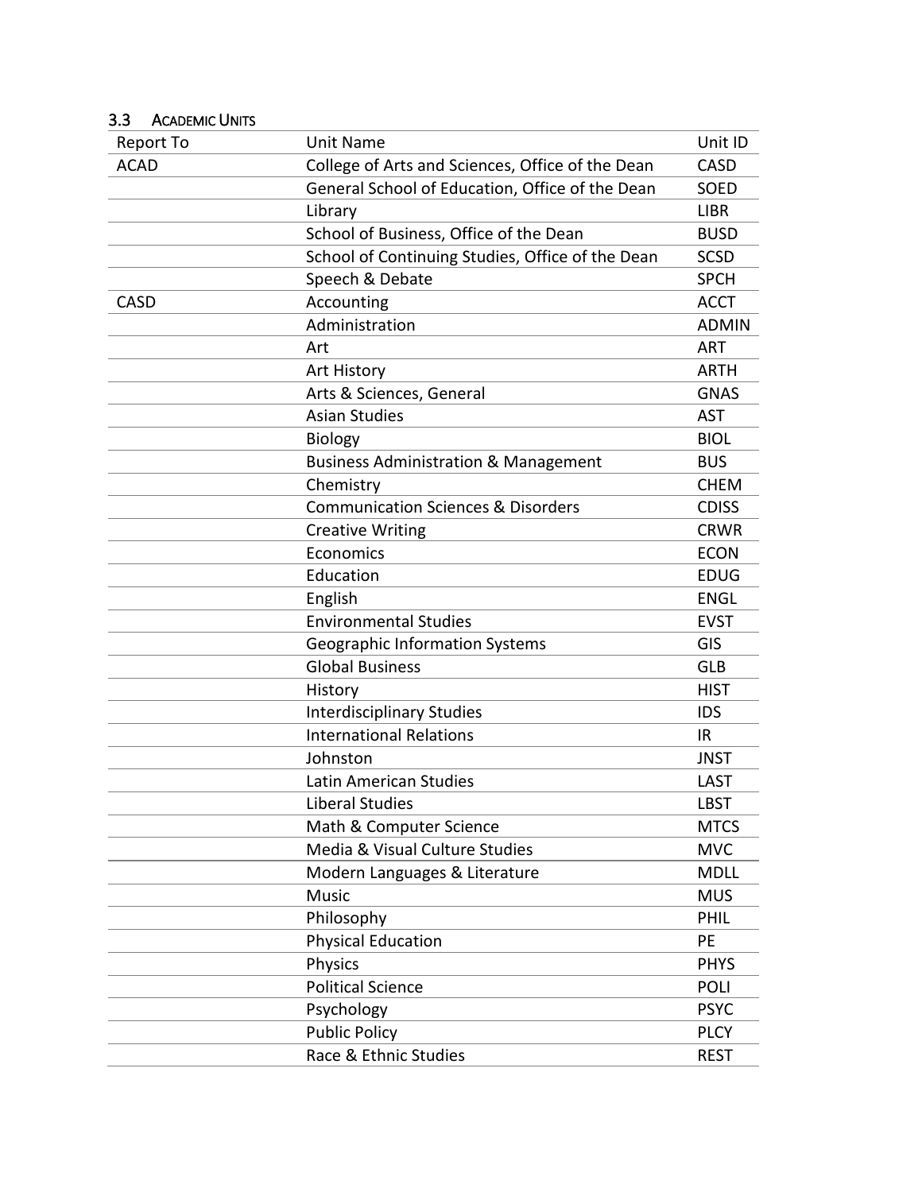### 3.3 ACADEMIC UNITS

| Report To | Unit Name | Unit ID |
|---|---|---|
| ACAD | College of Arts and Sciences, Office of the Dean | CASD |
| | General School of Education, Office of the Dean | SOED |
| | Library | LIBR |
| | School of Business, Office of the Dean | BUSD |
| | School of Continuing Studies, Office of the Dean | SCSD |
| | Speech & Debate | SPCH |
| CASD | Accounting | ACCT |
| | Administration | ADMIN |
| | Art | ART |
| | Art History | ARTH |
| | Arts & Sciences, General | GNAS |
| | Asian Studies | AST |
| | Biology | BIOL |
| | Business Administration & Management | BUS |
| | Chemistry | CHEM |
| | Communication Sciences & Disorders | CDISS |
| | Creative Writing | CRWR |
| | Economics | ECON |
| | Education | EDUG |
| | English | ENGL |
| | Environmental Studies | EVST |
| | Geographic Information Systems | GIS |
| | Global Business | GLB |
| | History | HIST |
| | Interdisciplinary Studies | IDS |
| | International Relations | IR |
| | Johnston | JNST |
| | Latin American Studies | LAST |
| | Liberal Studies | LBST |
| | Math & Computer Science | MTCS |
| | Media & Visual Culture Studies | MVC |
| | Modern Languages & Literature | MDLL |
| | Music | MUS |
| | Philosophy | PHIL |
| | Physical Education | PE |
| | Physics | PHYS |
| | Political Science | POLI |
| | Psychology | PSYC |
| | Public Policy | PLCY |
| | Race & Ethnic Studies | REST |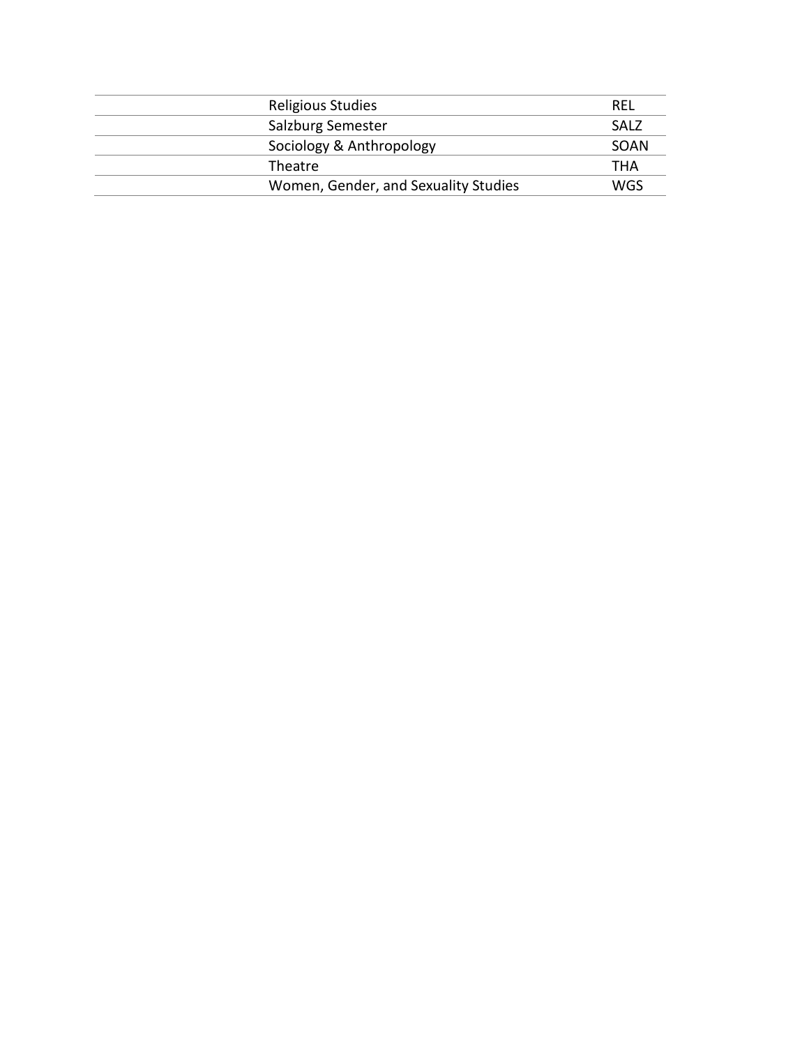| | | |
|---|---|---|
| | Religious Studies | REL |
| | Salzburg Semester | SALZ |
| | Sociology & Anthropology | SOAN |
| | Theatre | THA |
| | Women, Gender, and Sexuality Studies | WGS |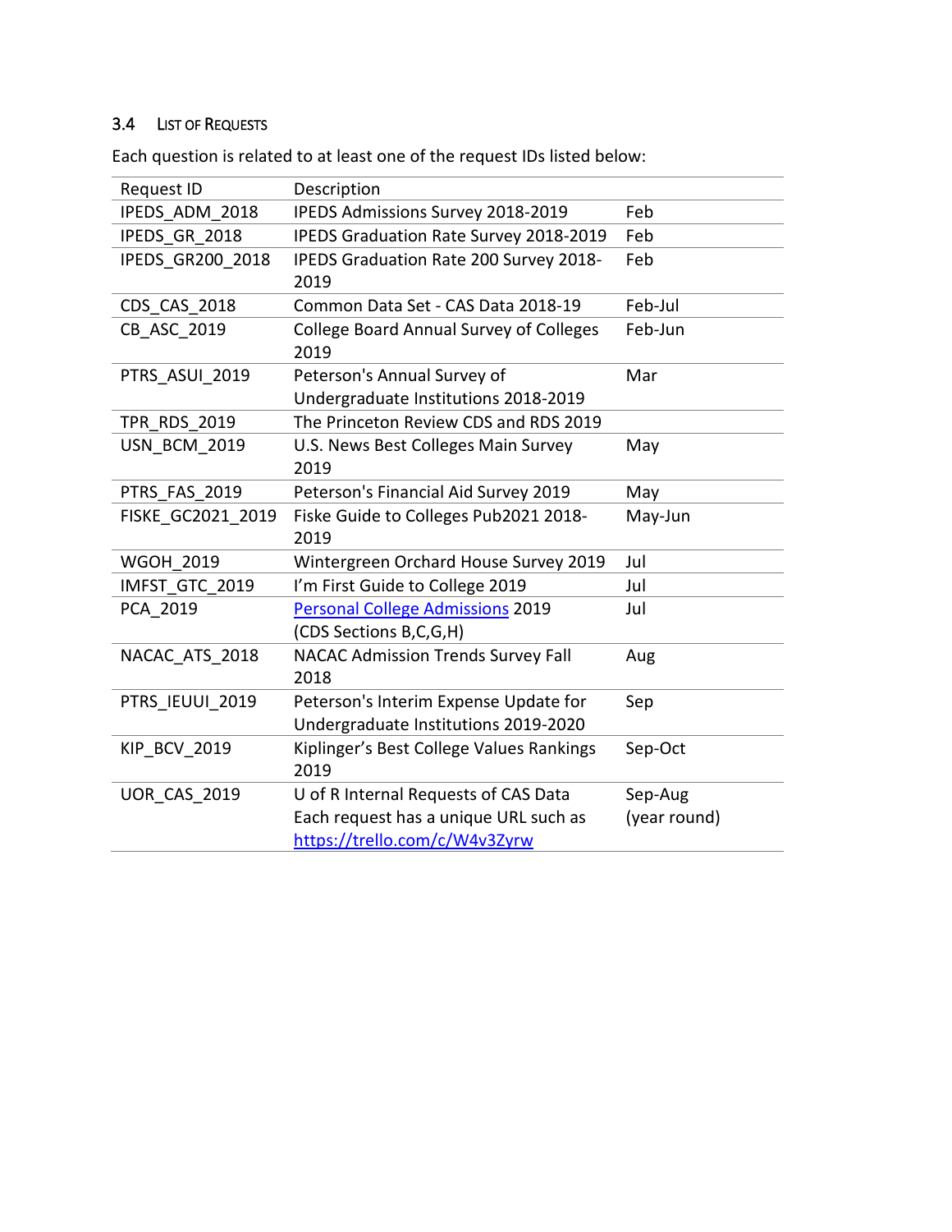### 3.4 List of Requests

Each question is related to at least one of the request IDs listed below:

| Request ID | Description | |
|---|---|---|
| IPEDS_ADM_2018 | IPEDS Admissions Survey 2018-2019 | Feb |
| IPEDS_GR_2018 | IPEDS Graduation Rate Survey 2018-2019 | Feb |
| IPEDS_GR200_2018 | IPEDS Graduation Rate 200 Survey 2018-2019 | Feb |
| CDS_CAS_2018 | Common Data Set - CAS Data 2018-19 | Feb-Jul |
| CB_ASC_2019 | College Board Annual Survey of Colleges 2019 | Feb-Jun |
| PTRS_ASUI_2019 | Peterson's Annual Survey of Undergraduate Institutions 2018-2019 | Mar |
| TPR_RDS_2019 | The Princeton Review CDS and RDS 2019 | |
| USN_BCM_2019 | U.S. News Best Colleges Main Survey 2019 | May |
| PTRS_FAS_2019 | Peterson's Financial Aid Survey 2019 | May |
| FISKE_GC2021_2019 | Fiske Guide to Colleges Pub2021 2018-2019 | May-Jun |
| WGOH_2019 | Wintergreen Orchard House Survey 2019 | Jul |
| IMFST_GTC_2019 | I'm First Guide to College 2019 | Jul |
| PCA_2019 | Personal College Admissions 2019 (CDS Sections B,C,G,H) | Jul |
| NACAC_ATS_2018 | NACAC Admission Trends Survey Fall 2018 | Aug |
| PTRS_IEUUI_2019 | Peterson's Interim Expense Update for Undergraduate Institutions 2019-2020 | Sep |
| KIP_BCV_2019 | Kiplinger's Best College Values Rankings 2019 | Sep-Oct |
| UOR_CAS_2019 | U of R Internal Requests of CAS Data Each request has a unique URL such as https://trello.com/c/W4v3Zyrw | Sep-Aug (year round) |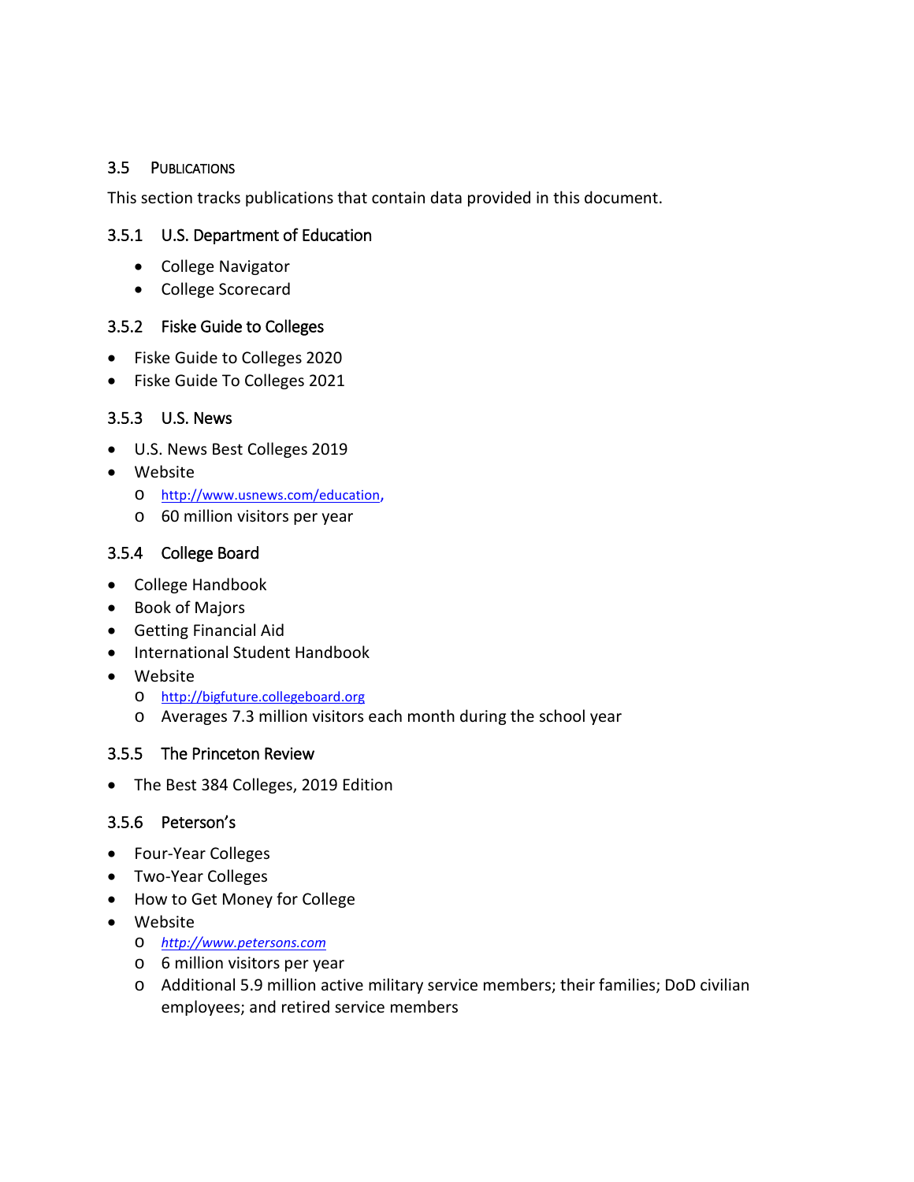## 3.5 PUBLICATIONS

This section tracks publications that contain data provided in this document.

### 3.5.1 U.S. Department of Education

- College Navigator
- College Scorecard

### 3.5.2 Fiske Guide to Colleges

- Fiske Guide to Colleges 2020
- Fiske Guide To Colleges 2021

### 3.5.3 U.S. News

- U.S. News Best Colleges 2019
- Website
  - http://www.usnews.com/education,
  - 60 million visitors per year

### 3.5.4 College Board

- College Handbook
- Book of Majors
- Getting Financial Aid
- International Student Handbook
- Website
  - http://bigfuture.collegeboard.org
  - Averages 7.3 million visitors each month during the school year

### 3.5.5 The Princeton Review

- The Best 384 Colleges, 2019 Edition

### 3.5.6 Peterson's

- Four-Year Colleges
- Two-Year Colleges
- How to Get Money for College
- Website
  - *http://www.petersons.com*
  - 6 million visitors per year
  - Additional 5.9 million active military service members; their families; DoD civilian employees; and retired service members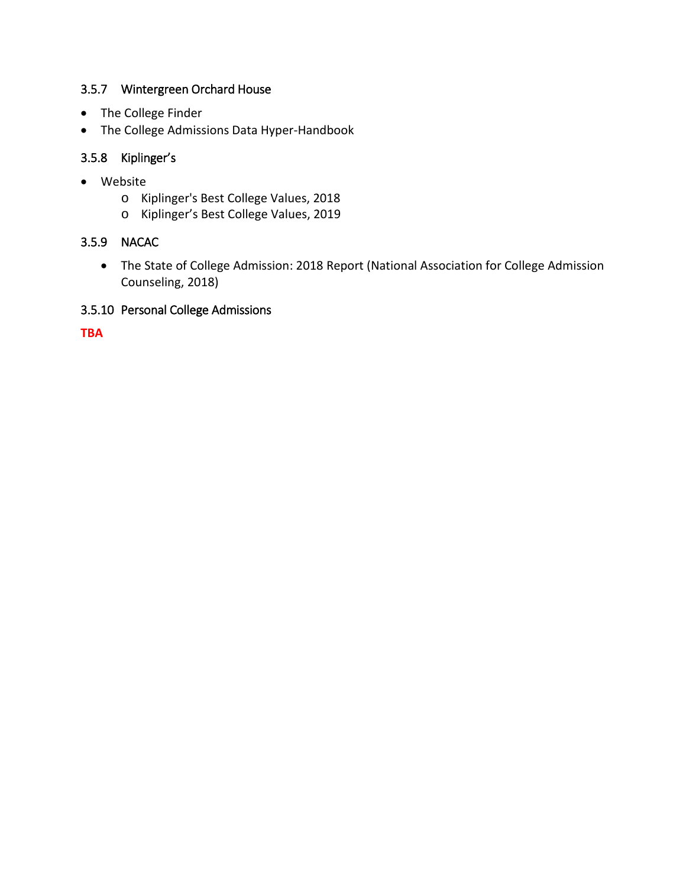### 3.5.7 Wintergreen Orchard House

- The College Finder
- The College Admissions Data Hyper-Handbook

### 3.5.8 Kiplinger's

- Website
  - Kiplinger's Best College Values, 2018
  - Kiplinger's Best College Values, 2019

### 3.5.9 NACAC

- The State of College Admission: 2018 Report (National Association for College Admission Counseling, 2018)

### 3.5.10 Personal College Admissions

**TBA**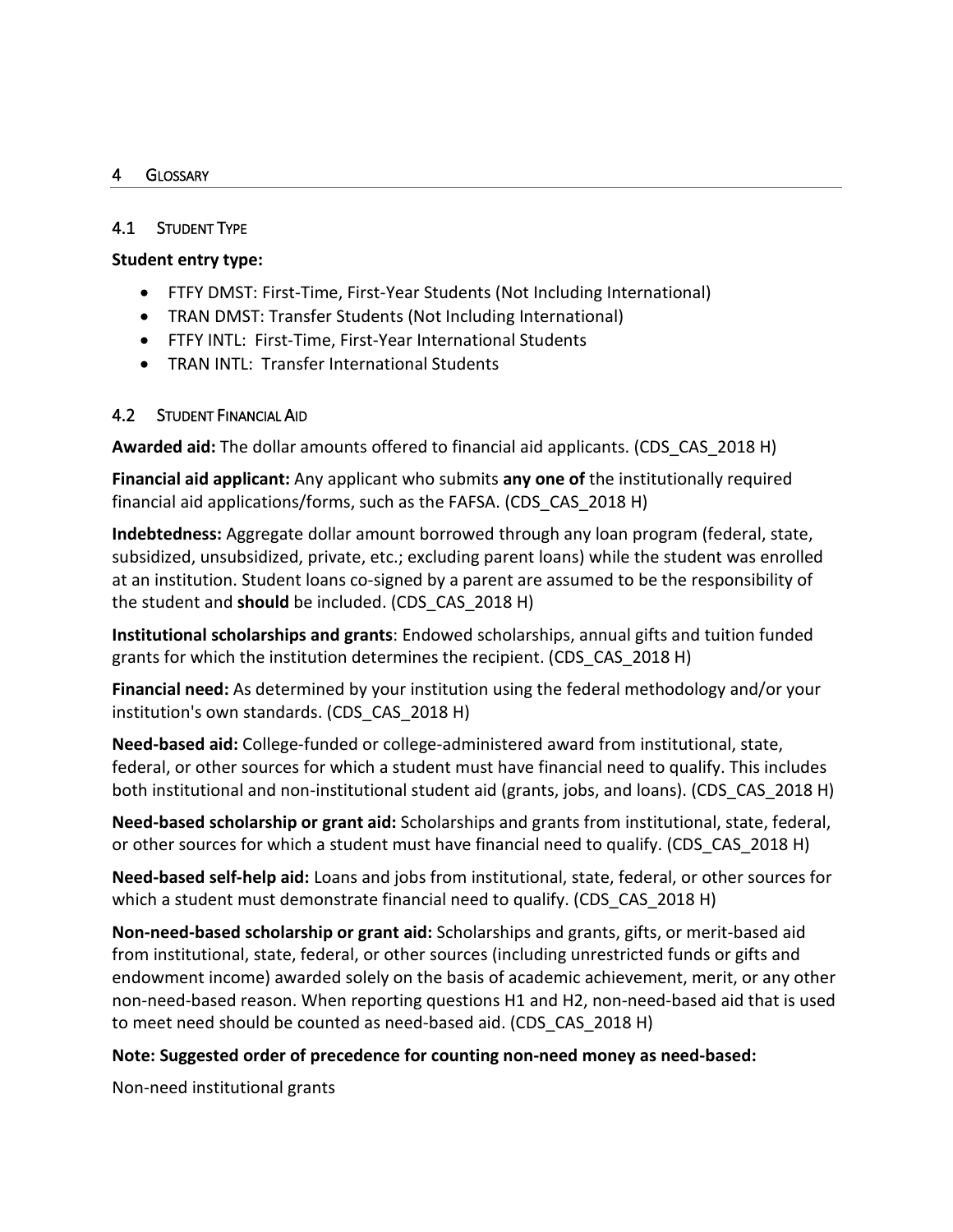# 4 GLOSSARY

## 4.1 STUDENT TYPE

**Student entry type:**

- FTFY DMST: First-Time, First-Year Students (Not Including International)
- TRAN DMST: Transfer Students (Not Including International)
- FTFY INTL: First-Time, First-Year International Students
- TRAN INTL: Transfer International Students

## 4.2 STUDENT FINANCIAL AID

**Awarded aid:** The dollar amounts offered to financial aid applicants. (CDS_CAS_2018 H)

**Financial aid applicant:** Any applicant who submits **any one of** the institutionally required financial aid applications/forms, such as the FAFSA. (CDS_CAS_2018 H)

**Indebtedness:** Aggregate dollar amount borrowed through any loan program (federal, state, subsidized, unsubsidized, private, etc.; excluding parent loans) while the student was enrolled at an institution. Student loans co-signed by a parent are assumed to be the responsibility of the student and **should** be included. (CDS_CAS_2018 H)

**Institutional scholarships and grants**: Endowed scholarships, annual gifts and tuition funded grants for which the institution determines the recipient. (CDS_CAS_2018 H)

**Financial need:** As determined by your institution using the federal methodology and/or your institution's own standards. (CDS_CAS_2018 H)

**Need-based aid:** College-funded or college-administered award from institutional, state, federal, or other sources for which a student must have financial need to qualify. This includes both institutional and non-institutional student aid (grants, jobs, and loans). (CDS_CAS_2018 H)

**Need-based scholarship or grant aid:** Scholarships and grants from institutional, state, federal, or other sources for which a student must have financial need to qualify. (CDS_CAS_2018 H)

**Need-based self-help aid:** Loans and jobs from institutional, state, federal, or other sources for which a student must demonstrate financial need to qualify. (CDS_CAS_2018 H)

**Non-need-based scholarship or grant aid:** Scholarships and grants, gifts, or merit-based aid from institutional, state, federal, or other sources (including unrestricted funds or gifts and endowment income) awarded solely on the basis of academic achievement, merit, or any other non-need-based reason. When reporting questions H1 and H2, non-need-based aid that is used to meet need should be counted as need-based aid. (CDS_CAS_2018 H)

**Note: Suggested order of precedence for counting non-need money as need-based:**

Non-need institutional grants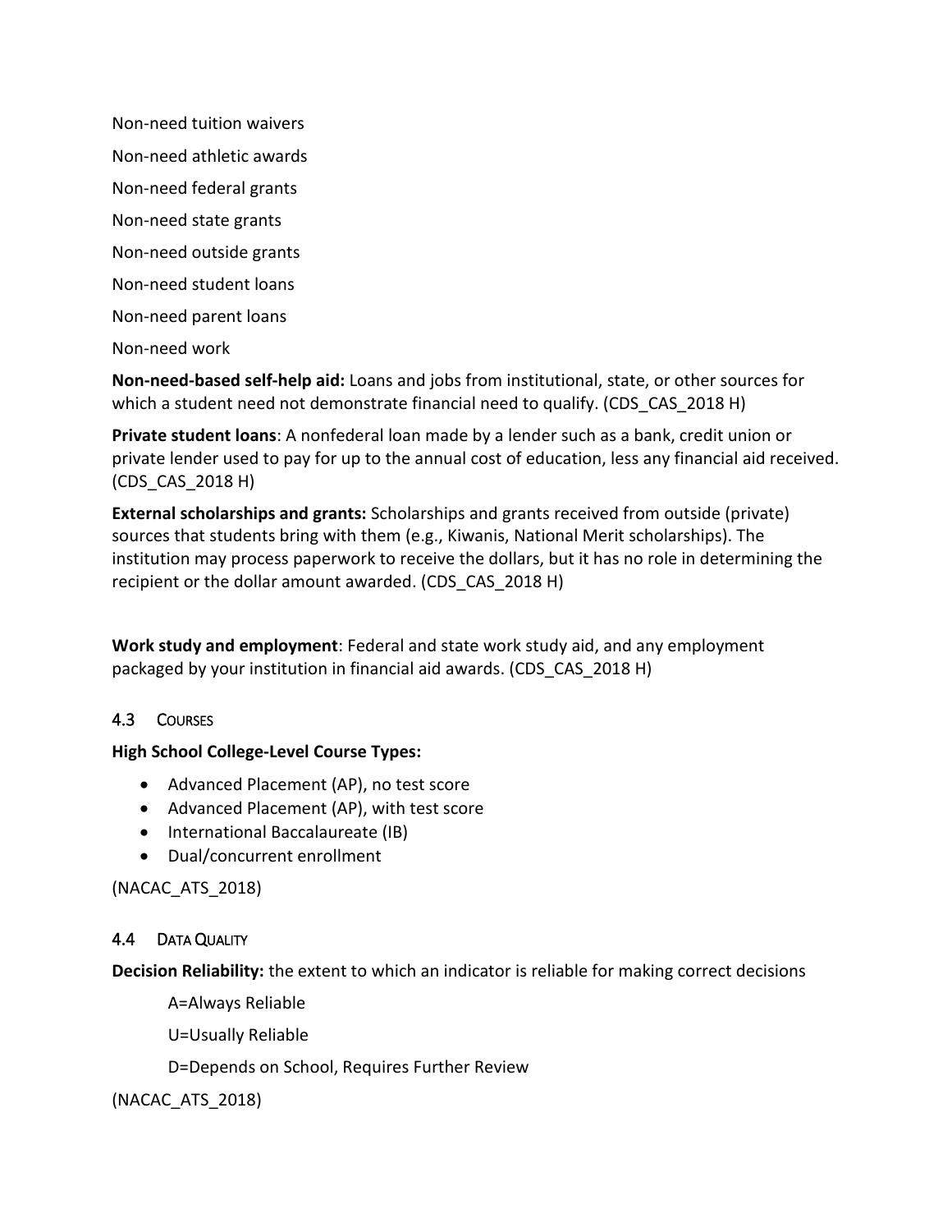Non-need tuition waivers

Non-need athletic awards

Non-need federal grants

Non-need state grants

Non-need outside grants

Non-need student loans

Non-need parent loans

Non-need work

**Non-need-based self-help aid:** Loans and jobs from institutional, state, or other sources for which a student need not demonstrate financial need to qualify. (CDS_CAS_2018 H)

**Private student loans**: A nonfederal loan made by a lender such as a bank, credit union or private lender used to pay for up to the annual cost of education, less any financial aid received. (CDS_CAS_2018 H)

**External scholarships and grants:** Scholarships and grants received from outside (private) sources that students bring with them (e.g., Kiwanis, National Merit scholarships). The institution may process paperwork to receive the dollars, but it has no role in determining the recipient or the dollar amount awarded. (CDS_CAS_2018 H)

**Work study and employment**: Federal and state work study aid, and any employment packaged by your institution in financial aid awards. (CDS_CAS_2018 H)

### 4.3 Courses

**High School College-Level Course Types:**

- Advanced Placement (AP), no test score
- Advanced Placement (AP), with test score
- International Baccalaureate (IB)
- Dual/concurrent enrollment

(NACAC_ATS_2018)

### 4.4 Data Quality

**Decision Reliability:** the extent to which an indicator is reliable for making correct decisions

A=Always Reliable

U=Usually Reliable

D=Depends on School, Requires Further Review

(NACAC_ATS_2018)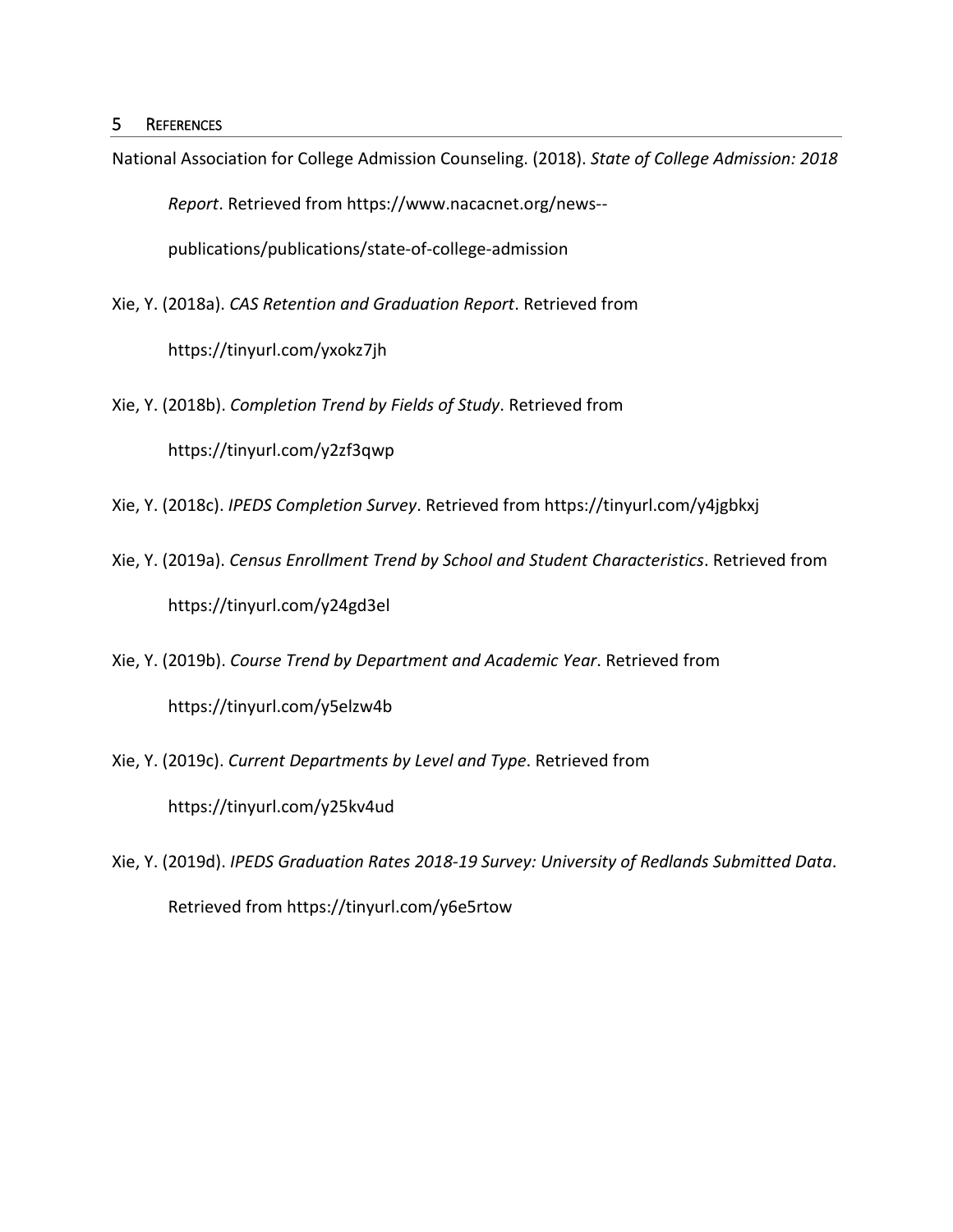## 5 References

National Association for College Admission Counseling. (2018). *State of College Admission: 2018 Report*. Retrieved from https://www.nacacnet.org/news--publications/publications/state-of-college-admission

Xie, Y. (2018a). *CAS Retention and Graduation Report*. Retrieved from https://tinyurl.com/yxokz7jh

Xie, Y. (2018b). *Completion Trend by Fields of Study*. Retrieved from https://tinyurl.com/y2zf3qwp

Xie, Y. (2018c). *IPEDS Completion Survey*. Retrieved from https://tinyurl.com/y4jgbkxj

Xie, Y. (2019a). *Census Enrollment Trend by School and Student Characteristics*. Retrieved from https://tinyurl.com/y24gd3el

Xie, Y. (2019b). *Course Trend by Department and Academic Year*. Retrieved from https://tinyurl.com/y5elzw4b

Xie, Y. (2019c). *Current Departments by Level and Type*. Retrieved from https://tinyurl.com/y25kv4ud

Xie, Y. (2019d). *IPEDS Graduation Rates 2018-19 Survey: University of Redlands Submitted Data*. Retrieved from https://tinyurl.com/y6e5rtow